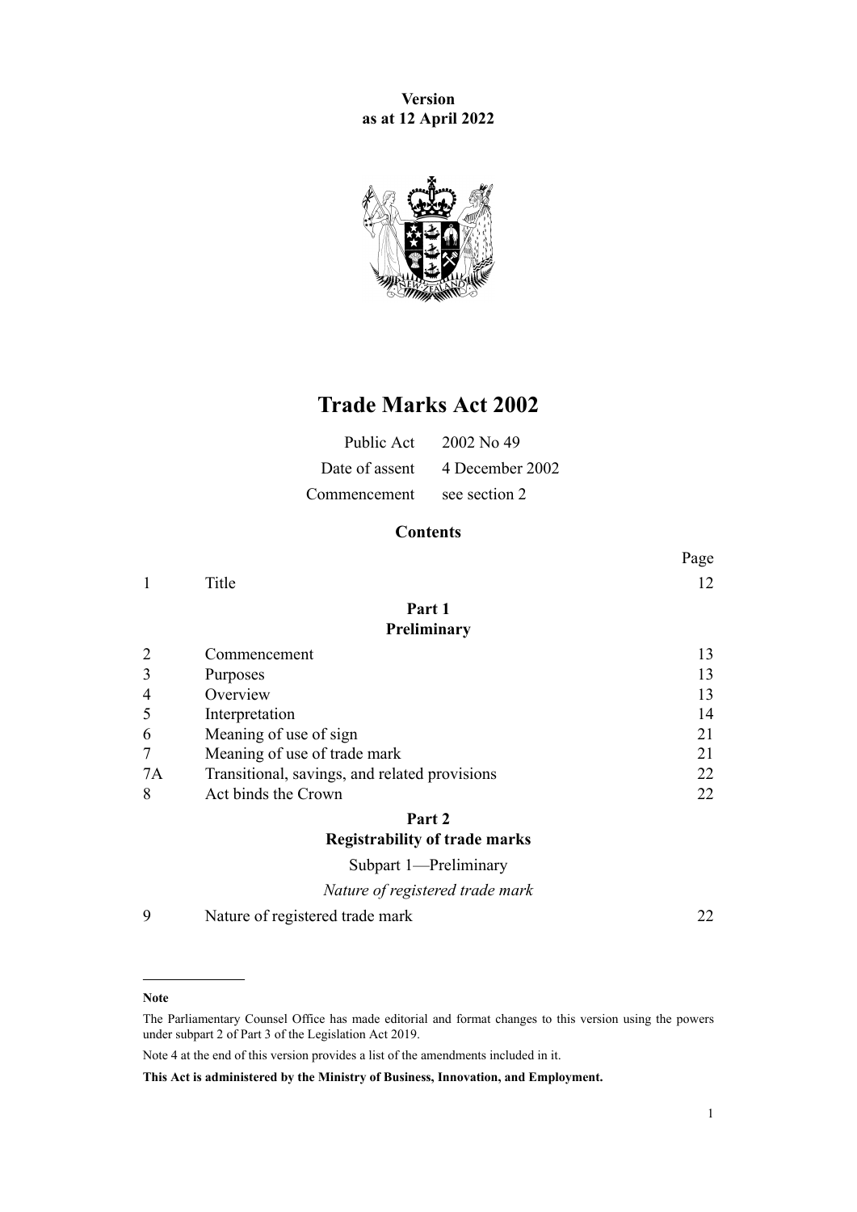**Version**
**as at 12 April 2022**

# Trade Marks Act 2002

| | |
|---|---|
| Public Act | 2002 No 49 |
| Date of assent | 4 December 2002 |
| Commencement | see section 2 |

## Contents

| | | Page |
|---|---|---|
| 1 | Title | 12 |
| | **Part 1** **Preliminary** | |
| 2 | Commencement | 13 |
| 3 | Purposes | 13 |
| 4 | Overview | 13 |
| 5 | Interpretation | 14 |
| 6 | Meaning of use of sign | 21 |
| 7 | Meaning of use of trade mark | 21 |
| 7A | Transitional, savings, and related provisions | 22 |
| 8 | Act binds the Crown | 22 |
| | **Part 2** **Registrability of trade marks** | |
| | Subpart 1—Preliminary | |
| | *Nature of registered trade mark* | |
| 9 | Nature of registered trade mark | 22 |

**Note**

The Parliamentary Counsel Office has made editorial and format changes to this version using the powers under subpart 2 of Part 3 of the Legislation Act 2019.

Note 4 at the end of this version provides a list of the amendments included in it.

**This Act is administered by the Ministry of Business, Innovation, and Employment.**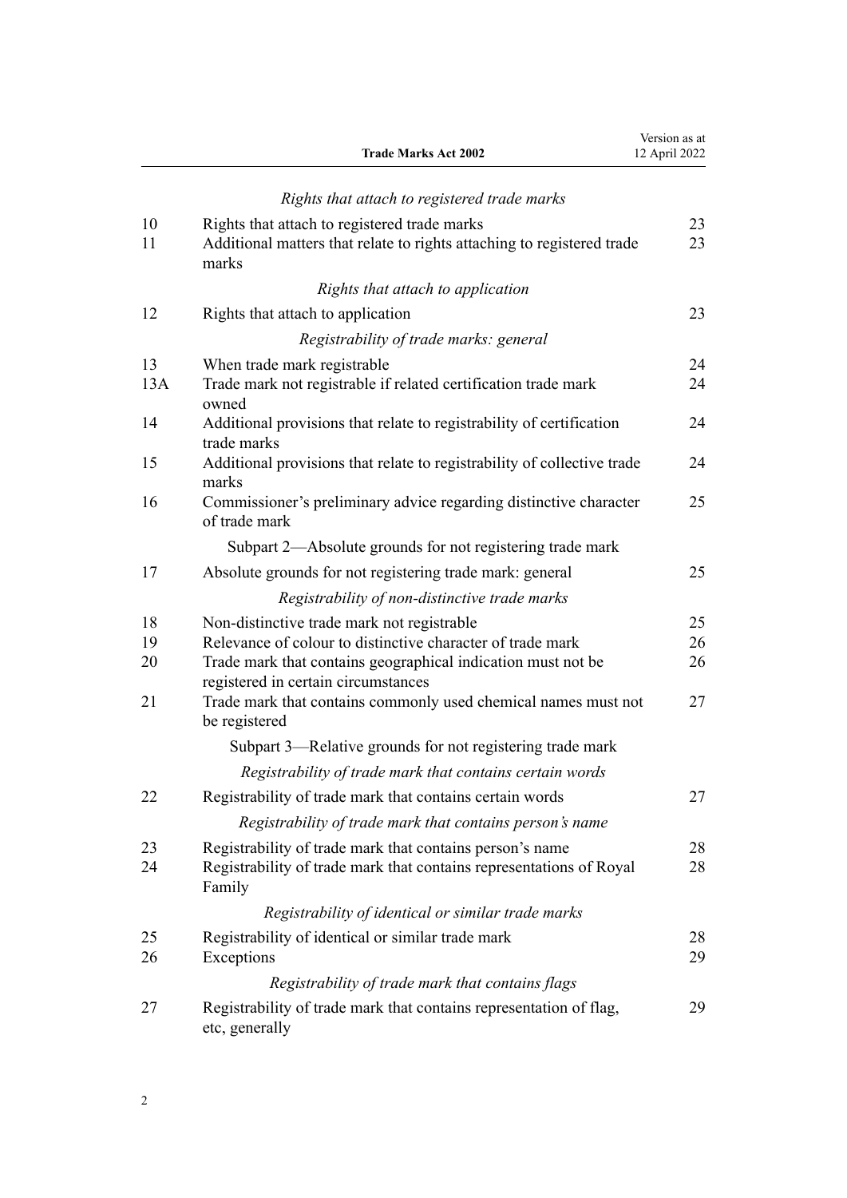*Rights that attach to registered trade marks*

| | | |
|---|---|---|
| 10 | Rights that attach to registered trade marks | 23 |
| 11 | Additional matters that relate to rights attaching to registered trade marks | 23 |

*Rights that attach to application*

| | | |
|---|---|---|
| 12 | Rights that attach to application | 23 |

*Registrability of trade marks: general*

| | | |
|---|---|---|
| 13 | When trade mark registrable | 24 |
| 13A | Trade mark not registrable if related certification trade mark owned | 24 |
| 14 | Additional provisions that relate to registrability of certification trade marks | 24 |
| 15 | Additional provisions that relate to registrability of collective trade marks | 24 |
| 16 | Commissioner's preliminary advice regarding distinctive character of trade mark | 25 |

Subpart 2—Absolute grounds for not registering trade mark

| | | |
|---|---|---|
| 17 | Absolute grounds for not registering trade mark: general | 25 |

*Registrability of non-distinctive trade marks*

| | | |
|---|---|---|
| 18 | Non-distinctive trade mark not registrable | 25 |
| 19 | Relevance of colour to distinctive character of trade mark | 26 |
| 20 | Trade mark that contains geographical indication must not be registered in certain circumstances | 26 |
| 21 | Trade mark that contains commonly used chemical names must not be registered | 27 |

Subpart 3—Relative grounds for not registering trade mark

*Registrability of trade mark that contains certain words*

| | | |
|---|---|---|
| 22 | Registrability of trade mark that contains certain words | 27 |

*Registrability of trade mark that contains person's name*

| | | |
|---|---|---|
| 23 | Registrability of trade mark that contains person's name | 28 |
| 24 | Registrability of trade mark that contains representations of Royal Family | 28 |

*Registrability of identical or similar trade marks*

| | | |
|---|---|---|
| 25 | Registrability of identical or similar trade mark | 28 |
| 26 | Exceptions | 29 |

*Registrability of trade mark that contains flags*

| | | |
|---|---|---|
| 27 | Registrability of trade mark that contains representation of flag, etc, generally | 29 |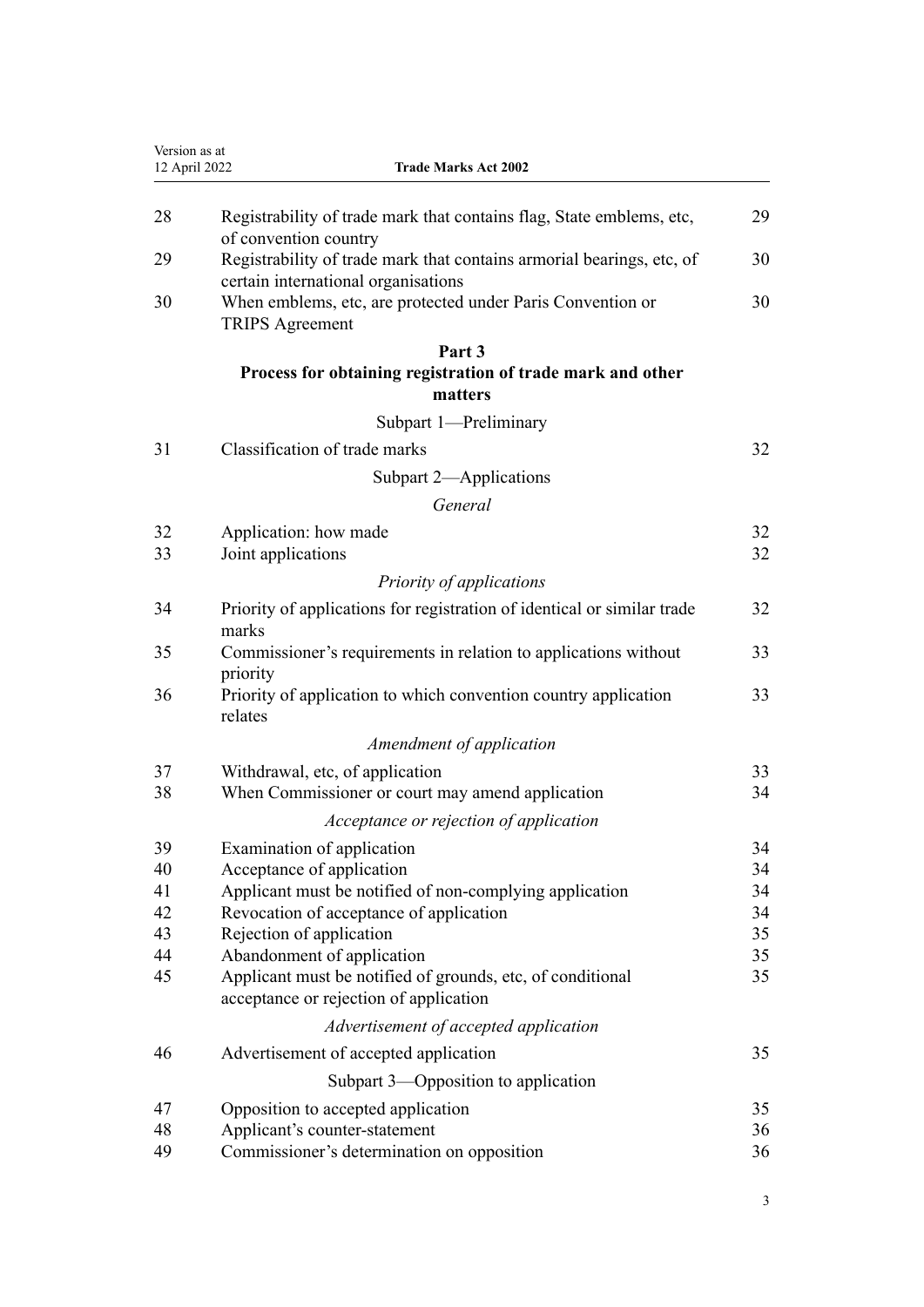| | | |
|---|---|---|
| 28 | Registrability of trade mark that contains flag, State emblems, etc, of convention country | 29 |
| 29 | Registrability of trade mark that contains armorial bearings, etc, of certain international organisations | 30 |
| 30 | When emblems, etc, are protected under Paris Convention or TRIPS Agreement | 30 |

## Part 3
## Process for obtaining registration of trade mark and other matters

### Subpart 1—Preliminary

| | | |
|---|---|---|
| 31 | Classification of trade marks | 32 |

### Subpart 2—Applications

*General*

| | | |
|---|---|---|
| 32 | Application: how made | 32 |
| 33 | Joint applications | 32 |

*Priority of applications*

| | | |
|---|---|---|
| 34 | Priority of applications for registration of identical or similar trade marks | 32 |
| 35 | Commissioner's requirements in relation to applications without priority | 33 |
| 36 | Priority of application to which convention country application relates | 33 |

*Amendment of application*

| | | |
|---|---|---|
| 37 | Withdrawal, etc, of application | 33 |
| 38 | When Commissioner or court may amend application | 34 |

*Acceptance or rejection of application*

| | | |
|---|---|---|
| 39 | Examination of application | 34 |
| 40 | Acceptance of application | 34 |
| 41 | Applicant must be notified of non-complying application | 34 |
| 42 | Revocation of acceptance of application | 34 |
| 43 | Rejection of application | 35 |
| 44 | Abandonment of application | 35 |
| 45 | Applicant must be notified of grounds, etc, of conditional acceptance or rejection of application | 35 |

*Advertisement of accepted application*

| | | |
|---|---|---|
| 46 | Advertisement of accepted application | 35 |

### Subpart 3—Opposition to application

| | | |
|---|---|---|
| 47 | Opposition to accepted application | 35 |
| 48 | Applicant's counter-statement | 36 |
| 49 | Commissioner's determination on opposition | 36 |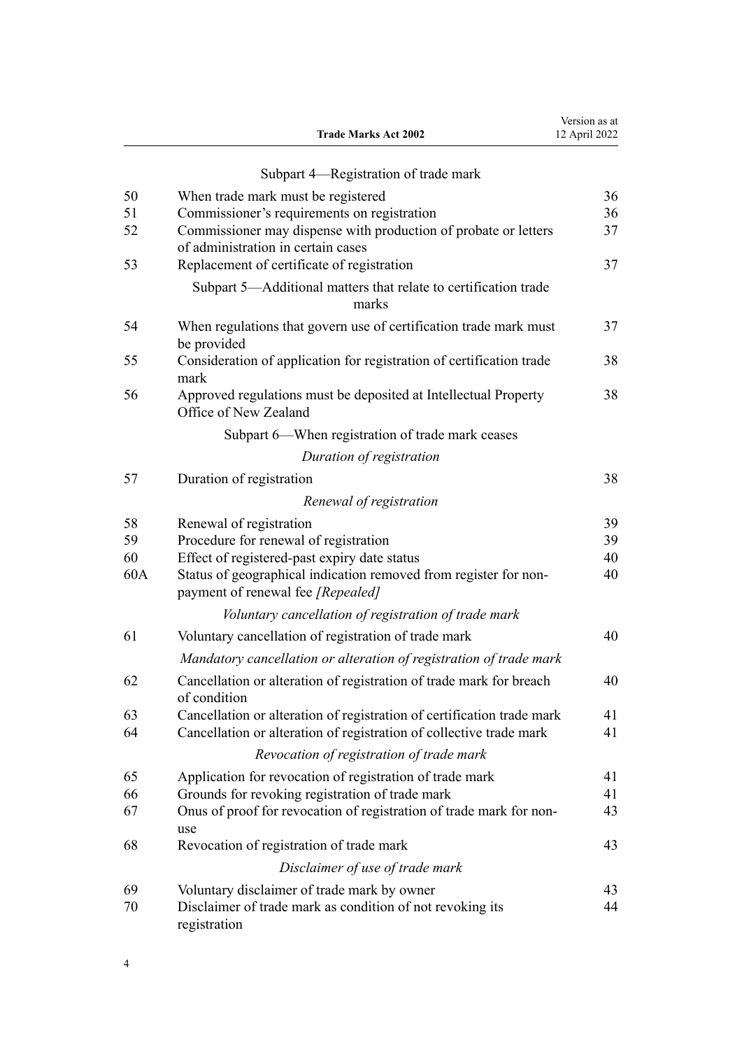Subpart 4—Registration of trade mark

| | | |
|---|---|---|
| 50 | When trade mark must be registered | 36 |
| 51 | Commissioner's requirements on registration | 36 |
| 52 | Commissioner may dispense with production of probate or letters of administration in certain cases | 37 |
| 53 | Replacement of certificate of registration | 37 |

Subpart 5—Additional matters that relate to certification trade marks

| | | |
|---|---|---|
| 54 | When regulations that govern use of certification trade mark must be provided | 37 |
| 55 | Consideration of application for registration of certification trade mark | 38 |
| 56 | Approved regulations must be deposited at Intellectual Property Office of New Zealand | 38 |

Subpart 6—When registration of trade mark ceases

*Duration of registration*

| | | |
|---|---|---|
| 57 | Duration of registration | 38 |

*Renewal of registration*

| | | |
|---|---|---|
| 58 | Renewal of registration | 39 |
| 59 | Procedure for renewal of registration | 39 |
| 60 | Effect of registered-past expiry date status | 40 |
| 60A | Status of geographical indication removed from register for non-payment of renewal fee *[Repealed]* | 40 |

*Voluntary cancellation of registration of trade mark*

| | | |
|---|---|---|
| 61 | Voluntary cancellation of registration of trade mark | 40 |

*Mandatory cancellation or alteration of registration of trade mark*

| | | |
|---|---|---|
| 62 | Cancellation or alteration of registration of trade mark for breach of condition | 40 |
| 63 | Cancellation or alteration of registration of certification trade mark | 41 |
| 64 | Cancellation or alteration of registration of collective trade mark | 41 |

*Revocation of registration of trade mark*

| | | |
|---|---|---|
| 65 | Application for revocation of registration of trade mark | 41 |
| 66 | Grounds for revoking registration of trade mark | 41 |
| 67 | Onus of proof for revocation of registration of trade mark for non-use | 43 |
| 68 | Revocation of registration of trade mark | 43 |

*Disclaimer of use of trade mark*

| | | |
|---|---|---|
| 69 | Voluntary disclaimer of trade mark by owner | 43 |
| 70 | Disclaimer of trade mark as condition of not revoking its registration | 44 |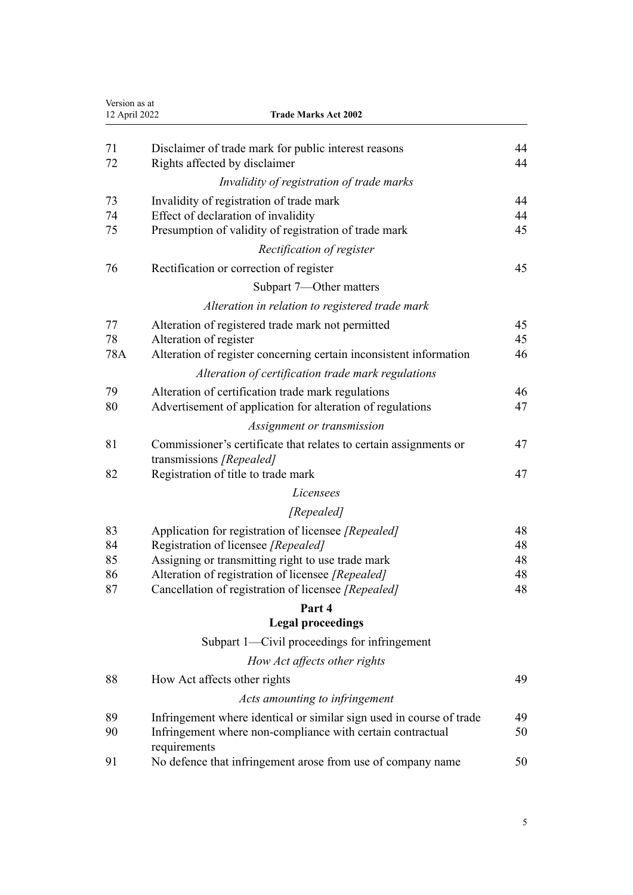| | | |
|---|---|---|
| 71 | Disclaimer of trade mark for public interest reasons | 44 |
| 72 | Rights affected by disclaimer | 44 |
| | *Invalidity of registration of trade marks* | |
| 73 | Invalidity of registration of trade mark | 44 |
| 74 | Effect of declaration of invalidity | 44 |
| 75 | Presumption of validity of registration of trade mark | 45 |
| | *Rectification of register* | |
| 76 | Rectification or correction of register | 45 |
| | Subpart 7—Other matters | |
| | *Alteration in relation to registered trade mark* | |
| 77 | Alteration of registered trade mark not permitted | 45 |
| 78 | Alteration of register | 45 |
| 78A | Alteration of register concerning certain inconsistent information | 46 |
| | *Alteration of certification trade mark regulations* | |
| 79 | Alteration of certification trade mark regulations | 46 |
| 80 | Advertisement of application for alteration of regulations | 47 |
| | *Assignment or transmission* | |
| 81 | Commissioner's certificate that relates to certain assignments or transmissions *[Repealed]* | 47 |
| 82 | Registration of title to trade mark | 47 |
| | *Licensees* | |
| | *[Repealed]* | |
| 83 | Application for registration of licensee *[Repealed]* | 48 |
| 84 | Registration of licensee *[Repealed]* | 48 |
| 85 | Assigning or transmitting right to use trade mark | 48 |
| 86 | Alteration of registration of licensee *[Repealed]* | 48 |
| 87 | Cancellation of registration of licensee *[Repealed]* | 48 |

## Part 4
## Legal proceedings

| | | |
|---|---|---|
| | Subpart 1—Civil proceedings for infringement | |
| | *How Act affects other rights* | |
| 88 | How Act affects other rights | 49 |
| | *Acts amounting to infringement* | |
| 89 | Infringement where identical or similar sign used in course of trade | 49 |
| 90 | Infringement where non-compliance with certain contractual requirements | 50 |
| 91 | No defence that infringement arose from use of company name | 50 |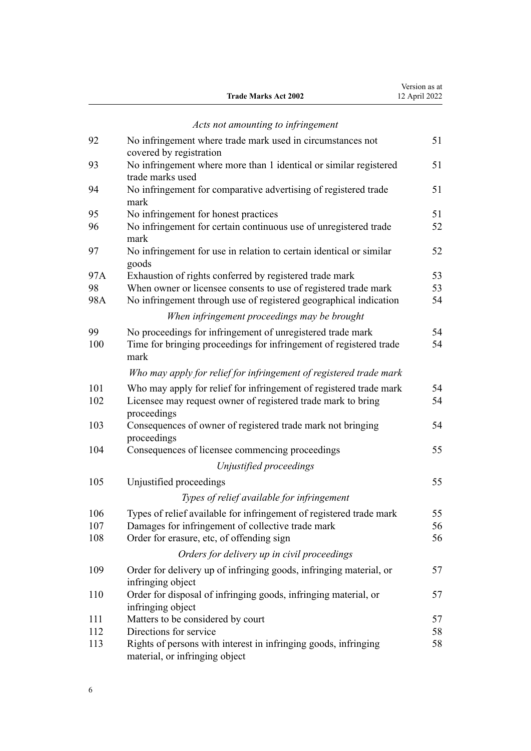*Acts not amounting to infringement*

| | | |
|---|---|---|
| 92 | No infringement where trade mark used in circumstances not covered by registration | 51 |
| 93 | No infringement where more than 1 identical or similar registered trade marks used | 51 |
| 94 | No infringement for comparative advertising of registered trade mark | 51 |
| 95 | No infringement for honest practices | 51 |
| 96 | No infringement for certain continuous use of unregistered trade mark | 52 |
| 97 | No infringement for use in relation to certain identical or similar goods | 52 |
| 97A | Exhaustion of rights conferred by registered trade mark | 53 |
| 98 | When owner or licensee consents to use of registered trade mark | 53 |
| 98A | No infringement through use of registered geographical indication | 54 |

*When infringement proceedings may be brought*

| | | |
|---|---|---|
| 99 | No proceedings for infringement of unregistered trade mark | 54 |
| 100 | Time for bringing proceedings for infringement of registered trade mark | 54 |

*Who may apply for relief for infringement of registered trade mark*

| | | |
|---|---|---|
| 101 | Who may apply for relief for infringement of registered trade mark | 54 |
| 102 | Licensee may request owner of registered trade mark to bring proceedings | 54 |
| 103 | Consequences of owner of registered trade mark not bringing proceedings | 54 |
| 104 | Consequences of licensee commencing proceedings | 55 |

*Unjustified proceedings*

| | | |
|---|---|---|
| 105 | Unjustified proceedings | 55 |

*Types of relief available for infringement*

| | | |
|---|---|---|
| 106 | Types of relief available for infringement of registered trade mark | 55 |
| 107 | Damages for infringement of collective trade mark | 56 |
| 108 | Order for erasure, etc, of offending sign | 56 |

*Orders for delivery up in civil proceedings*

| | | |
|---|---|---|
| 109 | Order for delivery up of infringing goods, infringing material, or infringing object | 57 |
| 110 | Order for disposal of infringing goods, infringing material, or infringing object | 57 |
| 111 | Matters to be considered by court | 57 |
| 112 | Directions for service | 58 |
| 113 | Rights of persons with interest in infringing goods, infringing material, or infringing object | 58 |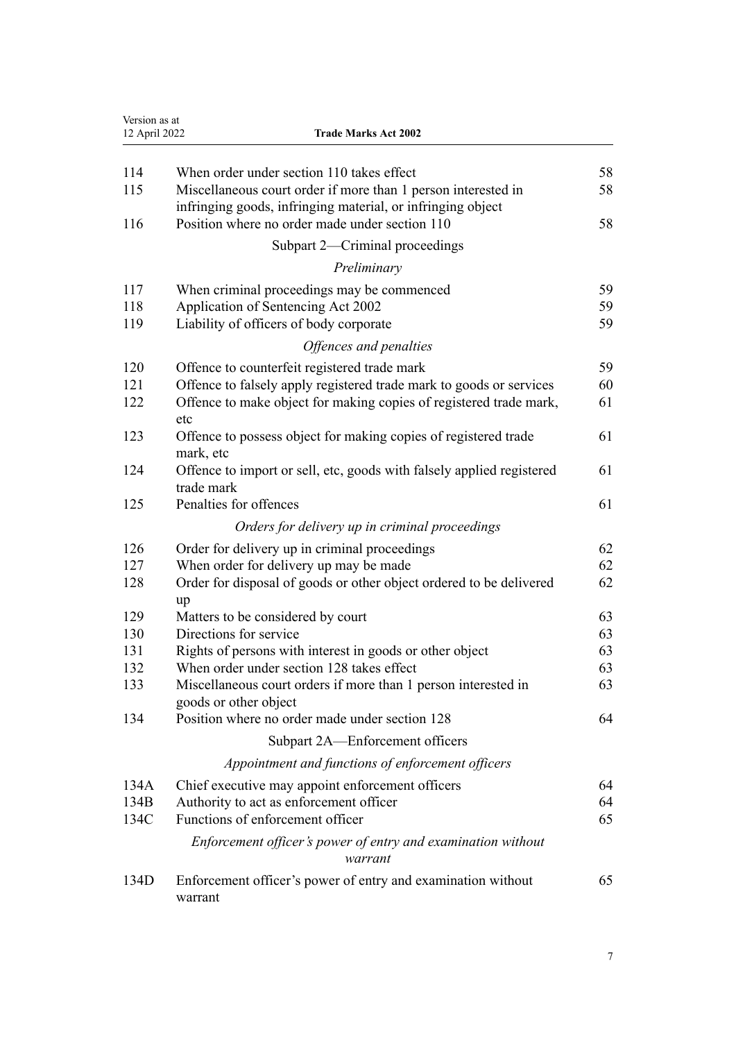| | | |
|---|---|---|
| 114 | When order under section 110 takes effect | 58 |
| 115 | Miscellaneous court order if more than 1 person interested in infringing goods, infringing material, or infringing object | 58 |
| 116 | Position where no order made under section 110 | 58 |

Subpart 2—Criminal proceedings

*Preliminary*

| | | |
|---|---|---|
| 117 | When criminal proceedings may be commenced | 59 |
| 118 | Application of Sentencing Act 2002 | 59 |
| 119 | Liability of officers of body corporate | 59 |

*Offences and penalties*

| | | |
|---|---|---|
| 120 | Offence to counterfeit registered trade mark | 59 |
| 121 | Offence to falsely apply registered trade mark to goods or services | 60 |
| 122 | Offence to make object for making copies of registered trade mark, etc | 61 |
| 123 | Offence to possess object for making copies of registered trade mark, etc | 61 |
| 124 | Offence to import or sell, etc, goods with falsely applied registered trade mark | 61 |
| 125 | Penalties for offences | 61 |

*Orders for delivery up in criminal proceedings*

| | | |
|---|---|---|
| 126 | Order for delivery up in criminal proceedings | 62 |
| 127 | When order for delivery up may be made | 62 |
| 128 | Order for disposal of goods or other object ordered to be delivered up | 62 |
| 129 | Matters to be considered by court | 63 |
| 130 | Directions for service | 63 |
| 131 | Rights of persons with interest in goods or other object | 63 |
| 132 | When order under section 128 takes effect | 63 |
| 133 | Miscellaneous court orders if more than 1 person interested in goods or other object | 63 |
| 134 | Position where no order made under section 128 | 64 |

Subpart 2A—Enforcement officers

*Appointment and functions of enforcement officers*

| | | |
|---|---|---|
| 134A | Chief executive may appoint enforcement officers | 64 |
| 134B | Authority to act as enforcement officer | 64 |
| 134C | Functions of enforcement officer | 65 |

*Enforcement officer's power of entry and examination without warrant*

| | | |
|---|---|---|
| 134D | Enforcement officer's power of entry and examination without warrant | 65 |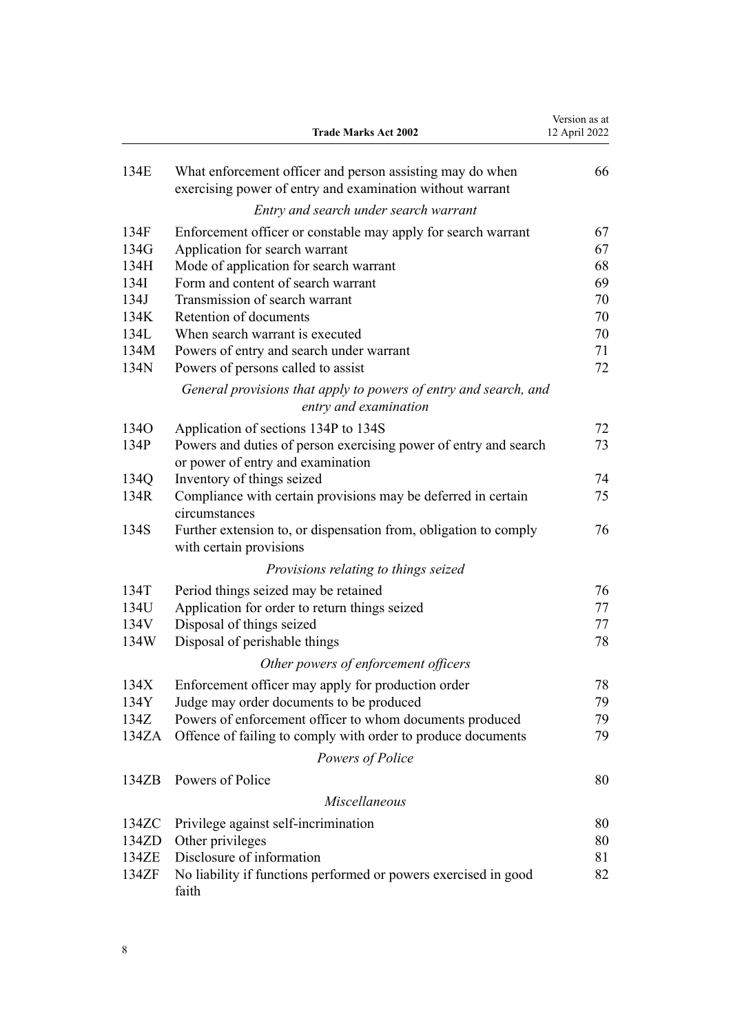| | | |
|---|---|---|
| 134E | What enforcement officer and person assisting may do when exercising power of entry and examination without warrant | 66 |
| | *Entry and search under search warrant* | |
| 134F | Enforcement officer or constable may apply for search warrant | 67 |
| 134G | Application for search warrant | 67 |
| 134H | Mode of application for search warrant | 68 |
| 134I | Form and content of search warrant | 69 |
| 134J | Transmission of search warrant | 70 |
| 134K | Retention of documents | 70 |
| 134L | When search warrant is executed | 70 |
| 134M | Powers of entry and search under warrant | 71 |
| 134N | Powers of persons called to assist | 72 |
| | *General provisions that apply to powers of entry and search, and entry and examination* | |
| 134O | Application of sections 134P to 134S | 72 |
| 134P | Powers and duties of person exercising power of entry and search or power of entry and examination | 73 |
| 134Q | Inventory of things seized | 74 |
| 134R | Compliance with certain provisions may be deferred in certain circumstances | 75 |
| 134S | Further extension to, or dispensation from, obligation to comply with certain provisions | 76 |
| | *Provisions relating to things seized* | |
| 134T | Period things seized may be retained | 76 |
| 134U | Application for order to return things seized | 77 |
| 134V | Disposal of things seized | 77 |
| 134W | Disposal of perishable things | 78 |
| | *Other powers of enforcement officers* | |
| 134X | Enforcement officer may apply for production order | 78 |
| 134Y | Judge may order documents to be produced | 79 |
| 134Z | Powers of enforcement officer to whom documents produced | 79 |
| 134ZA | Offence of failing to comply with order to produce documents | 79 |
| | *Powers of Police* | |
| 134ZB | Powers of Police | 80 |
| | *Miscellaneous* | |
| 134ZC | Privilege against self-incrimination | 80 |
| 134ZD | Other privileges | 80 |
| 134ZE | Disclosure of information | 81 |
| 134ZF | No liability if functions performed or powers exercised in good faith | 82 |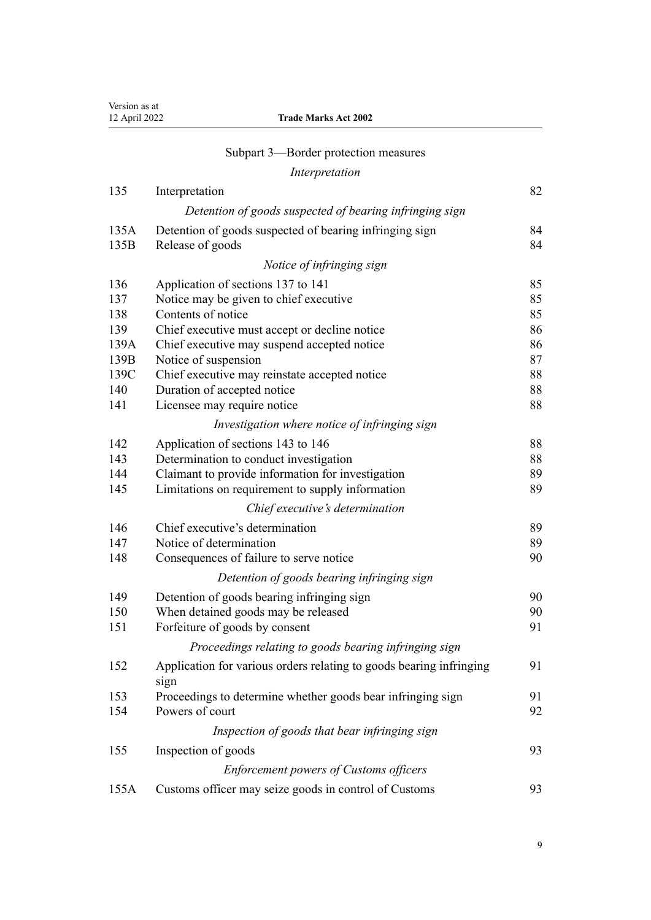## Subpart 3—Border protection measures

*Interpretation*

| | | |
|---|---|---|
| 135 | Interpretation | 82 |

*Detention of goods suspected of bearing infringing sign*

| | | |
|---|---|---|
| 135A | Detention of goods suspected of bearing infringing sign | 84 |
| 135B | Release of goods | 84 |

*Notice of infringing sign*

| | | |
|---|---|---|
| 136 | Application of sections 137 to 141 | 85 |
| 137 | Notice may be given to chief executive | 85 |
| 138 | Contents of notice | 85 |
| 139 | Chief executive must accept or decline notice | 86 |
| 139A | Chief executive may suspend accepted notice | 86 |
| 139B | Notice of suspension | 87 |
| 139C | Chief executive may reinstate accepted notice | 88 |
| 140 | Duration of accepted notice | 88 |
| 141 | Licensee may require notice | 88 |

*Investigation where notice of infringing sign*

| | | |
|---|---|---|
| 142 | Application of sections 143 to 146 | 88 |
| 143 | Determination to conduct investigation | 88 |
| 144 | Claimant to provide information for investigation | 89 |
| 145 | Limitations on requirement to supply information | 89 |

*Chief executive's determination*

| | | |
|---|---|---|
| 146 | Chief executive's determination | 89 |
| 147 | Notice of determination | 89 |
| 148 | Consequences of failure to serve notice | 90 |

*Detention of goods bearing infringing sign*

| | | |
|---|---|---|
| 149 | Detention of goods bearing infringing sign | 90 |
| 150 | When detained goods may be released | 90 |
| 151 | Forfeiture of goods by consent | 91 |

*Proceedings relating to goods bearing infringing sign*

| | | |
|---|---|---|
| 152 | Application for various orders relating to goods bearing infringing sign | 91 |
| 153 | Proceedings to determine whether goods bear infringing sign | 91 |
| 154 | Powers of court | 92 |

*Inspection of goods that bear infringing sign*

| | | |
|---|---|---|
| 155 | Inspection of goods | 93 |

*Enforcement powers of Customs officers*

| | | |
|---|---|---|
| 155A | Customs officer may seize goods in control of Customs | 93 |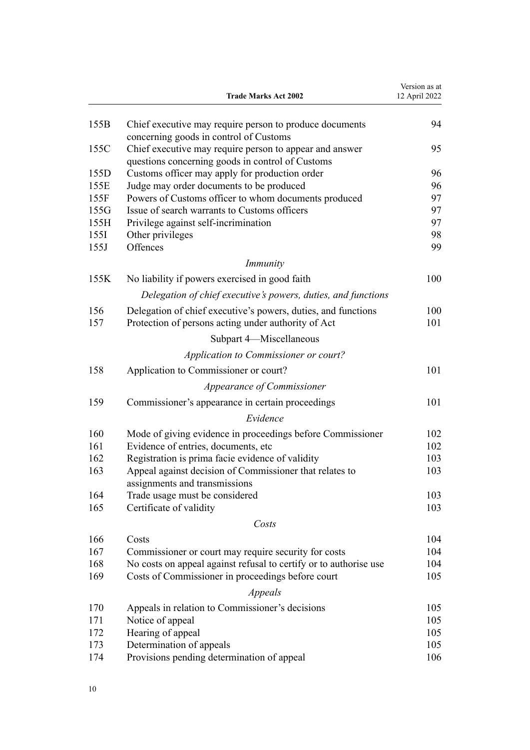| | | |
|---|---|---|
| 155B | Chief executive may require person to produce documents concerning goods in control of Customs | 94 |
| 155C | Chief executive may require person to appear and answer questions concerning goods in control of Customs | 95 |
| 155D | Customs officer may apply for production order | 96 |
| 155E | Judge may order documents to be produced | 96 |
| 155F | Powers of Customs officer to whom documents produced | 97 |
| 155G | Issue of search warrants to Customs officers | 97 |
| 155H | Privilege against self-incrimination | 97 |
| 155I | Other privileges | 98 |
| 155J | Offences | 99 |
| | *Immunity* | |
| 155K | No liability if powers exercised in good faith | 100 |
| | *Delegation of chief executive's powers, duties, and functions* | |
| 156 | Delegation of chief executive's powers, duties, and functions | 100 |
| 157 | Protection of persons acting under authority of Act | 101 |
| | Subpart 4—Miscellaneous | |
| | *Application to Commissioner or court?* | |
| 158 | Application to Commissioner or court? | 101 |
| | *Appearance of Commissioner* | |
| 159 | Commissioner's appearance in certain proceedings | 101 |
| | *Evidence* | |
| 160 | Mode of giving evidence in proceedings before Commissioner | 102 |
| 161 | Evidence of entries, documents, etc | 102 |
| 162 | Registration is prima facie evidence of validity | 103 |
| 163 | Appeal against decision of Commissioner that relates to assignments and transmissions | 103 |
| 164 | Trade usage must be considered | 103 |
| 165 | Certificate of validity | 103 |
| | *Costs* | |
| 166 | Costs | 104 |
| 167 | Commissioner or court may require security for costs | 104 |
| 168 | No costs on appeal against refusal to certify or to authorise use | 104 |
| 169 | Costs of Commissioner in proceedings before court | 105 |
| | *Appeals* | |
| 170 | Appeals in relation to Commissioner's decisions | 105 |
| 171 | Notice of appeal | 105 |
| 172 | Hearing of appeal | 105 |
| 173 | Determination of appeals | 105 |
| 174 | Provisions pending determination of appeal | 106 |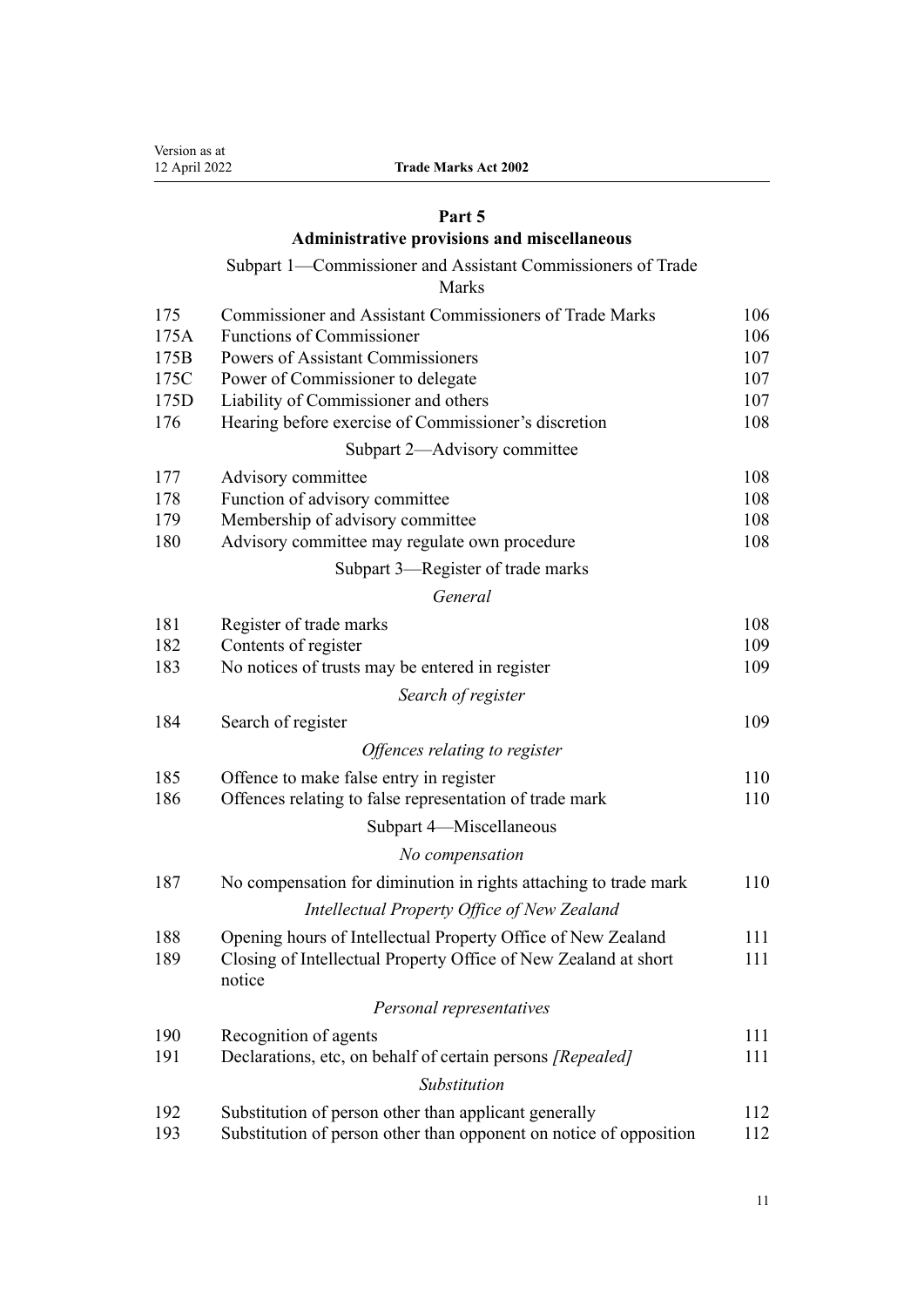## Part 5
## Administrative provisions and miscellaneous

Subpart 1—Commissioner and Assistant Commissioners of Trade Marks

| | | |
|---|---|---|
| 175 | Commissioner and Assistant Commissioners of Trade Marks | 106 |
| 175A | Functions of Commissioner | 106 |
| 175B | Powers of Assistant Commissioners | 107 |
| 175C | Power of Commissioner to delegate | 107 |
| 175D | Liability of Commissioner and others | 107 |
| 176 | Hearing before exercise of Commissioner's discretion | 108 |

Subpart 2—Advisory committee

| | | |
|---|---|---|
| 177 | Advisory committee | 108 |
| 178 | Function of advisory committee | 108 |
| 179 | Membership of advisory committee | 108 |
| 180 | Advisory committee may regulate own procedure | 108 |

Subpart 3—Register of trade marks

*General*

| | | |
|---|---|---|
| 181 | Register of trade marks | 108 |
| 182 | Contents of register | 109 |
| 183 | No notices of trusts may be entered in register | 109 |

*Search of register*

| | | |
|---|---|---|
| 184 | Search of register | 109 |

*Offences relating to register*

| | | |
|---|---|---|
| 185 | Offence to make false entry in register | 110 |
| 186 | Offences relating to false representation of trade mark | 110 |

Subpart 4—Miscellaneous

*No compensation*

| | | |
|---|---|---|
| 187 | No compensation for diminution in rights attaching to trade mark | 110 |

*Intellectual Property Office of New Zealand*

| | | |
|---|---|---|
| 188 | Opening hours of Intellectual Property Office of New Zealand | 111 |
| 189 | Closing of Intellectual Property Office of New Zealand at short notice | 111 |

*Personal representatives*

| | | |
|---|---|---|
| 190 | Recognition of agents | 111 |
| 191 | Declarations, etc, on behalf of certain persons *[Repealed]* | 111 |

*Substitution*

| | | |
|---|---|---|
| 192 | Substitution of person other than applicant generally | 112 |
| 193 | Substitution of person other than opponent on notice of opposition | 112 |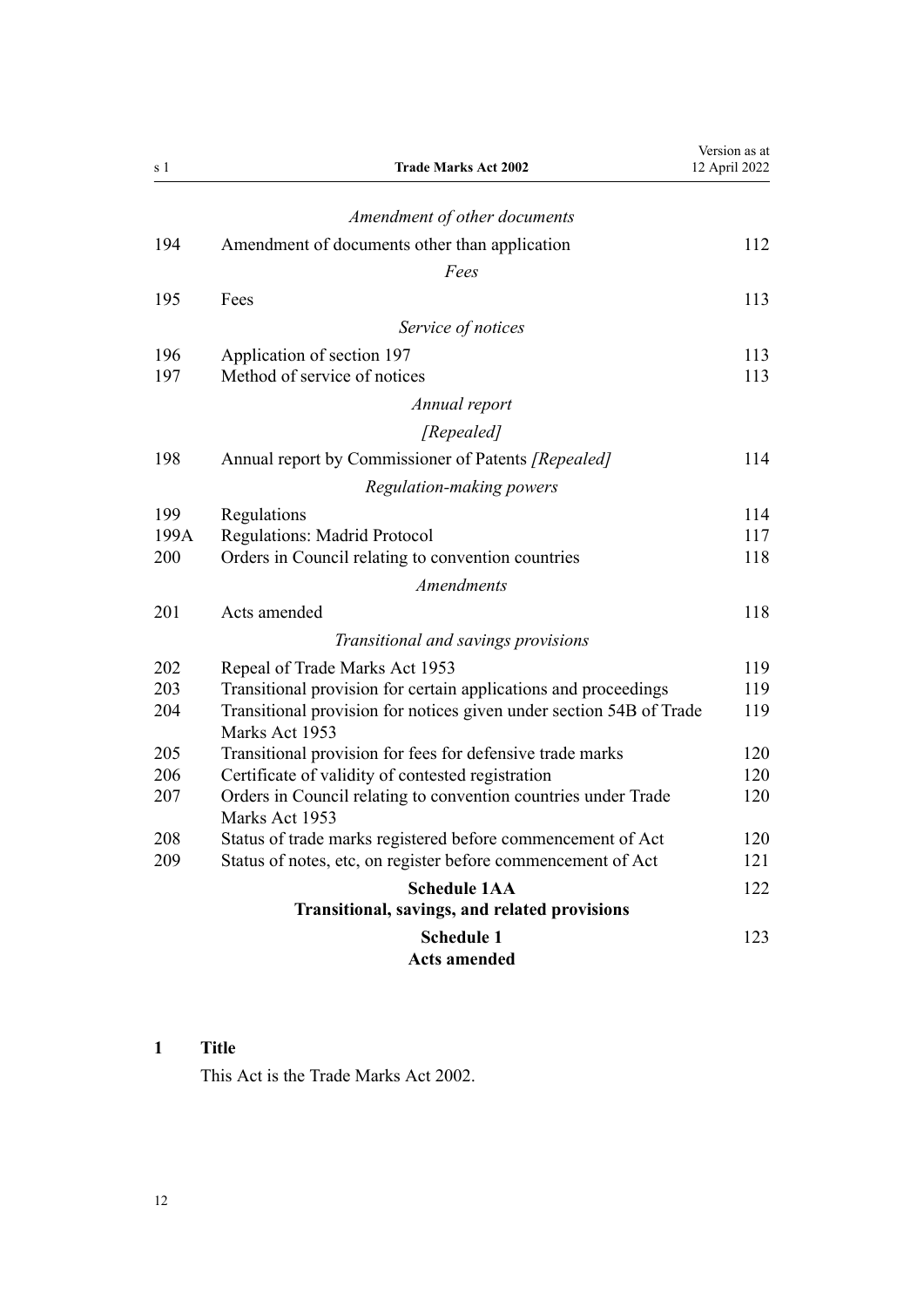*Amendment of other documents*

| | | |
|---|---|---|
| 194 | Amendment of documents other than application | 112 |

*Fees*

| | | |
|---|---|---|
| 195 | Fees | 113 |

*Service of notices*

| | | |
|---|---|---|
| 196 | Application of section 197 | 113 |
| 197 | Method of service of notices | 113 |

*Annual report*

*[Repealed]*

| | | |
|---|---|---|
| 198 | Annual report by Commissioner of Patents *[Repealed]* | 114 |

*Regulation-making powers*

| | | |
|---|---|---|
| 199 | Regulations | 114 |
| 199A | Regulations: Madrid Protocol | 117 |
| 200 | Orders in Council relating to convention countries | 118 |

*Amendments*

| | | |
|---|---|---|
| 201 | Acts amended | 118 |

*Transitional and savings provisions*

| | | |
|---|---|---|
| 202 | Repeal of Trade Marks Act 1953 | 119 |
| 203 | Transitional provision for certain applications and proceedings | 119 |
| 204 | Transitional provision for notices given under section 54B of Trade Marks Act 1953 | 119 |
| 205 | Transitional provision for fees for defensive trade marks | 120 |
| 206 | Certificate of validity of contested registration | 120 |
| 207 | Orders in Council relating to convention countries under Trade Marks Act 1953 | 120 |
| 208 | Status of trade marks registered before commencement of Act | 120 |
| 209 | Status of notes, etc, on register before commencement of Act | 121 |

**Schedule 1AA** — 122
**Transitional, savings, and related provisions**

**Schedule 1** — 123
**Acts amended**

## 1 Title

This Act is the Trade Marks Act 2002.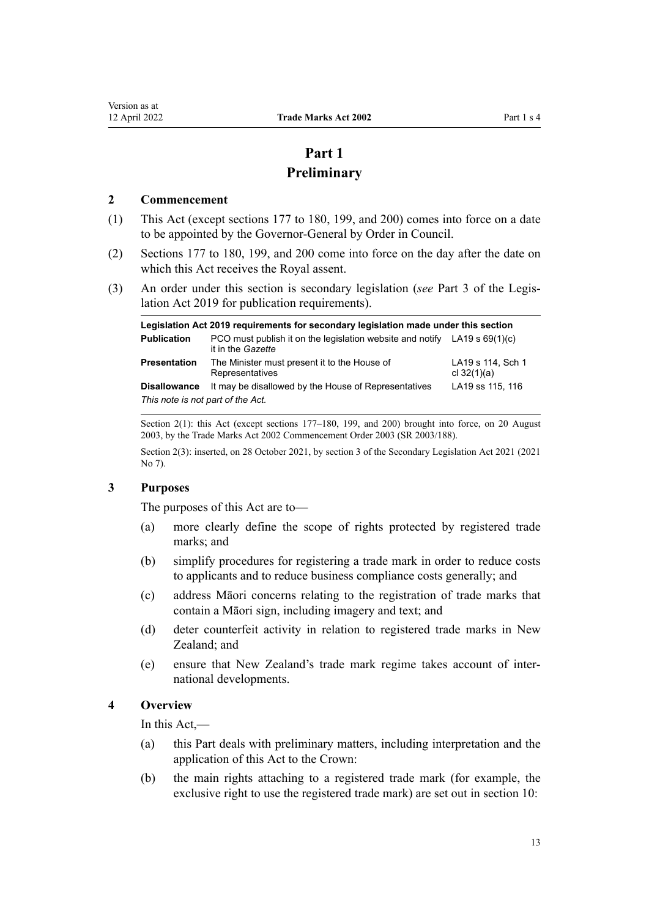# Part 1
# Preliminary

### 2 Commencement

(1) This Act (except sections 177 to 180, 199, and 200) comes into force on a date to be appointed by the Governor-General by Order in Council.

(2) Sections 177 to 180, 199, and 200 come into force on the day after the date on which this Act receives the Royal assent.

(3) An order under this section is secondary legislation (*see* Part 3 of the Legislation Act 2019 for publication requirements).

| **Legislation Act 2019 requirements for secondary legislation made under this section** | | |
|---|---|---|
| **Publication** | PCO must publish it on the legislation website and notify it in the *Gazette* | LA19 s 69(1)(c) |
| **Presentation** | The Minister must present it to the House of Representatives | LA19 s 114, Sch 1 cl 32(1)(a) |
| **Disallowance** | It may be disallowed by the House of Representatives | LA19 ss 115, 116 |
| *This note is not part of the Act.* | | |

Section 2(1): this Act (except sections 177–180, 199, and 200) brought into force, on 20 August 2003, by the Trade Marks Act 2002 Commencement Order 2003 (SR 2003/188).

Section 2(3): inserted, on 28 October 2021, by section 3 of the Secondary Legislation Act 2021 (2021 No 7).

### 3 Purposes

The purposes of this Act are to—

(a) more clearly define the scope of rights protected by registered trade marks; and

(b) simplify procedures for registering a trade mark in order to reduce costs to applicants and to reduce business compliance costs generally; and

(c) address Māori concerns relating to the registration of trade marks that contain a Māori sign, including imagery and text; and

(d) deter counterfeit activity in relation to registered trade marks in New Zealand; and

(e) ensure that New Zealand's trade mark regime takes account of international developments.

### 4 Overview

In this Act,—

(a) this Part deals with preliminary matters, including interpretation and the application of this Act to the Crown:

(b) the main rights attaching to a registered trade mark (for example, the exclusive right to use the registered trade mark) are set out in section 10: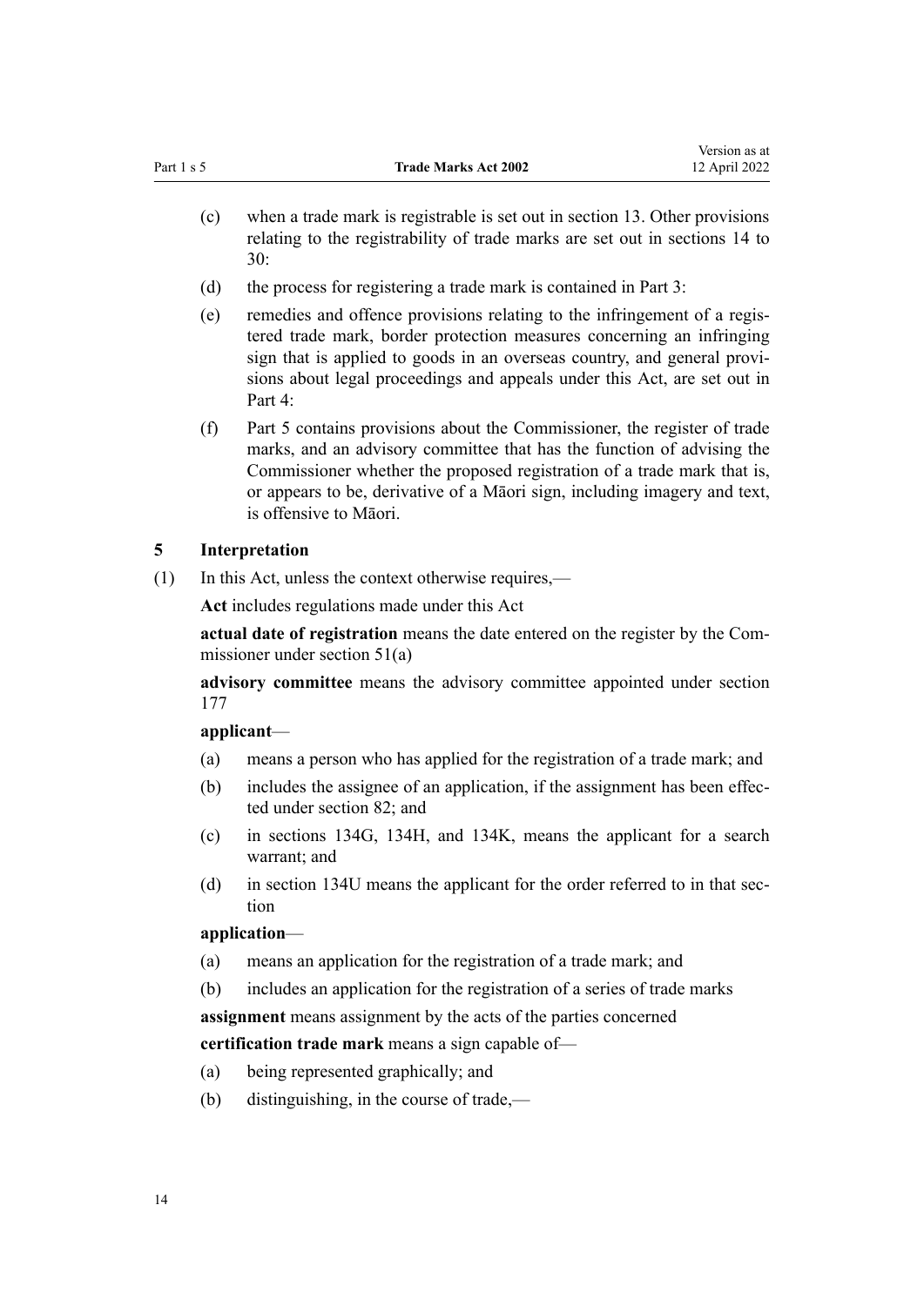(c) when a trade mark is registrable is set out in section 13. Other provisions relating to the registrability of trade marks are set out in sections 14 to 30:

(d) the process for registering a trade mark is contained in Part 3:

(e) remedies and offence provisions relating to the infringement of a registered trade mark, border protection measures concerning an infringing sign that is applied to goods in an overseas country, and general provisions about legal proceedings and appeals under this Act, are set out in Part 4:

(f) Part 5 contains provisions about the Commissioner, the register of trade marks, and an advisory committee that has the function of advising the Commissioner whether the proposed registration of a trade mark that is, or appears to be, derivative of a Māori sign, including imagery and text, is offensive to Māori.

### 5 Interpretation

(1) In this Act, unless the context otherwise requires,—

**Act** includes regulations made under this Act

**actual date of registration** means the date entered on the register by the Commissioner under section 51(a)

**advisory committee** means the advisory committee appointed under section 177

**applicant**—

(a) means a person who has applied for the registration of a trade mark; and

(b) includes the assignee of an application, if the assignment has been effected under section 82; and

(c) in sections 134G, 134H, and 134K, means the applicant for a search warrant; and

(d) in section 134U means the applicant for the order referred to in that section

**application**—

(a) means an application for the registration of a trade mark; and

(b) includes an application for the registration of a series of trade marks

**assignment** means assignment by the acts of the parties concerned

**certification trade mark** means a sign capable of—

(a) being represented graphically; and

(b) distinguishing, in the course of trade,—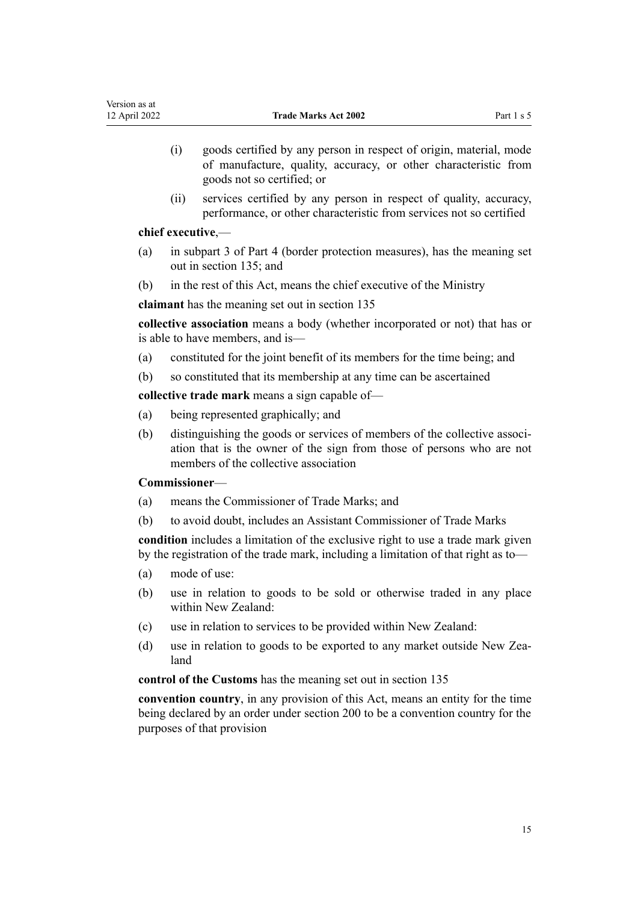(i) goods certified by any person in respect of origin, material, mode of manufacture, quality, accuracy, or other characteristic from goods not so certified; or

(ii) services certified by any person in respect of quality, accuracy, performance, or other characteristic from services not so certified

**chief executive**,—

(a) in subpart 3 of Part 4 (border protection measures), has the meaning set out in section 135; and

(b) in the rest of this Act, means the chief executive of the Ministry

**claimant** has the meaning set out in section 135

**collective association** means a body (whether incorporated or not) that has or is able to have members, and is—

(a) constituted for the joint benefit of its members for the time being; and

(b) so constituted that its membership at any time can be ascertained

**collective trade mark** means a sign capable of—

(a) being represented graphically; and

(b) distinguishing the goods or services of members of the collective association that is the owner of the sign from those of persons who are not members of the collective association

**Commissioner**—

(a) means the Commissioner of Trade Marks; and

(b) to avoid doubt, includes an Assistant Commissioner of Trade Marks

**condition** includes a limitation of the exclusive right to use a trade mark given by the registration of the trade mark, including a limitation of that right as to—

(a) mode of use:

(b) use in relation to goods to be sold or otherwise traded in any place within New Zealand:

(c) use in relation to services to be provided within New Zealand:

(d) use in relation to goods to be exported to any market outside New Zealand

**control of the Customs** has the meaning set out in section 135

**convention country**, in any provision of this Act, means an entity for the time being declared by an order under section 200 to be a convention country for the purposes of that provision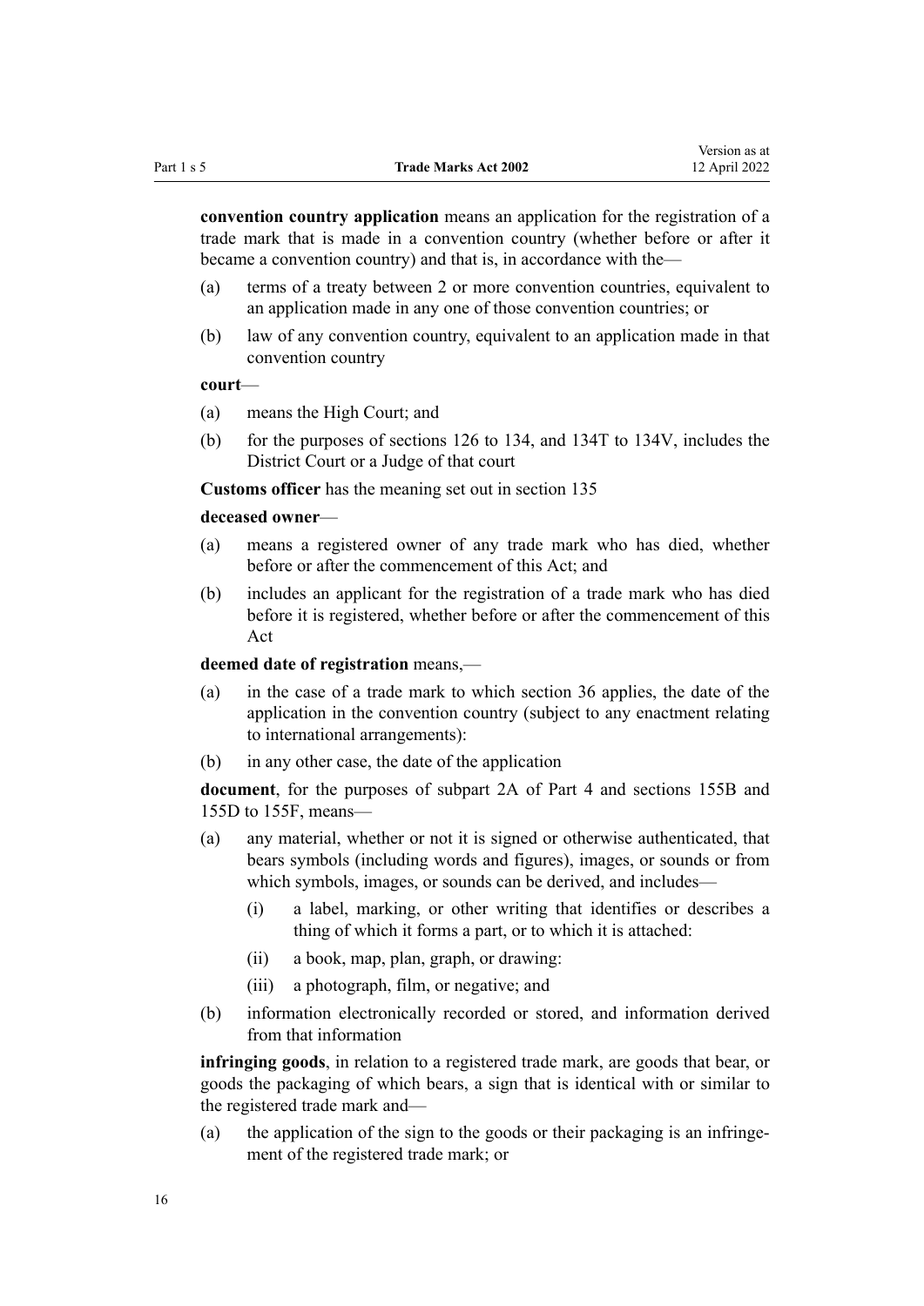**convention country application** means an application for the registration of a trade mark that is made in a convention country (whether before or after it became a convention country) and that is, in accordance with the—

(a) terms of a treaty between 2 or more convention countries, equivalent to an application made in any one of those convention countries; or

(b) law of any convention country, equivalent to an application made in that convention country

**court**—

(a) means the High Court; and

(b) for the purposes of sections 126 to 134, and 134T to 134V, includes the District Court or a Judge of that court

**Customs officer** has the meaning set out in section 135

**deceased owner**—

(a) means a registered owner of any trade mark who has died, whether before or after the commencement of this Act; and

(b) includes an applicant for the registration of a trade mark who has died before it is registered, whether before or after the commencement of this Act

**deemed date of registration** means,—

(a) in the case of a trade mark to which section 36 applies, the date of the application in the convention country (subject to any enactment relating to international arrangements):

(b) in any other case, the date of the application

**document**, for the purposes of subpart 2A of Part 4 and sections 155B and 155D to 155F, means—

(a) any material, whether or not it is signed or otherwise authenticated, that bears symbols (including words and figures), images, or sounds or from which symbols, images, or sounds can be derived, and includes—

  (i) a label, marking, or other writing that identifies or describes a thing of which it forms a part, or to which it is attached:

  (ii) a book, map, plan, graph, or drawing:

  (iii) a photograph, film, or negative; and

(b) information electronically recorded or stored, and information derived from that information

**infringing goods**, in relation to a registered trade mark, are goods that bear, or goods the packaging of which bears, a sign that is identical with or similar to the registered trade mark and—

(a) the application of the sign to the goods or their packaging is an infringement of the registered trade mark; or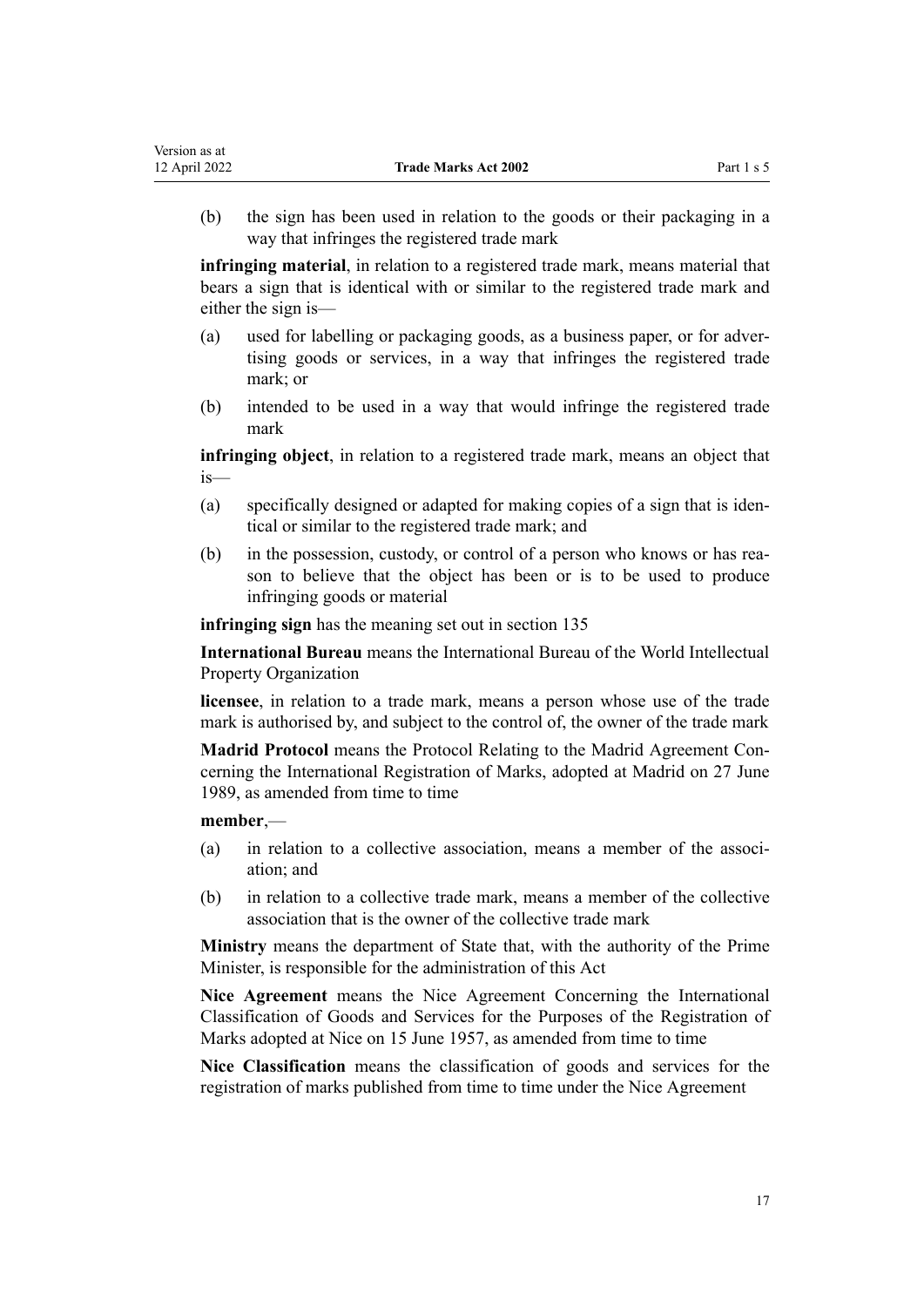(b) the sign has been used in relation to the goods or their packaging in a way that infringes the registered trade mark

**infringing material**, in relation to a registered trade mark, means material that bears a sign that is identical with or similar to the registered trade mark and either the sign is—

(a) used for labelling or packaging goods, as a business paper, or for advertising goods or services, in a way that infringes the registered trade mark; or

(b) intended to be used in a way that would infringe the registered trade mark

**infringing object**, in relation to a registered trade mark, means an object that is—

(a) specifically designed or adapted for making copies of a sign that is identical or similar to the registered trade mark; and

(b) in the possession, custody, or control of a person who knows or has reason to believe that the object has been or is to be used to produce infringing goods or material

**infringing sign** has the meaning set out in section 135

**International Bureau** means the International Bureau of the World Intellectual Property Organization

**licensee**, in relation to a trade mark, means a person whose use of the trade mark is authorised by, and subject to the control of, the owner of the trade mark

**Madrid Protocol** means the Protocol Relating to the Madrid Agreement Concerning the International Registration of Marks, adopted at Madrid on 27 June 1989, as amended from time to time

**member**,—

(a) in relation to a collective association, means a member of the association; and

(b) in relation to a collective trade mark, means a member of the collective association that is the owner of the collective trade mark

**Ministry** means the department of State that, with the authority of the Prime Minister, is responsible for the administration of this Act

**Nice Agreement** means the Nice Agreement Concerning the International Classification of Goods and Services for the Purposes of the Registration of Marks adopted at Nice on 15 June 1957, as amended from time to time

**Nice Classification** means the classification of goods and services for the registration of marks published from time to time under the Nice Agreement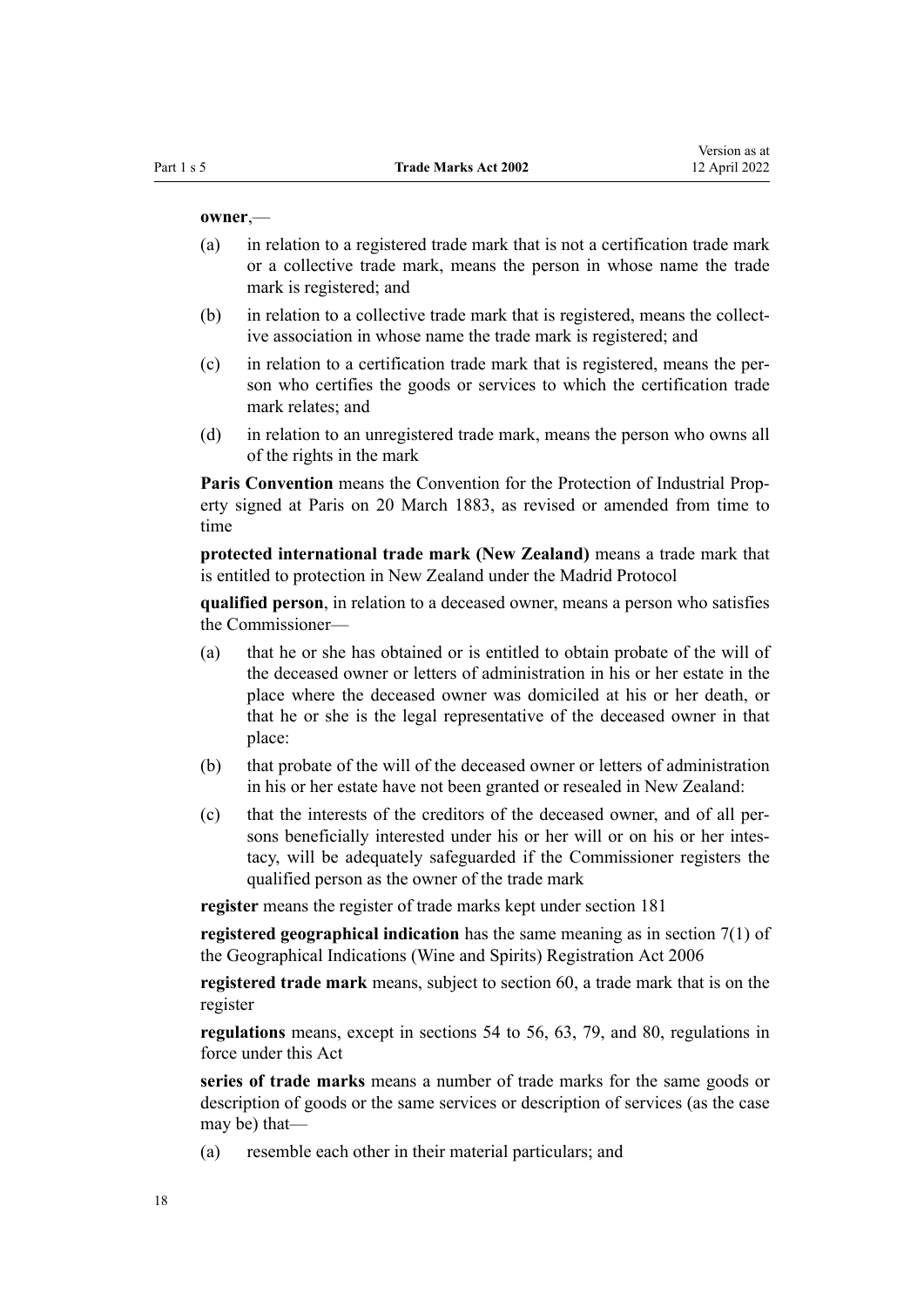**owner**,—

(a) in relation to a registered trade mark that is not a certification trade mark or a collective trade mark, means the person in whose name the trade mark is registered; and

(b) in relation to a collective trade mark that is registered, means the collective association in whose name the trade mark is registered; and

(c) in relation to a certification trade mark that is registered, means the person who certifies the goods or services to which the certification trade mark relates; and

(d) in relation to an unregistered trade mark, means the person who owns all of the rights in the mark

**Paris Convention** means the Convention for the Protection of Industrial Property signed at Paris on 20 March 1883, as revised or amended from time to time

**protected international trade mark (New Zealand)** means a trade mark that is entitled to protection in New Zealand under the Madrid Protocol

**qualified person**, in relation to a deceased owner, means a person who satisfies the Commissioner—

(a) that he or she has obtained or is entitled to obtain probate of the will of the deceased owner or letters of administration in his or her estate in the place where the deceased owner was domiciled at his or her death, or that he or she is the legal representative of the deceased owner in that place:

(b) that probate of the will of the deceased owner or letters of administration in his or her estate have not been granted or resealed in New Zealand:

(c) that the interests of the creditors of the deceased owner, and of all persons beneficially interested under his or her will or on his or her intestacy, will be adequately safeguarded if the Commissioner registers the qualified person as the owner of the trade mark

**register** means the register of trade marks kept under section 181

**registered geographical indication** has the same meaning as in section 7(1) of the Geographical Indications (Wine and Spirits) Registration Act 2006

**registered trade mark** means, subject to section 60, a trade mark that is on the register

**regulations** means, except in sections 54 to 56, 63, 79, and 80, regulations in force under this Act

**series of trade marks** means a number of trade marks for the same goods or description of goods or the same services or description of services (as the case may be) that—

(a) resemble each other in their material particulars; and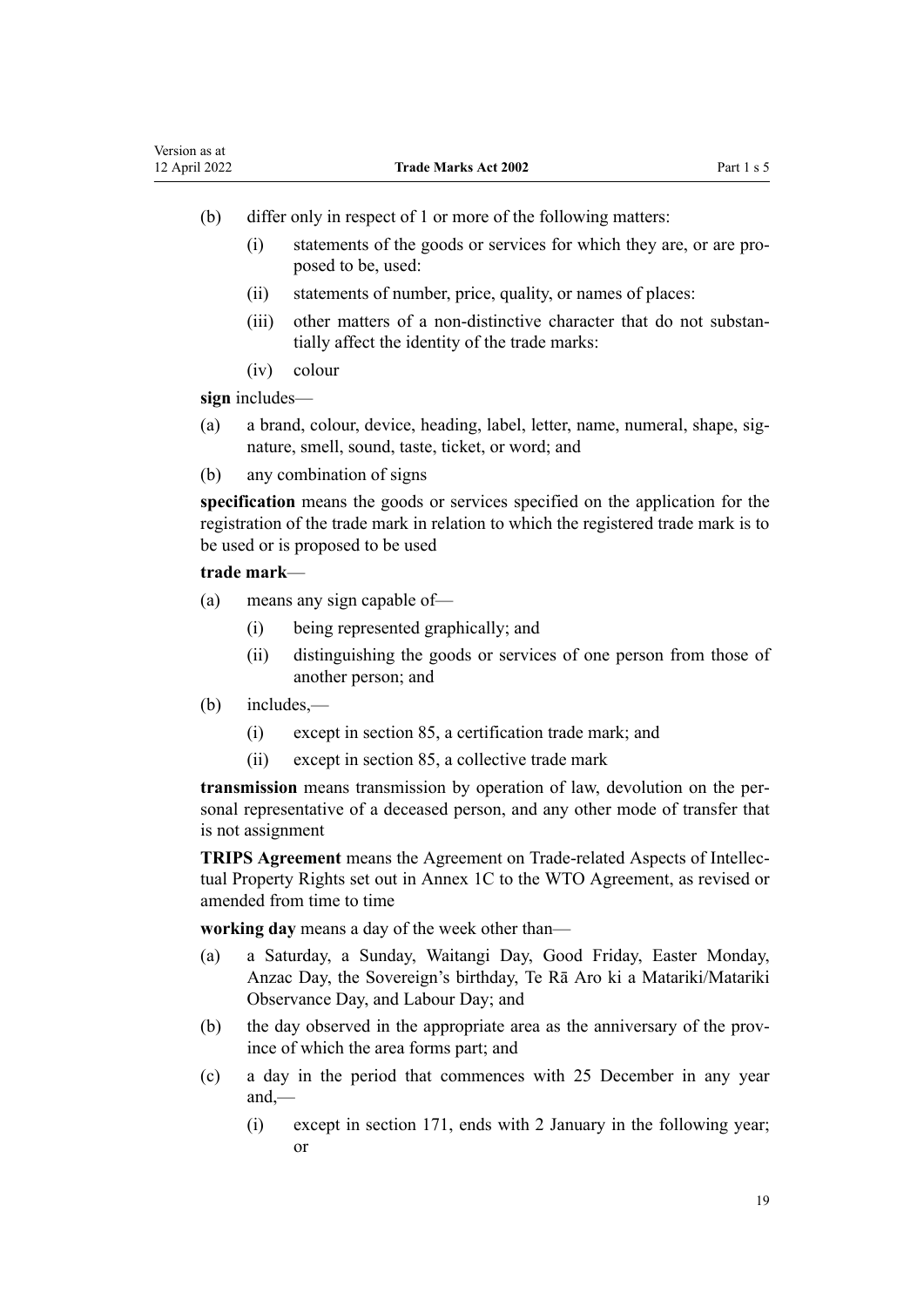(b) differ only in respect of 1 or more of the following matters:

 (i) statements of the goods or services for which they are, or are proposed to be, used:

 (ii) statements of number, price, quality, or names of places:

 (iii) other matters of a non-distinctive character that do not substantially affect the identity of the trade marks:

 (iv) colour

**sign** includes—

(a) a brand, colour, device, heading, label, letter, name, numeral, shape, signature, smell, sound, taste, ticket, or word; and

(b) any combination of signs

**specification** means the goods or services specified on the application for the registration of the trade mark in relation to which the registered trade mark is to be used or is proposed to be used

**trade mark**—

(a) means any sign capable of—

 (i) being represented graphically; and

 (ii) distinguishing the goods or services of one person from those of another person; and

(b) includes,—

 (i) except in section 85, a certification trade mark; and

 (ii) except in section 85, a collective trade mark

**transmission** means transmission by operation of law, devolution on the personal representative of a deceased person, and any other mode of transfer that is not assignment

**TRIPS Agreement** means the Agreement on Trade-related Aspects of Intellectual Property Rights set out in Annex 1C to the WTO Agreement, as revised or amended from time to time

**working day** means a day of the week other than—

(a) a Saturday, a Sunday, Waitangi Day, Good Friday, Easter Monday, Anzac Day, the Sovereign's birthday, Te Rā Aro ki a Matariki/Matariki Observance Day, and Labour Day; and

(b) the day observed in the appropriate area as the anniversary of the province of which the area forms part; and

(c) a day in the period that commences with 25 December in any year and,—

 (i) except in section 171, ends with 2 January in the following year; or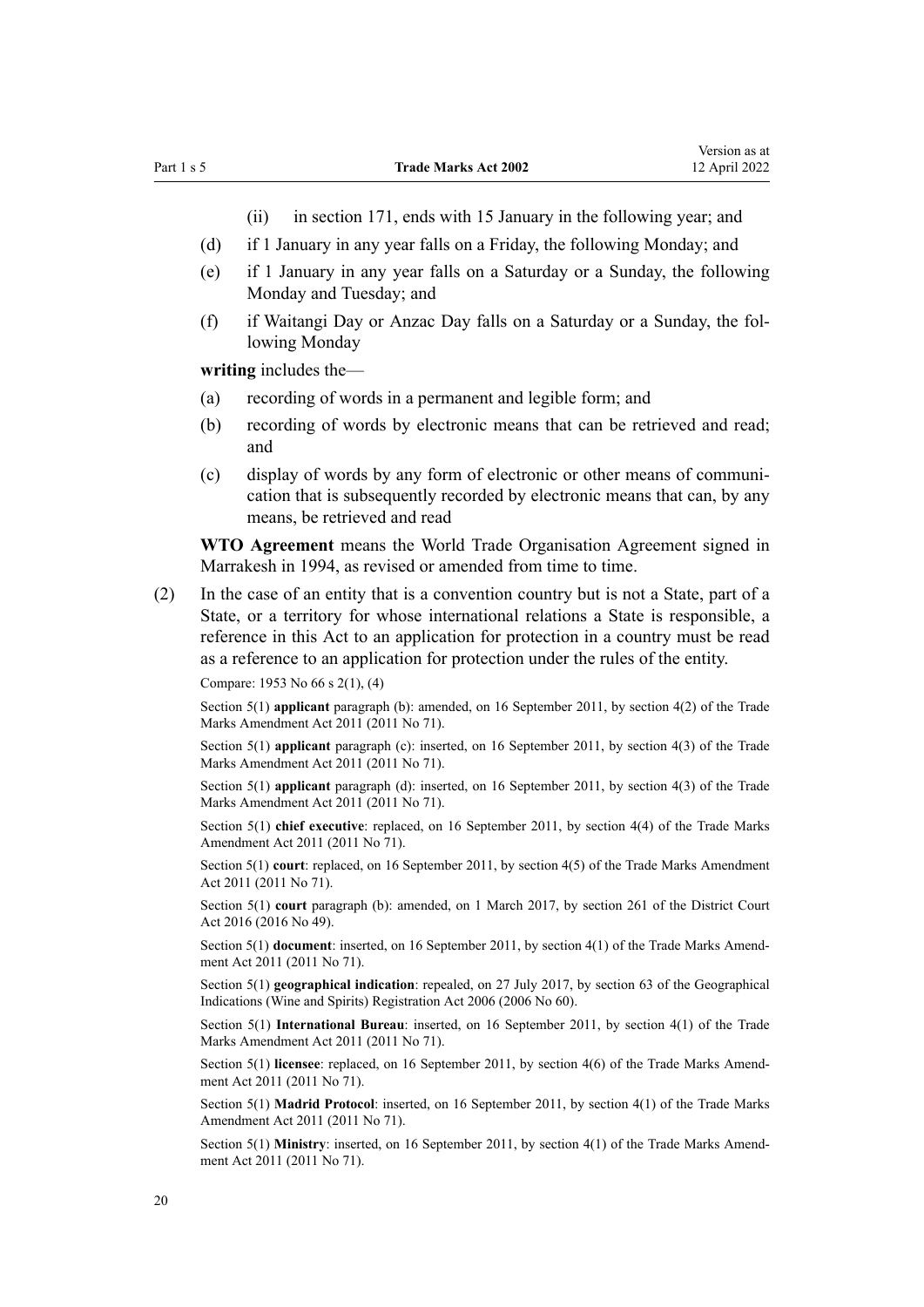(ii) in section 171, ends with 15 January in the following year; and

(d) if 1 January in any year falls on a Friday, the following Monday; and

(e) if 1 January in any year falls on a Saturday or a Sunday, the following Monday and Tuesday; and

(f) if Waitangi Day or Anzac Day falls on a Saturday or a Sunday, the following Monday

**writing** includes the—

(a) recording of words in a permanent and legible form; and

(b) recording of words by electronic means that can be retrieved and read; and

(c) display of words by any form of electronic or other means of communication that is subsequently recorded by electronic means that can, by any means, be retrieved and read

**WTO Agreement** means the World Trade Organisation Agreement signed in Marrakesh in 1994, as revised or amended from time to time.

(2) In the case of an entity that is a convention country but is not a State, part of a State, or a territory for whose international relations a State is responsible, a reference in this Act to an application for protection in a country must be read as a reference to an application for protection under the rules of the entity.

Compare: 1953 No 66 s 2(1), (4)

Section 5(1) **applicant** paragraph (b): amended, on 16 September 2011, by section 4(2) of the Trade Marks Amendment Act 2011 (2011 No 71).

Section 5(1) **applicant** paragraph (c): inserted, on 16 September 2011, by section 4(3) of the Trade Marks Amendment Act 2011 (2011 No 71).

Section 5(1) **applicant** paragraph (d): inserted, on 16 September 2011, by section 4(3) of the Trade Marks Amendment Act 2011 (2011 No 71).

Section 5(1) **chief executive**: replaced, on 16 September 2011, by section 4(4) of the Trade Marks Amendment Act 2011 (2011 No 71).

Section 5(1) **court**: replaced, on 16 September 2011, by section 4(5) of the Trade Marks Amendment Act 2011 (2011 No 71).

Section 5(1) **court** paragraph (b): amended, on 1 March 2017, by section 261 of the District Court Act 2016 (2016 No 49).

Section 5(1) **document**: inserted, on 16 September 2011, by section 4(1) of the Trade Marks Amendment Act 2011 (2011 No 71).

Section 5(1) **geographical indication**: repealed, on 27 July 2017, by section 63 of the Geographical Indications (Wine and Spirits) Registration Act 2006 (2006 No 60).

Section 5(1) **International Bureau**: inserted, on 16 September 2011, by section 4(1) of the Trade Marks Amendment Act 2011 (2011 No 71).

Section 5(1) **licensee**: replaced, on 16 September 2011, by section 4(6) of the Trade Marks Amendment Act 2011 (2011 No 71).

Section 5(1) **Madrid Protocol**: inserted, on 16 September 2011, by section 4(1) of the Trade Marks Amendment Act 2011 (2011 No 71).

Section 5(1) **Ministry**: inserted, on 16 September 2011, by section 4(1) of the Trade Marks Amendment Act 2011 (2011 No 71).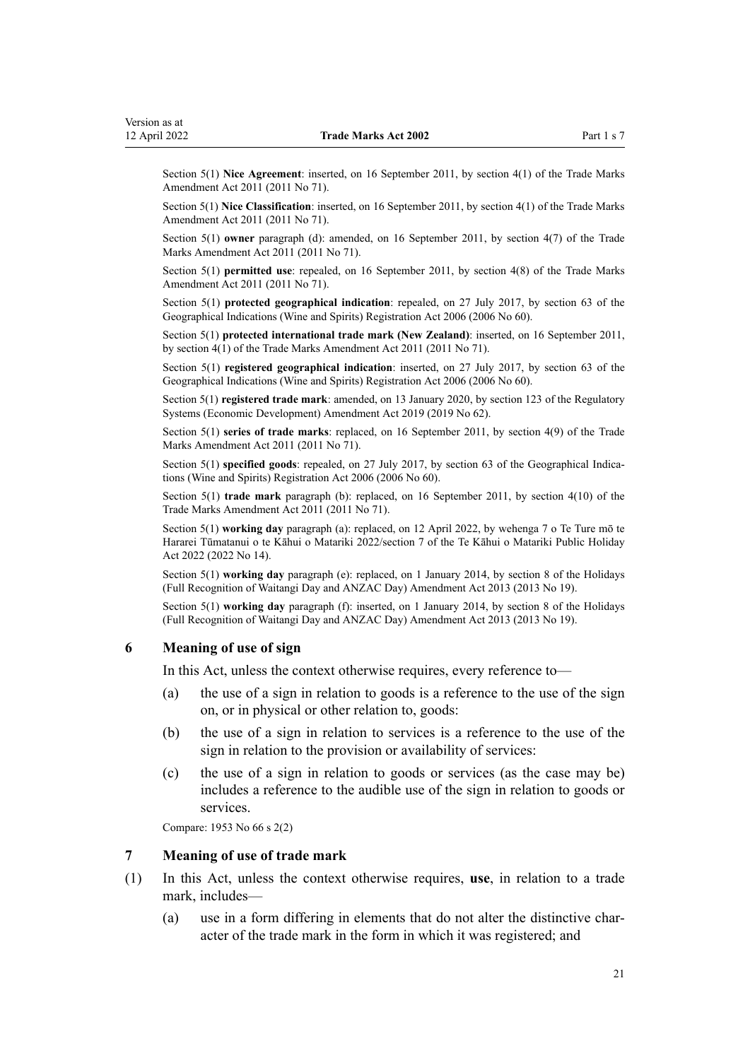Section 5(1) **Nice Agreement**: inserted, on 16 September 2011, by section 4(1) of the Trade Marks Amendment Act 2011 (2011 No 71).

Section 5(1) **Nice Classification**: inserted, on 16 September 2011, by section 4(1) of the Trade Marks Amendment Act 2011 (2011 No 71).

Section 5(1) **owner** paragraph (d): amended, on 16 September 2011, by section 4(7) of the Trade Marks Amendment Act 2011 (2011 No 71).

Section 5(1) **permitted use**: repealed, on 16 September 2011, by section 4(8) of the Trade Marks Amendment Act 2011 (2011 No 71).

Section 5(1) **protected geographical indication**: repealed, on 27 July 2017, by section 63 of the Geographical Indications (Wine and Spirits) Registration Act 2006 (2006 No 60).

Section 5(1) **protected international trade mark (New Zealand)**: inserted, on 16 September 2011, by section 4(1) of the Trade Marks Amendment Act 2011 (2011 No 71).

Section 5(1) **registered geographical indication**: inserted, on 27 July 2017, by section 63 of the Geographical Indications (Wine and Spirits) Registration Act 2006 (2006 No 60).

Section 5(1) **registered trade mark**: amended, on 13 January 2020, by section 123 of the Regulatory Systems (Economic Development) Amendment Act 2019 (2019 No 62).

Section 5(1) **series of trade marks**: replaced, on 16 September 2011, by section 4(9) of the Trade Marks Amendment Act 2011 (2011 No 71).

Section 5(1) **specified goods**: repealed, on 27 July 2017, by section 63 of the Geographical Indications (Wine and Spirits) Registration Act 2006 (2006 No 60).

Section 5(1) **trade mark** paragraph (b): replaced, on 16 September 2011, by section 4(10) of the Trade Marks Amendment Act 2011 (2011 No 71).

Section 5(1) **working day** paragraph (a): replaced, on 12 April 2022, by wehenga 7 o Te Ture mō te Hararei Tūmatanui o te Kāhui o Matariki 2022/section 7 of the Te Kāhui o Matariki Public Holiday Act 2022 (2022 No 14).

Section 5(1) **working day** paragraph (e): replaced, on 1 January 2014, by section 8 of the Holidays (Full Recognition of Waitangi Day and ANZAC Day) Amendment Act 2013 (2013 No 19).

Section 5(1) **working day** paragraph (f): inserted, on 1 January 2014, by section 8 of the Holidays (Full Recognition of Waitangi Day and ANZAC Day) Amendment Act 2013 (2013 No 19).

### 6 Meaning of use of sign

In this Act, unless the context otherwise requires, every reference to—

(a) the use of a sign in relation to goods is a reference to the use of the sign on, or in physical or other relation to, goods:

(b) the use of a sign in relation to services is a reference to the use of the sign in relation to the provision or availability of services:

(c) the use of a sign in relation to goods or services (as the case may be) includes a reference to the audible use of the sign in relation to goods or services.

Compare: 1953 No 66 s 2(2)

### 7 Meaning of use of trade mark

(1) In this Act, unless the context otherwise requires, **use**, in relation to a trade mark, includes—

(a) use in a form differing in elements that do not alter the distinctive character of the trade mark in the form in which it was registered; and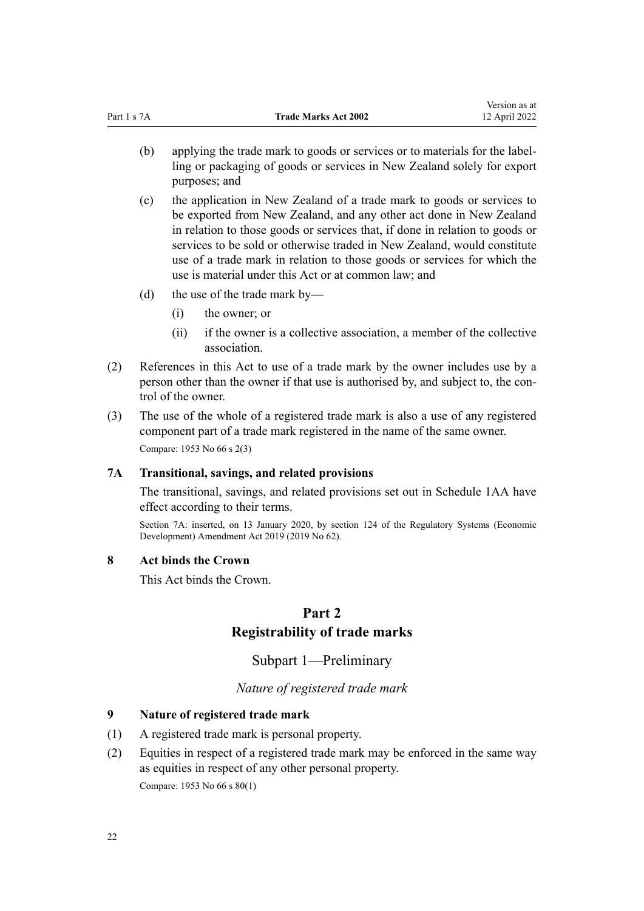(b) applying the trade mark to goods or services or to materials for the labelling or packaging of goods or services in New Zealand solely for export purposes; and

(c) the application in New Zealand of a trade mark to goods or services to be exported from New Zealand, and any other act done in New Zealand in relation to those goods or services that, if done in relation to goods or services to be sold or otherwise traded in New Zealand, would constitute use of a trade mark in relation to those goods or services for which the use is material under this Act or at common law; and

(d) the use of the trade mark by—

(i) the owner; or

(ii) if the owner is a collective association, a member of the collective association.

(2) References in this Act to use of a trade mark by the owner includes use by a person other than the owner if that use is authorised by, and subject to, the control of the owner.

(3) The use of the whole of a registered trade mark is also a use of any registered component part of a trade mark registered in the name of the same owner.

Compare: 1953 No 66 s 2(3)

### 7A Transitional, savings, and related provisions

The transitional, savings, and related provisions set out in Schedule 1AA have effect according to their terms.

Section 7A: inserted, on 13 January 2020, by section 124 of the Regulatory Systems (Economic Development) Amendment Act 2019 (2019 No 62).

### 8 Act binds the Crown

This Act binds the Crown.

# Part 2
# Registrability of trade marks

## Subpart 1—Preliminary

*Nature of registered trade mark*

### 9 Nature of registered trade mark

(1) A registered trade mark is personal property.

(2) Equities in respect of a registered trade mark may be enforced in the same way as equities in respect of any other personal property.

Compare: 1953 No 66 s 80(1)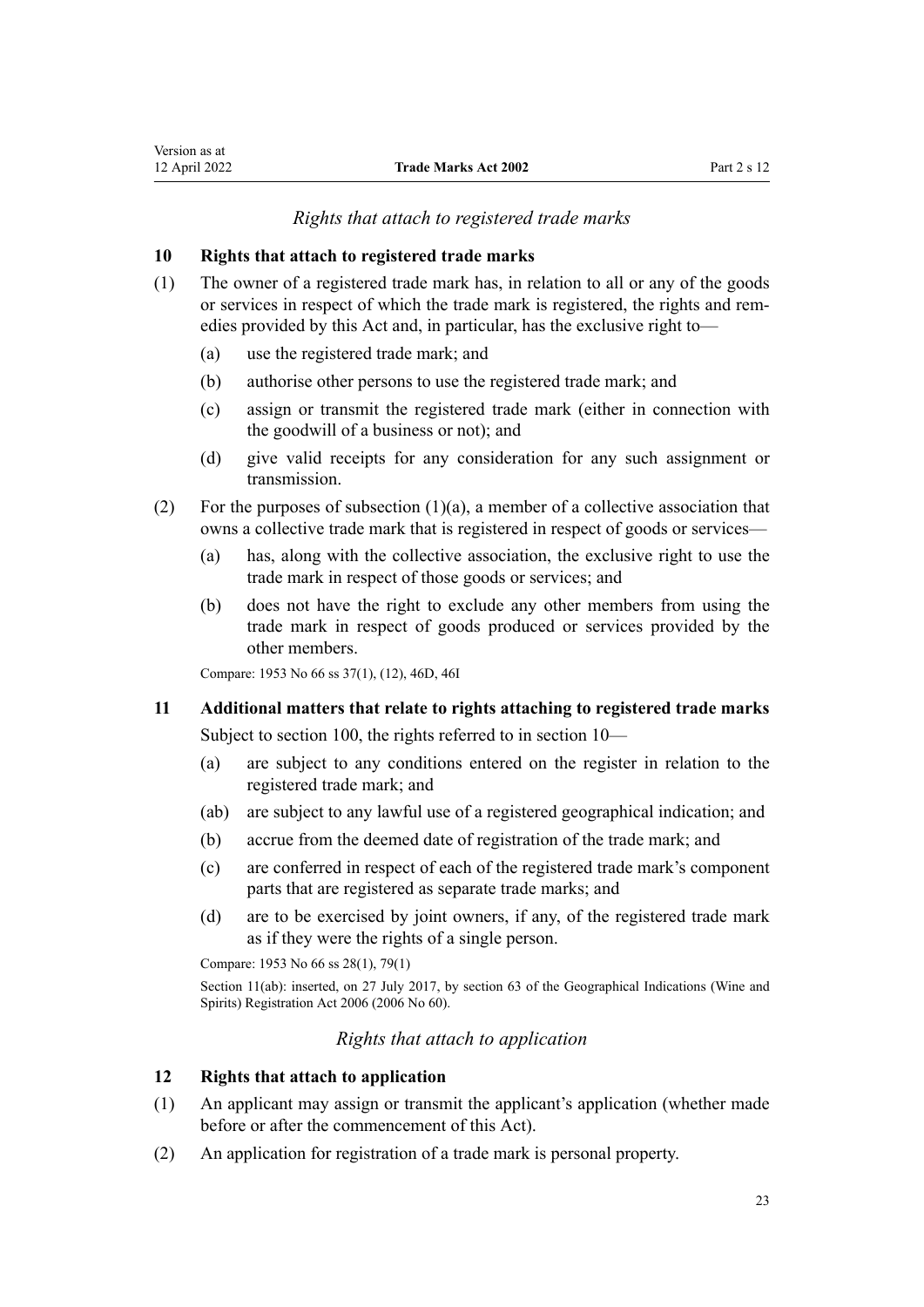### *Rights that attach to registered trade marks*

**10 Rights that attach to registered trade marks**

(1) The owner of a registered trade mark has, in relation to all or any of the goods or services in respect of which the trade mark is registered, the rights and remedies provided by this Act and, in particular, has the exclusive right to—

(a) use the registered trade mark; and

(b) authorise other persons to use the registered trade mark; and

(c) assign or transmit the registered trade mark (either in connection with the goodwill of a business or not); and

(d) give valid receipts for any consideration for any such assignment or transmission.

(2) For the purposes of subsection (1)(a), a member of a collective association that owns a collective trade mark that is registered in respect of goods or services—

(a) has, along with the collective association, the exclusive right to use the trade mark in respect of those goods or services; and

(b) does not have the right to exclude any other members from using the trade mark in respect of goods produced or services provided by the other members.

Compare: 1953 No 66 ss 37(1), (12), 46D, 46I

**11 Additional matters that relate to rights attaching to registered trade marks**

Subject to section 100, the rights referred to in section 10—

(a) are subject to any conditions entered on the register in relation to the registered trade mark; and

(ab) are subject to any lawful use of a registered geographical indication; and

(b) accrue from the deemed date of registration of the trade mark; and

(c) are conferred in respect of each of the registered trade mark's component parts that are registered as separate trade marks; and

(d) are to be exercised by joint owners, if any, of the registered trade mark as if they were the rights of a single person.

Compare: 1953 No 66 ss 28(1), 79(1)

Section 11(ab): inserted, on 27 July 2017, by section 63 of the Geographical Indications (Wine and Spirits) Registration Act 2006 (2006 No 60).

### *Rights that attach to application*

**12 Rights that attach to application**

(1) An applicant may assign or transmit the applicant's application (whether made before or after the commencement of this Act).

(2) An application for registration of a trade mark is personal property.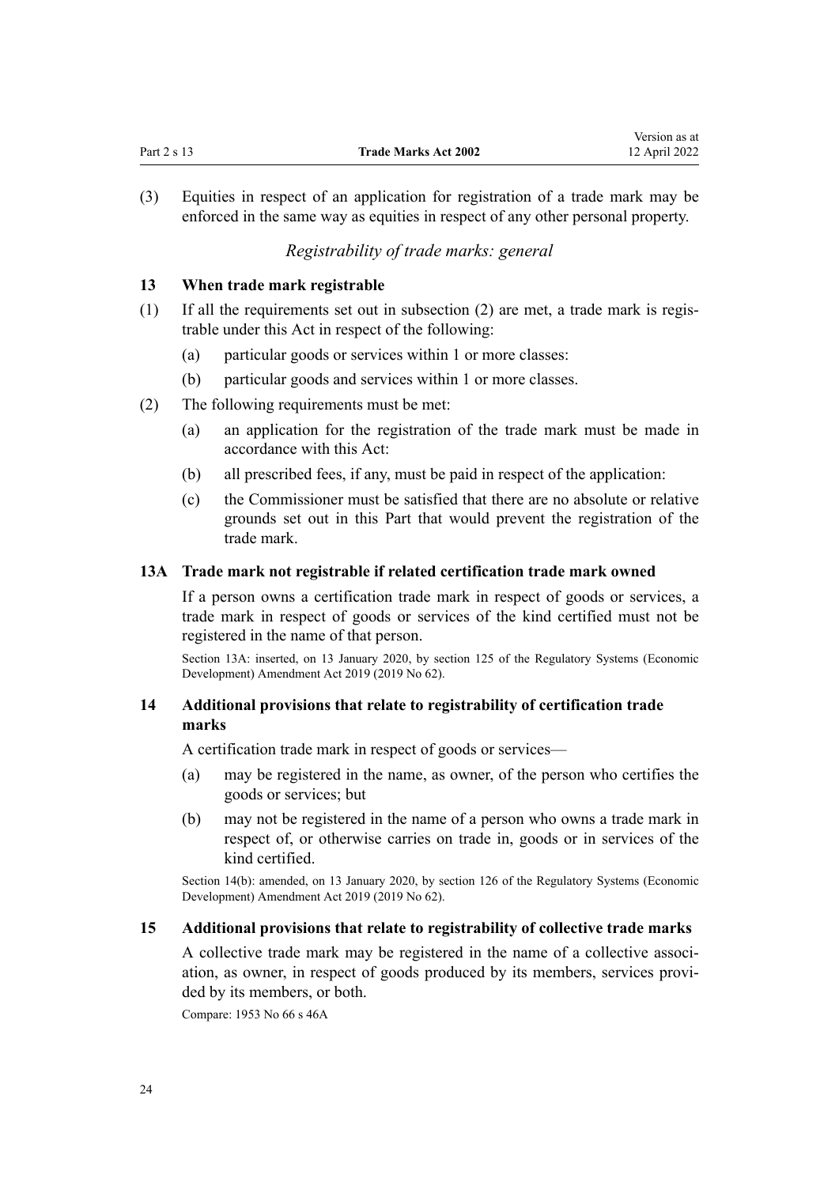(3) Equities in respect of an application for registration of a trade mark may be enforced in the same way as equities in respect of any other personal property.

*Registrability of trade marks: general*

### 13 When trade mark registrable

(1) If all the requirements set out in subsection (2) are met, a trade mark is registrable under this Act in respect of the following:

- (a) particular goods or services within 1 or more classes:
- (b) particular goods and services within 1 or more classes.

(2) The following requirements must be met:

- (a) an application for the registration of the trade mark must be made in accordance with this Act:
- (b) all prescribed fees, if any, must be paid in respect of the application:
- (c) the Commissioner must be satisfied that there are no absolute or relative grounds set out in this Part that would prevent the registration of the trade mark.

### 13A Trade mark not registrable if related certification trade mark owned

If a person owns a certification trade mark in respect of goods or services, a trade mark in respect of goods or services of the kind certified must not be registered in the name of that person.

Section 13A: inserted, on 13 January 2020, by section 125 of the Regulatory Systems (Economic Development) Amendment Act 2019 (2019 No 62).

### 14 Additional provisions that relate to registrability of certification trade marks

A certification trade mark in respect of goods or services—

- (a) may be registered in the name, as owner, of the person who certifies the goods or services; but
- (b) may not be registered in the name of a person who owns a trade mark in respect of, or otherwise carries on trade in, goods or in services of the kind certified.

Section 14(b): amended, on 13 January 2020, by section 126 of the Regulatory Systems (Economic Development) Amendment Act 2019 (2019 No 62).

### 15 Additional provisions that relate to registrability of collective trade marks

A collective trade mark may be registered in the name of a collective association, as owner, in respect of goods produced by its members, services provided by its members, or both.

Compare: 1953 No 66 s 46A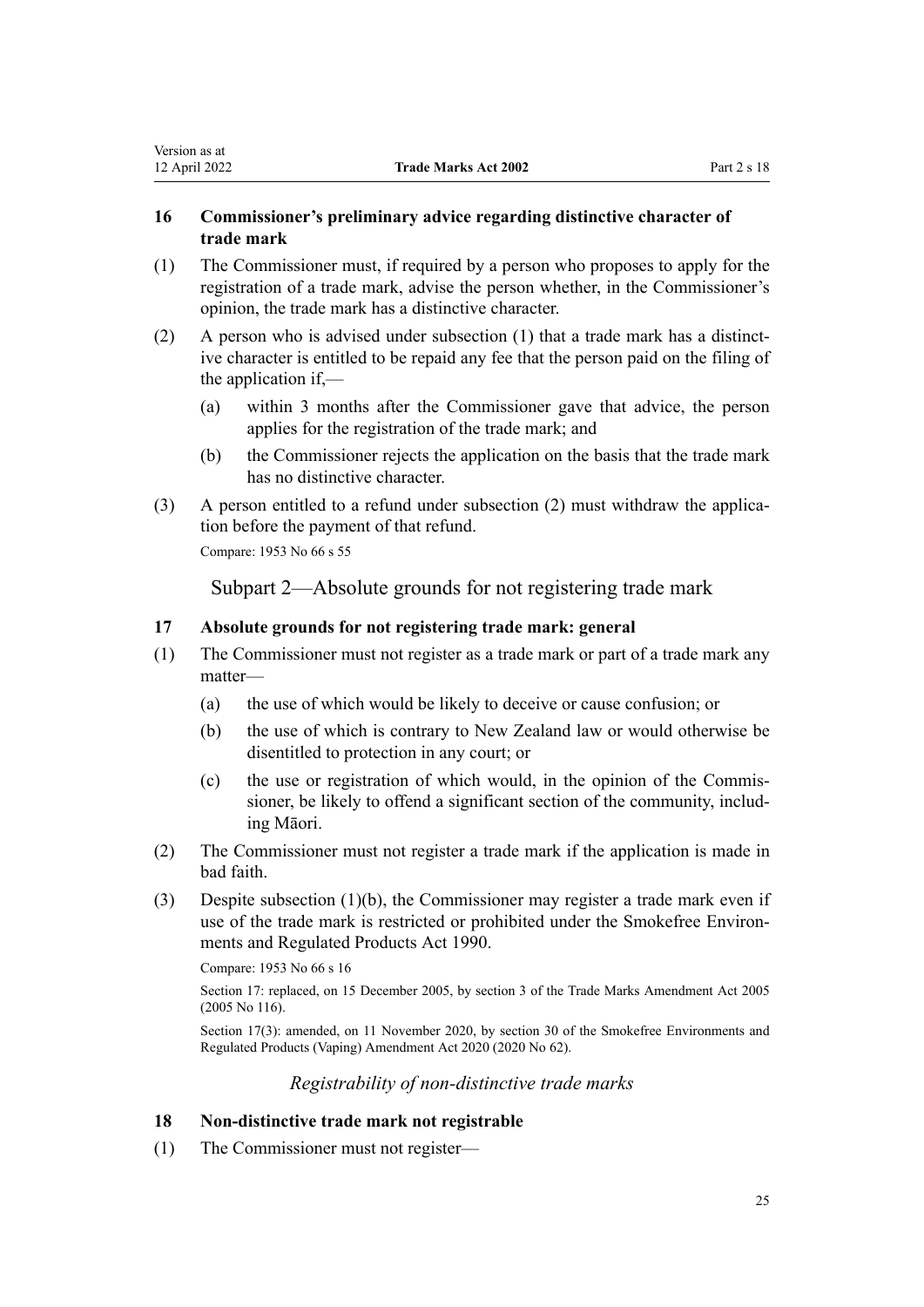### 16 Commissioner's preliminary advice regarding distinctive character of trade mark

(1) The Commissioner must, if required by a person who proposes to apply for the registration of a trade mark, advise the person whether, in the Commissioner's opinion, the trade mark has a distinctive character.

(2) A person who is advised under subsection (1) that a trade mark has a distinctive character is entitled to be repaid any fee that the person paid on the filing of the application if,—

- (a) within 3 months after the Commissioner gave that advice, the person applies for the registration of the trade mark; and
- (b) the Commissioner rejects the application on the basis that the trade mark has no distinctive character.

(3) A person entitled to a refund under subsection (2) must withdraw the application before the payment of that refund.

Compare: 1953 No 66 s 55

## Subpart 2—Absolute grounds for not registering trade mark

### 17 Absolute grounds for not registering trade mark: general

(1) The Commissioner must not register as a trade mark or part of a trade mark any matter—

- (a) the use of which would be likely to deceive or cause confusion; or
- (b) the use of which is contrary to New Zealand law or would otherwise be disentitled to protection in any court; or
- (c) the use or registration of which would, in the opinion of the Commissioner, be likely to offend a significant section of the community, including Māori.

(2) The Commissioner must not register a trade mark if the application is made in bad faith.

(3) Despite subsection (1)(b), the Commissioner may register a trade mark even if use of the trade mark is restricted or prohibited under the Smokefree Environments and Regulated Products Act 1990.

Compare: 1953 No 66 s 16

Section 17: replaced, on 15 December 2005, by section 3 of the Trade Marks Amendment Act 2005 (2005 No 116).

Section 17(3): amended, on 11 November 2020, by section 30 of the Smokefree Environments and Regulated Products (Vaping) Amendment Act 2020 (2020 No 62).

*Registrability of non-distinctive trade marks*

### 18 Non-distinctive trade mark not registrable

(1) The Commissioner must not register—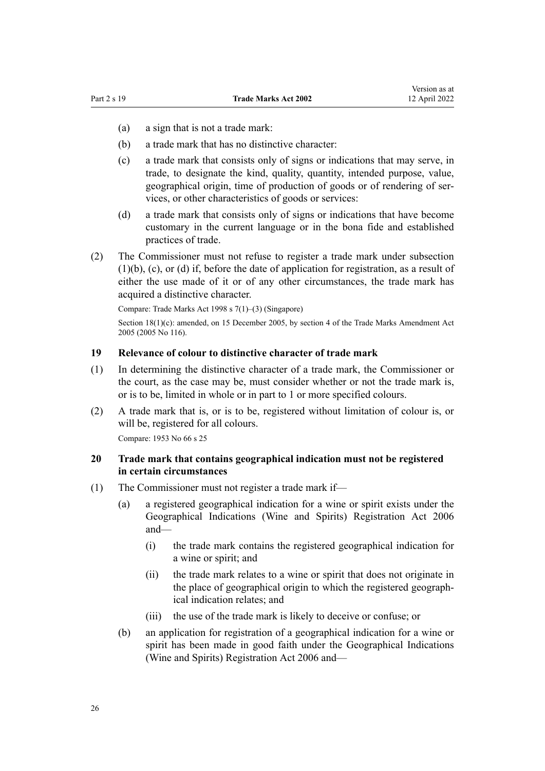(a) a sign that is not a trade mark:

(b) a trade mark that has no distinctive character:

(c) a trade mark that consists only of signs or indications that may serve, in trade, to designate the kind, quality, quantity, intended purpose, value, geographical origin, time of production of goods or of rendering of services, or other characteristics of goods or services:

(d) a trade mark that consists only of signs or indications that have become customary in the current language or in the bona fide and established practices of trade.

(2) The Commissioner must not refuse to register a trade mark under subsection (1)(b), (c), or (d) if, before the date of application for registration, as a result of either the use made of it or of any other circumstances, the trade mark has acquired a distinctive character.

Compare: Trade Marks Act 1998 s 7(1)–(3) (Singapore)

Section 18(1)(c): amended, on 15 December 2005, by section 4 of the Trade Marks Amendment Act 2005 (2005 No 116).

### 19 Relevance of colour to distinctive character of trade mark

(1) In determining the distinctive character of a trade mark, the Commissioner or the court, as the case may be, must consider whether or not the trade mark is, or is to be, limited in whole or in part to 1 or more specified colours.

(2) A trade mark that is, or is to be, registered without limitation of colour is, or will be, registered for all colours.

Compare: 1953 No 66 s 25

### 20 Trade mark that contains geographical indication must not be registered in certain circumstances

(1) The Commissioner must not register a trade mark if—

(a) a registered geographical indication for a wine or spirit exists under the Geographical Indications (Wine and Spirits) Registration Act 2006 and—

(i) the trade mark contains the registered geographical indication for a wine or spirit; and

(ii) the trade mark relates to a wine or spirit that does not originate in the place of geographical origin to which the registered geographical indication relates; and

(iii) the use of the trade mark is likely to deceive or confuse; or

(b) an application for registration of a geographical indication for a wine or spirit has been made in good faith under the Geographical Indications (Wine and Spirits) Registration Act 2006 and—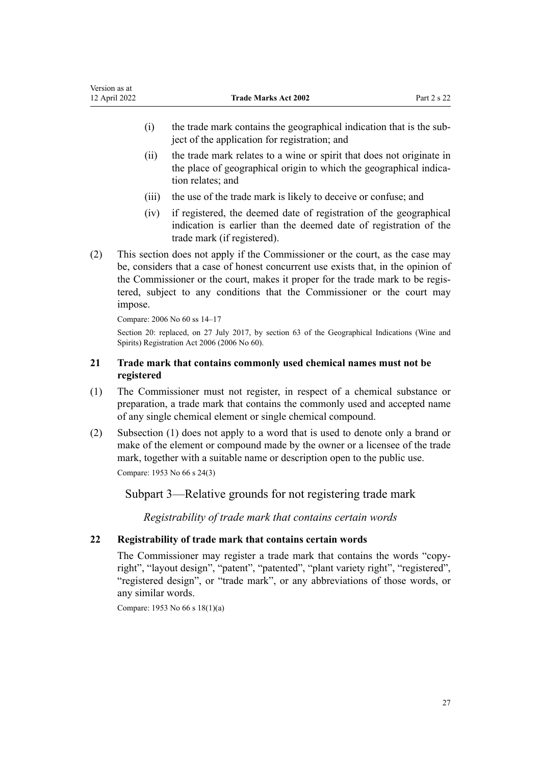(i) the trade mark contains the geographical indication that is the subject of the application for registration; and

(ii) the trade mark relates to a wine or spirit that does not originate in the place of geographical origin to which the geographical indication relates; and

(iii) the use of the trade mark is likely to deceive or confuse; and

(iv) if registered, the deemed date of registration of the geographical indication is earlier than the deemed date of registration of the trade mark (if registered).

(2) This section does not apply if the Commissioner or the court, as the case may be, considers that a case of honest concurrent use exists that, in the opinion of the Commissioner or the court, makes it proper for the trade mark to be registered, subject to any conditions that the Commissioner or the court may impose.

Compare: 2006 No 60 ss 14–17

Section 20: replaced, on 27 July 2017, by section 63 of the Geographical Indications (Wine and Spirits) Registration Act 2006 (2006 No 60).

### 21 Trade mark that contains commonly used chemical names must not be registered

(1) The Commissioner must not register, in respect of a chemical substance or preparation, a trade mark that contains the commonly used and accepted name of any single chemical element or single chemical compound.

(2) Subsection (1) does not apply to a word that is used to denote only a brand or make of the element or compound made by the owner or a licensee of the trade mark, together with a suitable name or description open to the public use.

Compare: 1953 No 66 s 24(3)

## Subpart 3—Relative grounds for not registering trade mark

*Registrability of trade mark that contains certain words*

### 22 Registrability of trade mark that contains certain words

The Commissioner may register a trade mark that contains the words "copyright", "layout design", "patent", "patented", "plant variety right", "registered", "registered design", or "trade mark", or any abbreviations of those words, or any similar words.

Compare: 1953 No 66 s 18(1)(a)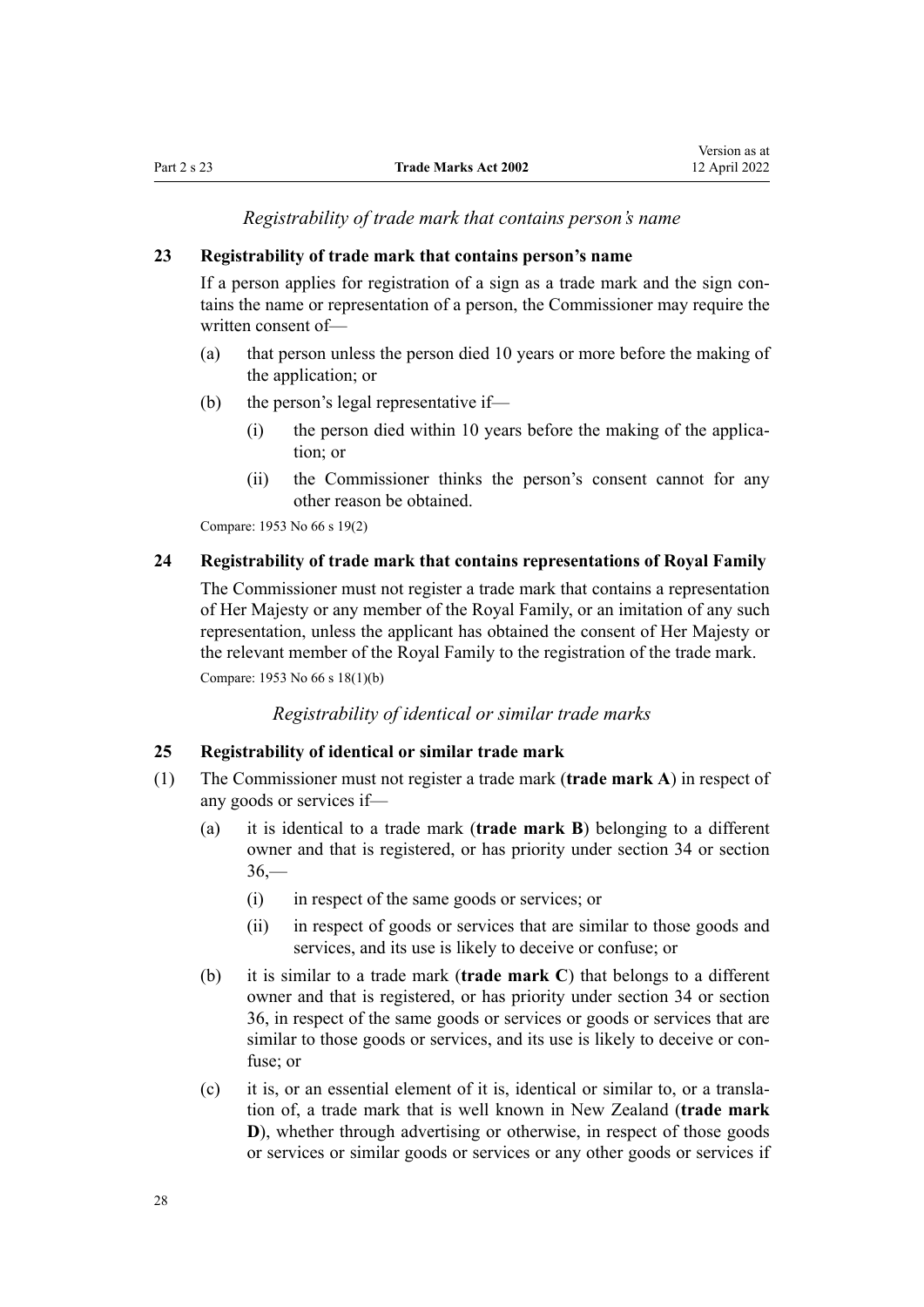*Registrability of trade mark that contains person's name*

### 23 Registrability of trade mark that contains person's name

If a person applies for registration of a sign as a trade mark and the sign contains the name or representation of a person, the Commissioner may require the written consent of—

- (a) that person unless the person died 10 years or more before the making of the application; or
- (b) the person's legal representative if—
  - (i) the person died within 10 years before the making of the application; or
  - (ii) the Commissioner thinks the person's consent cannot for any other reason be obtained.

Compare: 1953 No 66 s 19(2)

### 24 Registrability of trade mark that contains representations of Royal Family

The Commissioner must not register a trade mark that contains a representation of Her Majesty or any member of the Royal Family, or an imitation of any such representation, unless the applicant has obtained the consent of Her Majesty or the relevant member of the Royal Family to the registration of the trade mark.

Compare: 1953 No 66 s 18(1)(b)

*Registrability of identical or similar trade marks*

### 25 Registrability of identical or similar trade mark

(1) The Commissioner must not register a trade mark (**trade mark A**) in respect of any goods or services if—

- (a) it is identical to a trade mark (**trade mark B**) belonging to a different owner and that is registered, or has priority under section 34 or section 36,—
  - (i) in respect of the same goods or services; or
  - (ii) in respect of goods or services that are similar to those goods and services, and its use is likely to deceive or confuse; or
- (b) it is similar to a trade mark (**trade mark C**) that belongs to a different owner and that is registered, or has priority under section 34 or section 36, in respect of the same goods or services or goods or services that are similar to those goods or services, and its use is likely to deceive or confuse; or
- (c) it is, or an essential element of it is, identical or similar to, or a translation of, a trade mark that is well known in New Zealand (**trade mark D**), whether through advertising or otherwise, in respect of those goods or services or similar goods or services or any other goods or services if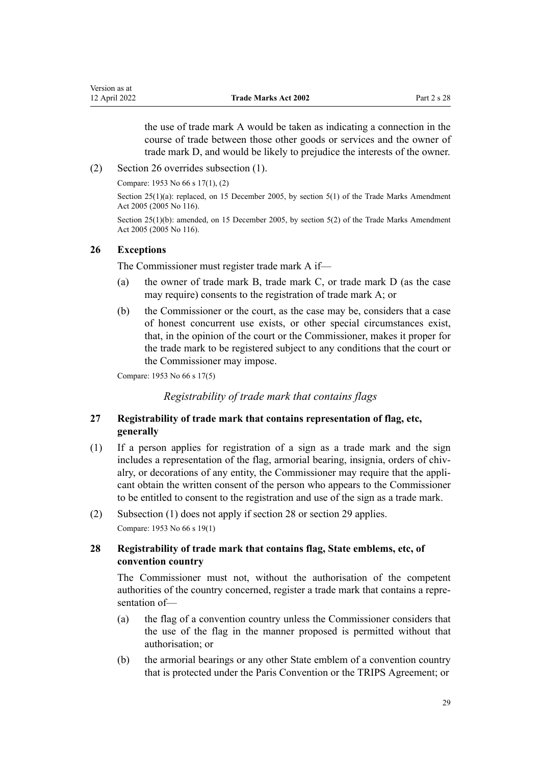the use of trade mark A would be taken as indicating a connection in the course of trade between those other goods or services and the owner of trade mark D, and would be likely to prejudice the interests of the owner.

(2) Section 26 overrides subsection (1).

Compare: 1953 No 66 s 17(1), (2)

Section 25(1)(a): replaced, on 15 December 2005, by section 5(1) of the Trade Marks Amendment Act 2005 (2005 No 116).

Section 25(1)(b): amended, on 15 December 2005, by section 5(2) of the Trade Marks Amendment Act 2005 (2005 No 116).

### 26 Exceptions

The Commissioner must register trade mark A if—

(a) the owner of trade mark B, trade mark C, or trade mark D (as the case may require) consents to the registration of trade mark A; or

(b) the Commissioner or the court, as the case may be, considers that a case of honest concurrent use exists, or other special circumstances exist, that, in the opinion of the court or the Commissioner, makes it proper for the trade mark to be registered subject to any conditions that the court or the Commissioner may impose.

Compare: 1953 No 66 s 17(5)

*Registrability of trade mark that contains flags*

### 27 Registrability of trade mark that contains representation of flag, etc, generally

(1) If a person applies for registration of a sign as a trade mark and the sign includes a representation of the flag, armorial bearing, insignia, orders of chivalry, or decorations of any entity, the Commissioner may require that the applicant obtain the written consent of the person who appears to the Commissioner to be entitled to consent to the registration and use of the sign as a trade mark.

(2) Subsection (1) does not apply if section 28 or section 29 applies.

Compare: 1953 No 66 s 19(1)

### 28 Registrability of trade mark that contains flag, State emblems, etc, of convention country

The Commissioner must not, without the authorisation of the competent authorities of the country concerned, register a trade mark that contains a representation of—

(a) the flag of a convention country unless the Commissioner considers that the use of the flag in the manner proposed is permitted without that authorisation; or

(b) the armorial bearings or any other State emblem of a convention country that is protected under the Paris Convention or the TRIPS Agreement; or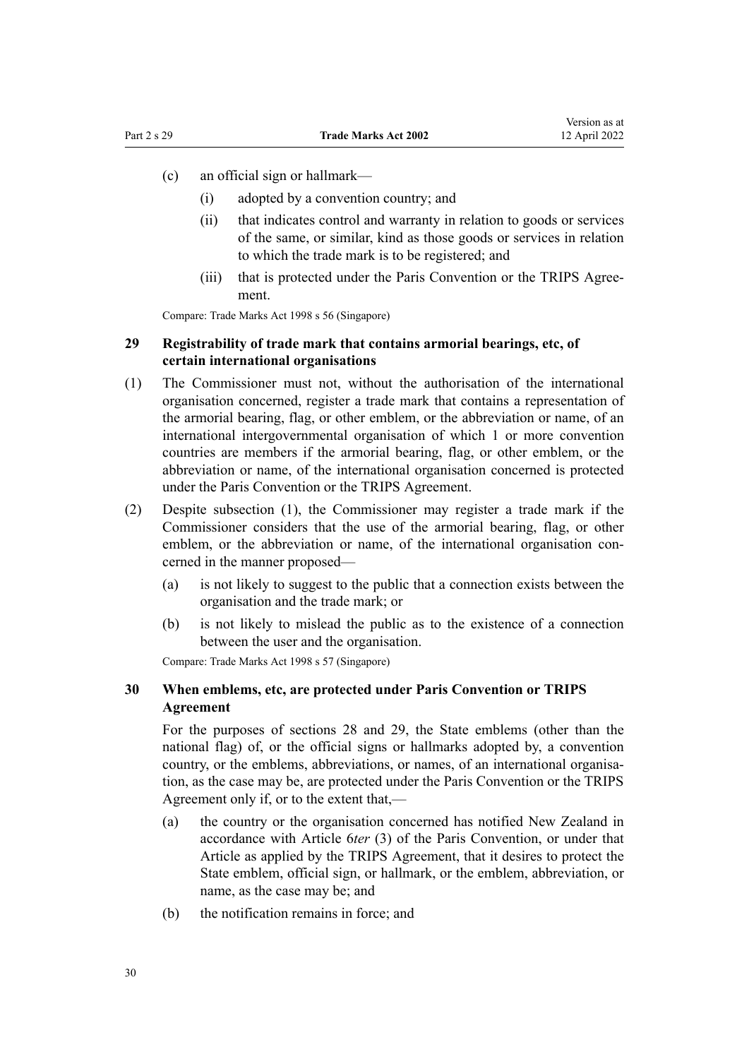(c) an official sign or hallmark—

   (i) adopted by a convention country; and

   (ii) that indicates control and warranty in relation to goods or services of the same, or similar, kind as those goods or services in relation to which the trade mark is to be registered; and

   (iii) that is protected under the Paris Convention or the TRIPS Agreement.

Compare: Trade Marks Act 1998 s 56 (Singapore)

### 29 Registrability of trade mark that contains armorial bearings, etc, of certain international organisations

(1) The Commissioner must not, without the authorisation of the international organisation concerned, register a trade mark that contains a representation of the armorial bearing, flag, or other emblem, or the abbreviation or name, of an international intergovernmental organisation of which 1 or more convention countries are members if the armorial bearing, flag, or other emblem, or the abbreviation or name, of the international organisation concerned is protected under the Paris Convention or the TRIPS Agreement.

(2) Despite subsection (1), the Commissioner may register a trade mark if the Commissioner considers that the use of the armorial bearing, flag, or other emblem, or the abbreviation or name, of the international organisation concerned in the manner proposed—

   (a) is not likely to suggest to the public that a connection exists between the organisation and the trade mark; or

   (b) is not likely to mislead the public as to the existence of a connection between the user and the organisation.

Compare: Trade Marks Act 1998 s 57 (Singapore)

### 30 When emblems, etc, are protected under Paris Convention or TRIPS Agreement

For the purposes of sections 28 and 29, the State emblems (other than the national flag) of, or the official signs or hallmarks adopted by, a convention country, or the emblems, abbreviations, or names, of an international organisation, as the case may be, are protected under the Paris Convention or the TRIPS Agreement only if, or to the extent that,—

   (a) the country or the organisation concerned has notified New Zealand in accordance with Article 6*ter* (3) of the Paris Convention, or under that Article as applied by the TRIPS Agreement, that it desires to protect the State emblem, official sign, or hallmark, or the emblem, abbreviation, or name, as the case may be; and

   (b) the notification remains in force; and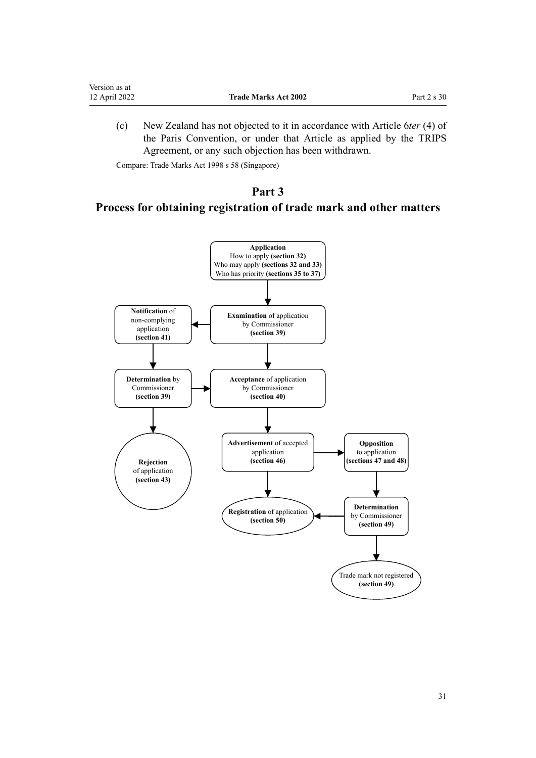(c) New Zealand has not objected to it in accordance with Article 6*ter* (4) of the Paris Convention, or under that Article as applied by the TRIPS Agreement, or any such objection has been withdrawn.

Compare: Trade Marks Act 1998 s 58 (Singapore)

# Part 3
# Process for obtaining registration of trade mark and other matters

**Application**
How to apply **(section 32)**
Who may apply **(sections 32 and 33)**
Who has priority **(sections 35 to 37)**

**Examination** of application by Commissioner **(section 39)**

**Notification** of non-complying application **(section 41)**

**Determination** by Commissioner **(section 39)**

**Acceptance** of application by Commissioner **(section 40)**

**Rejection** of application **(section 43)**

**Advertisement** of accepted application **(section 46)**

**Opposition** to application **(sections 47 and 48)**

**Registration** of application **(section 50)**

**Determination** by Commissioner **(section 49)**

Trade mark not registered **(section 49)**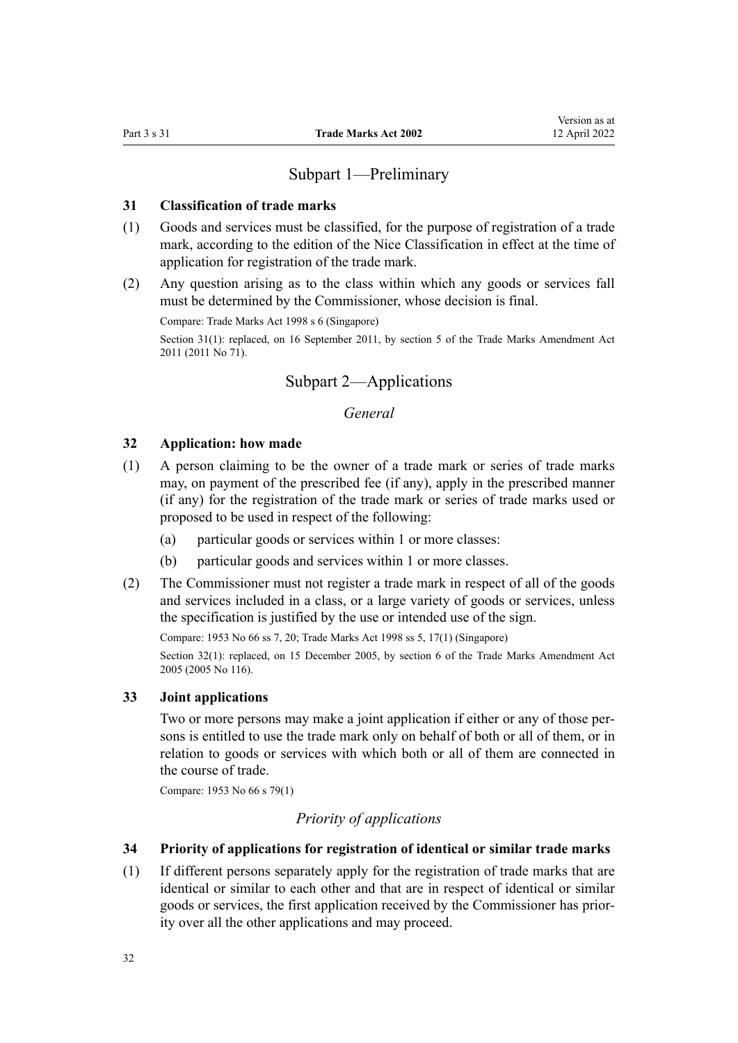## Subpart 1—Preliminary

### 31 Classification of trade marks

(1) Goods and services must be classified, for the purpose of registration of a trade mark, according to the edition of the Nice Classification in effect at the time of application for registration of the trade mark.

(2) Any question arising as to the class within which any goods or services fall must be determined by the Commissioner, whose decision is final.

Compare: Trade Marks Act 1998 s 6 (Singapore)

Section 31(1): replaced, on 16 September 2011, by section 5 of the Trade Marks Amendment Act 2011 (2011 No 71).

## Subpart 2—Applications

### *General*

### 32 Application: how made

(1) A person claiming to be the owner of a trade mark or series of trade marks may, on payment of the prescribed fee (if any), apply in the prescribed manner (if any) for the registration of the trade mark or series of trade marks used or proposed to be used in respect of the following:

- (a) particular goods or services within 1 or more classes:
- (b) particular goods and services within 1 or more classes.

(2) The Commissioner must not register a trade mark in respect of all of the goods and services included in a class, or a large variety of goods or services, unless the specification is justified by the use or intended use of the sign.

Compare: 1953 No 66 ss 7, 20; Trade Marks Act 1998 ss 5, 17(1) (Singapore)

Section 32(1): replaced, on 15 December 2005, by section 6 of the Trade Marks Amendment Act 2005 (2005 No 116).

### 33 Joint applications

Two or more persons may make a joint application if either or any of those persons is entitled to use the trade mark only on behalf of both or all of them, or in relation to goods or services with which both or all of them are connected in the course of trade.

Compare: 1953 No 66 s 79(1)

### *Priority of applications*

### 34 Priority of applications for registration of identical or similar trade marks

(1) If different persons separately apply for the registration of trade marks that are identical or similar to each other and that are in respect of identical or similar goods or services, the first application received by the Commissioner has priority over all the other applications and may proceed.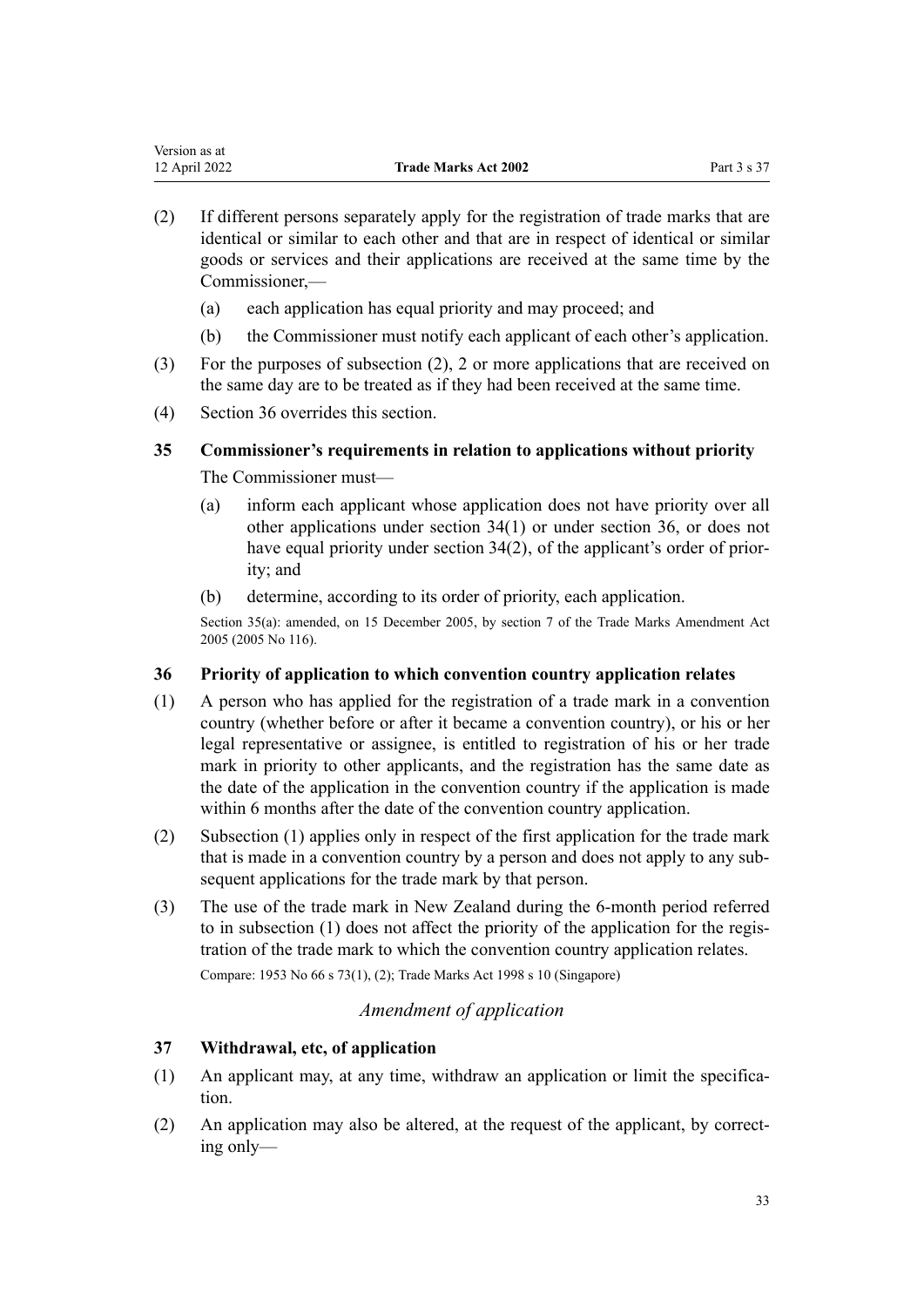(2) If different persons separately apply for the registration of trade marks that are identical or similar to each other and that are in respect of identical or similar goods or services and their applications are received at the same time by the Commissioner,—

  (a) each application has equal priority and may proceed; and

  (b) the Commissioner must notify each applicant of each other's application.

(3) For the purposes of subsection (2), 2 or more applications that are received on the same day are to be treated as if they had been received at the same time.

(4) Section 36 overrides this section.

### 35 Commissioner's requirements in relation to applications without priority

The Commissioner must—

  (a) inform each applicant whose application does not have priority over all other applications under section 34(1) or under section 36, or does not have equal priority under section 34(2), of the applicant's order of priority; and

  (b) determine, according to its order of priority, each application.

Section 35(a): amended, on 15 December 2005, by section 7 of the Trade Marks Amendment Act 2005 (2005 No 116).

### 36 Priority of application to which convention country application relates

(1) A person who has applied for the registration of a trade mark in a convention country (whether before or after it became a convention country), or his or her legal representative or assignee, is entitled to registration of his or her trade mark in priority to other applicants, and the registration has the same date as the date of the application in the convention country if the application is made within 6 months after the date of the convention country application.

(2) Subsection (1) applies only in respect of the first application for the trade mark that is made in a convention country by a person and does not apply to any subsequent applications for the trade mark by that person.

(3) The use of the trade mark in New Zealand during the 6-month period referred to in subsection (1) does not affect the priority of the application for the registration of the trade mark to which the convention country application relates.

Compare: 1953 No 66 s 73(1), (2); Trade Marks Act 1998 s 10 (Singapore)

*Amendment of application*

### 37 Withdrawal, etc, of application

(1) An applicant may, at any time, withdraw an application or limit the specification.

(2) An application may also be altered, at the request of the applicant, by correcting only—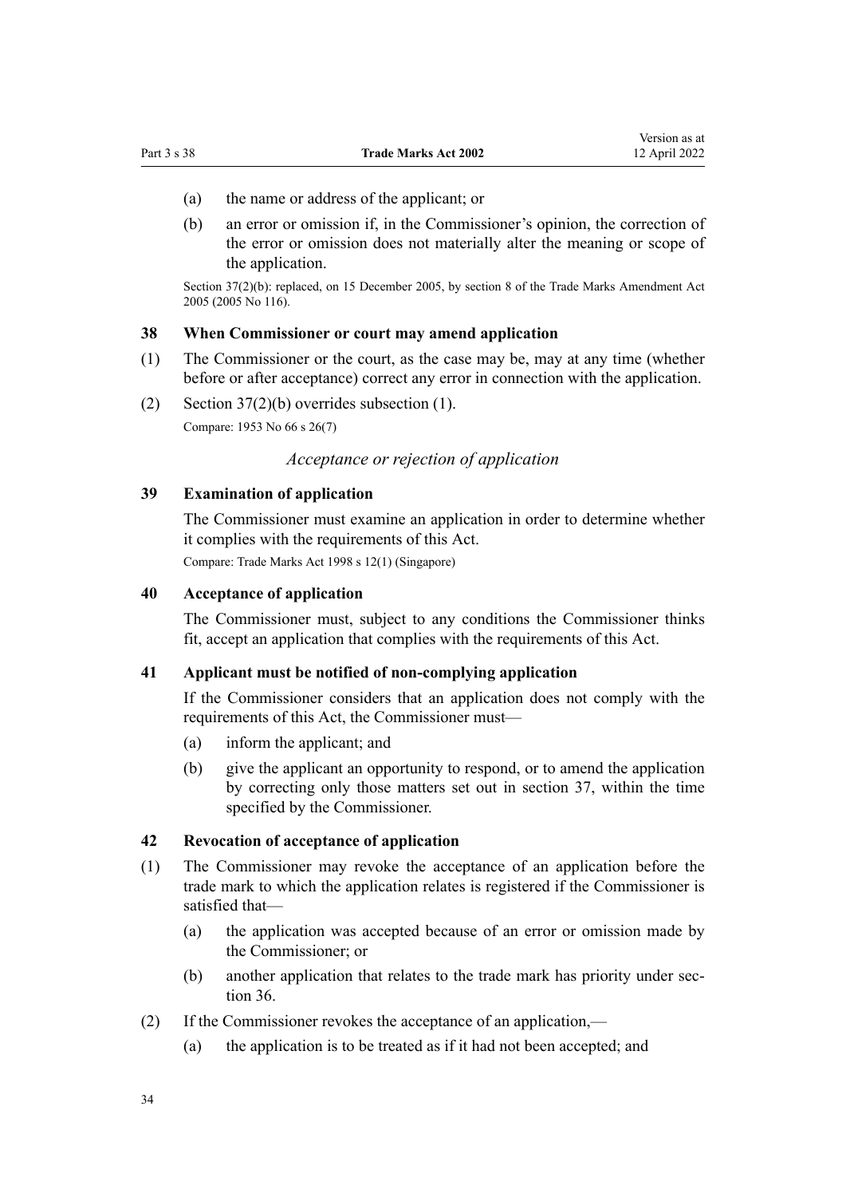(a) the name or address of the applicant; or

(b) an error or omission if, in the Commissioner's opinion, the correction of the error or omission does not materially alter the meaning or scope of the application.

Section 37(2)(b): replaced, on 15 December 2005, by section 8 of the Trade Marks Amendment Act 2005 (2005 No 116).

### 38 When Commissioner or court may amend application

(1) The Commissioner or the court, as the case may be, may at any time (whether before or after acceptance) correct any error in connection with the application.

(2) Section 37(2)(b) overrides subsection (1).

Compare: 1953 No 66 s 26(7)

*Acceptance or rejection of application*

### 39 Examination of application

The Commissioner must examine an application in order to determine whether it complies with the requirements of this Act.

Compare: Trade Marks Act 1998 s 12(1) (Singapore)

### 40 Acceptance of application

The Commissioner must, subject to any conditions the Commissioner thinks fit, accept an application that complies with the requirements of this Act.

### 41 Applicant must be notified of non-complying application

If the Commissioner considers that an application does not comply with the requirements of this Act, the Commissioner must—

(a) inform the applicant; and

(b) give the applicant an opportunity to respond, or to amend the application by correcting only those matters set out in section 37, within the time specified by the Commissioner.

### 42 Revocation of acceptance of application

(1) The Commissioner may revoke the acceptance of an application before the trade mark to which the application relates is registered if the Commissioner is satisfied that—

(a) the application was accepted because of an error or omission made by the Commissioner; or

(b) another application that relates to the trade mark has priority under section 36.

(2) If the Commissioner revokes the acceptance of an application,—

(a) the application is to be treated as if it had not been accepted; and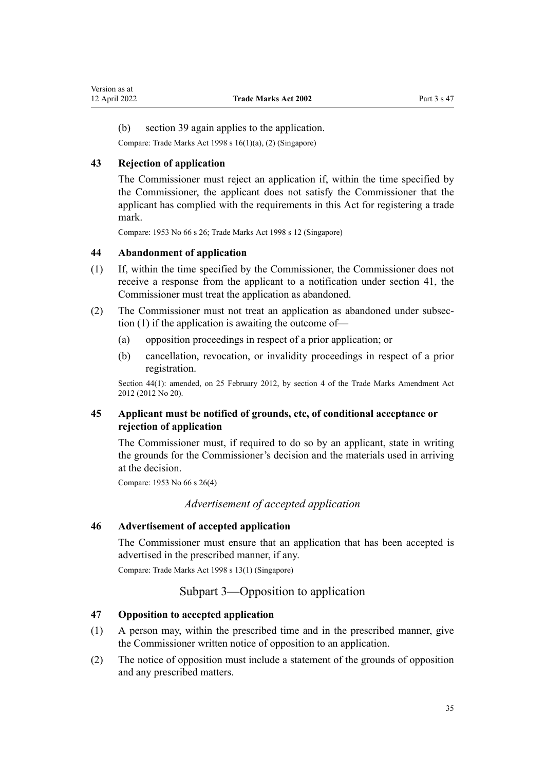(b) section 39 again applies to the application.

Compare: Trade Marks Act 1998 s 16(1)(a), (2) (Singapore)

### 43 Rejection of application

The Commissioner must reject an application if, within the time specified by the Commissioner, the applicant does not satisfy the Commissioner that the applicant has complied with the requirements in this Act for registering a trade mark.

Compare: 1953 No 66 s 26; Trade Marks Act 1998 s 12 (Singapore)

### 44 Abandonment of application

(1) If, within the time specified by the Commissioner, the Commissioner does not receive a response from the applicant to a notification under section 41, the Commissioner must treat the application as abandoned.

(2) The Commissioner must not treat an application as abandoned under subsection (1) if the application is awaiting the outcome of—

(a) opposition proceedings in respect of a prior application; or

(b) cancellation, revocation, or invalidity proceedings in respect of a prior registration.

Section 44(1): amended, on 25 February 2012, by section 4 of the Trade Marks Amendment Act 2012 (2012 No 20).

### 45 Applicant must be notified of grounds, etc, of conditional acceptance or rejection of application

The Commissioner must, if required to do so by an applicant, state in writing the grounds for the Commissioner's decision and the materials used in arriving at the decision.

Compare: 1953 No 66 s 26(4)

*Advertisement of accepted application*

### 46 Advertisement of accepted application

The Commissioner must ensure that an application that has been accepted is advertised in the prescribed manner, if any.

Compare: Trade Marks Act 1998 s 13(1) (Singapore)

## Subpart 3—Opposition to application

### 47 Opposition to accepted application

(1) A person may, within the prescribed time and in the prescribed manner, give the Commissioner written notice of opposition to an application.

(2) The notice of opposition must include a statement of the grounds of opposition and any prescribed matters.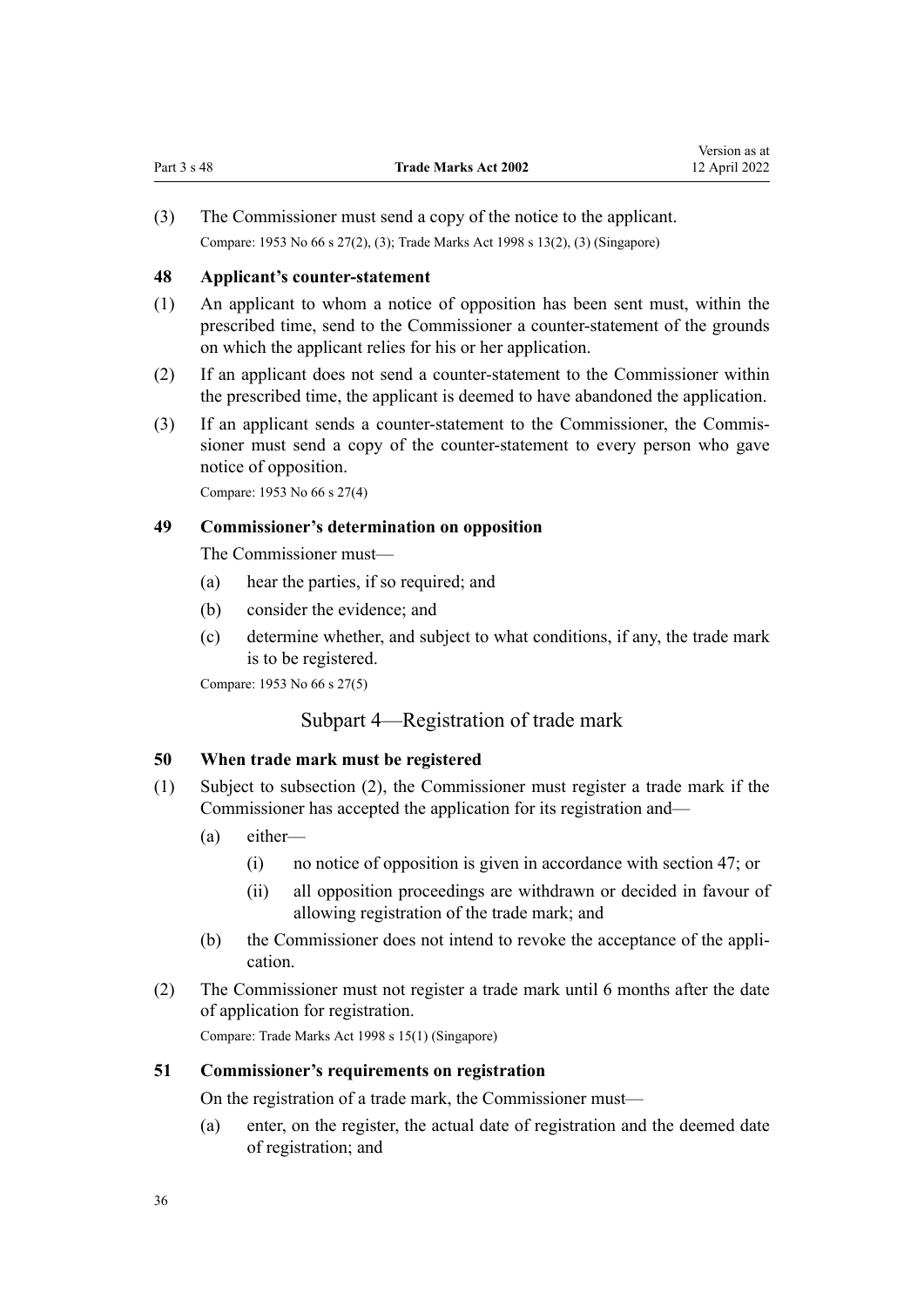(3) The Commissioner must send a copy of the notice to the applicant.

Compare: 1953 No 66 s 27(2), (3); Trade Marks Act 1998 s 13(2), (3) (Singapore)

### 48 Applicant's counter-statement

(1) An applicant to whom a notice of opposition has been sent must, within the prescribed time, send to the Commissioner a counter-statement of the grounds on which the applicant relies for his or her application.

(2) If an applicant does not send a counter-statement to the Commissioner within the prescribed time, the applicant is deemed to have abandoned the application.

(3) If an applicant sends a counter-statement to the Commissioner, the Commissioner must send a copy of the counter-statement to every person who gave notice of opposition.

Compare: 1953 No 66 s 27(4)

### 49 Commissioner's determination on opposition

The Commissioner must—

(a) hear the parties, if so required; and

(b) consider the evidence; and

(c) determine whether, and subject to what conditions, if any, the trade mark is to be registered.

Compare: 1953 No 66 s 27(5)

## Subpart 4—Registration of trade mark

### 50 When trade mark must be registered

(1) Subject to subsection (2), the Commissioner must register a trade mark if the Commissioner has accepted the application for its registration and—

(a) either—

(i) no notice of opposition is given in accordance with section 47; or

(ii) all opposition proceedings are withdrawn or decided in favour of allowing registration of the trade mark; and

(b) the Commissioner does not intend to revoke the acceptance of the application.

(2) The Commissioner must not register a trade mark until 6 months after the date of application for registration.

Compare: Trade Marks Act 1998 s 15(1) (Singapore)

### 51 Commissioner's requirements on registration

On the registration of a trade mark, the Commissioner must—

(a) enter, on the register, the actual date of registration and the deemed date of registration; and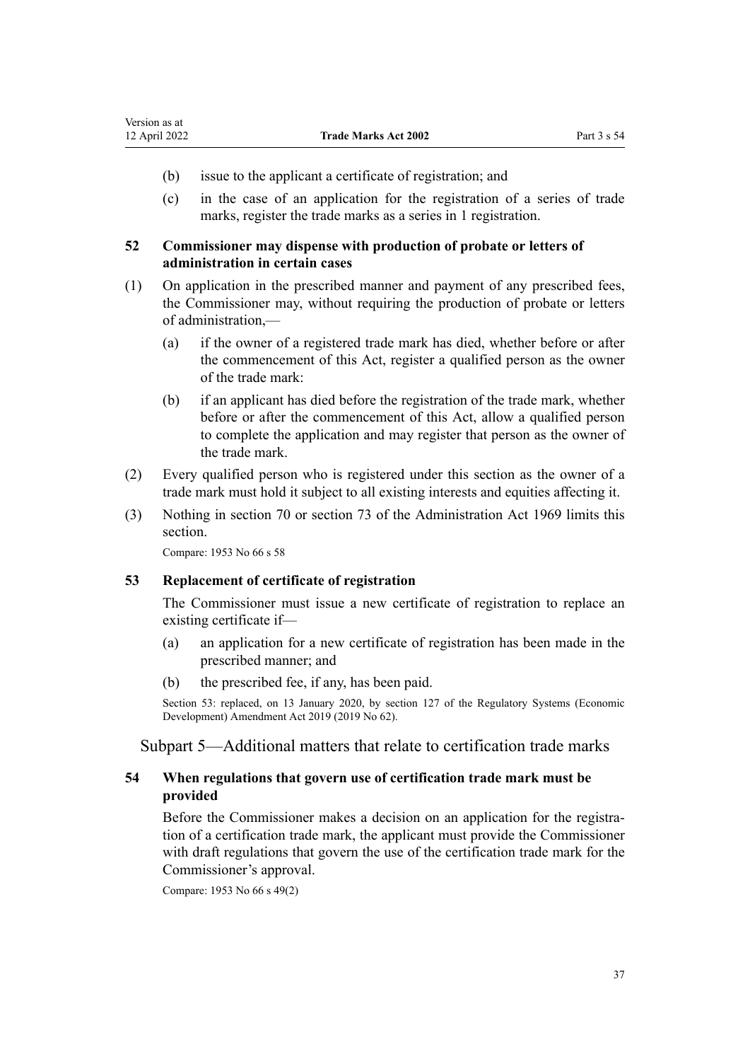- (b) issue to the applicant a certificate of registration; and
- (c) in the case of an application for the registration of a series of trade marks, register the trade marks as a series in 1 registration.

### 52 Commissioner may dispense with production of probate or letters of administration in certain cases

(1) On application in the prescribed manner and payment of any prescribed fees, the Commissioner may, without requiring the production of probate or letters of administration,—

- (a) if the owner of a registered trade mark has died, whether before or after the commencement of this Act, register a qualified person as the owner of the trade mark:
- (b) if an applicant has died before the registration of the trade mark, whether before or after the commencement of this Act, allow a qualified person to complete the application and may register that person as the owner of the trade mark.

(2) Every qualified person who is registered under this section as the owner of a trade mark must hold it subject to all existing interests and equities affecting it.

(3) Nothing in section 70 or section 73 of the Administration Act 1969 limits this section.

Compare: 1953 No 66 s 58

### 53 Replacement of certificate of registration

The Commissioner must issue a new certificate of registration to replace an existing certificate if—

- (a) an application for a new certificate of registration has been made in the prescribed manner; and
- (b) the prescribed fee, if any, has been paid.

Section 53: replaced, on 13 January 2020, by section 127 of the Regulatory Systems (Economic Development) Amendment Act 2019 (2019 No 62).

## Subpart 5—Additional matters that relate to certification trade marks

### 54 When regulations that govern use of certification trade mark must be provided

Before the Commissioner makes a decision on an application for the registration of a certification trade mark, the applicant must provide the Commissioner with draft regulations that govern the use of the certification trade mark for the Commissioner's approval.

Compare: 1953 No 66 s 49(2)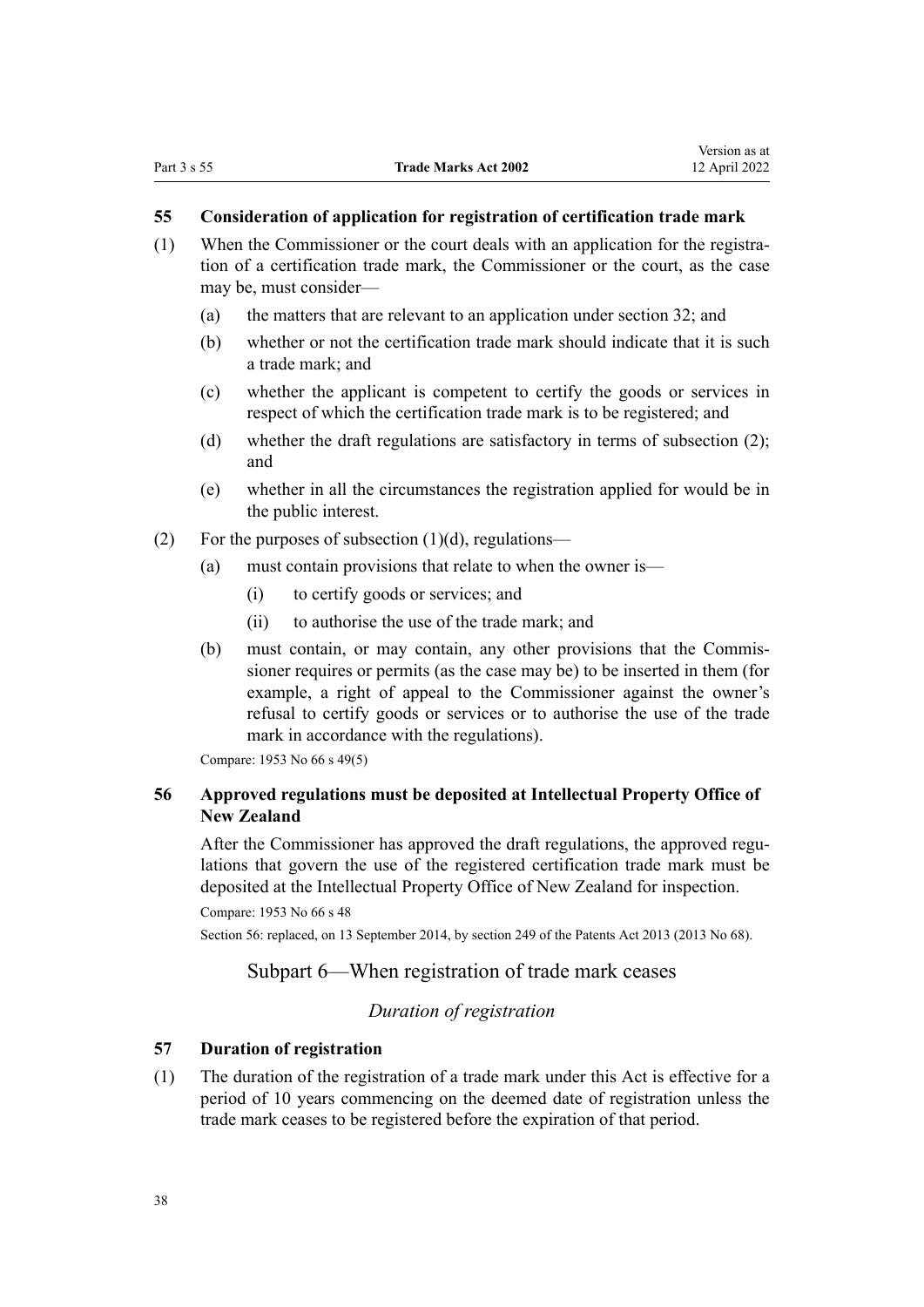### 55 Consideration of application for registration of certification trade mark

(1) When the Commissioner or the court deals with an application for the registration of a certification trade mark, the Commissioner or the court, as the case may be, must consider—

- (a) the matters that are relevant to an application under section 32; and
- (b) whether or not the certification trade mark should indicate that it is such a trade mark; and
- (c) whether the applicant is competent to certify the goods or services in respect of which the certification trade mark is to be registered; and
- (d) whether the draft regulations are satisfactory in terms of subsection (2); and
- (e) whether in all the circumstances the registration applied for would be in the public interest.

(2) For the purposes of subsection (1)(d), regulations—

- (a) must contain provisions that relate to when the owner is—
  - (i) to certify goods or services; and
  - (ii) to authorise the use of the trade mark; and
- (b) must contain, or may contain, any other provisions that the Commissioner requires or permits (as the case may be) to be inserted in them (for example, a right of appeal to the Commissioner against the owner's refusal to certify goods or services or to authorise the use of the trade mark in accordance with the regulations).

Compare: 1953 No 66 s 49(5)

### 56 Approved regulations must be deposited at Intellectual Property Office of New Zealand

After the Commissioner has approved the draft regulations, the approved regulations that govern the use of the registered certification trade mark must be deposited at the Intellectual Property Office of New Zealand for inspection.

Compare: 1953 No 66 s 48

Section 56: replaced, on 13 September 2014, by section 249 of the Patents Act 2013 (2013 No 68).

## Subpart 6—When registration of trade mark ceases

*Duration of registration*

### 57 Duration of registration

(1) The duration of the registration of a trade mark under this Act is effective for a period of 10 years commencing on the deemed date of registration unless the trade mark ceases to be registered before the expiration of that period.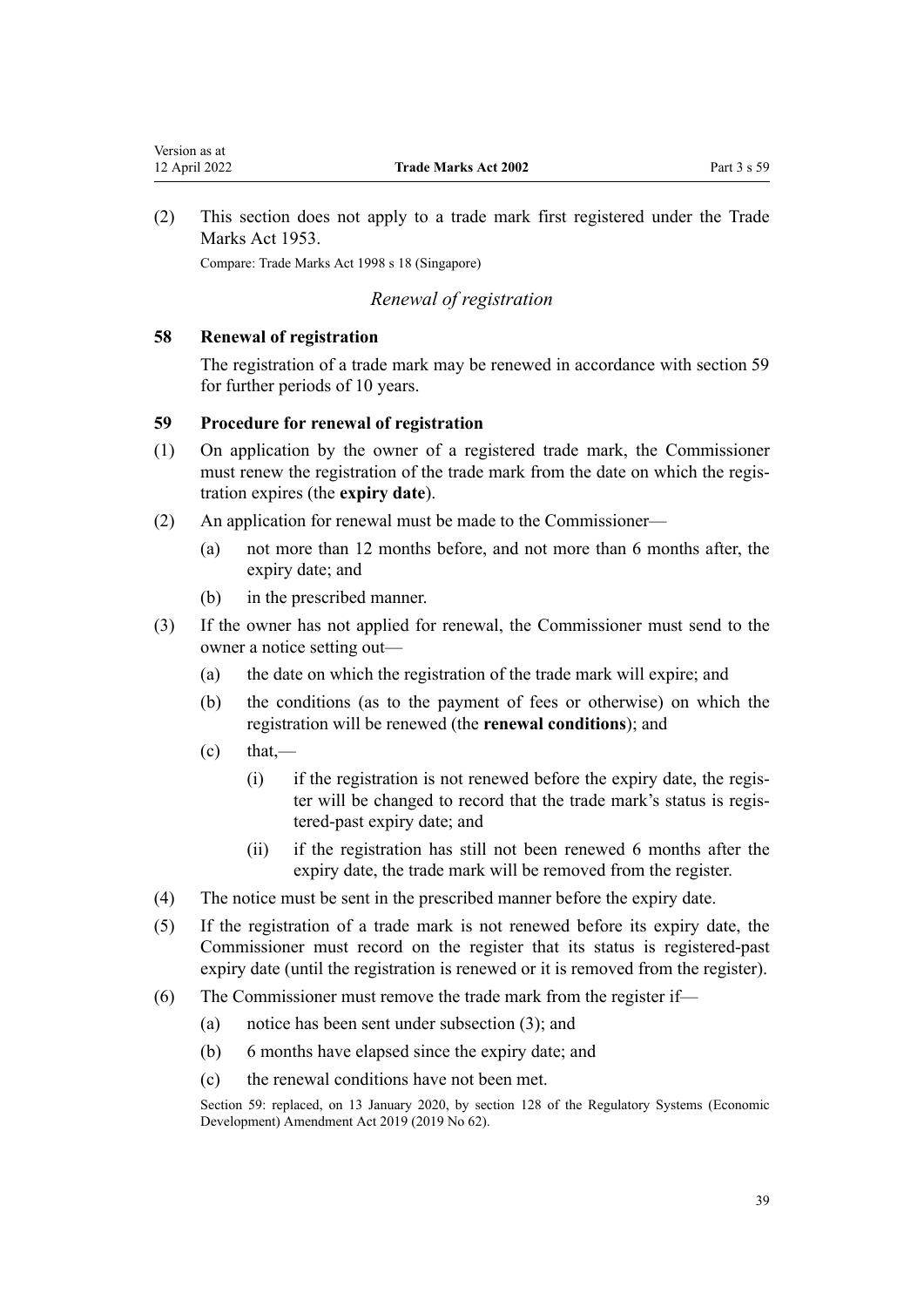(2) This section does not apply to a trade mark first registered under the Trade Marks Act 1953.

Compare: Trade Marks Act 1998 s 18 (Singapore)

*Renewal of registration*

### 58 Renewal of registration

The registration of a trade mark may be renewed in accordance with section 59 for further periods of 10 years.

### 59 Procedure for renewal of registration

(1) On application by the owner of a registered trade mark, the Commissioner must renew the registration of the trade mark from the date on which the registration expires (the **expiry date**).

(2) An application for renewal must be made to the Commissioner—

(a) not more than 12 months before, and not more than 6 months after, the expiry date; and

(b) in the prescribed manner.

(3) If the owner has not applied for renewal, the Commissioner must send to the owner a notice setting out—

(a) the date on which the registration of the trade mark will expire; and

(b) the conditions (as to the payment of fees or otherwise) on which the registration will be renewed (the **renewal conditions**); and

(c) that,—

(i) if the registration is not renewed before the expiry date, the register will be changed to record that the trade mark's status is registered-past expiry date; and

(ii) if the registration has still not been renewed 6 months after the expiry date, the trade mark will be removed from the register.

(4) The notice must be sent in the prescribed manner before the expiry date.

(5) If the registration of a trade mark is not renewed before its expiry date, the Commissioner must record on the register that its status is registered-past expiry date (until the registration is renewed or it is removed from the register).

(6) The Commissioner must remove the trade mark from the register if—

(a) notice has been sent under subsection (3); and

(b) 6 months have elapsed since the expiry date; and

(c) the renewal conditions have not been met.

Section 59: replaced, on 13 January 2020, by section 128 of the Regulatory Systems (Economic Development) Amendment Act 2019 (2019 No 62).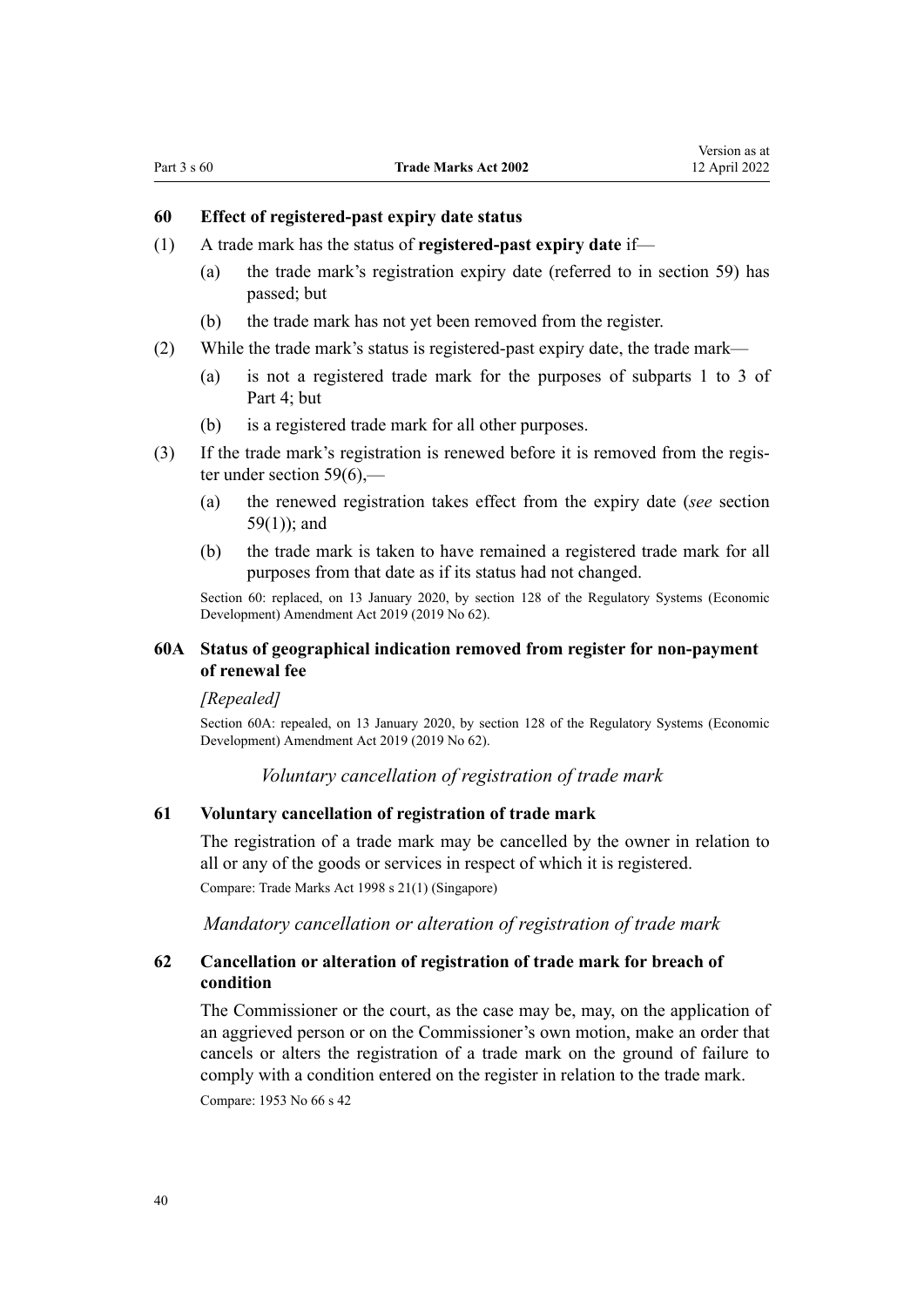### 60 Effect of registered-past expiry date status

(1) A trade mark has the status of **registered-past expiry date** if—

(a) the trade mark's registration expiry date (referred to in section 59) has passed; but

(b) the trade mark has not yet been removed from the register.

(2) While the trade mark's status is registered-past expiry date, the trade mark—

(a) is not a registered trade mark for the purposes of subparts 1 to 3 of Part 4; but

(b) is a registered trade mark for all other purposes.

(3) If the trade mark's registration is renewed before it is removed from the register under section 59(6),—

(a) the renewed registration takes effect from the expiry date (*see* section 59(1)); and

(b) the trade mark is taken to have remained a registered trade mark for all purposes from that date as if its status had not changed.

Section 60: replaced, on 13 January 2020, by section 128 of the Regulatory Systems (Economic Development) Amendment Act 2019 (2019 No 62).

### 60A Status of geographical indication removed from register for non-payment of renewal fee

*[Repealed]*

Section 60A: repealed, on 13 January 2020, by section 128 of the Regulatory Systems (Economic Development) Amendment Act 2019 (2019 No 62).

*Voluntary cancellation of registration of trade mark*

### 61 Voluntary cancellation of registration of trade mark

The registration of a trade mark may be cancelled by the owner in relation to all or any of the goods or services in respect of which it is registered.

Compare: Trade Marks Act 1998 s 21(1) (Singapore)

*Mandatory cancellation or alteration of registration of trade mark*

### 62 Cancellation or alteration of registration of trade mark for breach of condition

The Commissioner or the court, as the case may be, may, on the application of an aggrieved person or on the Commissioner's own motion, make an order that cancels or alters the registration of a trade mark on the ground of failure to comply with a condition entered on the register in relation to the trade mark.

Compare: 1953 No 66 s 42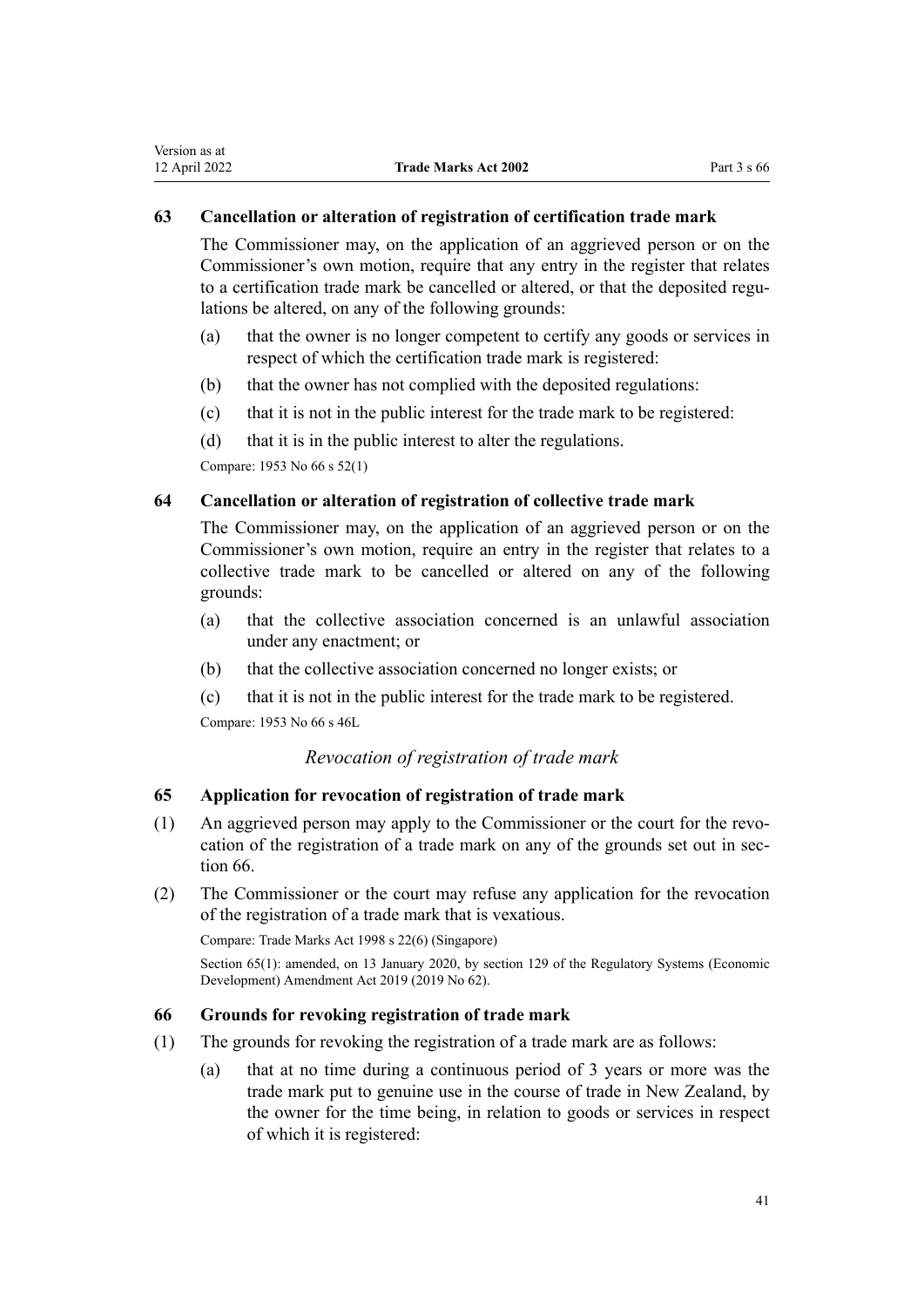### 63 Cancellation or alteration of registration of certification trade mark

The Commissioner may, on the application of an aggrieved person or on the Commissioner's own motion, require that any entry in the register that relates to a certification trade mark be cancelled or altered, or that the deposited regulations be altered, on any of the following grounds:

(a) that the owner is no longer competent to certify any goods or services in respect of which the certification trade mark is registered:

(b) that the owner has not complied with the deposited regulations:

(c) that it is not in the public interest for the trade mark to be registered:

(d) that it is in the public interest to alter the regulations.

Compare: 1953 No 66 s 52(1)

### 64 Cancellation or alteration of registration of collective trade mark

The Commissioner may, on the application of an aggrieved person or on the Commissioner's own motion, require an entry in the register that relates to a collective trade mark to be cancelled or altered on any of the following grounds:

(a) that the collective association concerned is an unlawful association under any enactment; or

(b) that the collective association concerned no longer exists; or

(c) that it is not in the public interest for the trade mark to be registered.

Compare: 1953 No 66 s 46L

*Revocation of registration of trade mark*

### 65 Application for revocation of registration of trade mark

(1) An aggrieved person may apply to the Commissioner or the court for the revocation of the registration of a trade mark on any of the grounds set out in section 66.

(2) The Commissioner or the court may refuse any application for the revocation of the registration of a trade mark that is vexatious.

Compare: Trade Marks Act 1998 s 22(6) (Singapore)

Section 65(1): amended, on 13 January 2020, by section 129 of the Regulatory Systems (Economic Development) Amendment Act 2019 (2019 No 62).

### 66 Grounds for revoking registration of trade mark

(1) The grounds for revoking the registration of a trade mark are as follows:

(a) that at no time during a continuous period of 3 years or more was the trade mark put to genuine use in the course of trade in New Zealand, by the owner for the time being, in relation to goods or services in respect of which it is registered: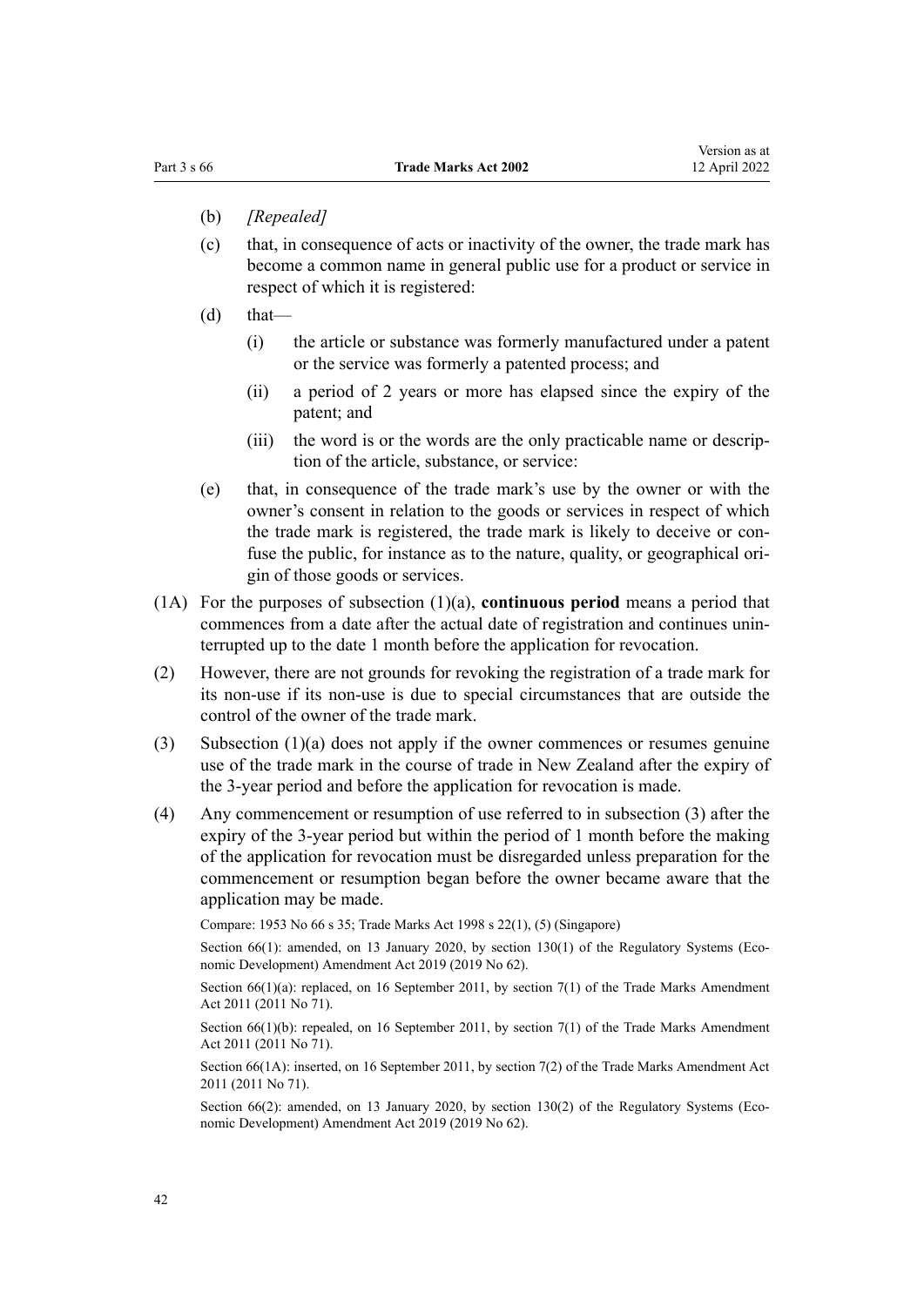(b) *[Repealed]*

(c) that, in consequence of acts or inactivity of the owner, the trade mark has become a common name in general public use for a product or service in respect of which it is registered:

(d) that—

  (i) the article or substance was formerly manufactured under a patent or the service was formerly a patented process; and

  (ii) a period of 2 years or more has elapsed since the expiry of the patent; and

  (iii) the word is or the words are the only practicable name or description of the article, substance, or service:

(e) that, in consequence of the trade mark's use by the owner or with the owner's consent in relation to the goods or services in respect of which the trade mark is registered, the trade mark is likely to deceive or confuse the public, for instance as to the nature, quality, or geographical origin of those goods or services.

(1A) For the purposes of subsection (1)(a), **continuous period** means a period that commences from a date after the actual date of registration and continues uninterrupted up to the date 1 month before the application for revocation.

(2) However, there are not grounds for revoking the registration of a trade mark for its non-use if its non-use is due to special circumstances that are outside the control of the owner of the trade mark.

(3) Subsection (1)(a) does not apply if the owner commences or resumes genuine use of the trade mark in the course of trade in New Zealand after the expiry of the 3-year period and before the application for revocation is made.

(4) Any commencement or resumption of use referred to in subsection (3) after the expiry of the 3-year period but within the period of 1 month before the making of the application for revocation must be disregarded unless preparation for the commencement or resumption began before the owner became aware that the application may be made.

Compare: 1953 No 66 s 35; Trade Marks Act 1998 s 22(1), (5) (Singapore)

Section 66(1): amended, on 13 January 2020, by section 130(1) of the Regulatory Systems (Economic Development) Amendment Act 2019 (2019 No 62).

Section 66(1)(a): replaced, on 16 September 2011, by section 7(1) of the Trade Marks Amendment Act 2011 (2011 No 71).

Section 66(1)(b): repealed, on 16 September 2011, by section 7(1) of the Trade Marks Amendment Act 2011 (2011 No 71).

Section 66(1A): inserted, on 16 September 2011, by section 7(2) of the Trade Marks Amendment Act 2011 (2011 No 71).

Section 66(2): amended, on 13 January 2020, by section 130(2) of the Regulatory Systems (Economic Development) Amendment Act 2019 (2019 No 62).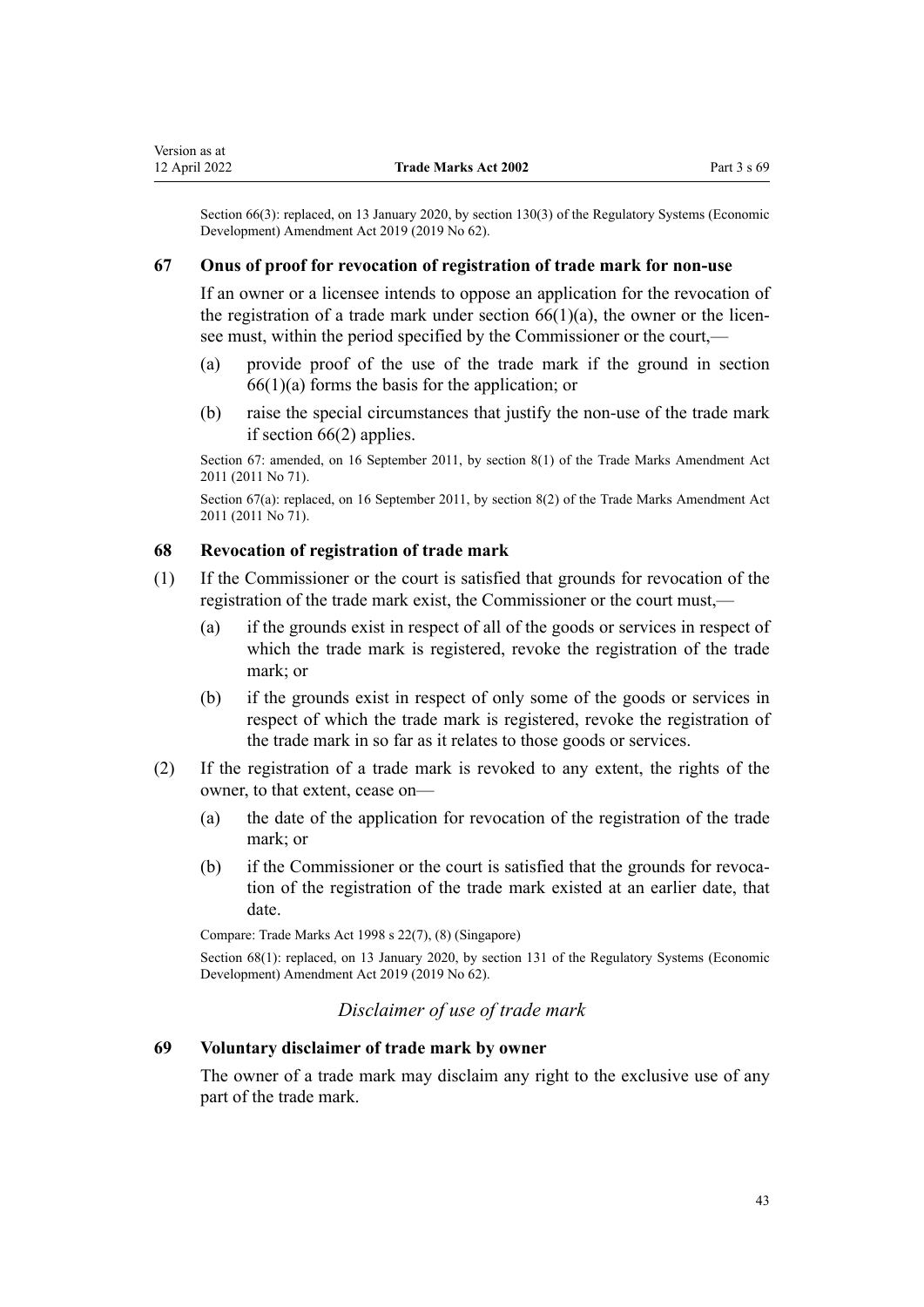Section 66(3): replaced, on 13 January 2020, by section 130(3) of the Regulatory Systems (Economic Development) Amendment Act 2019 (2019 No 62).

### 67 Onus of proof for revocation of registration of trade mark for non-use

If an owner or a licensee intends to oppose an application for the revocation of the registration of a trade mark under section 66(1)(a), the owner or the licensee must, within the period specified by the Commissioner or the court,—

(a) provide proof of the use of the trade mark if the ground in section 66(1)(a) forms the basis for the application; or

(b) raise the special circumstances that justify the non-use of the trade mark if section 66(2) applies.

Section 67: amended, on 16 September 2011, by section 8(1) of the Trade Marks Amendment Act 2011 (2011 No 71).

Section 67(a): replaced, on 16 September 2011, by section 8(2) of the Trade Marks Amendment Act 2011 (2011 No 71).

### 68 Revocation of registration of trade mark

(1) If the Commissioner or the court is satisfied that grounds for revocation of the registration of the trade mark exist, the Commissioner or the court must,—

(a) if the grounds exist in respect of all of the goods or services in respect of which the trade mark is registered, revoke the registration of the trade mark; or

(b) if the grounds exist in respect of only some of the goods or services in respect of which the trade mark is registered, revoke the registration of the trade mark in so far as it relates to those goods or services.

(2) If the registration of a trade mark is revoked to any extent, the rights of the owner, to that extent, cease on—

(a) the date of the application for revocation of the registration of the trade mark; or

(b) if the Commissioner or the court is satisfied that the grounds for revocation of the registration of the trade mark existed at an earlier date, that date.

Compare: Trade Marks Act 1998 s 22(7), (8) (Singapore)

Section 68(1): replaced, on 13 January 2020, by section 131 of the Regulatory Systems (Economic Development) Amendment Act 2019 (2019 No 62).

*Disclaimer of use of trade mark*

### 69 Voluntary disclaimer of trade mark by owner

The owner of a trade mark may disclaim any right to the exclusive use of any part of the trade mark.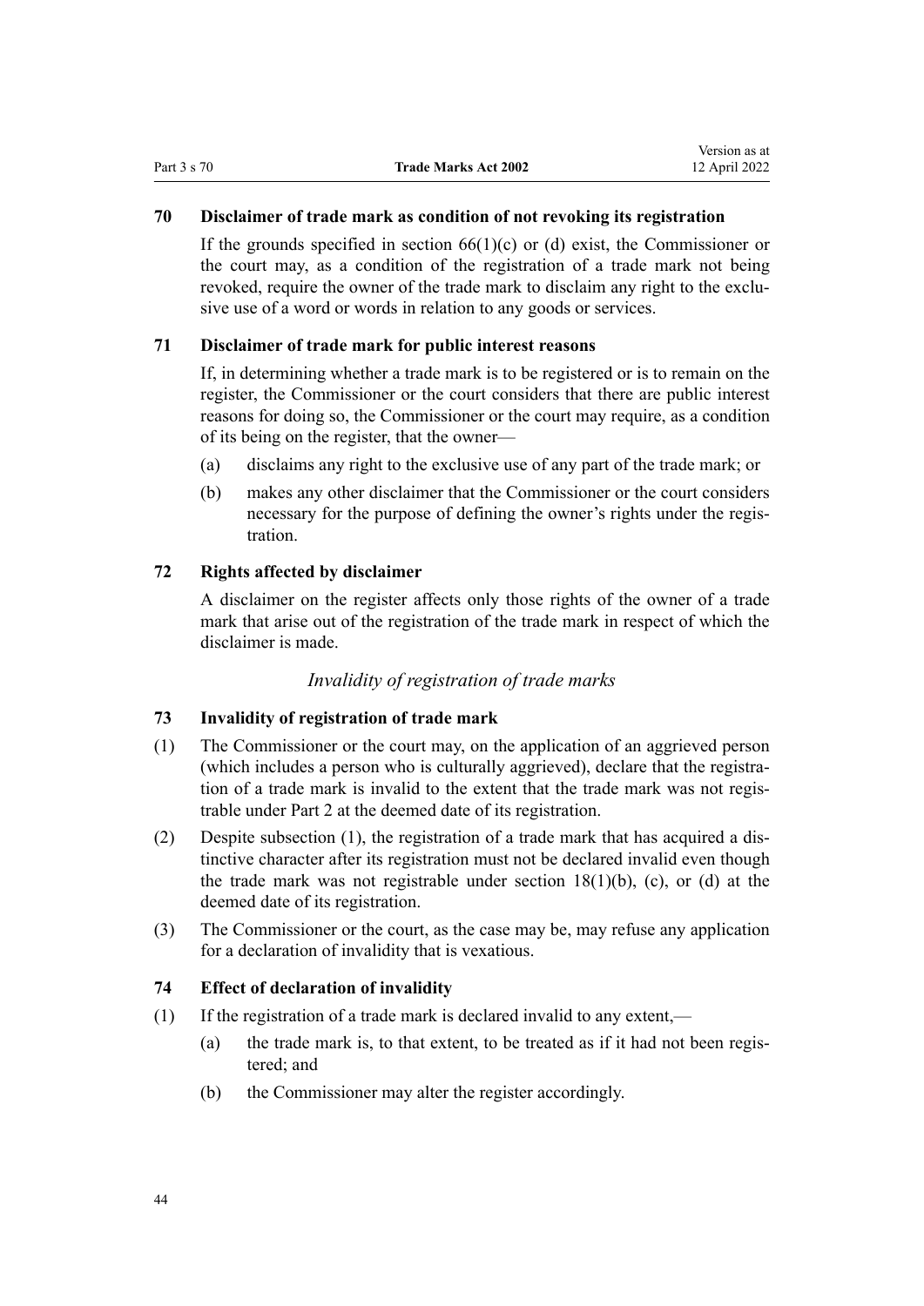### 70 Disclaimer of trade mark as condition of not revoking its registration

If the grounds specified in section 66(1)(c) or (d) exist, the Commissioner or the court may, as a condition of the registration of a trade mark not being revoked, require the owner of the trade mark to disclaim any right to the exclusive use of a word or words in relation to any goods or services.

### 71 Disclaimer of trade mark for public interest reasons

If, in determining whether a trade mark is to be registered or is to remain on the register, the Commissioner or the court considers that there are public interest reasons for doing so, the Commissioner or the court may require, as a condition of its being on the register, that the owner—

- (a) disclaims any right to the exclusive use of any part of the trade mark; or
- (b) makes any other disclaimer that the Commissioner or the court considers necessary for the purpose of defining the owner's rights under the registration.

### 72 Rights affected by disclaimer

A disclaimer on the register affects only those rights of the owner of a trade mark that arise out of the registration of the trade mark in respect of which the disclaimer is made.

*Invalidity of registration of trade marks*

### 73 Invalidity of registration of trade mark

(1) The Commissioner or the court may, on the application of an aggrieved person (which includes a person who is culturally aggrieved), declare that the registration of a trade mark is invalid to the extent that the trade mark was not registrable under Part 2 at the deemed date of its registration.

(2) Despite subsection (1), the registration of a trade mark that has acquired a distinctive character after its registration must not be declared invalid even though the trade mark was not registrable under section 18(1)(b), (c), or (d) at the deemed date of its registration.

(3) The Commissioner or the court, as the case may be, may refuse any application for a declaration of invalidity that is vexatious.

### 74 Effect of declaration of invalidity

(1) If the registration of a trade mark is declared invalid to any extent,—

- (a) the trade mark is, to that extent, to be treated as if it had not been registered; and
- (b) the Commissioner may alter the register accordingly.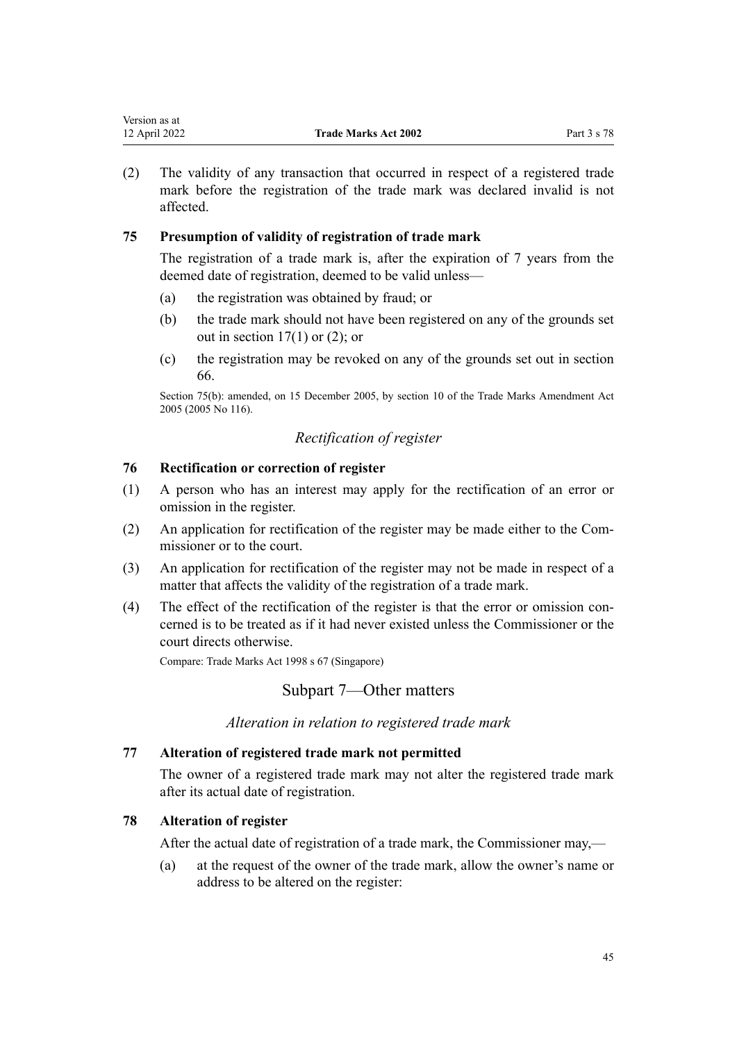(2) The validity of any transaction that occurred in respect of a registered trade mark before the registration of the trade mark was declared invalid is not affected.

### 75 Presumption of validity of registration of trade mark

The registration of a trade mark is, after the expiration of 7 years from the deemed date of registration, deemed to be valid unless—

(a) the registration was obtained by fraud; or

(b) the trade mark should not have been registered on any of the grounds set out in section 17(1) or (2); or

(c) the registration may be revoked on any of the grounds set out in section 66.

Section 75(b): amended, on 15 December 2005, by section 10 of the Trade Marks Amendment Act 2005 (2005 No 116).

*Rectification of register*

### 76 Rectification or correction of register

(1) A person who has an interest may apply for the rectification of an error or omission in the register.

(2) An application for rectification of the register may be made either to the Commissioner or to the court.

(3) An application for rectification of the register may not be made in respect of a matter that affects the validity of the registration of a trade mark.

(4) The effect of the rectification of the register is that the error or omission concerned is to be treated as if it had never existed unless the Commissioner or the court directs otherwise.

Compare: Trade Marks Act 1998 s 67 (Singapore)

## Subpart 7—Other matters

*Alteration in relation to registered trade mark*

### 77 Alteration of registered trade mark not permitted

The owner of a registered trade mark may not alter the registered trade mark after its actual date of registration.

### 78 Alteration of register

After the actual date of registration of a trade mark, the Commissioner may,—

(a) at the request of the owner of the trade mark, allow the owner's name or address to be altered on the register: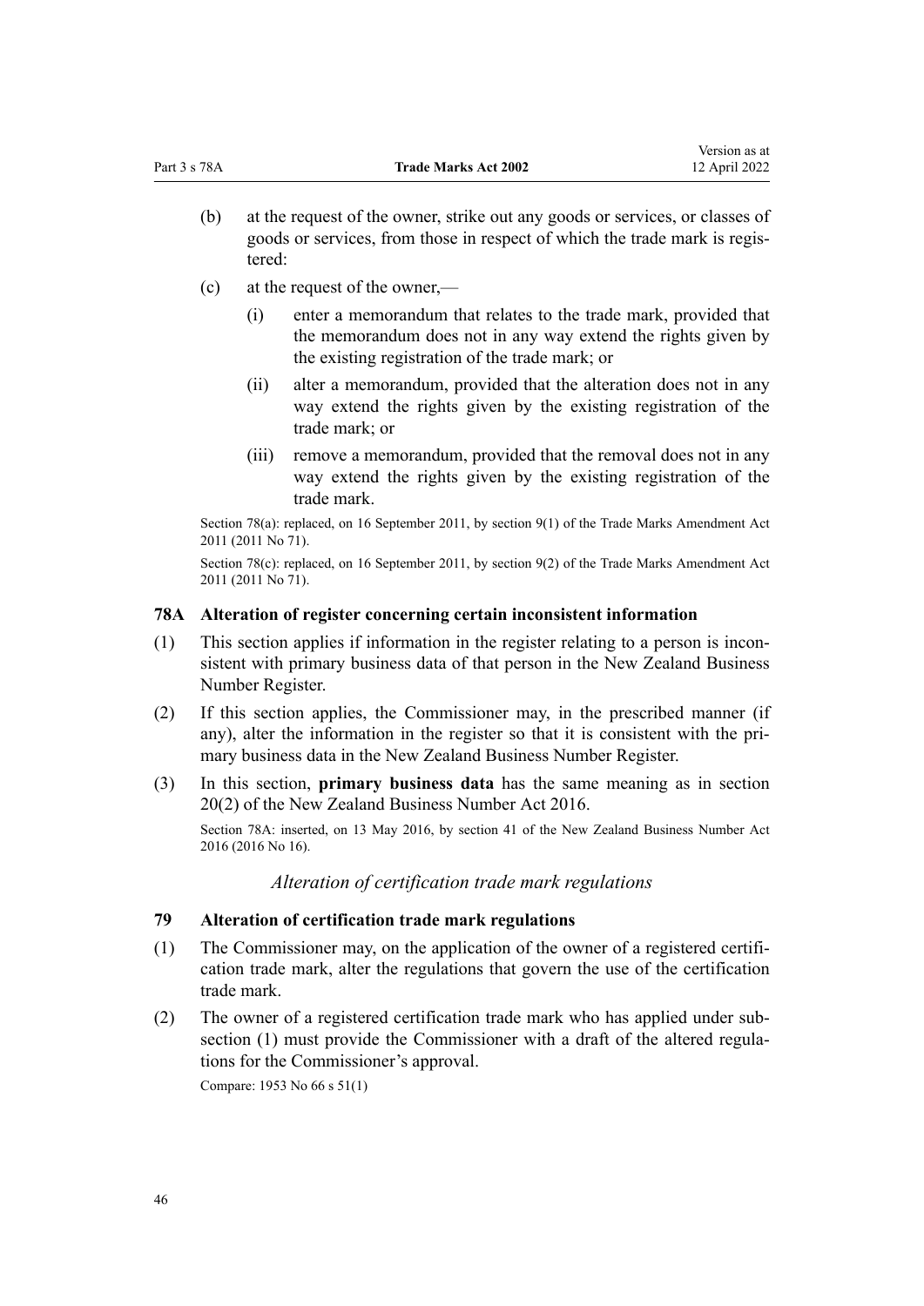(b) at the request of the owner, strike out any goods or services, or classes of goods or services, from those in respect of which the trade mark is registered:

(c) at the request of the owner,—

  (i) enter a memorandum that relates to the trade mark, provided that the memorandum does not in any way extend the rights given by the existing registration of the trade mark; or

  (ii) alter a memorandum, provided that the alteration does not in any way extend the rights given by the existing registration of the trade mark; or

  (iii) remove a memorandum, provided that the removal does not in any way extend the rights given by the existing registration of the trade mark.

Section 78(a): replaced, on 16 September 2011, by section 9(1) of the Trade Marks Amendment Act 2011 (2011 No 71).

Section 78(c): replaced, on 16 September 2011, by section 9(2) of the Trade Marks Amendment Act 2011 (2011 No 71).

### 78A Alteration of register concerning certain inconsistent information

(1) This section applies if information in the register relating to a person is inconsistent with primary business data of that person in the New Zealand Business Number Register.

(2) If this section applies, the Commissioner may, in the prescribed manner (if any), alter the information in the register so that it is consistent with the primary business data in the New Zealand Business Number Register.

(3) In this section, **primary business data** has the same meaning as in section 20(2) of the New Zealand Business Number Act 2016.

Section 78A: inserted, on 13 May 2016, by section 41 of the New Zealand Business Number Act 2016 (2016 No 16).

*Alteration of certification trade mark regulations*

### 79 Alteration of certification trade mark regulations

(1) The Commissioner may, on the application of the owner of a registered certification trade mark, alter the regulations that govern the use of the certification trade mark.

(2) The owner of a registered certification trade mark who has applied under subsection (1) must provide the Commissioner with a draft of the altered regulations for the Commissioner's approval.

Compare: 1953 No 66 s 51(1)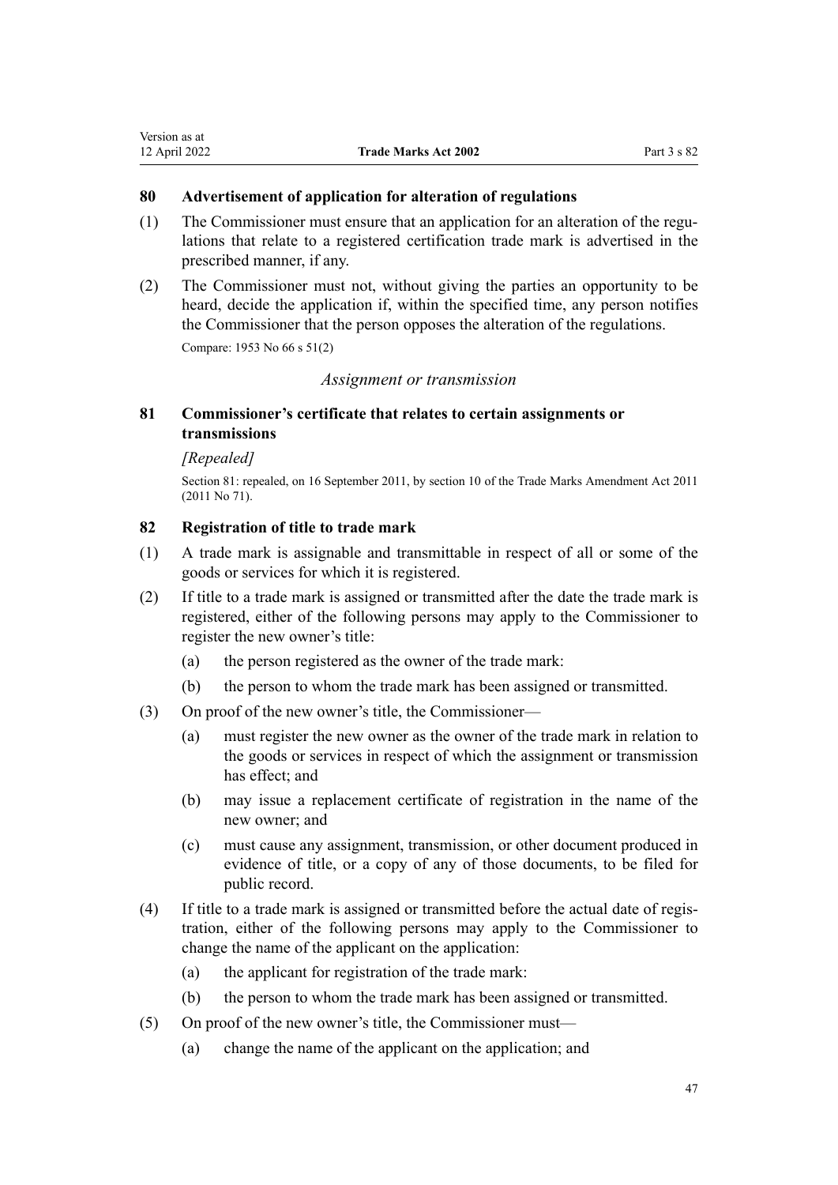### 80 Advertisement of application for alteration of regulations

(1) The Commissioner must ensure that an application for an alteration of the regulations that relate to a registered certification trade mark is advertised in the prescribed manner, if any.

(2) The Commissioner must not, without giving the parties an opportunity to be heard, decide the application if, within the specified time, any person notifies the Commissioner that the person opposes the alteration of the regulations.

Compare: 1953 No 66 s 51(2)

*Assignment or transmission*

### 81 Commissioner's certificate that relates to certain assignments or transmissions

*[Repealed]*

Section 81: repealed, on 16 September 2011, by section 10 of the Trade Marks Amendment Act 2011 (2011 No 71).

### 82 Registration of title to trade mark

(1) A trade mark is assignable and transmittable in respect of all or some of the goods or services for which it is registered.

(2) If title to a trade mark is assigned or transmitted after the date the trade mark is registered, either of the following persons may apply to the Commissioner to register the new owner's title:

- (a) the person registered as the owner of the trade mark:
- (b) the person to whom the trade mark has been assigned or transmitted.

(3) On proof of the new owner's title, the Commissioner—

- (a) must register the new owner as the owner of the trade mark in relation to the goods or services in respect of which the assignment or transmission has effect; and
- (b) may issue a replacement certificate of registration in the name of the new owner; and
- (c) must cause any assignment, transmission, or other document produced in evidence of title, or a copy of any of those documents, to be filed for public record.

(4) If title to a trade mark is assigned or transmitted before the actual date of registration, either of the following persons may apply to the Commissioner to change the name of the applicant on the application:

- (a) the applicant for registration of the trade mark:
- (b) the person to whom the trade mark has been assigned or transmitted.

(5) On proof of the new owner's title, the Commissioner must—

- (a) change the name of the applicant on the application; and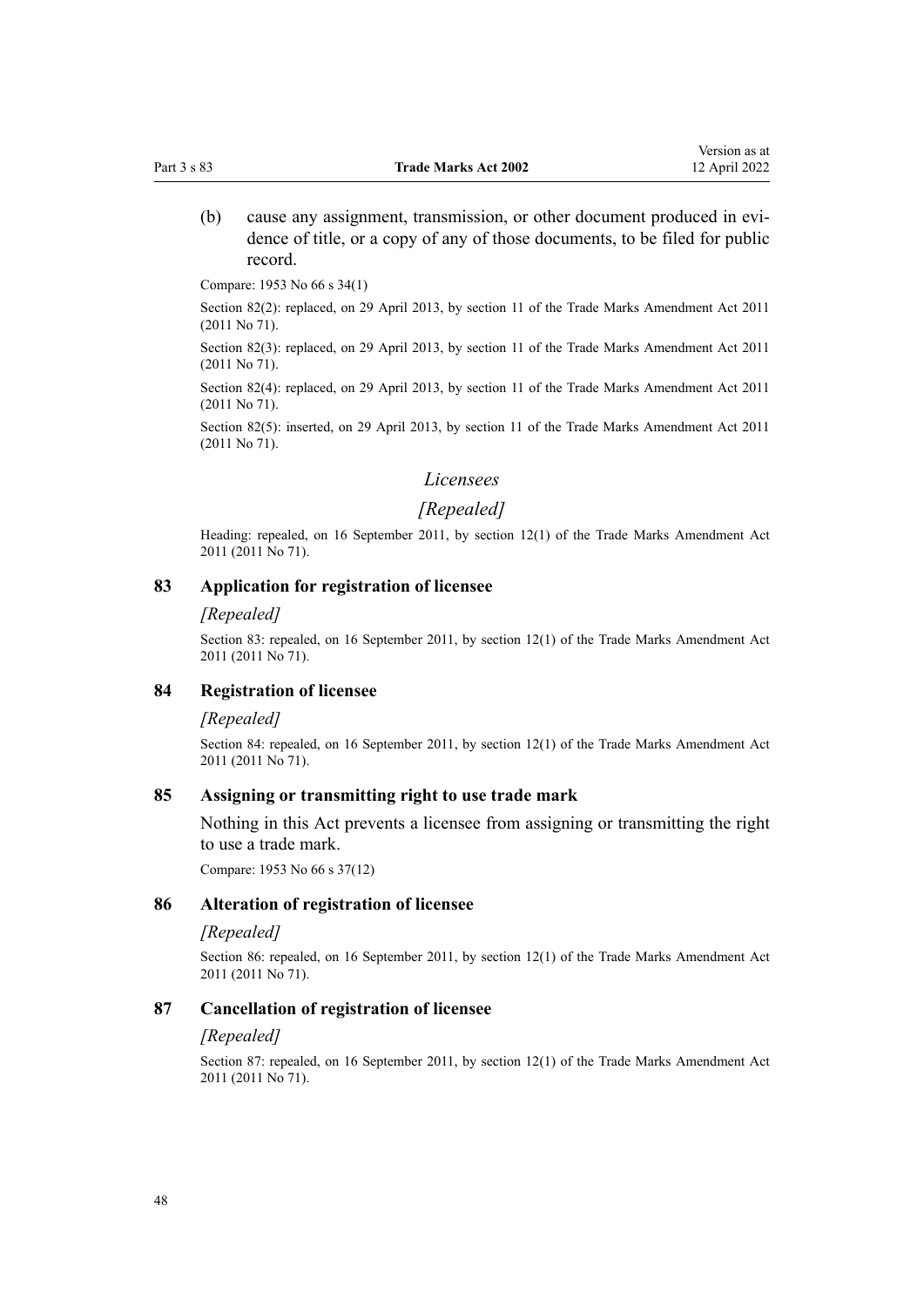(b) cause any assignment, transmission, or other document produced in evidence of title, or a copy of any of those documents, to be filed for public record.

Compare: 1953 No 66 s 34(1)

Section 82(2): replaced, on 29 April 2013, by section 11 of the Trade Marks Amendment Act 2011 (2011 No 71).

Section 82(3): replaced, on 29 April 2013, by section 11 of the Trade Marks Amendment Act 2011 (2011 No 71).

Section 82(4): replaced, on 29 April 2013, by section 11 of the Trade Marks Amendment Act 2011 (2011 No 71).

Section 82(5): inserted, on 29 April 2013, by section 11 of the Trade Marks Amendment Act 2011 (2011 No 71).

*Licensees*

*[Repealed]*

Heading: repealed, on 16 September 2011, by section 12(1) of the Trade Marks Amendment Act 2011 (2011 No 71).

### 83 Application for registration of licensee

*[Repealed]*

Section 83: repealed, on 16 September 2011, by section 12(1) of the Trade Marks Amendment Act 2011 (2011 No 71).

### 84 Registration of licensee

*[Repealed]*

Section 84: repealed, on 16 September 2011, by section 12(1) of the Trade Marks Amendment Act 2011 (2011 No 71).

### 85 Assigning or transmitting right to use trade mark

Nothing in this Act prevents a licensee from assigning or transmitting the right to use a trade mark.

Compare: 1953 No 66 s 37(12)

### 86 Alteration of registration of licensee

*[Repealed]*

Section 86: repealed, on 16 September 2011, by section 12(1) of the Trade Marks Amendment Act 2011 (2011 No 71).

### 87 Cancellation of registration of licensee

*[Repealed]*

Section 87: repealed, on 16 September 2011, by section 12(1) of the Trade Marks Amendment Act 2011 (2011 No 71).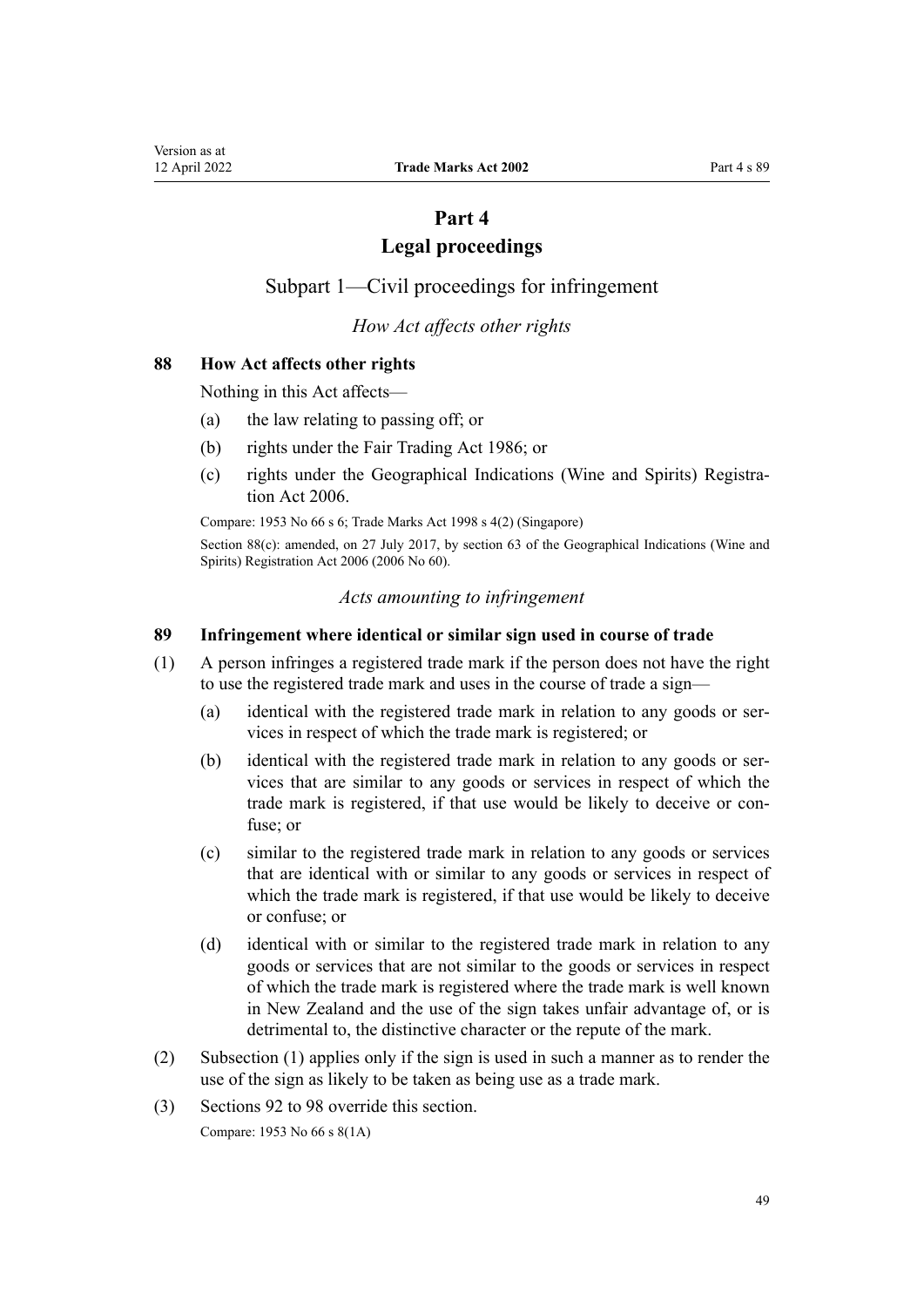# Part 4
# Legal proceedings

## Subpart 1—Civil proceedings for infringement

*How Act affects other rights*

### 88 How Act affects other rights

Nothing in this Act affects—

(a) the law relating to passing off; or

(b) rights under the Fair Trading Act 1986; or

(c) rights under the Geographical Indications (Wine and Spirits) Registration Act 2006.

Compare: 1953 No 66 s 6; Trade Marks Act 1998 s 4(2) (Singapore)

Section 88(c): amended, on 27 July 2017, by section 63 of the Geographical Indications (Wine and Spirits) Registration Act 2006 (2006 No 60).

*Acts amounting to infringement*

### 89 Infringement where identical or similar sign used in course of trade

(1) A person infringes a registered trade mark if the person does not have the right to use the registered trade mark and uses in the course of trade a sign—

(a) identical with the registered trade mark in relation to any goods or services in respect of which the trade mark is registered; or

(b) identical with the registered trade mark in relation to any goods or services that are similar to any goods or services in respect of which the trade mark is registered, if that use would be likely to deceive or confuse; or

(c) similar to the registered trade mark in relation to any goods or services that are identical with or similar to any goods or services in respect of which the trade mark is registered, if that use would be likely to deceive or confuse; or

(d) identical with or similar to the registered trade mark in relation to any goods or services that are not similar to the goods or services in respect of which the trade mark is registered where the trade mark is well known in New Zealand and the use of the sign takes unfair advantage of, or is detrimental to, the distinctive character or the repute of the mark.

(2) Subsection (1) applies only if the sign is used in such a manner as to render the use of the sign as likely to be taken as being use as a trade mark.

(3) Sections 92 to 98 override this section.

Compare: 1953 No 66 s 8(1A)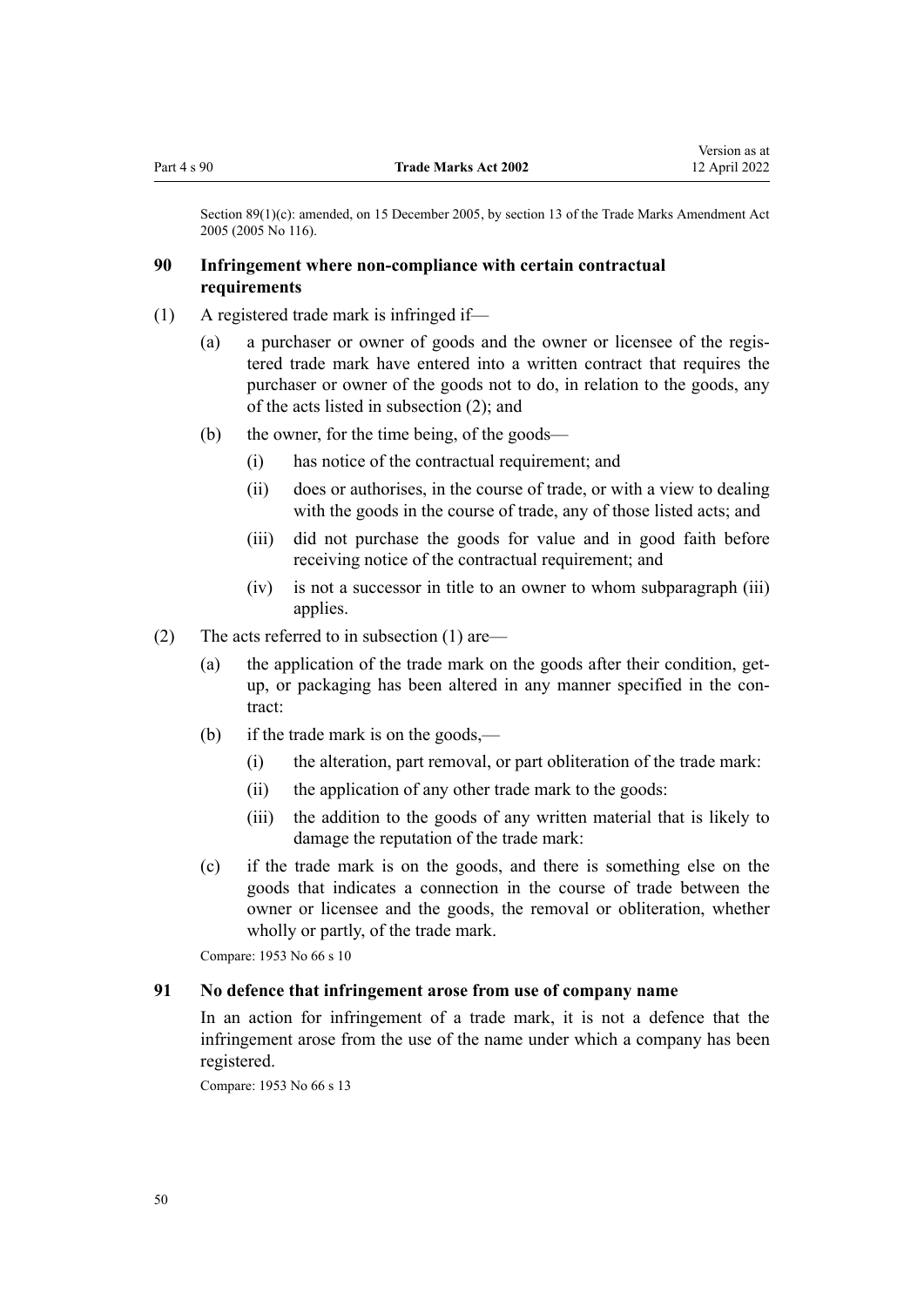Section 89(1)(c): amended, on 15 December 2005, by section 13 of the Trade Marks Amendment Act 2005 (2005 No 116).

### 90 Infringement where non-compliance with certain contractual requirements

(1) A registered trade mark is infringed if—

- (a) a purchaser or owner of goods and the owner or licensee of the registered trade mark have entered into a written contract that requires the purchaser or owner of the goods not to do, in relation to the goods, any of the acts listed in subsection (2); and
- (b) the owner, for the time being, of the goods—
  - (i) has notice of the contractual requirement; and
  - (ii) does or authorises, in the course of trade, or with a view to dealing with the goods in the course of trade, any of those listed acts; and
  - (iii) did not purchase the goods for value and in good faith before receiving notice of the contractual requirement; and
  - (iv) is not a successor in title to an owner to whom subparagraph (iii) applies.

(2) The acts referred to in subsection (1) are—

- (a) the application of the trade mark on the goods after their condition, get-up, or packaging has been altered in any manner specified in the contract:
- (b) if the trade mark is on the goods,—
  - (i) the alteration, part removal, or part obliteration of the trade mark:
  - (ii) the application of any other trade mark to the goods:
  - (iii) the addition to the goods of any written material that is likely to damage the reputation of the trade mark:
- (c) if the trade mark is on the goods, and there is something else on the goods that indicates a connection in the course of trade between the owner or licensee and the goods, the removal or obliteration, whether wholly or partly, of the trade mark.

Compare: 1953 No 66 s 10

### 91 No defence that infringement arose from use of company name

In an action for infringement of a trade mark, it is not a defence that the infringement arose from the use of the name under which a company has been registered.

Compare: 1953 No 66 s 13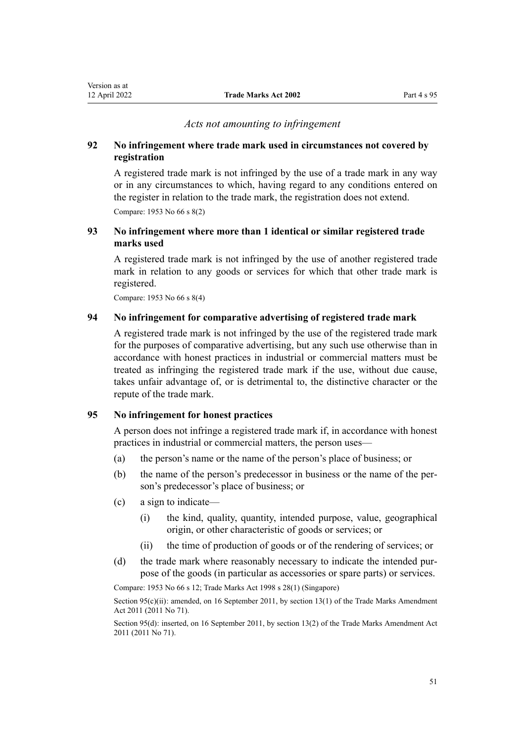*Acts not amounting to infringement*

### 92 No infringement where trade mark used in circumstances not covered by registration

A registered trade mark is not infringed by the use of a trade mark in any way or in any circumstances to which, having regard to any conditions entered on the register in relation to the trade mark, the registration does not extend.

Compare: 1953 No 66 s 8(2)

### 93 No infringement where more than 1 identical or similar registered trade marks used

A registered trade mark is not infringed by the use of another registered trade mark in relation to any goods or services for which that other trade mark is registered.

Compare: 1953 No 66 s 8(4)

### 94 No infringement for comparative advertising of registered trade mark

A registered trade mark is not infringed by the use of the registered trade mark for the purposes of comparative advertising, but any such use otherwise than in accordance with honest practices in industrial or commercial matters must be treated as infringing the registered trade mark if the use, without due cause, takes unfair advantage of, or is detrimental to, the distinctive character or the repute of the trade mark.

### 95 No infringement for honest practices

A person does not infringe a registered trade mark if, in accordance with honest practices in industrial or commercial matters, the person uses—

(a) the person's name or the name of the person's place of business; or

(b) the name of the person's predecessor in business or the name of the person's predecessor's place of business; or

(c) a sign to indicate—

  (i) the kind, quality, quantity, intended purpose, value, geographical origin, or other characteristic of goods or services; or

  (ii) the time of production of goods or of the rendering of services; or

(d) the trade mark where reasonably necessary to indicate the intended purpose of the goods (in particular as accessories or spare parts) or services.

Compare: 1953 No 66 s 12; Trade Marks Act 1998 s 28(1) (Singapore)

Section 95(c)(ii): amended, on 16 September 2011, by section 13(1) of the Trade Marks Amendment Act 2011 (2011 No 71).

Section 95(d): inserted, on 16 September 2011, by section 13(2) of the Trade Marks Amendment Act 2011 (2011 No 71).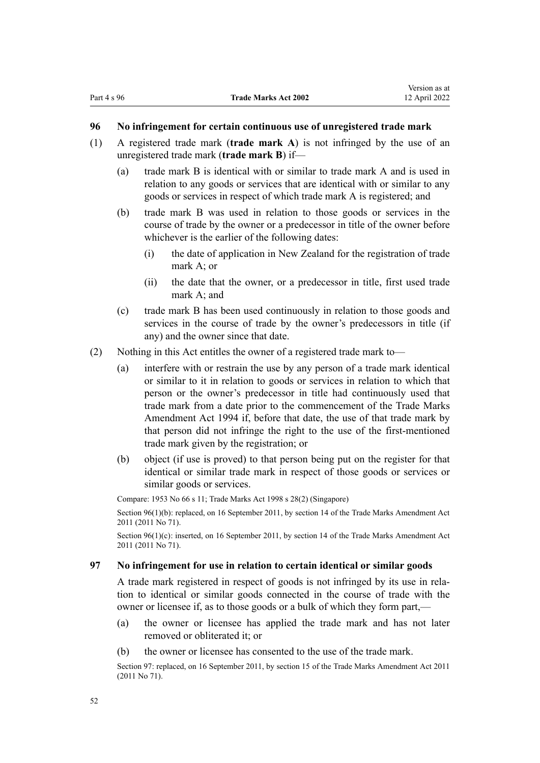### 96 No infringement for certain continuous use of unregistered trade mark

(1) A registered trade mark (**trade mark A**) is not infringed by the use of an unregistered trade mark (**trade mark B**) if—

  (a) trade mark B is identical with or similar to trade mark A and is used in relation to any goods or services that are identical with or similar to any goods or services in respect of which trade mark A is registered; and

  (b) trade mark B was used in relation to those goods or services in the course of trade by the owner or a predecessor in title of the owner before whichever is the earlier of the following dates:

    (i) the date of application in New Zealand for the registration of trade mark A; or

    (ii) the date that the owner, or a predecessor in title, first used trade mark A; and

  (c) trade mark B has been used continuously in relation to those goods and services in the course of trade by the owner's predecessors in title (if any) and the owner since that date.

(2) Nothing in this Act entitles the owner of a registered trade mark to—

  (a) interfere with or restrain the use by any person of a trade mark identical or similar to it in relation to goods or services in relation to which that person or the owner's predecessor in title had continuously used that trade mark from a date prior to the commencement of the Trade Marks Amendment Act 1994 if, before that date, the use of that trade mark by that person did not infringe the right to the use of the first-mentioned trade mark given by the registration; or

  (b) object (if use is proved) to that person being put on the register for that identical or similar trade mark in respect of those goods or services or similar goods or services.

Compare: 1953 No 66 s 11; Trade Marks Act 1998 s 28(2) (Singapore)

Section 96(1)(b): replaced, on 16 September 2011, by section 14 of the Trade Marks Amendment Act 2011 (2011 No 71).

Section 96(1)(c): inserted, on 16 September 2011, by section 14 of the Trade Marks Amendment Act 2011 (2011 No 71).

### 97 No infringement for use in relation to certain identical or similar goods

A trade mark registered in respect of goods is not infringed by its use in relation to identical or similar goods connected in the course of trade with the owner or licensee if, as to those goods or a bulk of which they form part,—

  (a) the owner or licensee has applied the trade mark and has not later removed or obliterated it; or

  (b) the owner or licensee has consented to the use of the trade mark.

Section 97: replaced, on 16 September 2011, by section 15 of the Trade Marks Amendment Act 2011 (2011 No 71).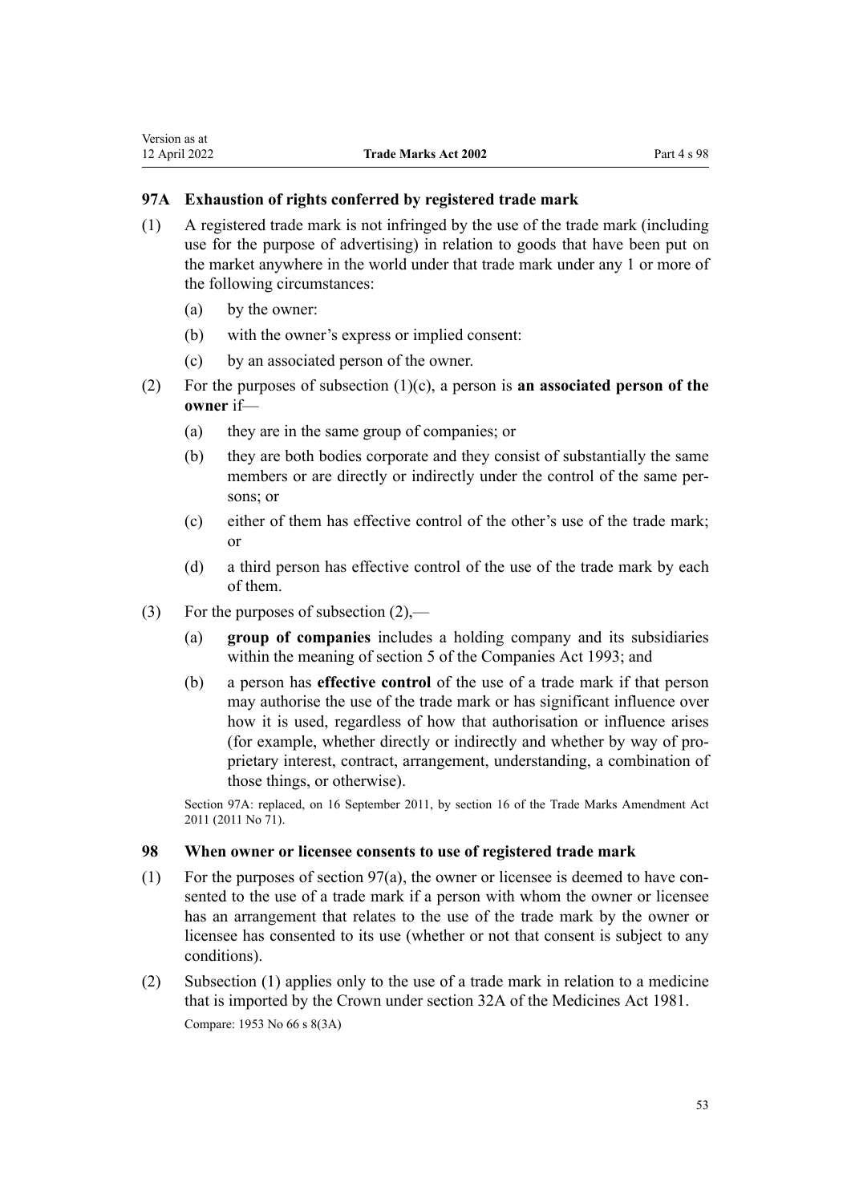### 97A Exhaustion of rights conferred by registered trade mark

(1) A registered trade mark is not infringed by the use of the trade mark (including use for the purpose of advertising) in relation to goods that have been put on the market anywhere in the world under that trade mark under any 1 or more of the following circumstances:

(a) by the owner:

(b) with the owner's express or implied consent:

(c) by an associated person of the owner.

(2) For the purposes of subsection (1)(c), a person is **an associated person of the owner** if—

(a) they are in the same group of companies; or

(b) they are both bodies corporate and they consist of substantially the same members or are directly or indirectly under the control of the same persons; or

(c) either of them has effective control of the other's use of the trade mark; or

(d) a third person has effective control of the use of the trade mark by each of them.

(3) For the purposes of subsection (2),—

(a) **group of companies** includes a holding company and its subsidiaries within the meaning of section 5 of the Companies Act 1993; and

(b) a person has **effective control** of the use of a trade mark if that person may authorise the use of the trade mark or has significant influence over how it is used, regardless of how that authorisation or influence arises (for example, whether directly or indirectly and whether by way of proprietary interest, contract, arrangement, understanding, a combination of those things, or otherwise).

Section 97A: replaced, on 16 September 2011, by section 16 of the Trade Marks Amendment Act 2011 (2011 No 71).

### 98 When owner or licensee consents to use of registered trade mark

(1) For the purposes of section 97(a), the owner or licensee is deemed to have consented to the use of a trade mark if a person with whom the owner or licensee has an arrangement that relates to the use of the trade mark by the owner or licensee has consented to its use (whether or not that consent is subject to any conditions).

(2) Subsection (1) applies only to the use of a trade mark in relation to a medicine that is imported by the Crown under section 32A of the Medicines Act 1981.

Compare: 1953 No 66 s 8(3A)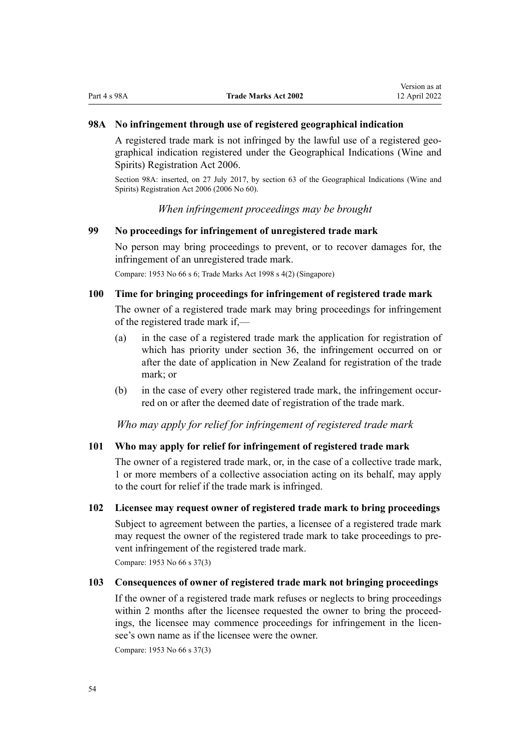### 98A No infringement through use of registered geographical indication

A registered trade mark is not infringed by the lawful use of a registered geographical indication registered under the Geographical Indications (Wine and Spirits) Registration Act 2006.

Section 98A: inserted, on 27 July 2017, by section 63 of the Geographical Indications (Wine and Spirits) Registration Act 2006 (2006 No 60).

*When infringement proceedings may be brought*

### 99 No proceedings for infringement of unregistered trade mark

No person may bring proceedings to prevent, or to recover damages for, the infringement of an unregistered trade mark.

Compare: 1953 No 66 s 6; Trade Marks Act 1998 s 4(2) (Singapore)

### 100 Time for bringing proceedings for infringement of registered trade mark

The owner of a registered trade mark may bring proceedings for infringement of the registered trade mark if,—

(a) in the case of a registered trade mark the application for registration of which has priority under section 36, the infringement occurred on or after the date of application in New Zealand for registration of the trade mark; or

(b) in the case of every other registered trade mark, the infringement occurred on or after the deemed date of registration of the trade mark.

*Who may apply for relief for infringement of registered trade mark*

### 101 Who may apply for relief for infringement of registered trade mark

The owner of a registered trade mark, or, in the case of a collective trade mark, 1 or more members of a collective association acting on its behalf, may apply to the court for relief if the trade mark is infringed.

### 102 Licensee may request owner of registered trade mark to bring proceedings

Subject to agreement between the parties, a licensee of a registered trade mark may request the owner of the registered trade mark to take proceedings to prevent infringement of the registered trade mark.

Compare: 1953 No 66 s 37(3)

### 103 Consequences of owner of registered trade mark not bringing proceedings

If the owner of a registered trade mark refuses or neglects to bring proceedings within 2 months after the licensee requested the owner to bring the proceedings, the licensee may commence proceedings for infringement in the licensee's own name as if the licensee were the owner.

Compare: 1953 No 66 s 37(3)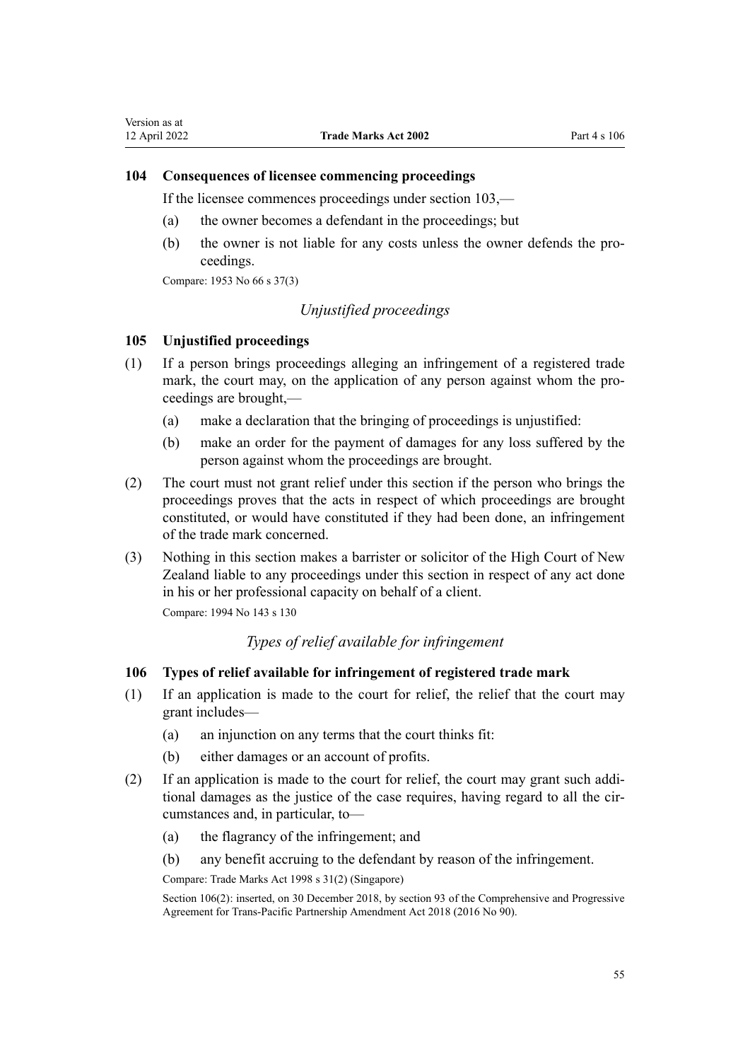### 104 Consequences of licensee commencing proceedings

If the licensee commences proceedings under section 103,—

(a) the owner becomes a defendant in the proceedings; but

(b) the owner is not liable for any costs unless the owner defends the proceedings.

Compare: 1953 No 66 s 37(3)

*Unjustified proceedings*

### 105 Unjustified proceedings

(1) If a person brings proceedings alleging an infringement of a registered trade mark, the court may, on the application of any person against whom the proceedings are brought,—

(a) make a declaration that the bringing of proceedings is unjustified:

(b) make an order for the payment of damages for any loss suffered by the person against whom the proceedings are brought.

(2) The court must not grant relief under this section if the person who brings the proceedings proves that the acts in respect of which proceedings are brought constituted, or would have constituted if they had been done, an infringement of the trade mark concerned.

(3) Nothing in this section makes a barrister or solicitor of the High Court of New Zealand liable to any proceedings under this section in respect of any act done in his or her professional capacity on behalf of a client.

Compare: 1994 No 143 s 130

*Types of relief available for infringement*

### 106 Types of relief available for infringement of registered trade mark

(1) If an application is made to the court for relief, the relief that the court may grant includes—

(a) an injunction on any terms that the court thinks fit:

(b) either damages or an account of profits.

(2) If an application is made to the court for relief, the court may grant such additional damages as the justice of the case requires, having regard to all the circumstances and, in particular, to—

(a) the flagrancy of the infringement; and

(b) any benefit accruing to the defendant by reason of the infringement.

Compare: Trade Marks Act 1998 s 31(2) (Singapore)

Section 106(2): inserted, on 30 December 2018, by section 93 of the Comprehensive and Progressive Agreement for Trans-Pacific Partnership Amendment Act 2018 (2016 No 90).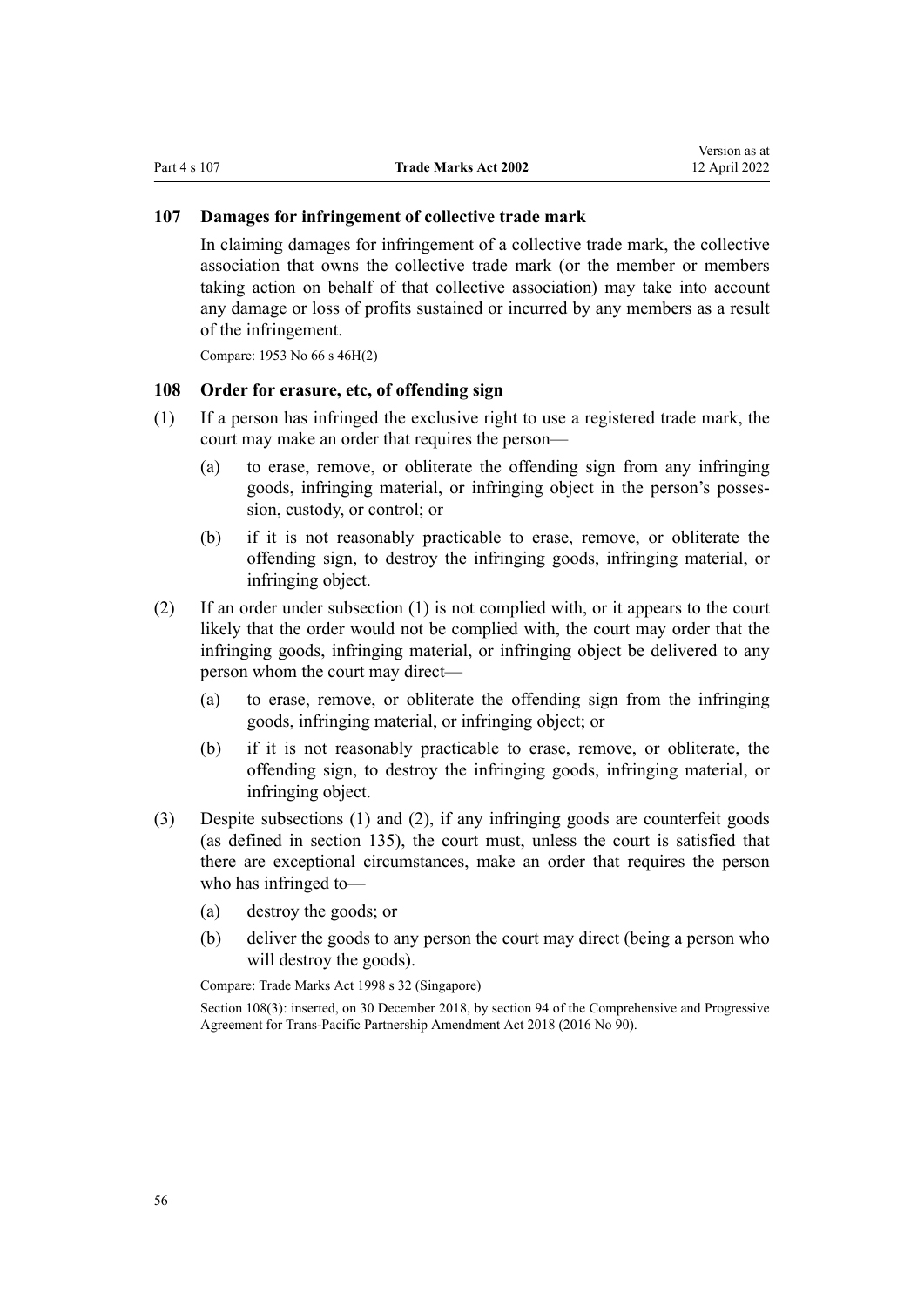### 107 Damages for infringement of collective trade mark

In claiming damages for infringement of a collective trade mark, the collective association that owns the collective trade mark (or the member or members taking action on behalf of that collective association) may take into account any damage or loss of profits sustained or incurred by any members as a result of the infringement.

Compare: 1953 No 66 s 46H(2)

### 108 Order for erasure, etc, of offending sign

(1) If a person has infringed the exclusive right to use a registered trade mark, the court may make an order that requires the person—

- (a) to erase, remove, or obliterate the offending sign from any infringing goods, infringing material, or infringing object in the person's possession, custody, or control; or
- (b) if it is not reasonably practicable to erase, remove, or obliterate the offending sign, to destroy the infringing goods, infringing material, or infringing object.

(2) If an order under subsection (1) is not complied with, or it appears to the court likely that the order would not be complied with, the court may order that the infringing goods, infringing material, or infringing object be delivered to any person whom the court may direct—

- (a) to erase, remove, or obliterate the offending sign from the infringing goods, infringing material, or infringing object; or
- (b) if it is not reasonably practicable to erase, remove, or obliterate, the offending sign, to destroy the infringing goods, infringing material, or infringing object.

(3) Despite subsections (1) and (2), if any infringing goods are counterfeit goods (as defined in section 135), the court must, unless the court is satisfied that there are exceptional circumstances, make an order that requires the person who has infringed to—

- (a) destroy the goods; or
- (b) deliver the goods to any person the court may direct (being a person who will destroy the goods).

Compare: Trade Marks Act 1998 s 32 (Singapore)

Section 108(3): inserted, on 30 December 2018, by section 94 of the Comprehensive and Progressive Agreement for Trans-Pacific Partnership Amendment Act 2018 (2016 No 90).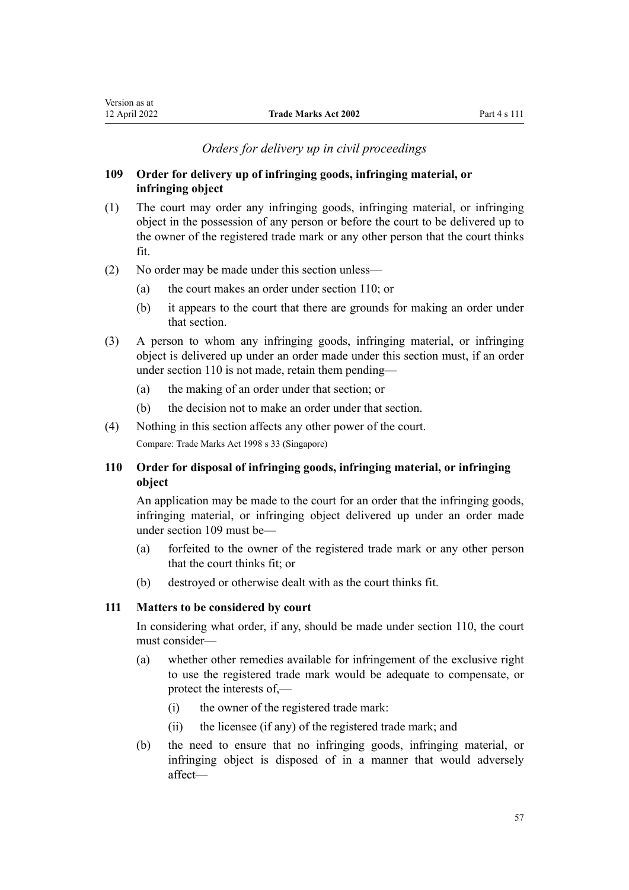*Orders for delivery up in civil proceedings*

### 109 Order for delivery up of infringing goods, infringing material, or infringing object

(1) The court may order any infringing goods, infringing material, or infringing object in the possession of any person or before the court to be delivered up to the owner of the registered trade mark or any other person that the court thinks fit.

(2) No order may be made under this section unless—

   (a) the court makes an order under section 110; or

   (b) it appears to the court that there are grounds for making an order under that section.

(3) A person to whom any infringing goods, infringing material, or infringing object is delivered up under an order made under this section must, if an order under section 110 is not made, retain them pending—

   (a) the making of an order under that section; or

   (b) the decision not to make an order under that section.

(4) Nothing in this section affects any other power of the court.

Compare: Trade Marks Act 1998 s 33 (Singapore)

### 110 Order for disposal of infringing goods, infringing material, or infringing object

An application may be made to the court for an order that the infringing goods, infringing material, or infringing object delivered up under an order made under section 109 must be—

   (a) forfeited to the owner of the registered trade mark or any other person that the court thinks fit; or

   (b) destroyed or otherwise dealt with as the court thinks fit.

### 111 Matters to be considered by court

In considering what order, if any, should be made under section 110, the court must consider—

   (a) whether other remedies available for infringement of the exclusive right to use the registered trade mark would be adequate to compensate, or protect the interests of,—

      (i) the owner of the registered trade mark:

      (ii) the licensee (if any) of the registered trade mark; and

   (b) the need to ensure that no infringing goods, infringing material, or infringing object is disposed of in a manner that would adversely affect—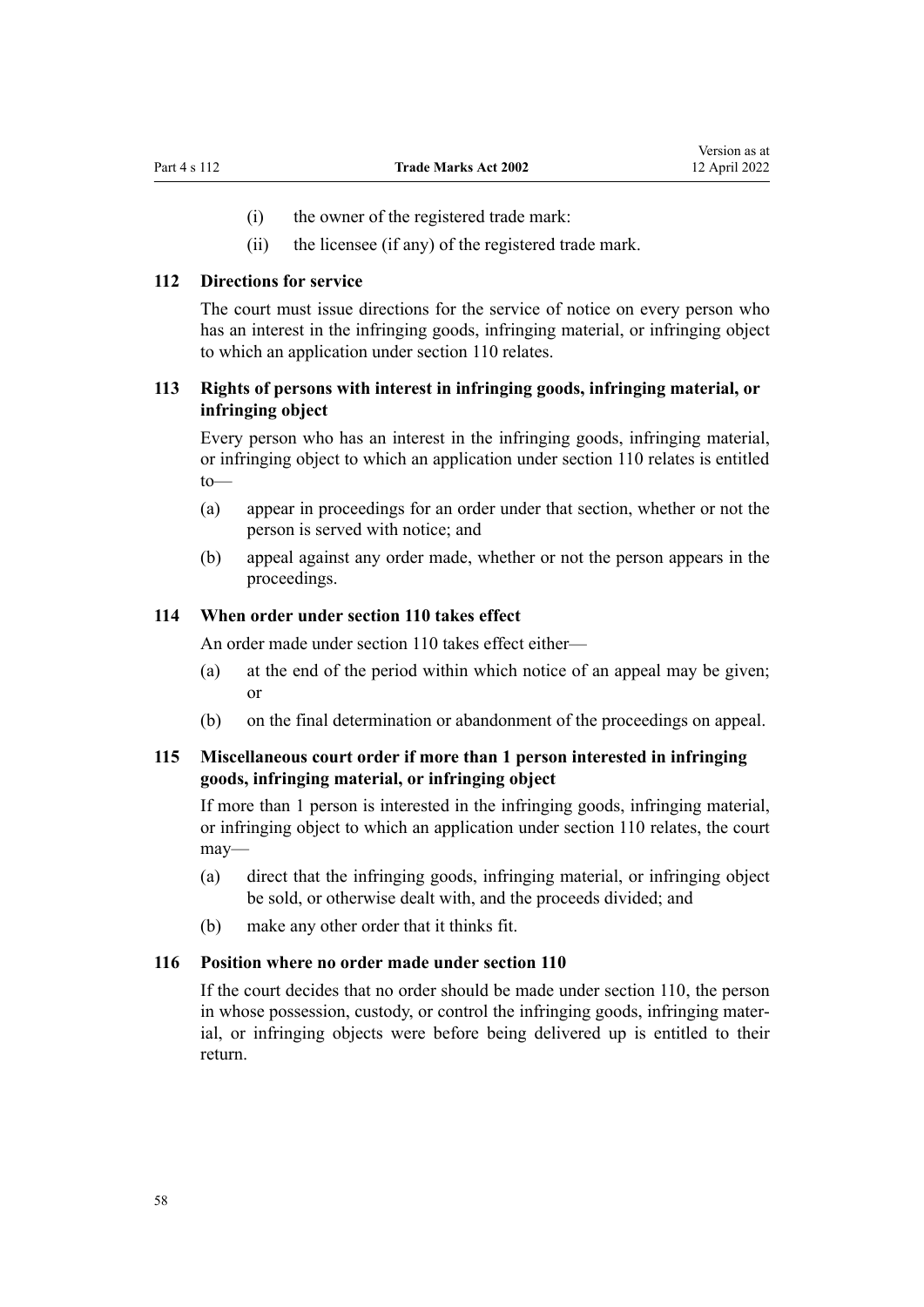(i) the owner of the registered trade mark:

(ii) the licensee (if any) of the registered trade mark.

### 112 Directions for service

The court must issue directions for the service of notice on every person who has an interest in the infringing goods, infringing material, or infringing object to which an application under section 110 relates.

### 113 Rights of persons with interest in infringing goods, infringing material, or infringing object

Every person who has an interest in the infringing goods, infringing material, or infringing object to which an application under section 110 relates is entitled to—

(a) appear in proceedings for an order under that section, whether or not the person is served with notice; and

(b) appeal against any order made, whether or not the person appears in the proceedings.

### 114 When order under section 110 takes effect

An order made under section 110 takes effect either—

(a) at the end of the period within which notice of an appeal may be given; or

(b) on the final determination or abandonment of the proceedings on appeal.

### 115 Miscellaneous court order if more than 1 person interested in infringing goods, infringing material, or infringing object

If more than 1 person is interested in the infringing goods, infringing material, or infringing object to which an application under section 110 relates, the court may—

(a) direct that the infringing goods, infringing material, or infringing object be sold, or otherwise dealt with, and the proceeds divided; and

(b) make any other order that it thinks fit.

### 116 Position where no order made under section 110

If the court decides that no order should be made under section 110, the person in whose possession, custody, or control the infringing goods, infringing material, or infringing objects were before being delivered up is entitled to their return.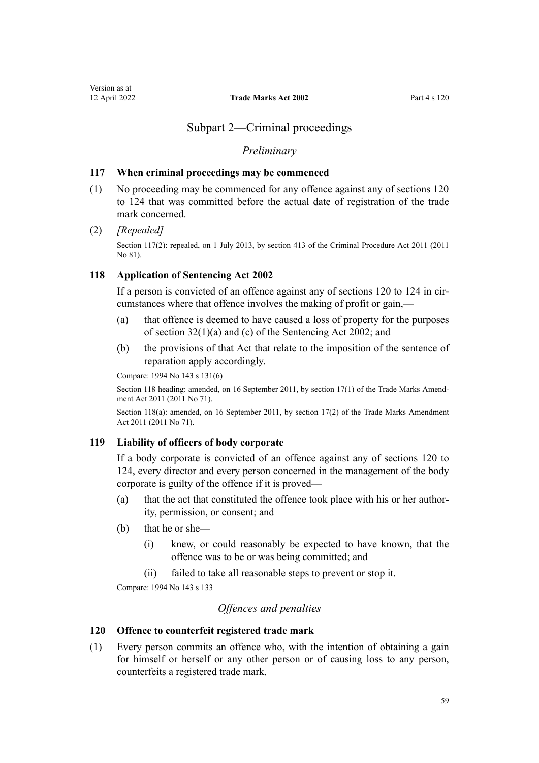## Subpart 2—Criminal proceedings

### *Preliminary*

**117 When criminal proceedings may be commenced**

(1) No proceeding may be commenced for any offence against any of sections 120 to 124 that was committed before the actual date of registration of the trade mark concerned.

(2) *[Repealed]*

Section 117(2): repealed, on 1 July 2013, by section 413 of the Criminal Procedure Act 2011 (2011 No 81).

**118 Application of Sentencing Act 2002**

If a person is convicted of an offence against any of sections 120 to 124 in circumstances where that offence involves the making of profit or gain,—

(a) that offence is deemed to have caused a loss of property for the purposes of section 32(1)(a) and (c) of the Sentencing Act 2002; and

(b) the provisions of that Act that relate to the imposition of the sentence of reparation apply accordingly.

Compare: 1994 No 143 s 131(6)

Section 118 heading: amended, on 16 September 2011, by section 17(1) of the Trade Marks Amendment Act 2011 (2011 No 71).

Section 118(a): amended, on 16 September 2011, by section 17(2) of the Trade Marks Amendment Act 2011 (2011 No 71).

**119 Liability of officers of body corporate**

If a body corporate is convicted of an offence against any of sections 120 to 124, every director and every person concerned in the management of the body corporate is guilty of the offence if it is proved—

(a) that the act that constituted the offence took place with his or her authority, permission, or consent; and

(b) that he or she—

(i) knew, or could reasonably be expected to have known, that the offence was to be or was being committed; and

(ii) failed to take all reasonable steps to prevent or stop it.

Compare: 1994 No 143 s 133

### *Offences and penalties*

**120 Offence to counterfeit registered trade mark**

(1) Every person commits an offence who, with the intention of obtaining a gain for himself or herself or any other person or of causing loss to any person, counterfeits a registered trade mark.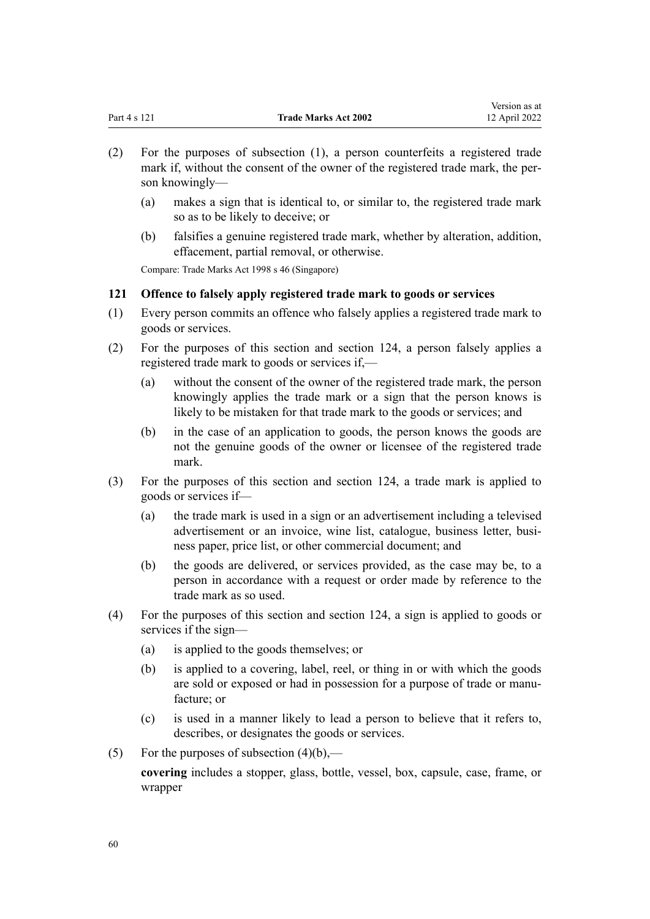(2) For the purposes of subsection (1), a person counterfeits a registered trade mark if, without the consent of the owner of the registered trade mark, the person knowingly—

(a) makes a sign that is identical to, or similar to, the registered trade mark so as to be likely to deceive; or

(b) falsifies a genuine registered trade mark, whether by alteration, addition, effacement, partial removal, or otherwise.

Compare: Trade Marks Act 1998 s 46 (Singapore)

### 121 Offence to falsely apply registered trade mark to goods or services

(1) Every person commits an offence who falsely applies a registered trade mark to goods or services.

(2) For the purposes of this section and section 124, a person falsely applies a registered trade mark to goods or services if,—

(a) without the consent of the owner of the registered trade mark, the person knowingly applies the trade mark or a sign that the person knows is likely to be mistaken for that trade mark to the goods or services; and

(b) in the case of an application to goods, the person knows the goods are not the genuine goods of the owner or licensee of the registered trade mark.

(3) For the purposes of this section and section 124, a trade mark is applied to goods or services if—

(a) the trade mark is used in a sign or an advertisement including a televised advertisement or an invoice, wine list, catalogue, business letter, business paper, price list, or other commercial document; and

(b) the goods are delivered, or services provided, as the case may be, to a person in accordance with a request or order made by reference to the trade mark as so used.

(4) For the purposes of this section and section 124, a sign is applied to goods or services if the sign—

(a) is applied to the goods themselves; or

(b) is applied to a covering, label, reel, or thing in or with which the goods are sold or exposed or had in possession for a purpose of trade or manufacture; or

(c) is used in a manner likely to lead a person to believe that it refers to, describes, or designates the goods or services.

(5) For the purposes of subsection (4)(b),—

**covering** includes a stopper, glass, bottle, vessel, box, capsule, case, frame, or wrapper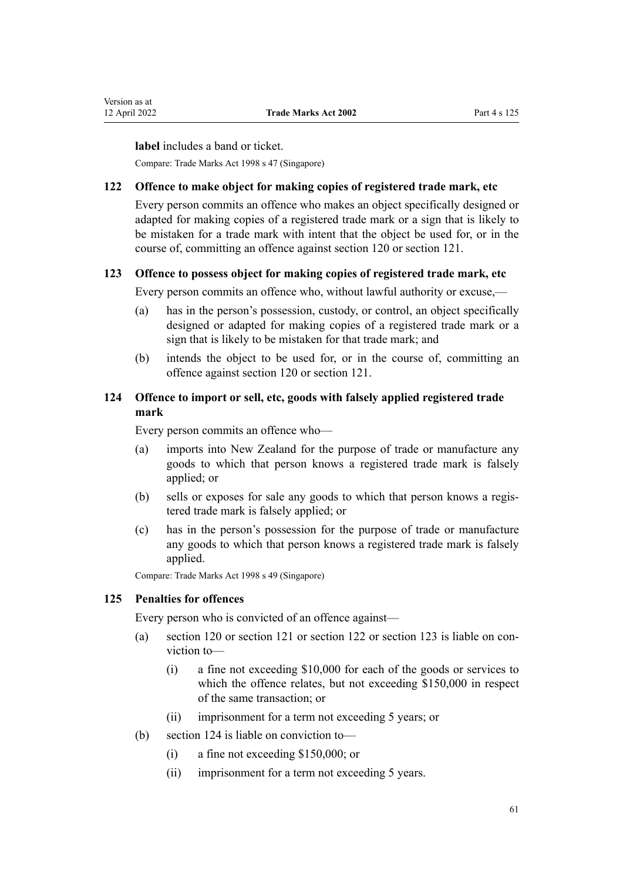**label** includes a band or ticket.

Compare: Trade Marks Act 1998 s 47 (Singapore)

### 122 Offence to make object for making copies of registered trade mark, etc

Every person commits an offence who makes an object specifically designed or adapted for making copies of a registered trade mark or a sign that is likely to be mistaken for a trade mark with intent that the object be used for, or in the course of, committing an offence against section 120 or section 121.

### 123 Offence to possess object for making copies of registered trade mark, etc

Every person commits an offence who, without lawful authority or excuse,—

(a) has in the person's possession, custody, or control, an object specifically designed or adapted for making copies of a registered trade mark or a sign that is likely to be mistaken for that trade mark; and

(b) intends the object to be used for, or in the course of, committing an offence against section 120 or section 121.

### 124 Offence to import or sell, etc, goods with falsely applied registered trade mark

Every person commits an offence who—

(a) imports into New Zealand for the purpose of trade or manufacture any goods to which that person knows a registered trade mark is falsely applied; or

(b) sells or exposes for sale any goods to which that person knows a registered trade mark is falsely applied; or

(c) has in the person's possession for the purpose of trade or manufacture any goods to which that person knows a registered trade mark is falsely applied.

Compare: Trade Marks Act 1998 s 49 (Singapore)

### 125 Penalties for offences

Every person who is convicted of an offence against—

(a) section 120 or section 121 or section 122 or section 123 is liable on conviction to—

  (i) a fine not exceeding $10,000 for each of the goods or services to which the offence relates, but not exceeding $150,000 in respect of the same transaction; or

  (ii) imprisonment for a term not exceeding 5 years; or

(b) section 124 is liable on conviction to—

  (i) a fine not exceeding $150,000; or

  (ii) imprisonment for a term not exceeding 5 years.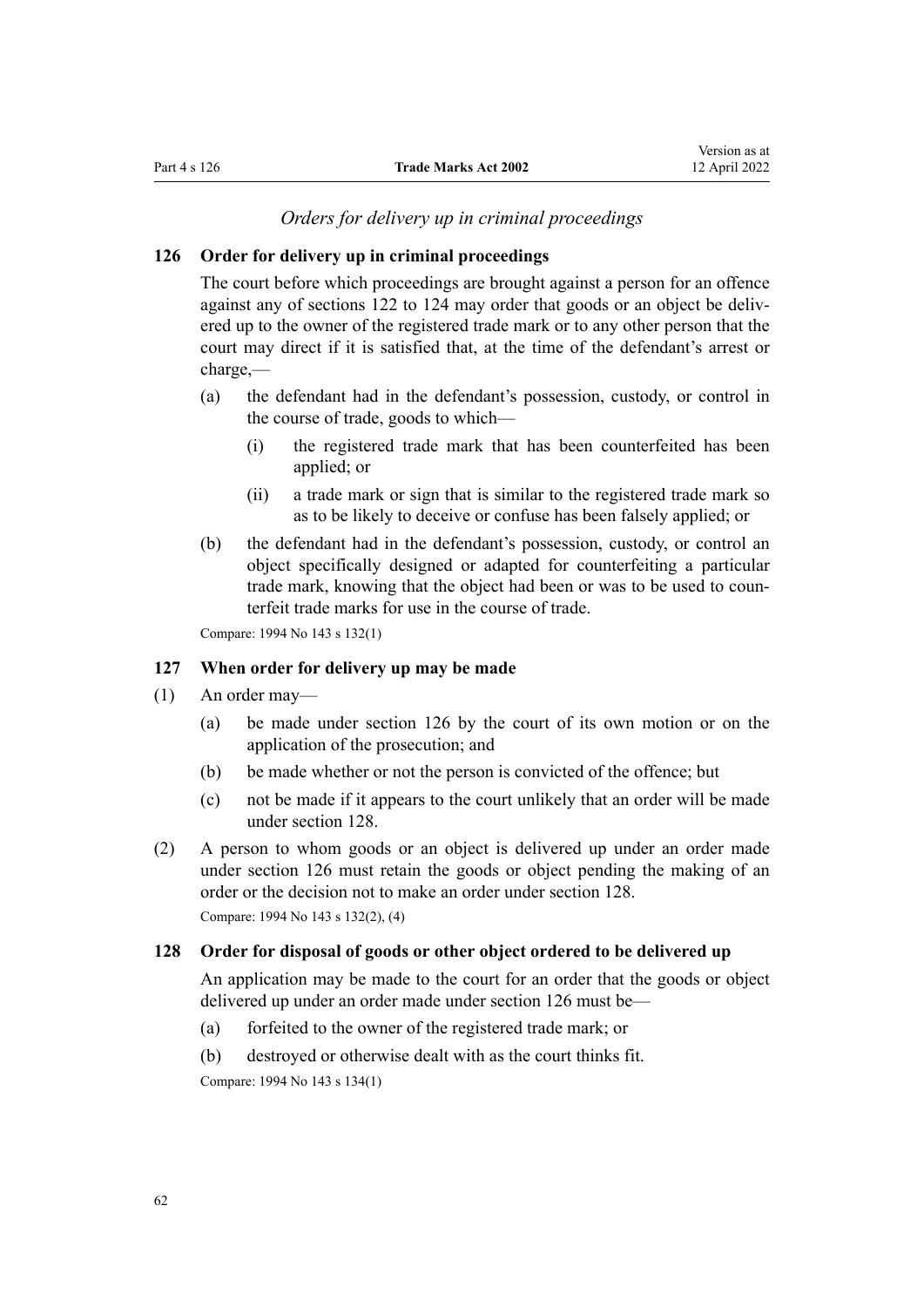*Orders for delivery up in criminal proceedings*

### 126 Order for delivery up in criminal proceedings

The court before which proceedings are brought against a person for an offence against any of sections 122 to 124 may order that goods or an object be delivered up to the owner of the registered trade mark or to any other person that the court may direct if it is satisfied that, at the time of the defendant's arrest or charge,—

- (a) the defendant had in the defendant's possession, custody, or control in the course of trade, goods to which—
  - (i) the registered trade mark that has been counterfeited has been applied; or
  - (ii) a trade mark or sign that is similar to the registered trade mark so as to be likely to deceive or confuse has been falsely applied; or
- (b) the defendant had in the defendant's possession, custody, or control an object specifically designed or adapted for counterfeiting a particular trade mark, knowing that the object had been or was to be used to counterfeit trade marks for use in the course of trade.

Compare: 1994 No 143 s 132(1)

### 127 When order for delivery up may be made

(1) An order may—

- (a) be made under section 126 by the court of its own motion or on the application of the prosecution; and
- (b) be made whether or not the person is convicted of the offence; but
- (c) not be made if it appears to the court unlikely that an order will be made under section 128.

(2) A person to whom goods or an object is delivered up under an order made under section 126 must retain the goods or object pending the making of an order or the decision not to make an order under section 128.

Compare: 1994 No 143 s 132(2), (4)

### 128 Order for disposal of goods or other object ordered to be delivered up

An application may be made to the court for an order that the goods or object delivered up under an order made under section 126 must be—

- (a) forfeited to the owner of the registered trade mark; or
- (b) destroyed or otherwise dealt with as the court thinks fit.

Compare: 1994 No 143 s 134(1)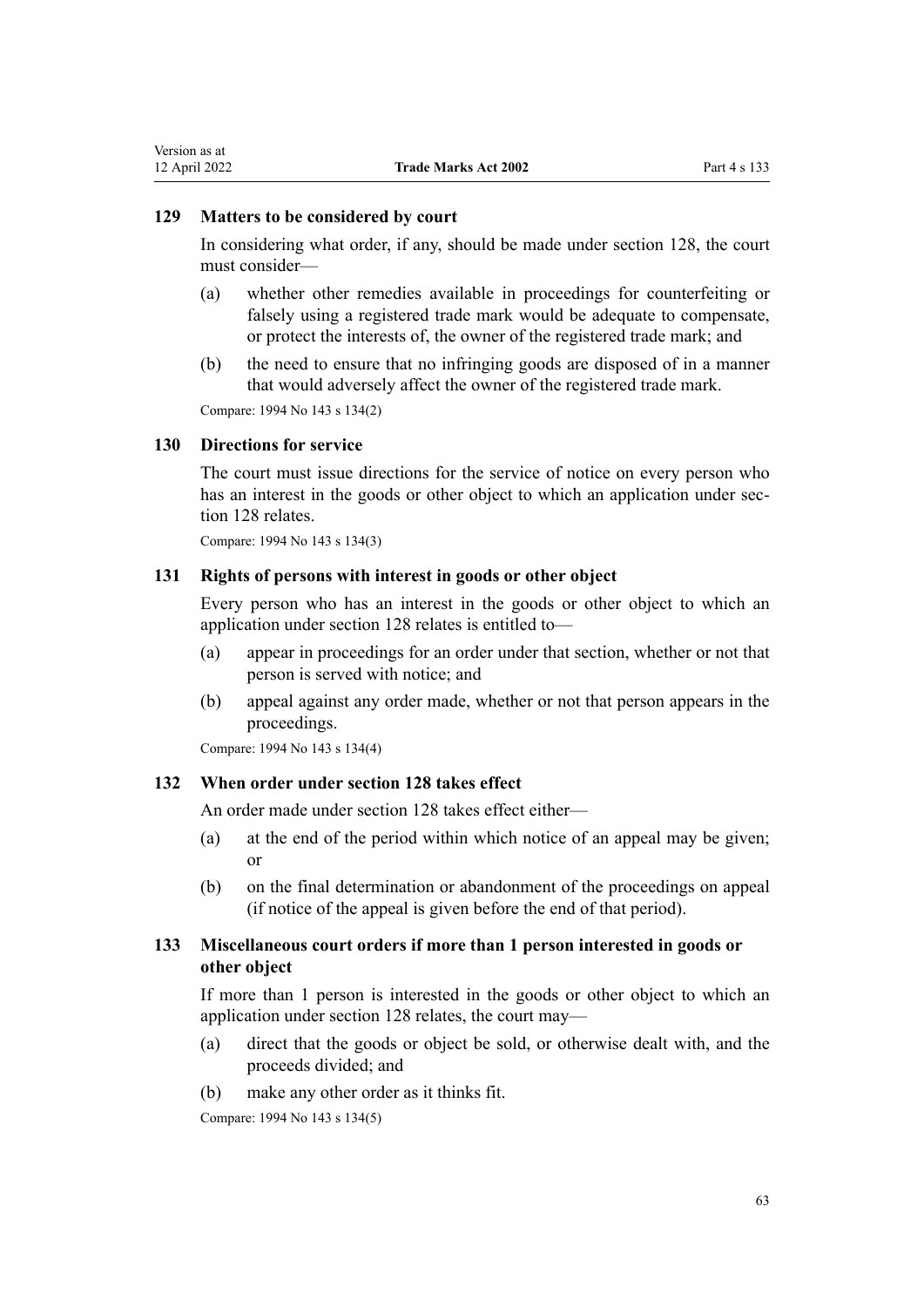### 129 Matters to be considered by court

In considering what order, if any, should be made under section 128, the court must consider—

(a) whether other remedies available in proceedings for counterfeiting or falsely using a registered trade mark would be adequate to compensate, or protect the interests of, the owner of the registered trade mark; and

(b) the need to ensure that no infringing goods are disposed of in a manner that would adversely affect the owner of the registered trade mark.

Compare: 1994 No 143 s 134(2)

### 130 Directions for service

The court must issue directions for the service of notice on every person who has an interest in the goods or other object to which an application under section 128 relates.

Compare: 1994 No 143 s 134(3)

### 131 Rights of persons with interest in goods or other object

Every person who has an interest in the goods or other object to which an application under section 128 relates is entitled to—

(a) appear in proceedings for an order under that section, whether or not that person is served with notice; and

(b) appeal against any order made, whether or not that person appears in the proceedings.

Compare: 1994 No 143 s 134(4)

### 132 When order under section 128 takes effect

An order made under section 128 takes effect either—

(a) at the end of the period within which notice of an appeal may be given; or

(b) on the final determination or abandonment of the proceedings on appeal (if notice of the appeal is given before the end of that period).

### 133 Miscellaneous court orders if more than 1 person interested in goods or other object

If more than 1 person is interested in the goods or other object to which an application under section 128 relates, the court may—

(a) direct that the goods or object be sold, or otherwise dealt with, and the proceeds divided; and

(b) make any other order as it thinks fit.

Compare: 1994 No 143 s 134(5)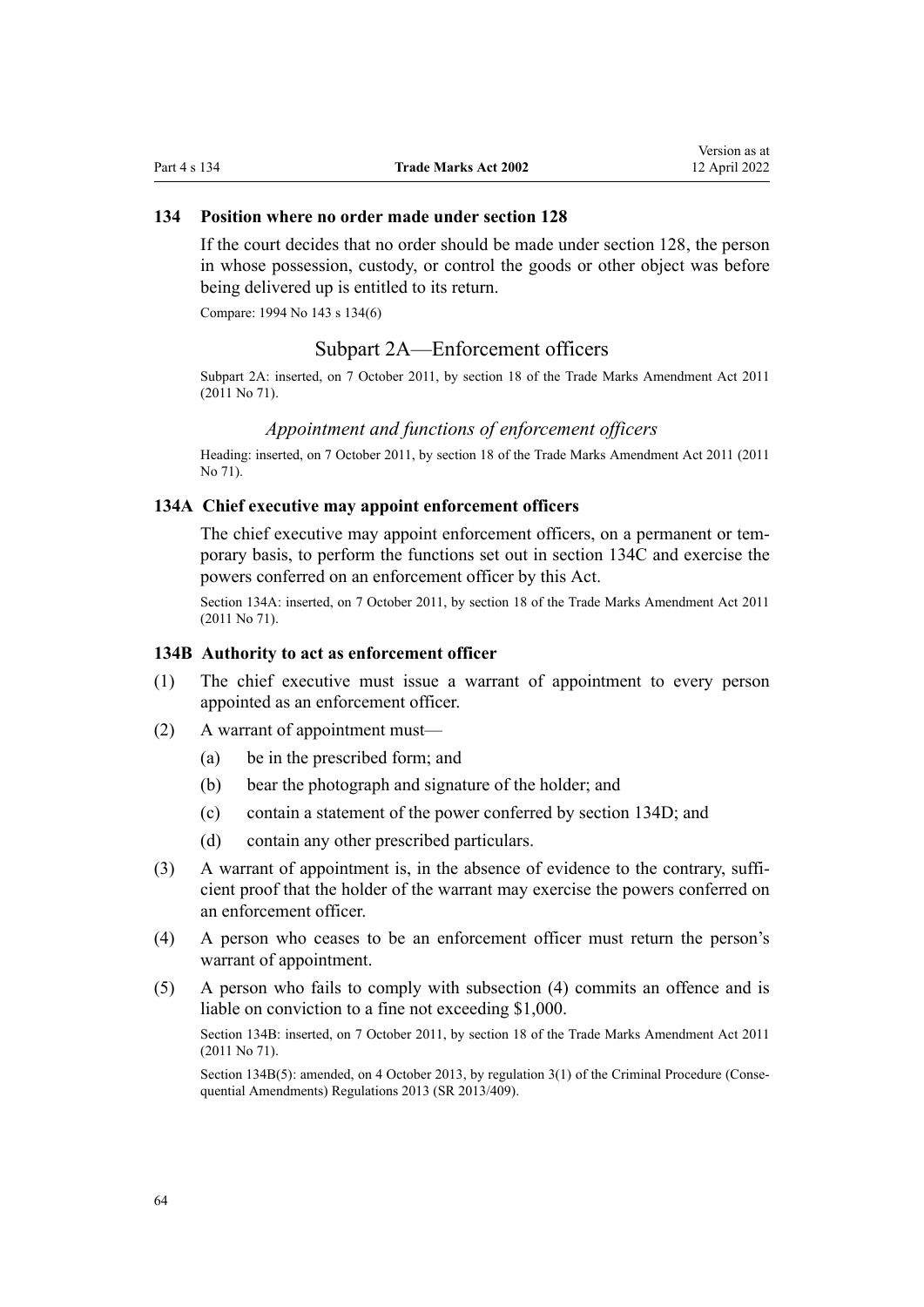### 134 Position where no order made under section 128

If the court decides that no order should be made under section 128, the person in whose possession, custody, or control the goods or other object was before being delivered up is entitled to its return.

Compare: 1994 No 143 s 134(6)

## Subpart 2A—Enforcement officers

Subpart 2A: inserted, on 7 October 2011, by section 18 of the Trade Marks Amendment Act 2011 (2011 No 71).

### *Appointment and functions of enforcement officers*

Heading: inserted, on 7 October 2011, by section 18 of the Trade Marks Amendment Act 2011 (2011 No 71).

### 134A Chief executive may appoint enforcement officers

The chief executive may appoint enforcement officers, on a permanent or temporary basis, to perform the functions set out in section 134C and exercise the powers conferred on an enforcement officer by this Act.

Section 134A: inserted, on 7 October 2011, by section 18 of the Trade Marks Amendment Act 2011 (2011 No 71).

### 134B Authority to act as enforcement officer

(1) The chief executive must issue a warrant of appointment to every person appointed as an enforcement officer.

(2) A warrant of appointment must—

(a) be in the prescribed form; and

(b) bear the photograph and signature of the holder; and

(c) contain a statement of the power conferred by section 134D; and

(d) contain any other prescribed particulars.

(3) A warrant of appointment is, in the absence of evidence to the contrary, sufficient proof that the holder of the warrant may exercise the powers conferred on an enforcement officer.

(4) A person who ceases to be an enforcement officer must return the person's warrant of appointment.

(5) A person who fails to comply with subsection (4) commits an offence and is liable on conviction to a fine not exceeding $1,000.

Section 134B: inserted, on 7 October 2011, by section 18 of the Trade Marks Amendment Act 2011 (2011 No 71).

Section 134B(5): amended, on 4 October 2013, by regulation 3(1) of the Criminal Procedure (Consequential Amendments) Regulations 2013 (SR 2013/409).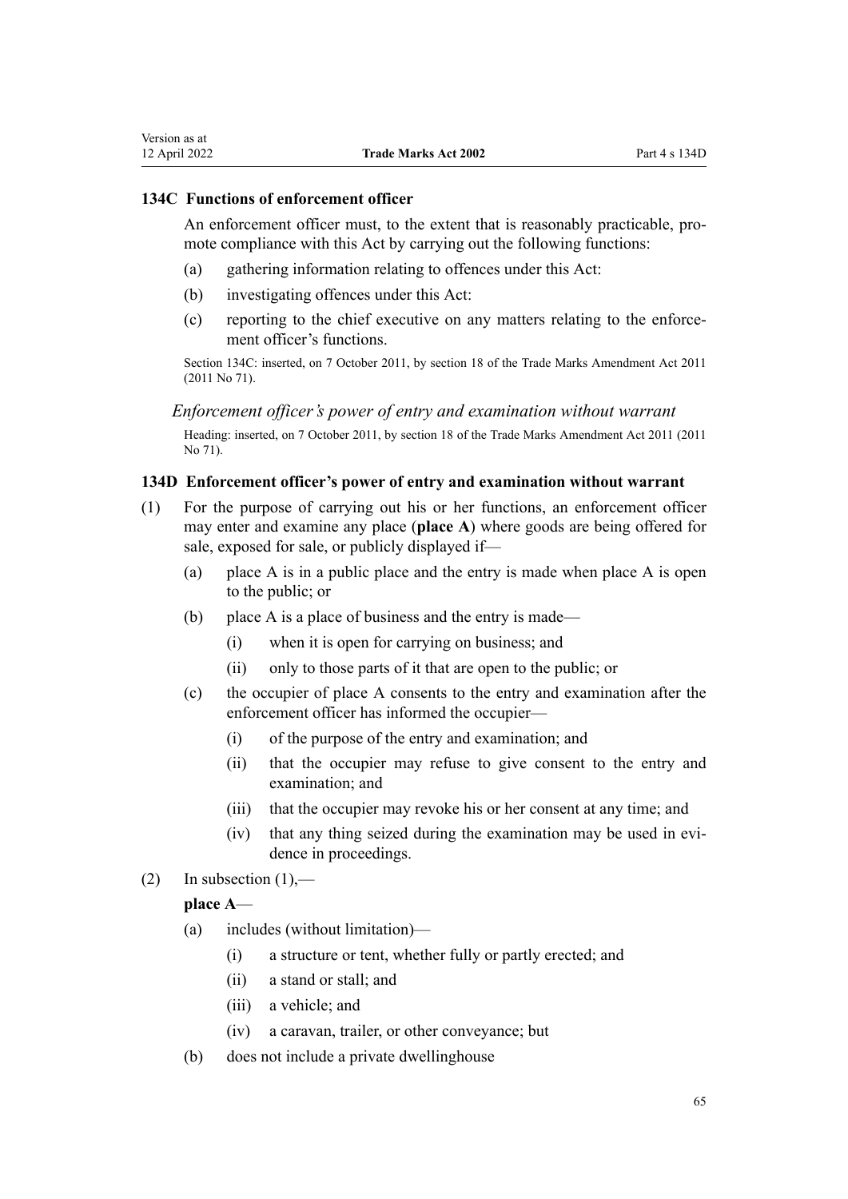### 134C Functions of enforcement officer

An enforcement officer must, to the extent that is reasonably practicable, promote compliance with this Act by carrying out the following functions:

(a) gathering information relating to offences under this Act:

(b) investigating offences under this Act:

(c) reporting to the chief executive on any matters relating to the enforcement officer's functions.

Section 134C: inserted, on 7 October 2011, by section 18 of the Trade Marks Amendment Act 2011 (2011 No 71).

*Enforcement officer's power of entry and examination without warrant*

Heading: inserted, on 7 October 2011, by section 18 of the Trade Marks Amendment Act 2011 (2011 No 71).

### 134D Enforcement officer's power of entry and examination without warrant

(1) For the purpose of carrying out his or her functions, an enforcement officer may enter and examine any place (**place A**) where goods are being offered for sale, exposed for sale, or publicly displayed if—

(a) place A is in a public place and the entry is made when place A is open to the public; or

(b) place A is a place of business and the entry is made—

(i) when it is open for carrying on business; and

(ii) only to those parts of it that are open to the public; or

(c) the occupier of place A consents to the entry and examination after the enforcement officer has informed the occupier—

(i) of the purpose of the entry and examination; and

(ii) that the occupier may refuse to give consent to the entry and examination; and

(iii) that the occupier may revoke his or her consent at any time; and

(iv) that any thing seized during the examination may be used in evidence in proceedings.

(2) In subsection (1),—

**place A**—

(a) includes (without limitation)—

(i) a structure or tent, whether fully or partly erected; and

(ii) a stand or stall; and

(iii) a vehicle; and

(iv) a caravan, trailer, or other conveyance; but

(b) does not include a private dwellinghouse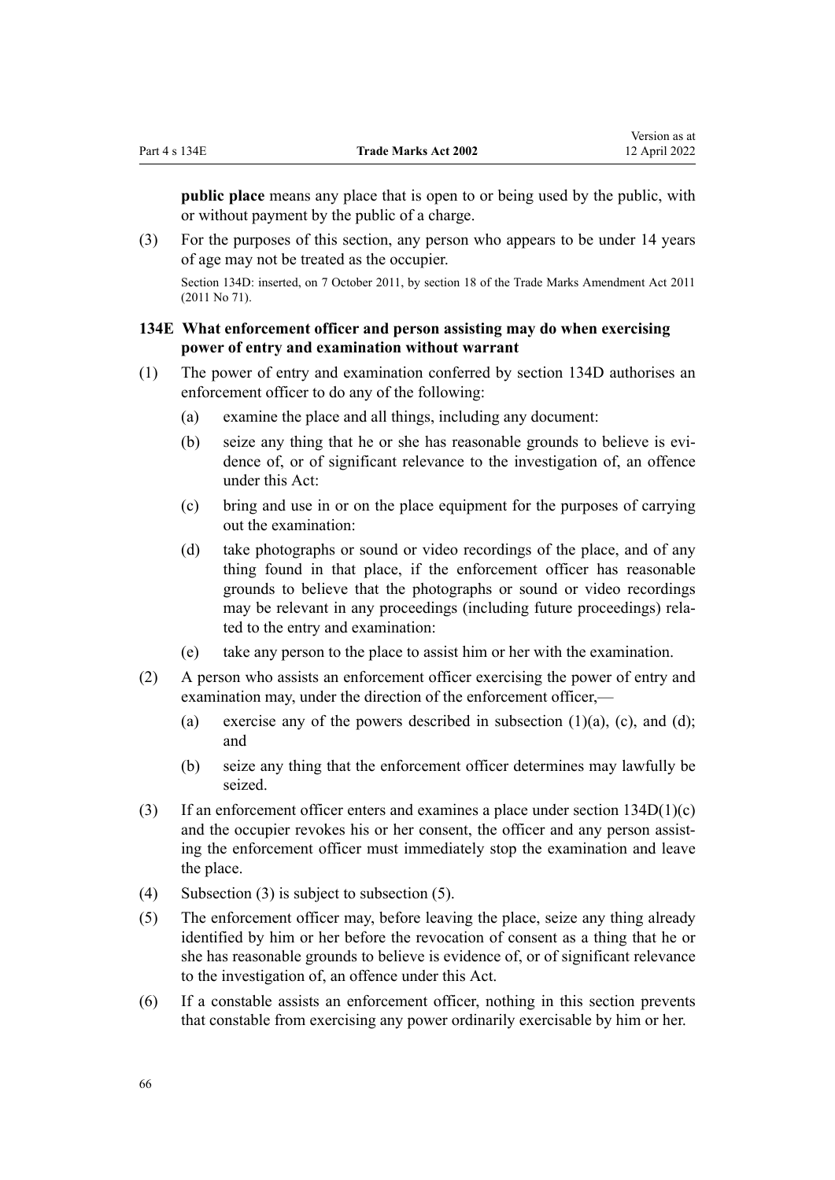**public place** means any place that is open to or being used by the public, with or without payment by the public of a charge.

(3) For the purposes of this section, any person who appears to be under 14 years of age may not be treated as the occupier.

Section 134D: inserted, on 7 October 2011, by section 18 of the Trade Marks Amendment Act 2011 (2011 No 71).

### 134E What enforcement officer and person assisting may do when exercising power of entry and examination without warrant

(1) The power of entry and examination conferred by section 134D authorises an enforcement officer to do any of the following:

(a) examine the place and all things, including any document:

(b) seize any thing that he or she has reasonable grounds to believe is evidence of, or of significant relevance to the investigation of, an offence under this Act:

(c) bring and use in or on the place equipment for the purposes of carrying out the examination:

(d) take photographs or sound or video recordings of the place, and of any thing found in that place, if the enforcement officer has reasonable grounds to believe that the photographs or sound or video recordings may be relevant in any proceedings (including future proceedings) related to the entry and examination:

(e) take any person to the place to assist him or her with the examination.

(2) A person who assists an enforcement officer exercising the power of entry and examination may, under the direction of the enforcement officer,—

(a) exercise any of the powers described in subsection (1)(a), (c), and (d); and

(b) seize any thing that the enforcement officer determines may lawfully be seized.

(3) If an enforcement officer enters and examines a place under section 134D(1)(c) and the occupier revokes his or her consent, the officer and any person assisting the enforcement officer must immediately stop the examination and leave the place.

(4) Subsection (3) is subject to subsection (5).

(5) The enforcement officer may, before leaving the place, seize any thing already identified by him or her before the revocation of consent as a thing that he or she has reasonable grounds to believe is evidence of, or of significant relevance to the investigation of, an offence under this Act.

(6) If a constable assists an enforcement officer, nothing in this section prevents that constable from exercising any power ordinarily exercisable by him or her.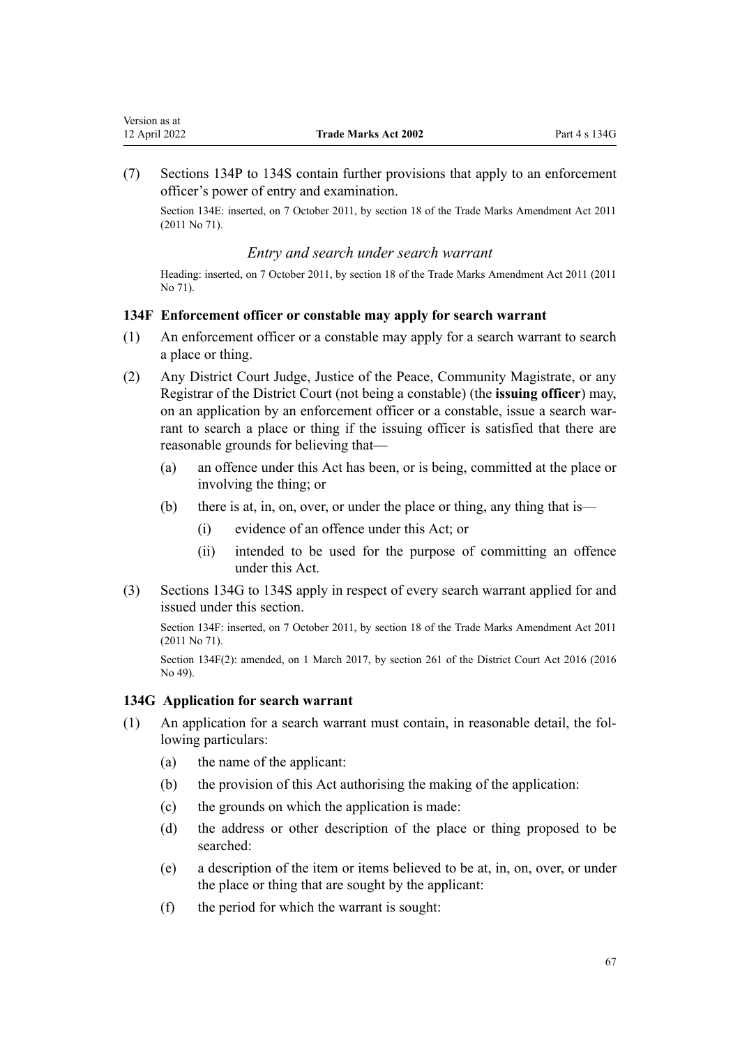(7) Sections 134P to 134S contain further provisions that apply to an enforcement officer's power of entry and examination.

Section 134E: inserted, on 7 October 2011, by section 18 of the Trade Marks Amendment Act 2011 (2011 No 71).

*Entry and search under search warrant*

Heading: inserted, on 7 October 2011, by section 18 of the Trade Marks Amendment Act 2011 (2011 No 71).

### 134F Enforcement officer or constable may apply for search warrant

(1) An enforcement officer or a constable may apply for a search warrant to search a place or thing.

(2) Any District Court Judge, Justice of the Peace, Community Magistrate, or any Registrar of the District Court (not being a constable) (the **issuing officer**) may, on an application by an enforcement officer or a constable, issue a search warrant to search a place or thing if the issuing officer is satisfied that there are reasonable grounds for believing that—

- (a) an offence under this Act has been, or is being, committed at the place or involving the thing; or
- (b) there is at, in, on, over, or under the place or thing, any thing that is—
  - (i) evidence of an offence under this Act; or
  - (ii) intended to be used for the purpose of committing an offence under this Act.

(3) Sections 134G to 134S apply in respect of every search warrant applied for and issued under this section.

Section 134F: inserted, on 7 October 2011, by section 18 of the Trade Marks Amendment Act 2011 (2011 No 71).

Section 134F(2): amended, on 1 March 2017, by section 261 of the District Court Act 2016 (2016 No 49).

### 134G Application for search warrant

(1) An application for a search warrant must contain, in reasonable detail, the following particulars:

- (a) the name of the applicant:
- (b) the provision of this Act authorising the making of the application:
- (c) the grounds on which the application is made:
- (d) the address or other description of the place or thing proposed to be searched:
- (e) a description of the item or items believed to be at, in, on, over, or under the place or thing that are sought by the applicant:
- (f) the period for which the warrant is sought: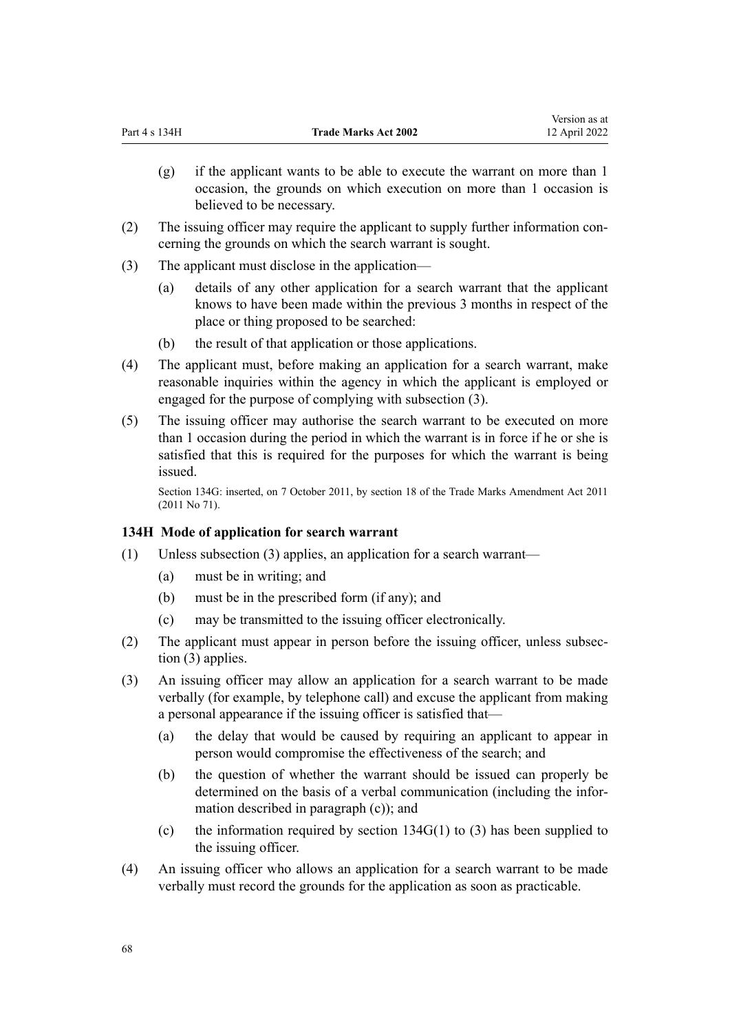(g) if the applicant wants to be able to execute the warrant on more than 1 occasion, the grounds on which execution on more than 1 occasion is believed to be necessary.

(2) The issuing officer may require the applicant to supply further information concerning the grounds on which the search warrant is sought.

(3) The applicant must disclose in the application—

(a) details of any other application for a search warrant that the applicant knows to have been made within the previous 3 months in respect of the place or thing proposed to be searched:

(b) the result of that application or those applications.

(4) The applicant must, before making an application for a search warrant, make reasonable inquiries within the agency in which the applicant is employed or engaged for the purpose of complying with subsection (3).

(5) The issuing officer may authorise the search warrant to be executed on more than 1 occasion during the period in which the warrant is in force if he or she is satisfied that this is required for the purposes for which the warrant is being issued.

Section 134G: inserted, on 7 October 2011, by section 18 of the Trade Marks Amendment Act 2011 (2011 No 71).

### 134H Mode of application for search warrant

(1) Unless subsection (3) applies, an application for a search warrant—

(a) must be in writing; and

(b) must be in the prescribed form (if any); and

(c) may be transmitted to the issuing officer electronically.

(2) The applicant must appear in person before the issuing officer, unless subsection (3) applies.

(3) An issuing officer may allow an application for a search warrant to be made verbally (for example, by telephone call) and excuse the applicant from making a personal appearance if the issuing officer is satisfied that—

(a) the delay that would be caused by requiring an applicant to appear in person would compromise the effectiveness of the search; and

(b) the question of whether the warrant should be issued can properly be determined on the basis of a verbal communication (including the information described in paragraph (c)); and

(c) the information required by section 134G(1) to (3) has been supplied to the issuing officer.

(4) An issuing officer who allows an application for a search warrant to be made verbally must record the grounds for the application as soon as practicable.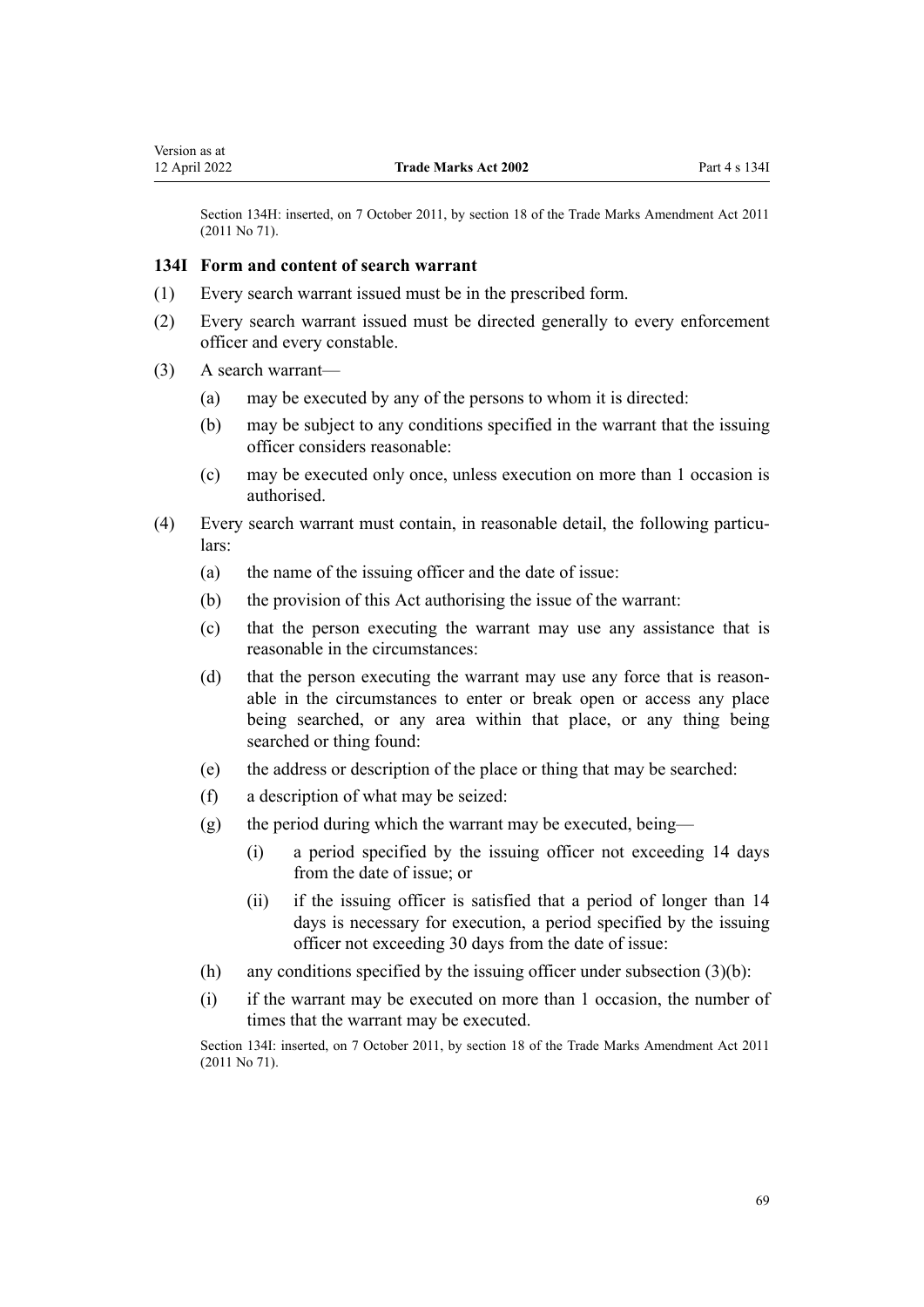Section 134H: inserted, on 7 October 2011, by section 18 of the Trade Marks Amendment Act 2011 (2011 No 71).

### 134I Form and content of search warrant

(1) Every search warrant issued must be in the prescribed form.

(2) Every search warrant issued must be directed generally to every enforcement officer and every constable.

(3) A search warrant—

(a) may be executed by any of the persons to whom it is directed:

(b) may be subject to any conditions specified in the warrant that the issuing officer considers reasonable:

(c) may be executed only once, unless execution on more than 1 occasion is authorised.

(4) Every search warrant must contain, in reasonable detail, the following particulars:

(a) the name of the issuing officer and the date of issue:

(b) the provision of this Act authorising the issue of the warrant:

(c) that the person executing the warrant may use any assistance that is reasonable in the circumstances:

(d) that the person executing the warrant may use any force that is reasonable in the circumstances to enter or break open or access any place being searched, or any area within that place, or any thing being searched or thing found:

(e) the address or description of the place or thing that may be searched:

(f) a description of what may be seized:

(g) the period during which the warrant may be executed, being—

(i) a period specified by the issuing officer not exceeding 14 days from the date of issue; or

(ii) if the issuing officer is satisfied that a period of longer than 14 days is necessary for execution, a period specified by the issuing officer not exceeding 30 days from the date of issue:

(h) any conditions specified by the issuing officer under subsection (3)(b):

(i) if the warrant may be executed on more than 1 occasion, the number of times that the warrant may be executed.

Section 134I: inserted, on 7 October 2011, by section 18 of the Trade Marks Amendment Act 2011 (2011 No 71).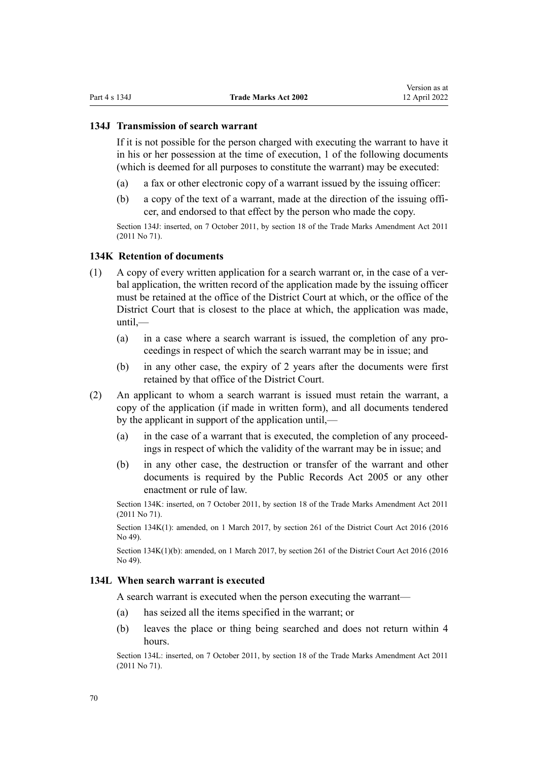### 134J Transmission of search warrant

If it is not possible for the person charged with executing the warrant to have it in his or her possession at the time of execution, 1 of the following documents (which is deemed for all purposes to constitute the warrant) may be executed:

(a) a fax or other electronic copy of a warrant issued by the issuing officer:

(b) a copy of the text of a warrant, made at the direction of the issuing officer, and endorsed to that effect by the person who made the copy.

Section 134J: inserted, on 7 October 2011, by section 18 of the Trade Marks Amendment Act 2011 (2011 No 71).

### 134K Retention of documents

(1) A copy of every written application for a search warrant or, in the case of a verbal application, the written record of the application made by the issuing officer must be retained at the office of the District Court at which, or the office of the District Court that is closest to the place at which, the application was made, until,—

(a) in a case where a search warrant is issued, the completion of any proceedings in respect of which the search warrant may be in issue; and

(b) in any other case, the expiry of 2 years after the documents were first retained by that office of the District Court.

(2) An applicant to whom a search warrant is issued must retain the warrant, a copy of the application (if made in written form), and all documents tendered by the applicant in support of the application until,—

(a) in the case of a warrant that is executed, the completion of any proceedings in respect of which the validity of the warrant may be in issue; and

(b) in any other case, the destruction or transfer of the warrant and other documents is required by the Public Records Act 2005 or any other enactment or rule of law.

Section 134K: inserted, on 7 October 2011, by section 18 of the Trade Marks Amendment Act 2011 (2011 No 71).

Section 134K(1): amended, on 1 March 2017, by section 261 of the District Court Act 2016 (2016 No 49).

Section 134K(1)(b): amended, on 1 March 2017, by section 261 of the District Court Act 2016 (2016 No 49).

### 134L When search warrant is executed

A search warrant is executed when the person executing the warrant—

(a) has seized all the items specified in the warrant; or

(b) leaves the place or thing being searched and does not return within 4 hours.

Section 134L: inserted, on 7 October 2011, by section 18 of the Trade Marks Amendment Act 2011 (2011 No 71).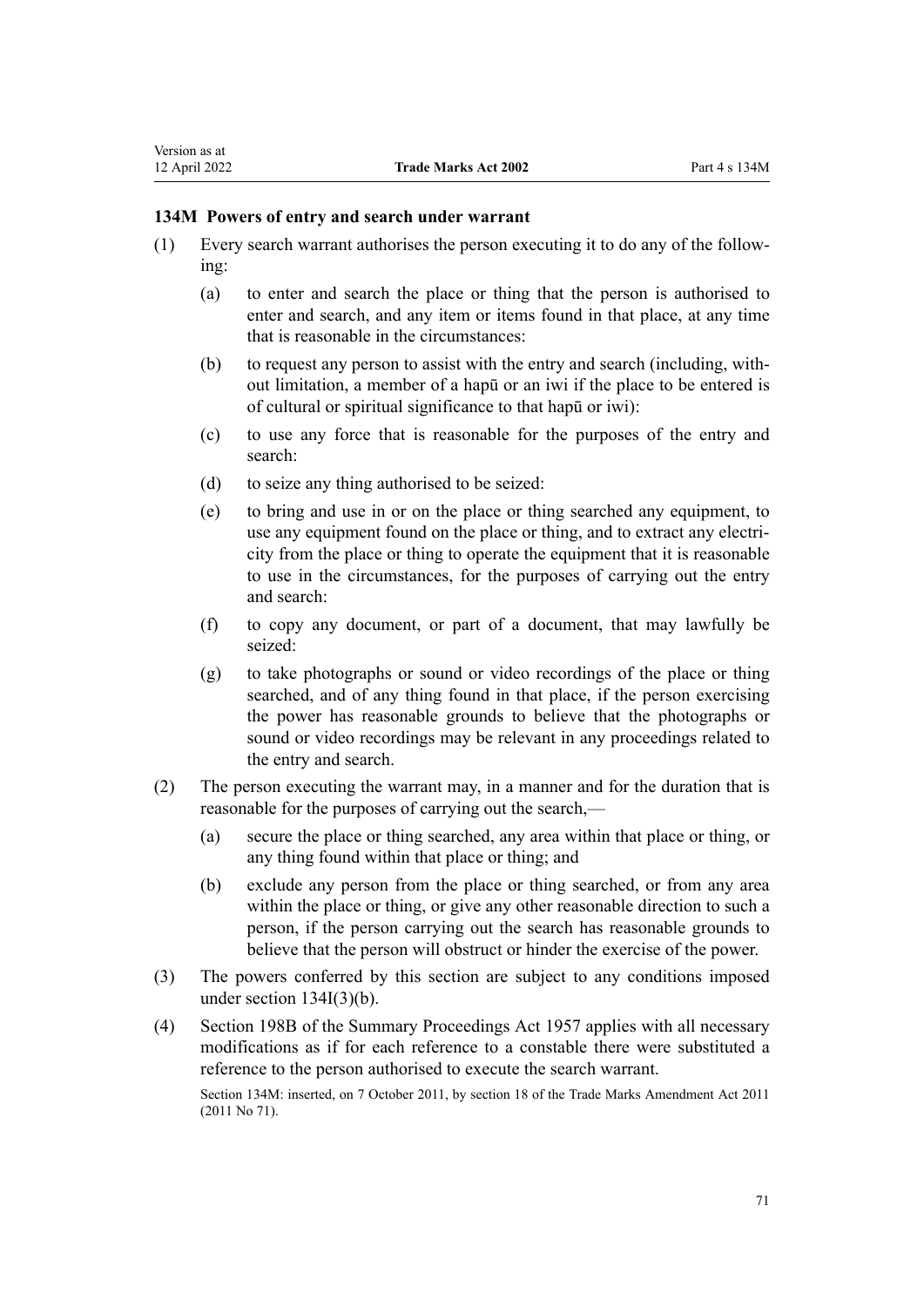### 134M Powers of entry and search under warrant

(1) Every search warrant authorises the person executing it to do any of the following:

(a) to enter and search the place or thing that the person is authorised to enter and search, and any item or items found in that place, at any time that is reasonable in the circumstances:

(b) to request any person to assist with the entry and search (including, without limitation, a member of a hapū or an iwi if the place to be entered is of cultural or spiritual significance to that hapū or iwi):

(c) to use any force that is reasonable for the purposes of the entry and search:

(d) to seize any thing authorised to be seized:

(e) to bring and use in or on the place or thing searched any equipment, to use any equipment found on the place or thing, and to extract any electricity from the place or thing to operate the equipment that it is reasonable to use in the circumstances, for the purposes of carrying out the entry and search:

(f) to copy any document, or part of a document, that may lawfully be seized:

(g) to take photographs or sound or video recordings of the place or thing searched, and of any thing found in that place, if the person exercising the power has reasonable grounds to believe that the photographs or sound or video recordings may be relevant in any proceedings related to the entry and search.

(2) The person executing the warrant may, in a manner and for the duration that is reasonable for the purposes of carrying out the search,—

(a) secure the place or thing searched, any area within that place or thing, or any thing found within that place or thing; and

(b) exclude any person from the place or thing searched, or from any area within the place or thing, or give any other reasonable direction to such a person, if the person carrying out the search has reasonable grounds to believe that the person will obstruct or hinder the exercise of the power.

(3) The powers conferred by this section are subject to any conditions imposed under section 134I(3)(b).

(4) Section 198B of the Summary Proceedings Act 1957 applies with all necessary modifications as if for each reference to a constable there were substituted a reference to the person authorised to execute the search warrant.

Section 134M: inserted, on 7 October 2011, by section 18 of the Trade Marks Amendment Act 2011 (2011 No 71).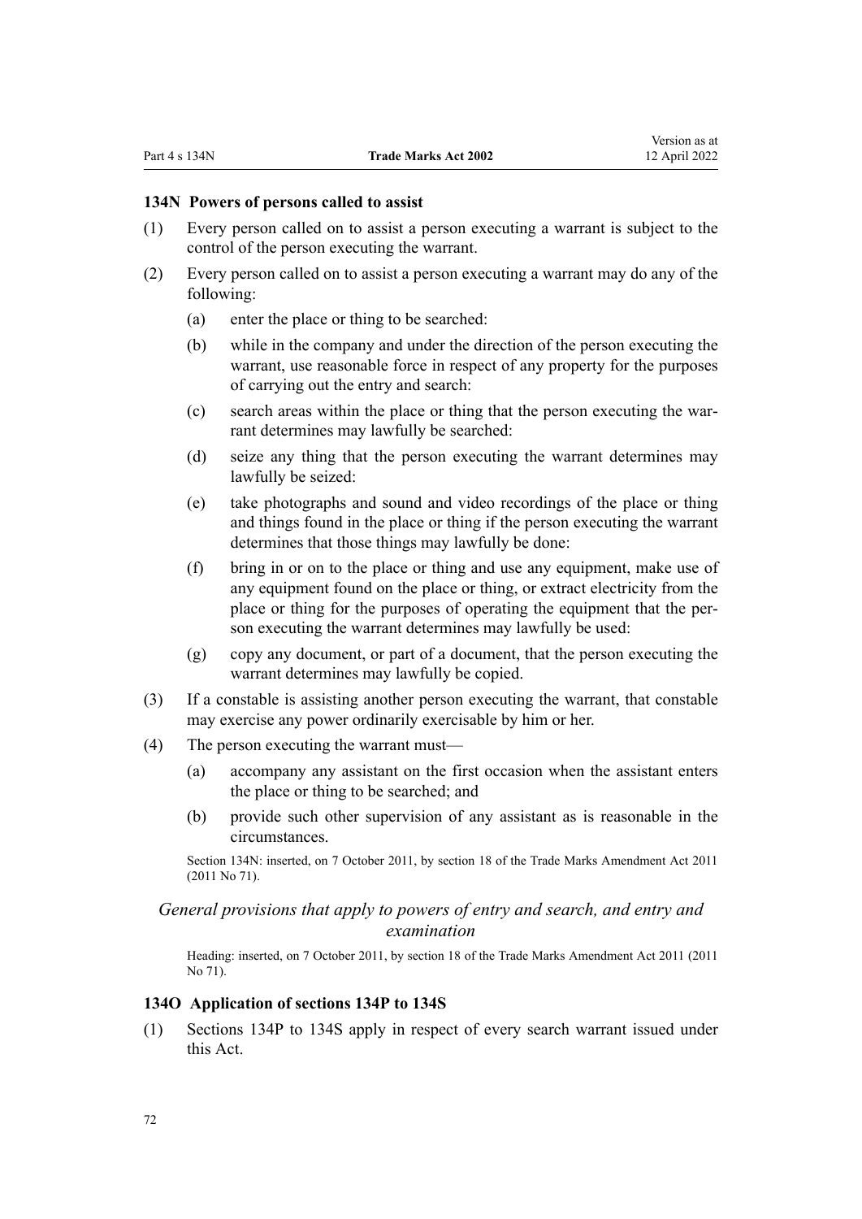### 134N Powers of persons called to assist

(1) Every person called on to assist a person executing a warrant is subject to the control of the person executing the warrant.

(2) Every person called on to assist a person executing a warrant may do any of the following:

- (a) enter the place or thing to be searched:
- (b) while in the company and under the direction of the person executing the warrant, use reasonable force in respect of any property for the purposes of carrying out the entry and search:
- (c) search areas within the place or thing that the person executing the warrant determines may lawfully be searched:
- (d) seize any thing that the person executing the warrant determines may lawfully be seized:
- (e) take photographs and sound and video recordings of the place or thing and things found in the place or thing if the person executing the warrant determines that those things may lawfully be done:
- (f) bring in or on to the place or thing and use any equipment, make use of any equipment found on the place or thing, or extract electricity from the place or thing for the purposes of operating the equipment that the person executing the warrant determines may lawfully be used:
- (g) copy any document, or part of a document, that the person executing the warrant determines may lawfully be copied.

(3) If a constable is assisting another person executing the warrant, that constable may exercise any power ordinarily exercisable by him or her.

(4) The person executing the warrant must—

- (a) accompany any assistant on the first occasion when the assistant enters the place or thing to be searched; and
- (b) provide such other supervision of any assistant as is reasonable in the circumstances.

Section 134N: inserted, on 7 October 2011, by section 18 of the Trade Marks Amendment Act 2011 (2011 No 71).

*General provisions that apply to powers of entry and search, and entry and examination*

Heading: inserted, on 7 October 2011, by section 18 of the Trade Marks Amendment Act 2011 (2011 No 71).

### 134O Application of sections 134P to 134S

(1) Sections 134P to 134S apply in respect of every search warrant issued under this Act.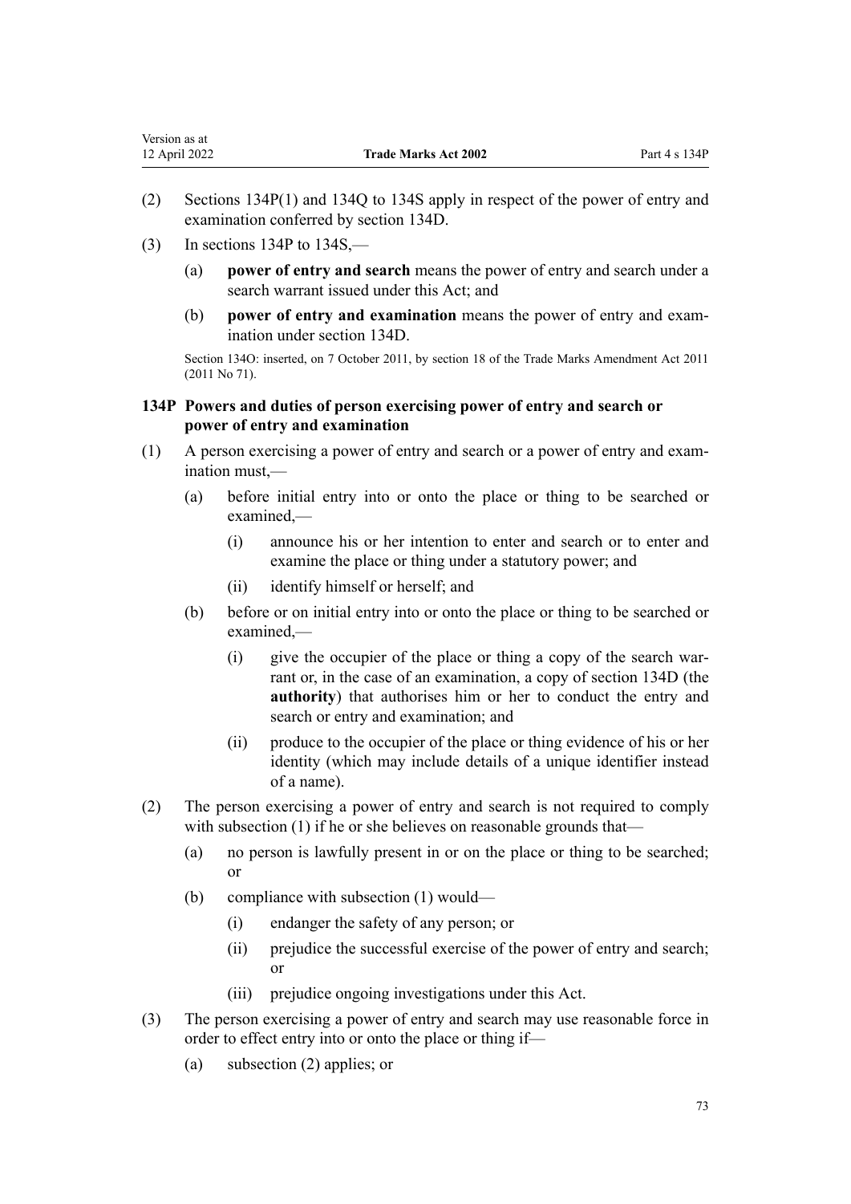(2) Sections 134P(1) and 134Q to 134S apply in respect of the power of entry and examination conferred by section 134D.

(3) In sections 134P to 134S,—

(a) **power of entry and search** means the power of entry and search under a search warrant issued under this Act; and

(b) **power of entry and examination** means the power of entry and examination under section 134D.

Section 134O: inserted, on 7 October 2011, by section 18 of the Trade Marks Amendment Act 2011 (2011 No 71).

### 134P Powers and duties of person exercising power of entry and search or power of entry and examination

(1) A person exercising a power of entry and search or a power of entry and examination must,—

(a) before initial entry into or onto the place or thing to be searched or examined,—

(i) announce his or her intention to enter and search or to enter and examine the place or thing under a statutory power; and

(ii) identify himself or herself; and

(b) before or on initial entry into or onto the place or thing to be searched or examined,—

(i) give the occupier of the place or thing a copy of the search warrant or, in the case of an examination, a copy of section 134D (the **authority**) that authorises him or her to conduct the entry and search or entry and examination; and

(ii) produce to the occupier of the place or thing evidence of his or her identity (which may include details of a unique identifier instead of a name).

(2) The person exercising a power of entry and search is not required to comply with subsection (1) if he or she believes on reasonable grounds that—

(a) no person is lawfully present in or on the place or thing to be searched; or

(b) compliance with subsection (1) would—

(i) endanger the safety of any person; or

(ii) prejudice the successful exercise of the power of entry and search; or

(iii) prejudice ongoing investigations under this Act.

(3) The person exercising a power of entry and search may use reasonable force in order to effect entry into or onto the place or thing if—

(a) subsection (2) applies; or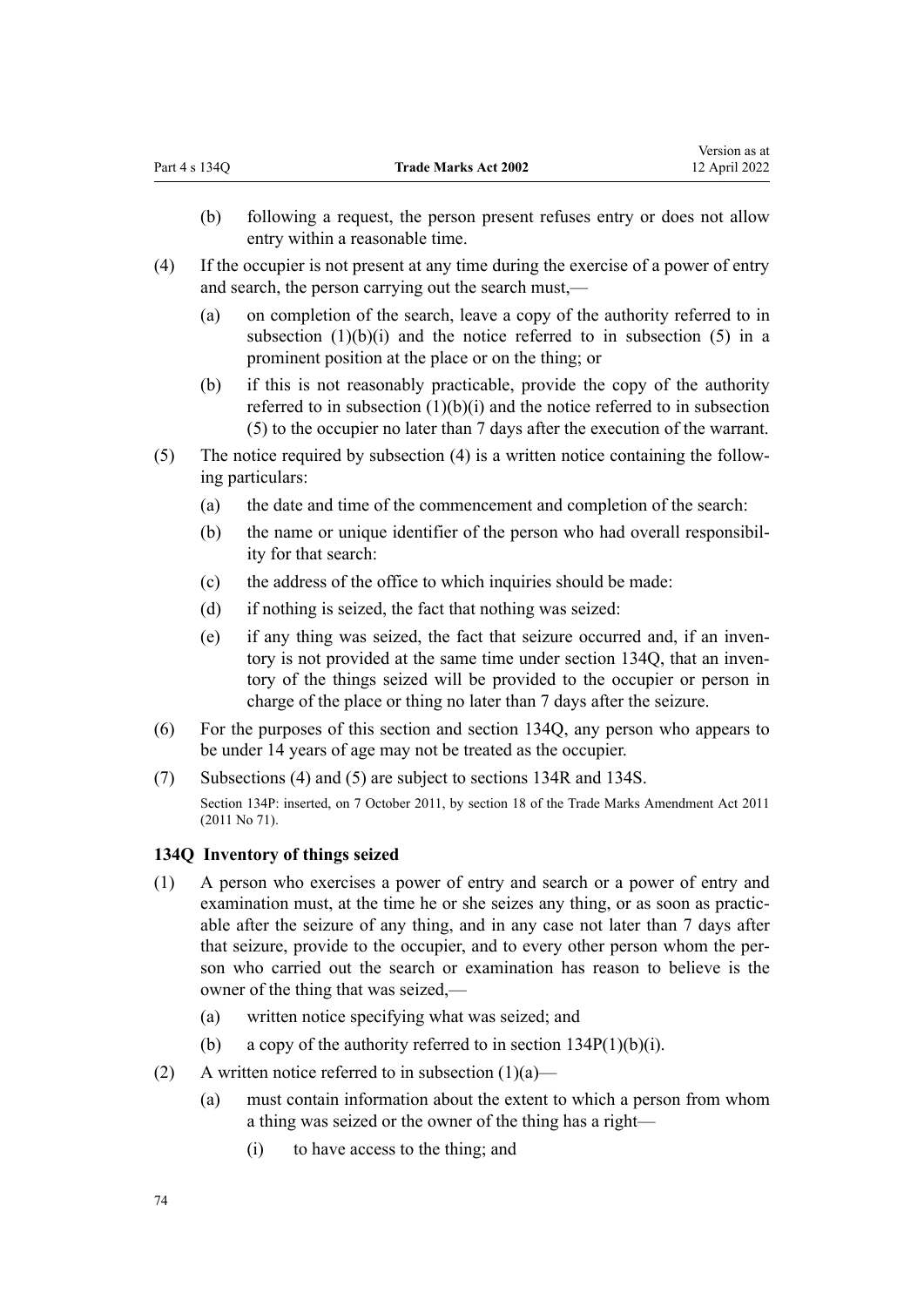(b) following a request, the person present refuses entry or does not allow entry within a reasonable time.

(4) If the occupier is not present at any time during the exercise of a power of entry and search, the person carrying out the search must,—

(a) on completion of the search, leave a copy of the authority referred to in subsection (1)(b)(i) and the notice referred to in subsection (5) in a prominent position at the place or on the thing; or

(b) if this is not reasonably practicable, provide the copy of the authority referred to in subsection (1)(b)(i) and the notice referred to in subsection (5) to the occupier no later than 7 days after the execution of the warrant.

(5) The notice required by subsection (4) is a written notice containing the following particulars:

(a) the date and time of the commencement and completion of the search:

(b) the name or unique identifier of the person who had overall responsibility for that search:

(c) the address of the office to which inquiries should be made:

(d) if nothing is seized, the fact that nothing was seized:

(e) if any thing was seized, the fact that seizure occurred and, if an inventory is not provided at the same time under section 134Q, that an inventory of the things seized will be provided to the occupier or person in charge of the place or thing no later than 7 days after the seizure.

(6) For the purposes of this section and section 134Q, any person who appears to be under 14 years of age may not be treated as the occupier.

(7) Subsections (4) and (5) are subject to sections 134R and 134S.

Section 134P: inserted, on 7 October 2011, by section 18 of the Trade Marks Amendment Act 2011 (2011 No 71).

### 134Q Inventory of things seized

(1) A person who exercises a power of entry and search or a power of entry and examination must, at the time he or she seizes any thing, or as soon as practicable after the seizure of any thing, and in any case not later than 7 days after that seizure, provide to the occupier, and to every other person whom the person who carried out the search or examination has reason to believe is the owner of the thing that was seized,—

(a) written notice specifying what was seized; and

(b) a copy of the authority referred to in section 134P(1)(b)(i).

(2) A written notice referred to in subsection (1)(a)—

(a) must contain information about the extent to which a person from whom a thing was seized or the owner of the thing has a right—

(i) to have access to the thing; and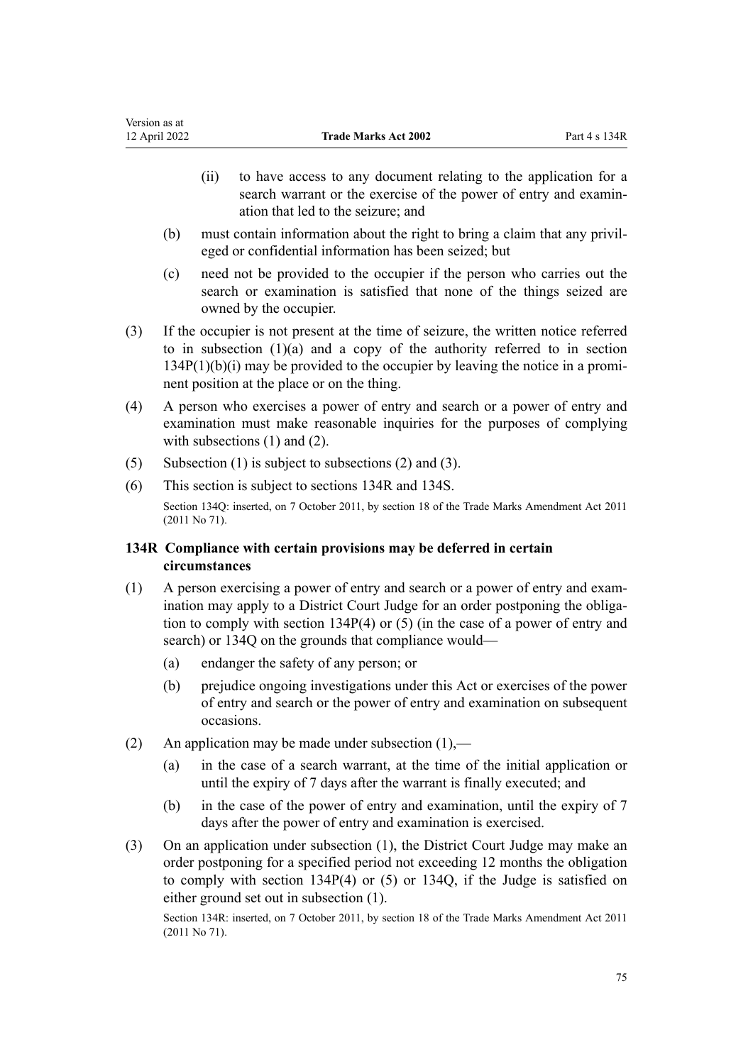(ii) to have access to any document relating to the application for a search warrant or the exercise of the power of entry and examination that led to the seizure; and

(b) must contain information about the right to bring a claim that any privileged or confidential information has been seized; but

(c) need not be provided to the occupier if the person who carries out the search or examination is satisfied that none of the things seized are owned by the occupier.

(3) If the occupier is not present at the time of seizure, the written notice referred to in subsection (1)(a) and a copy of the authority referred to in section 134P(1)(b)(i) may be provided to the occupier by leaving the notice in a prominent position at the place or on the thing.

(4) A person who exercises a power of entry and search or a power of entry and examination must make reasonable inquiries for the purposes of complying with subsections (1) and (2).

(5) Subsection (1) is subject to subsections (2) and (3).

(6) This section is subject to sections 134R and 134S.

Section 134Q: inserted, on 7 October 2011, by section 18 of the Trade Marks Amendment Act 2011 (2011 No 71).

### 134R Compliance with certain provisions may be deferred in certain circumstances

(1) A person exercising a power of entry and search or a power of entry and examination may apply to a District Court Judge for an order postponing the obligation to comply with section 134P(4) or (5) (in the case of a power of entry and search) or 134Q on the grounds that compliance would—

(a) endanger the safety of any person; or

(b) prejudice ongoing investigations under this Act or exercises of the power of entry and search or the power of entry and examination on subsequent occasions.

(2) An application may be made under subsection (1),—

(a) in the case of a search warrant, at the time of the initial application or until the expiry of 7 days after the warrant is finally executed; and

(b) in the case of the power of entry and examination, until the expiry of 7 days after the power of entry and examination is exercised.

(3) On an application under subsection (1), the District Court Judge may make an order postponing for a specified period not exceeding 12 months the obligation to comply with section 134P(4) or (5) or 134Q, if the Judge is satisfied on either ground set out in subsection (1).

Section 134R: inserted, on 7 October 2011, by section 18 of the Trade Marks Amendment Act 2011 (2011 No 71).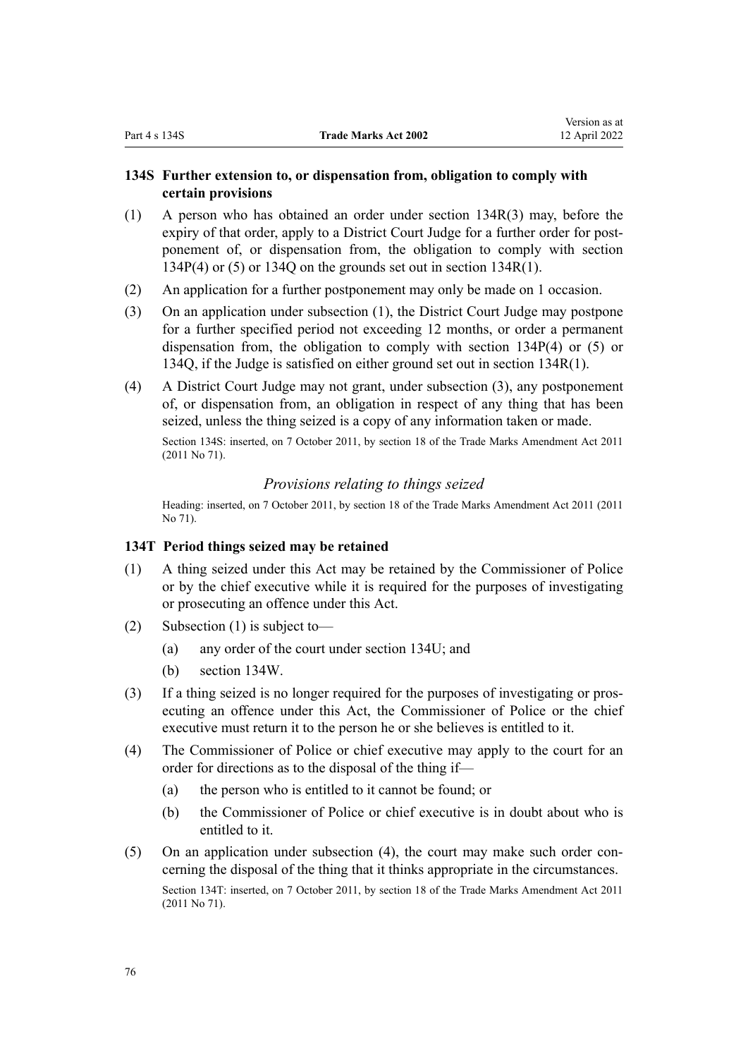### 134S Further extension to, or dispensation from, obligation to comply with certain provisions

(1) A person who has obtained an order under section 134R(3) may, before the expiry of that order, apply to a District Court Judge for a further order for postponement of, or dispensation from, the obligation to comply with section 134P(4) or (5) or 134Q on the grounds set out in section 134R(1).

(2) An application for a further postponement may only be made on 1 occasion.

(3) On an application under subsection (1), the District Court Judge may postpone for a further specified period not exceeding 12 months, or order a permanent dispensation from, the obligation to comply with section 134P(4) or (5) or 134Q, if the Judge is satisfied on either ground set out in section 134R(1).

(4) A District Court Judge may not grant, under subsection (3), any postponement of, or dispensation from, an obligation in respect of any thing that has been seized, unless the thing seized is a copy of any information taken or made.

Section 134S: inserted, on 7 October 2011, by section 18 of the Trade Marks Amendment Act 2011 (2011 No 71).

*Provisions relating to things seized*

Heading: inserted, on 7 October 2011, by section 18 of the Trade Marks Amendment Act 2011 (2011 No 71).

### 134T Period things seized may be retained

(1) A thing seized under this Act may be retained by the Commissioner of Police or by the chief executive while it is required for the purposes of investigating or prosecuting an offence under this Act.

(2) Subsection (1) is subject to—

(a) any order of the court under section 134U; and

(b) section 134W.

(3) If a thing seized is no longer required for the purposes of investigating or prosecuting an offence under this Act, the Commissioner of Police or the chief executive must return it to the person he or she believes is entitled to it.

(4) The Commissioner of Police or chief executive may apply to the court for an order for directions as to the disposal of the thing if—

(a) the person who is entitled to it cannot be found; or

(b) the Commissioner of Police or chief executive is in doubt about who is entitled to it.

(5) On an application under subsection (4), the court may make such order concerning the disposal of the thing that it thinks appropriate in the circumstances.

Section 134T: inserted, on 7 October 2011, by section 18 of the Trade Marks Amendment Act 2011 (2011 No 71).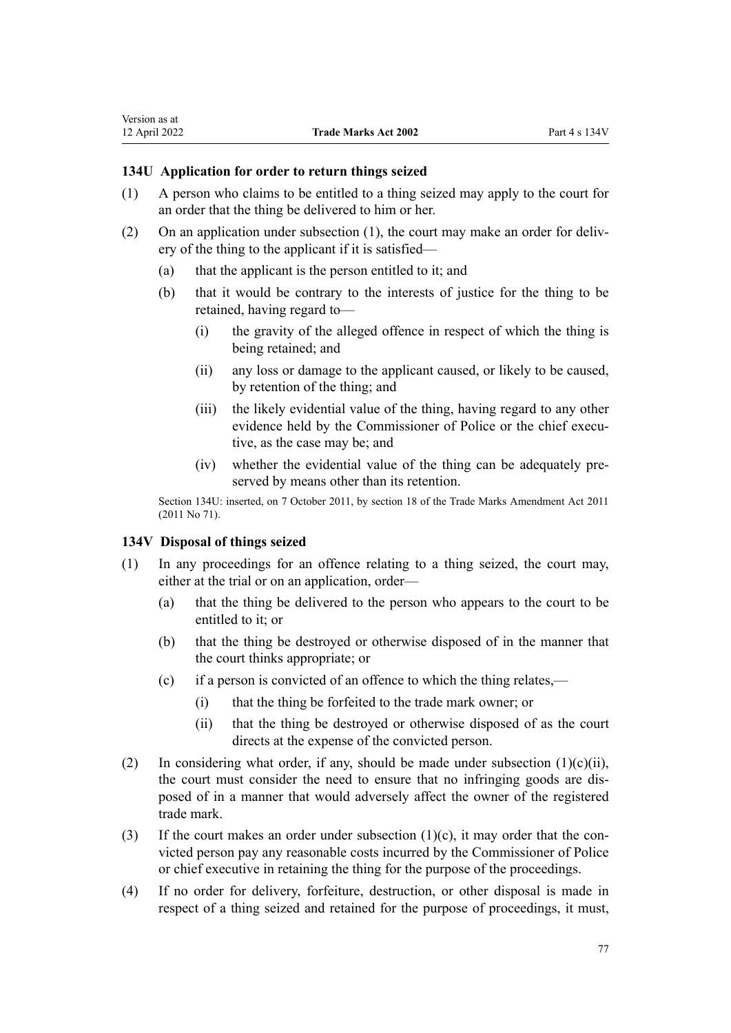### 134U Application for order to return things seized

(1) A person who claims to be entitled to a thing seized may apply to the court for an order that the thing be delivered to him or her.

(2) On an application under subsection (1), the court may make an order for delivery of the thing to the applicant if it is satisfied—

  (a) that the applicant is the person entitled to it; and

  (b) that it would be contrary to the interests of justice for the thing to be retained, having regard to—

    (i) the gravity of the alleged offence in respect of which the thing is being retained; and

    (ii) any loss or damage to the applicant caused, or likely to be caused, by retention of the thing; and

    (iii) the likely evidential value of the thing, having regard to any other evidence held by the Commissioner of Police or the chief executive, as the case may be; and

    (iv) whether the evidential value of the thing can be adequately preserved by means other than its retention.

Section 134U: inserted, on 7 October 2011, by section 18 of the Trade Marks Amendment Act 2011 (2011 No 71).

### 134V Disposal of things seized

(1) In any proceedings for an offence relating to a thing seized, the court may, either at the trial or on an application, order—

  (a) that the thing be delivered to the person who appears to the court to be entitled to it; or

  (b) that the thing be destroyed or otherwise disposed of in the manner that the court thinks appropriate; or

  (c) if a person is convicted of an offence to which the thing relates,—

    (i) that the thing be forfeited to the trade mark owner; or

    (ii) that the thing be destroyed or otherwise disposed of as the court directs at the expense of the convicted person.

(2) In considering what order, if any, should be made under subsection (1)(c)(ii), the court must consider the need to ensure that no infringing goods are disposed of in a manner that would adversely affect the owner of the registered trade mark.

(3) If the court makes an order under subsection (1)(c), it may order that the convicted person pay any reasonable costs incurred by the Commissioner of Police or chief executive in retaining the thing for the purpose of the proceedings.

(4) If no order for delivery, forfeiture, destruction, or other disposal is made in respect of a thing seized and retained for the purpose of proceedings, it must,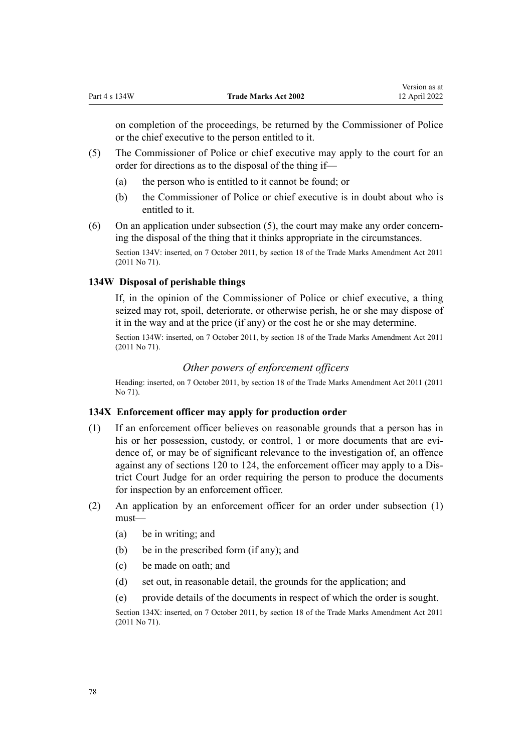on completion of the proceedings, be returned by the Commissioner of Police or the chief executive to the person entitled to it.

(5) The Commissioner of Police or chief executive may apply to the court for an order for directions as to the disposal of the thing if—

  (a) the person who is entitled to it cannot be found; or

  (b) the Commissioner of Police or chief executive is in doubt about who is entitled to it.

(6) On an application under subsection (5), the court may make any order concerning the disposal of the thing that it thinks appropriate in the circumstances.

Section 134V: inserted, on 7 October 2011, by section 18 of the Trade Marks Amendment Act 2011 (2011 No 71).

### 134W Disposal of perishable things

If, in the opinion of the Commissioner of Police or chief executive, a thing seized may rot, spoil, deteriorate, or otherwise perish, he or she may dispose of it in the way and at the price (if any) or the cost he or she may determine.

Section 134W: inserted, on 7 October 2011, by section 18 of the Trade Marks Amendment Act 2011 (2011 No 71).

## *Other powers of enforcement officers*

Heading: inserted, on 7 October 2011, by section 18 of the Trade Marks Amendment Act 2011 (2011 No 71).

### 134X Enforcement officer may apply for production order

(1) If an enforcement officer believes on reasonable grounds that a person has in his or her possession, custody, or control, 1 or more documents that are evidence of, or may be of significant relevance to the investigation of, an offence against any of sections 120 to 124, the enforcement officer may apply to a District Court Judge for an order requiring the person to produce the documents for inspection by an enforcement officer.

(2) An application by an enforcement officer for an order under subsection (1) must—

  (a) be in writing; and

  (b) be in the prescribed form (if any); and

  (c) be made on oath; and

  (d) set out, in reasonable detail, the grounds for the application; and

  (e) provide details of the documents in respect of which the order is sought.

Section 134X: inserted, on 7 October 2011, by section 18 of the Trade Marks Amendment Act 2011 (2011 No 71).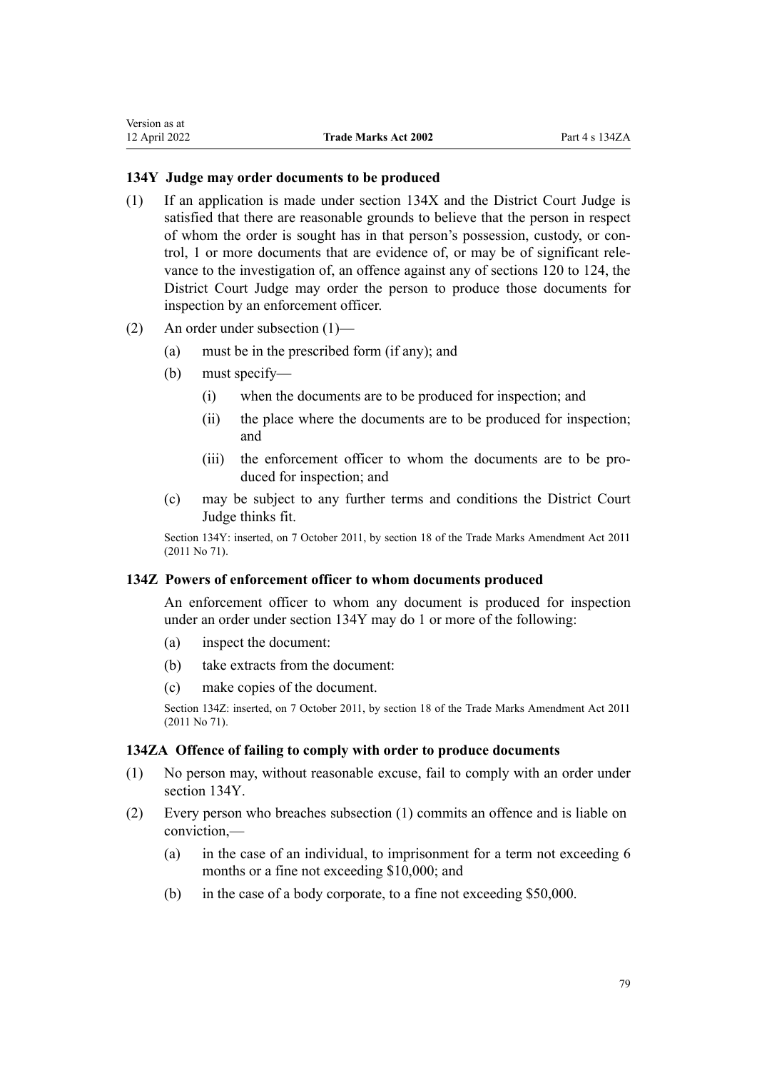### 134Y Judge may order documents to be produced

(1) If an application is made under section 134X and the District Court Judge is satisfied that there are reasonable grounds to believe that the person in respect of whom the order is sought has in that person's possession, custody, or control, 1 or more documents that are evidence of, or may be of significant relevance to the investigation of, an offence against any of sections 120 to 124, the District Court Judge may order the person to produce those documents for inspection by an enforcement officer.

(2) An order under subsection (1)—

- (a) must be in the prescribed form (if any); and
- (b) must specify—
  - (i) when the documents are to be produced for inspection; and
  - (ii) the place where the documents are to be produced for inspection; and
  - (iii) the enforcement officer to whom the documents are to be produced for inspection; and
- (c) may be subject to any further terms and conditions the District Court Judge thinks fit.

Section 134Y: inserted, on 7 October 2011, by section 18 of the Trade Marks Amendment Act 2011 (2011 No 71).

### 134Z Powers of enforcement officer to whom documents produced

An enforcement officer to whom any document is produced for inspection under an order under section 134Y may do 1 or more of the following:

- (a) inspect the document:
- (b) take extracts from the document:
- (c) make copies of the document.

Section 134Z: inserted, on 7 October 2011, by section 18 of the Trade Marks Amendment Act 2011 (2011 No 71).

### 134ZA Offence of failing to comply with order to produce documents

(1) No person may, without reasonable excuse, fail to comply with an order under section 134Y.

(2) Every person who breaches subsection (1) commits an offence and is liable on conviction,—

- (a) in the case of an individual, to imprisonment for a term not exceeding 6 months or a fine not exceeding $10,000; and
- (b) in the case of a body corporate, to a fine not exceeding $50,000.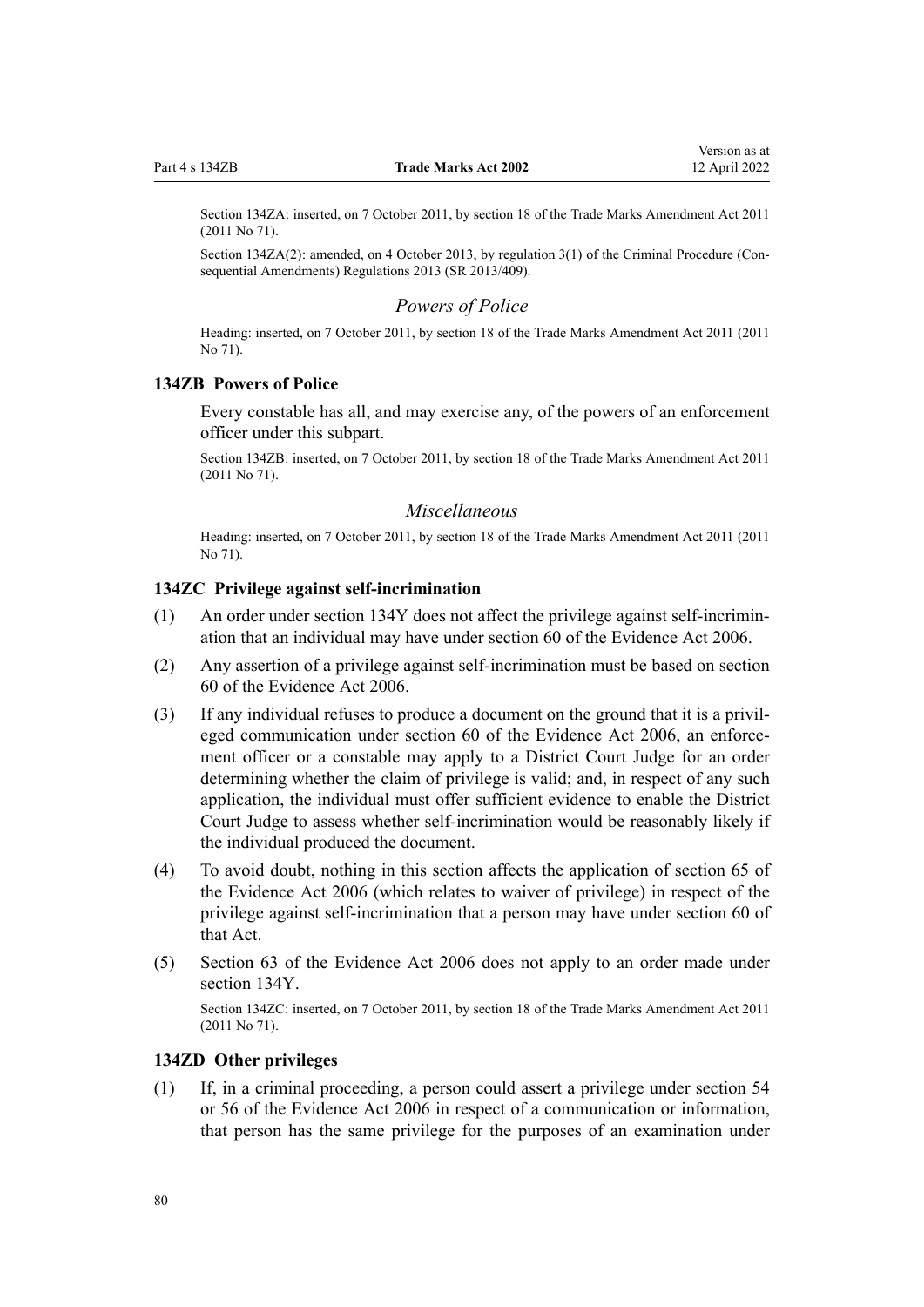Section 134ZA: inserted, on 7 October 2011, by section 18 of the Trade Marks Amendment Act 2011 (2011 No 71).

Section 134ZA(2): amended, on 4 October 2013, by regulation 3(1) of the Criminal Procedure (Consequential Amendments) Regulations 2013 (SR 2013/409).

## *Powers of Police*

Heading: inserted, on 7 October 2011, by section 18 of the Trade Marks Amendment Act 2011 (2011 No 71).

### 134ZB Powers of Police

Every constable has all, and may exercise any, of the powers of an enforcement officer under this subpart.

Section 134ZB: inserted, on 7 October 2011, by section 18 of the Trade Marks Amendment Act 2011 (2011 No 71).

## *Miscellaneous*

Heading: inserted, on 7 October 2011, by section 18 of the Trade Marks Amendment Act 2011 (2011 No 71).

### 134ZC Privilege against self-incrimination

(1) An order under section 134Y does not affect the privilege against self-incrimination that an individual may have under section 60 of the Evidence Act 2006.

(2) Any assertion of a privilege against self-incrimination must be based on section 60 of the Evidence Act 2006.

(3) If any individual refuses to produce a document on the ground that it is a privileged communication under section 60 of the Evidence Act 2006, an enforcement officer or a constable may apply to a District Court Judge for an order determining whether the claim of privilege is valid; and, in respect of any such application, the individual must offer sufficient evidence to enable the District Court Judge to assess whether self-incrimination would be reasonably likely if the individual produced the document.

(4) To avoid doubt, nothing in this section affects the application of section 65 of the Evidence Act 2006 (which relates to waiver of privilege) in respect of the privilege against self-incrimination that a person may have under section 60 of that Act.

(5) Section 63 of the Evidence Act 2006 does not apply to an order made under section 134Y.

Section 134ZC: inserted, on 7 October 2011, by section 18 of the Trade Marks Amendment Act 2011 (2011 No 71).

### 134ZD Other privileges

(1) If, in a criminal proceeding, a person could assert a privilege under section 54 or 56 of the Evidence Act 2006 in respect of a communication or information, that person has the same privilege for the purposes of an examination under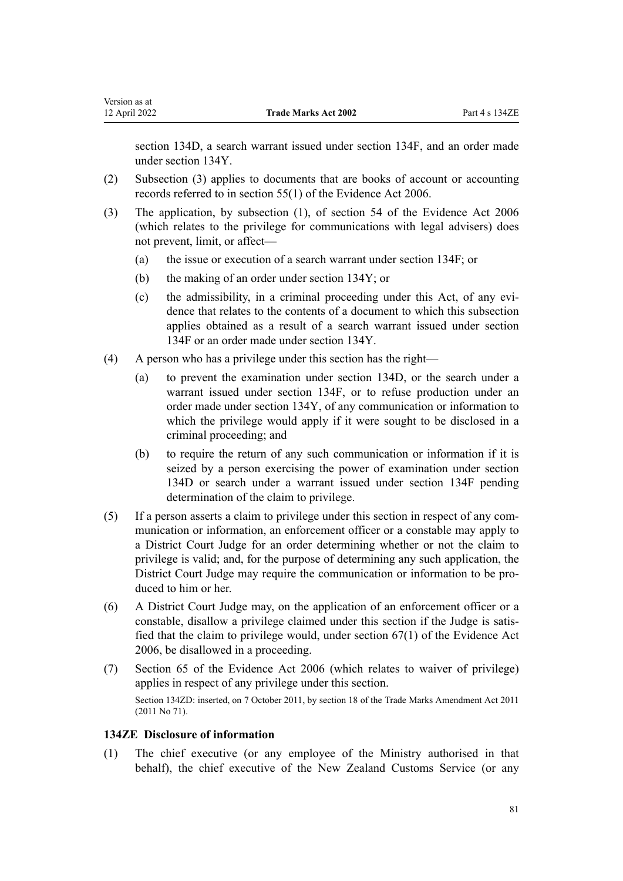section 134D, a search warrant issued under section 134F, and an order made under section 134Y.

(2) Subsection (3) applies to documents that are books of account or accounting records referred to in section 55(1) of the Evidence Act 2006.

(3) The application, by subsection (1), of section 54 of the Evidence Act 2006 (which relates to the privilege for communications with legal advisers) does not prevent, limit, or affect—

  (a) the issue or execution of a search warrant under section 134F; or

  (b) the making of an order under section 134Y; or

  (c) the admissibility, in a criminal proceeding under this Act, of any evidence that relates to the contents of a document to which this subsection applies obtained as a result of a search warrant issued under section 134F or an order made under section 134Y.

(4) A person who has a privilege under this section has the right—

  (a) to prevent the examination under section 134D, or the search under a warrant issued under section 134F, or to refuse production under an order made under section 134Y, of any communication or information to which the privilege would apply if it were sought to be disclosed in a criminal proceeding; and

  (b) to require the return of any such communication or information if it is seized by a person exercising the power of examination under section 134D or search under a warrant issued under section 134F pending determination of the claim to privilege.

(5) If a person asserts a claim to privilege under this section in respect of any communication or information, an enforcement officer or a constable may apply to a District Court Judge for an order determining whether or not the claim to privilege is valid; and, for the purpose of determining any such application, the District Court Judge may require the communication or information to be produced to him or her.

(6) A District Court Judge may, on the application of an enforcement officer or a constable, disallow a privilege claimed under this section if the Judge is satisfied that the claim to privilege would, under section 67(1) of the Evidence Act 2006, be disallowed in a proceeding.

(7) Section 65 of the Evidence Act 2006 (which relates to waiver of privilege) applies in respect of any privilege under this section.

Section 134ZD: inserted, on 7 October 2011, by section 18 of the Trade Marks Amendment Act 2011 (2011 No 71).

### 134ZE Disclosure of information

(1) The chief executive (or any employee of the Ministry authorised in that behalf), the chief executive of the New Zealand Customs Service (or any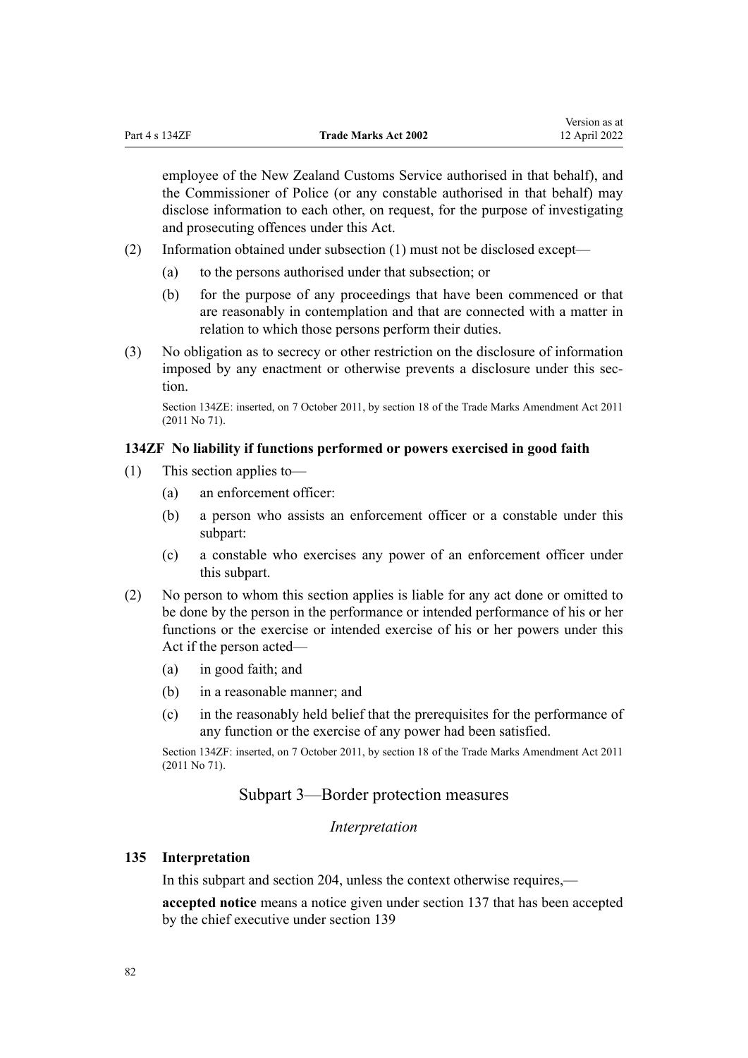employee of the New Zealand Customs Service authorised in that behalf), and the Commissioner of Police (or any constable authorised in that behalf) may disclose information to each other, on request, for the purpose of investigating and prosecuting offences under this Act.

(2) Information obtained under subsection (1) must not be disclosed except—

(a) to the persons authorised under that subsection; or

(b) for the purpose of any proceedings that have been commenced or that are reasonably in contemplation and that are connected with a matter in relation to which those persons perform their duties.

(3) No obligation as to secrecy or other restriction on the disclosure of information imposed by any enactment or otherwise prevents a disclosure under this section.

Section 134ZE: inserted, on 7 October 2011, by section 18 of the Trade Marks Amendment Act 2011 (2011 No 71).

### 134ZF No liability if functions performed or powers exercised in good faith

(1) This section applies to—

(a) an enforcement officer:

(b) a person who assists an enforcement officer or a constable under this subpart:

(c) a constable who exercises any power of an enforcement officer under this subpart.

(2) No person to whom this section applies is liable for any act done or omitted to be done by the person in the performance or intended performance of his or her functions or the exercise or intended exercise of his or her powers under this Act if the person acted—

(a) in good faith; and

(b) in a reasonable manner; and

(c) in the reasonably held belief that the prerequisites for the performance of any function or the exercise of any power had been satisfied.

Section 134ZF: inserted, on 7 October 2011, by section 18 of the Trade Marks Amendment Act 2011 (2011 No 71).

## Subpart 3—Border protection measures

*Interpretation*

### 135 Interpretation

In this subpart and section 204, unless the context otherwise requires,—

**accepted notice** means a notice given under section 137 that has been accepted by the chief executive under section 139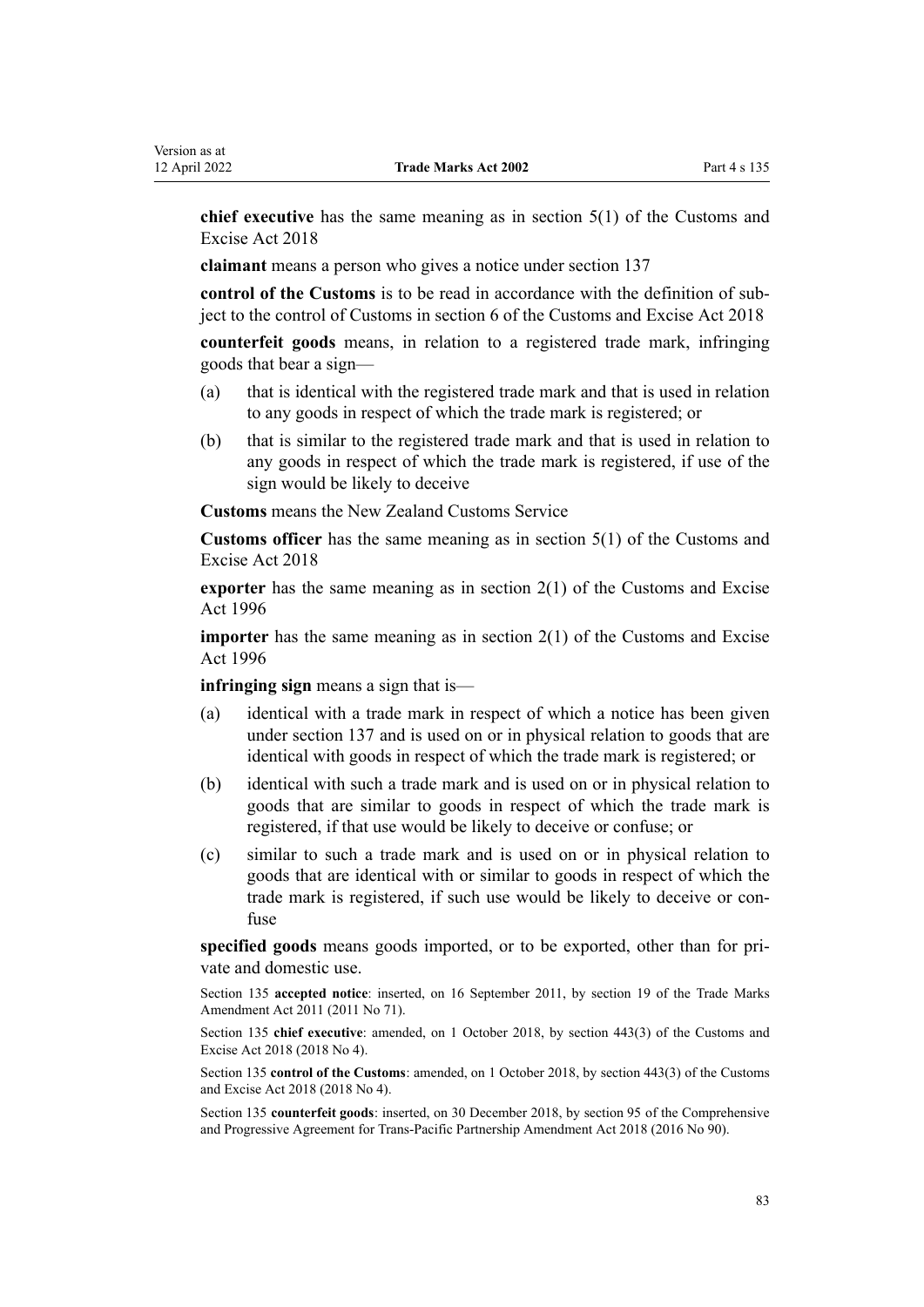**chief executive** has the same meaning as in section 5(1) of the Customs and Excise Act 2018

**claimant** means a person who gives a notice under section 137

**control of the Customs** is to be read in accordance with the definition of subject to the control of Customs in section 6 of the Customs and Excise Act 2018

**counterfeit goods** means, in relation to a registered trade mark, infringing goods that bear a sign—

(a) that is identical with the registered trade mark and that is used in relation to any goods in respect of which the trade mark is registered; or

(b) that is similar to the registered trade mark and that is used in relation to any goods in respect of which the trade mark is registered, if use of the sign would be likely to deceive

**Customs** means the New Zealand Customs Service

**Customs officer** has the same meaning as in section 5(1) of the Customs and Excise Act 2018

**exporter** has the same meaning as in section 2(1) of the Customs and Excise Act 1996

**importer** has the same meaning as in section 2(1) of the Customs and Excise Act 1996

**infringing sign** means a sign that is—

(a) identical with a trade mark in respect of which a notice has been given under section 137 and is used on or in physical relation to goods that are identical with goods in respect of which the trade mark is registered; or

(b) identical with such a trade mark and is used on or in physical relation to goods that are similar to goods in respect of which the trade mark is registered, if that use would be likely to deceive or confuse; or

(c) similar to such a trade mark and is used on or in physical relation to goods that are identical with or similar to goods in respect of which the trade mark is registered, if such use would be likely to deceive or confuse

**specified goods** means goods imported, or to be exported, other than for private and domestic use.

Section 135 **accepted notice**: inserted, on 16 September 2011, by section 19 of the Trade Marks Amendment Act 2011 (2011 No 71).

Section 135 **chief executive**: amended, on 1 October 2018, by section 443(3) of the Customs and Excise Act 2018 (2018 No 4).

Section 135 **control of the Customs**: amended, on 1 October 2018, by section 443(3) of the Customs and Excise Act 2018 (2018 No 4).

Section 135 **counterfeit goods**: inserted, on 30 December 2018, by section 95 of the Comprehensive and Progressive Agreement for Trans-Pacific Partnership Amendment Act 2018 (2016 No 90).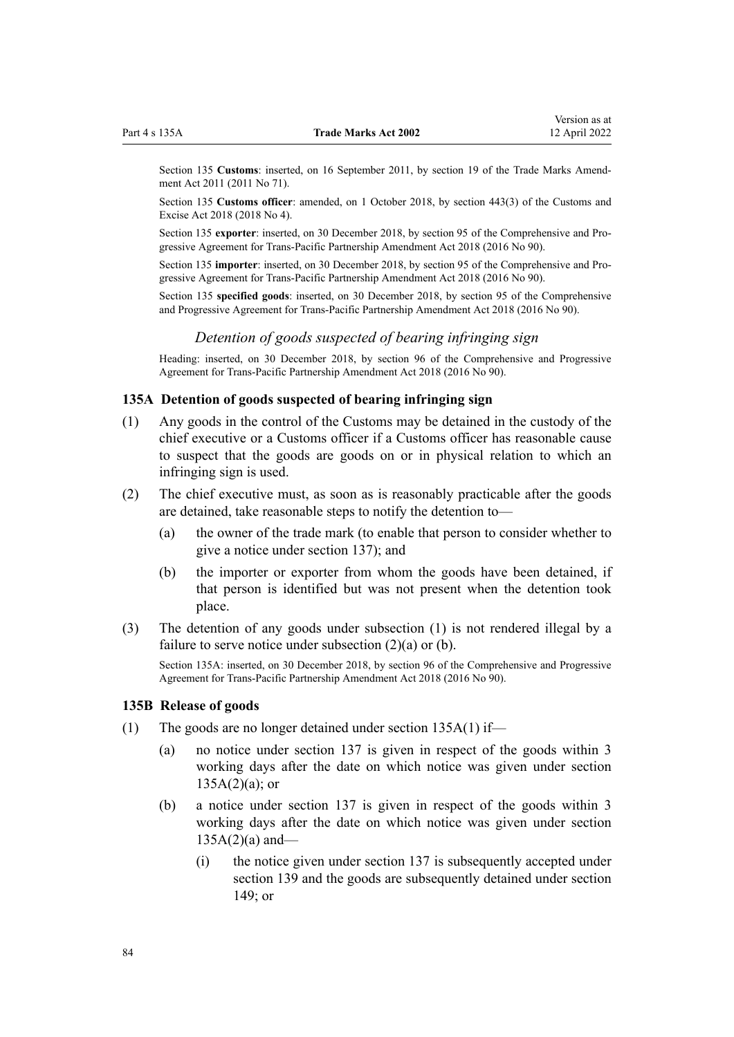Section 135 **Customs**: inserted, on 16 September 2011, by section 19 of the Trade Marks Amendment Act 2011 (2011 No 71).

Section 135 **Customs officer**: amended, on 1 October 2018, by section 443(3) of the Customs and Excise Act 2018 (2018 No 4).

Section 135 **exporter**: inserted, on 30 December 2018, by section 95 of the Comprehensive and Progressive Agreement for Trans-Pacific Partnership Amendment Act 2018 (2016 No 90).

Section 135 **importer**: inserted, on 30 December 2018, by section 95 of the Comprehensive and Progressive Agreement for Trans-Pacific Partnership Amendment Act 2018 (2016 No 90).

Section 135 **specified goods**: inserted, on 30 December 2018, by section 95 of the Comprehensive and Progressive Agreement for Trans-Pacific Partnership Amendment Act 2018 (2016 No 90).

*Detention of goods suspected of bearing infringing sign*

Heading: inserted, on 30 December 2018, by section 96 of the Comprehensive and Progressive Agreement for Trans-Pacific Partnership Amendment Act 2018 (2016 No 90).

### 135A Detention of goods suspected of bearing infringing sign

(1) Any goods in the control of the Customs may be detained in the custody of the chief executive or a Customs officer if a Customs officer has reasonable cause to suspect that the goods are goods on or in physical relation to which an infringing sign is used.

(2) The chief executive must, as soon as is reasonably practicable after the goods are detained, take reasonable steps to notify the detention to—

- (a) the owner of the trade mark (to enable that person to consider whether to give a notice under section 137); and
- (b) the importer or exporter from whom the goods have been detained, if that person is identified but was not present when the detention took place.

(3) The detention of any goods under subsection (1) is not rendered illegal by a failure to serve notice under subsection (2)(a) or (b).

Section 135A: inserted, on 30 December 2018, by section 96 of the Comprehensive and Progressive Agreement for Trans-Pacific Partnership Amendment Act 2018 (2016 No 90).

### 135B Release of goods

(1) The goods are no longer detained under section 135A(1) if—

- (a) no notice under section 137 is given in respect of the goods within 3 working days after the date on which notice was given under section 135A(2)(a); or
- (b) a notice under section 137 is given in respect of the goods within 3 working days after the date on which notice was given under section 135A(2)(a) and—
  - (i) the notice given under section 137 is subsequently accepted under section 139 and the goods are subsequently detained under section 149; or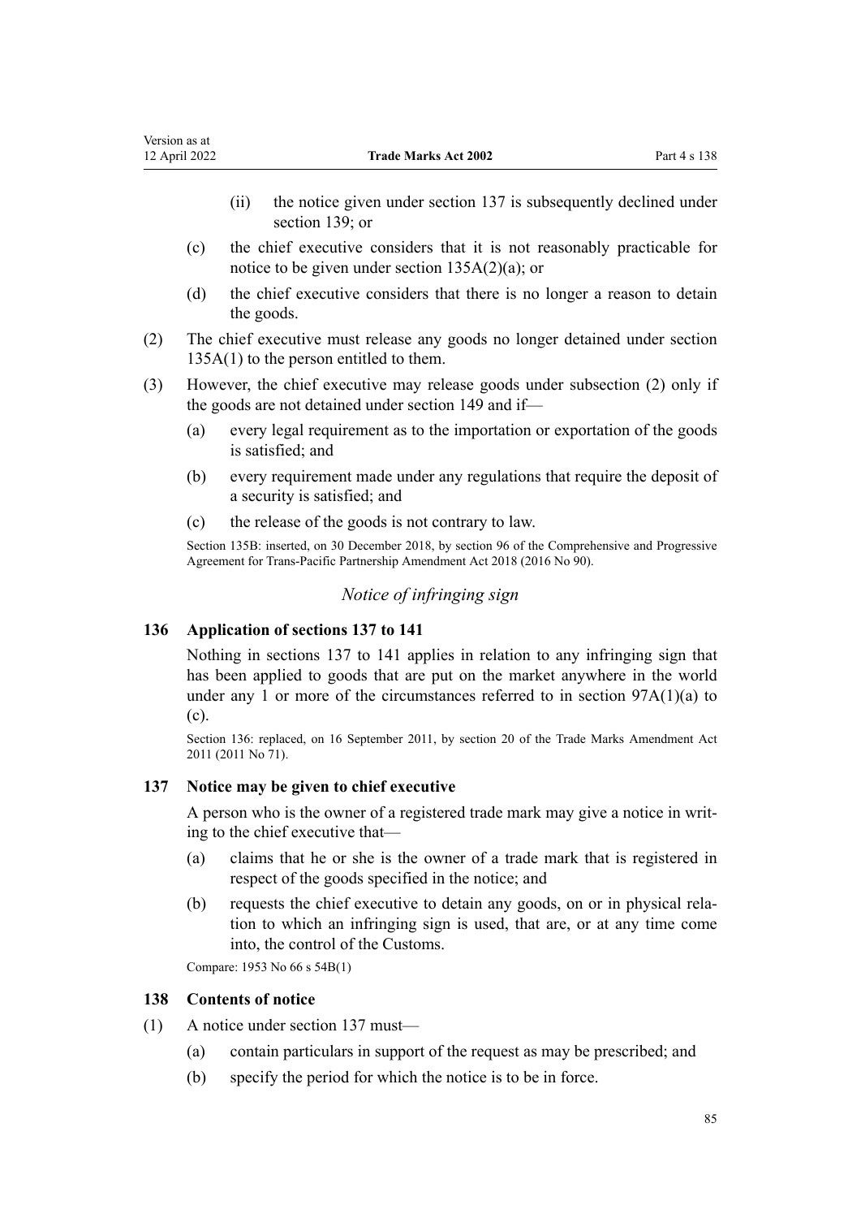- (ii) the notice given under section 137 is subsequently declined under section 139; or

- (c) the chief executive considers that it is not reasonably practicable for notice to be given under section 135A(2)(a); or
- (d) the chief executive considers that there is no longer a reason to detain the goods.

(2) The chief executive must release any goods no longer detained under section 135A(1) to the person entitled to them.

(3) However, the chief executive may release goods under subsection (2) only if the goods are not detained under section 149 and if—

- (a) every legal requirement as to the importation or exportation of the goods is satisfied; and
- (b) every requirement made under any regulations that require the deposit of a security is satisfied; and
- (c) the release of the goods is not contrary to law.

Section 135B: inserted, on 30 December 2018, by section 96 of the Comprehensive and Progressive Agreement for Trans-Pacific Partnership Amendment Act 2018 (2016 No 90).

*Notice of infringing sign*

### 136 Application of sections 137 to 141

Nothing in sections 137 to 141 applies in relation to any infringing sign that has been applied to goods that are put on the market anywhere in the world under any 1 or more of the circumstances referred to in section 97A(1)(a) to (c).

Section 136: replaced, on 16 September 2011, by section 20 of the Trade Marks Amendment Act 2011 (2011 No 71).

### 137 Notice may be given to chief executive

A person who is the owner of a registered trade mark may give a notice in writing to the chief executive that—

- (a) claims that he or she is the owner of a trade mark that is registered in respect of the goods specified in the notice; and
- (b) requests the chief executive to detain any goods, on or in physical relation to which an infringing sign is used, that are, or at any time come into, the control of the Customs.

Compare: 1953 No 66 s 54B(1)

### 138 Contents of notice

(1) A notice under section 137 must—

- (a) contain particulars in support of the request as may be prescribed; and
- (b) specify the period for which the notice is to be in force.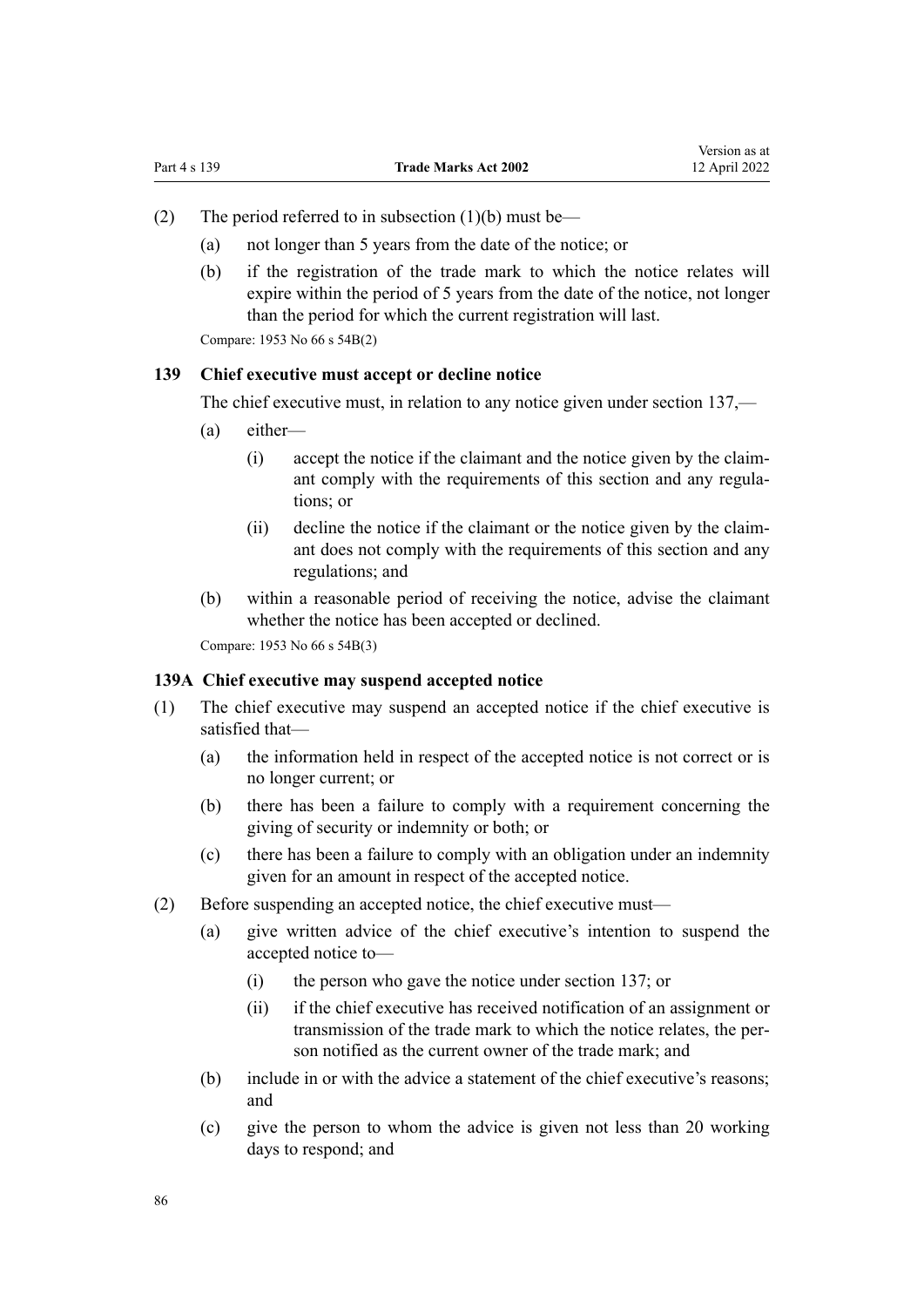(2) The period referred to in subsection (1)(b) must be—

(a) not longer than 5 years from the date of the notice; or

(b) if the registration of the trade mark to which the notice relates will expire within the period of 5 years from the date of the notice, not longer than the period for which the current registration will last.

Compare: 1953 No 66 s 54B(2)

### 139 Chief executive must accept or decline notice

The chief executive must, in relation to any notice given under section 137,—

(a) either—

(i) accept the notice if the claimant and the notice given by the claimant comply with the requirements of this section and any regulations; or

(ii) decline the notice if the claimant or the notice given by the claimant does not comply with the requirements of this section and any regulations; and

(b) within a reasonable period of receiving the notice, advise the claimant whether the notice has been accepted or declined.

Compare: 1953 No 66 s 54B(3)

### 139A Chief executive may suspend accepted notice

(1) The chief executive may suspend an accepted notice if the chief executive is satisfied that—

(a) the information held in respect of the accepted notice is not correct or is no longer current; or

(b) there has been a failure to comply with a requirement concerning the giving of security or indemnity or both; or

(c) there has been a failure to comply with an obligation under an indemnity given for an amount in respect of the accepted notice.

(2) Before suspending an accepted notice, the chief executive must—

(a) give written advice of the chief executive's intention to suspend the accepted notice to—

(i) the person who gave the notice under section 137; or

(ii) if the chief executive has received notification of an assignment or transmission of the trade mark to which the notice relates, the person notified as the current owner of the trade mark; and

(b) include in or with the advice a statement of the chief executive's reasons; and

(c) give the person to whom the advice is given not less than 20 working days to respond; and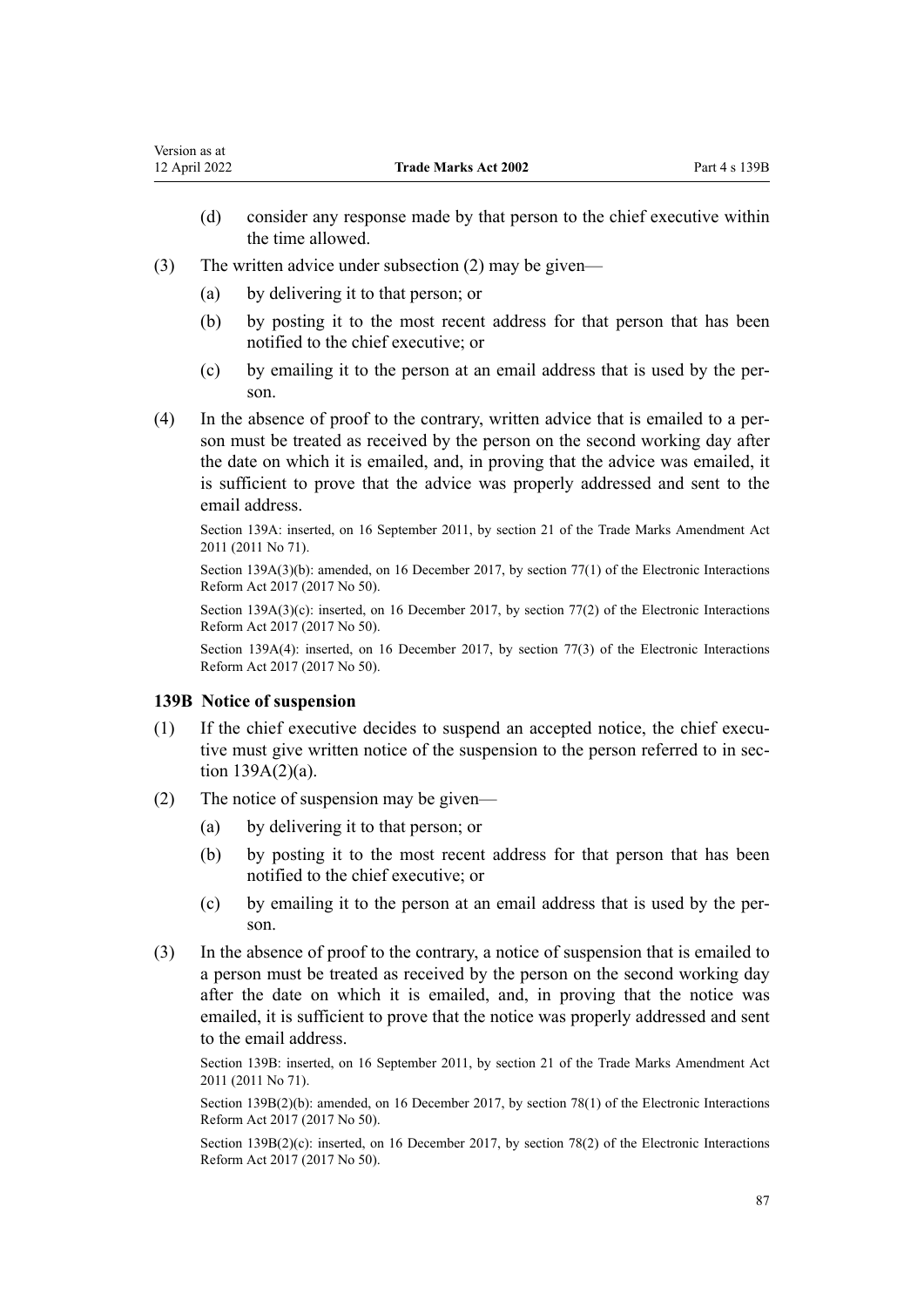(d) consider any response made by that person to the chief executive within the time allowed.

(3) The written advice under subsection (2) may be given—

(a) by delivering it to that person; or

(b) by posting it to the most recent address for that person that has been notified to the chief executive; or

(c) by emailing it to the person at an email address that is used by the person.

(4) In the absence of proof to the contrary, written advice that is emailed to a person must be treated as received by the person on the second working day after the date on which it is emailed, and, in proving that the advice was emailed, it is sufficient to prove that the advice was properly addressed and sent to the email address.

Section 139A: inserted, on 16 September 2011, by section 21 of the Trade Marks Amendment Act 2011 (2011 No 71).

Section 139A(3)(b): amended, on 16 December 2017, by section 77(1) of the Electronic Interactions Reform Act 2017 (2017 No 50).

Section 139A(3)(c): inserted, on 16 December 2017, by section 77(2) of the Electronic Interactions Reform Act 2017 (2017 No 50).

Section 139A(4): inserted, on 16 December 2017, by section 77(3) of the Electronic Interactions Reform Act 2017 (2017 No 50).

### 139B Notice of suspension

(1) If the chief executive decides to suspend an accepted notice, the chief executive must give written notice of the suspension to the person referred to in section 139A(2)(a).

(2) The notice of suspension may be given—

(a) by delivering it to that person; or

(b) by posting it to the most recent address for that person that has been notified to the chief executive; or

(c) by emailing it to the person at an email address that is used by the person.

(3) In the absence of proof to the contrary, a notice of suspension that is emailed to a person must be treated as received by the person on the second working day after the date on which it is emailed, and, in proving that the notice was emailed, it is sufficient to prove that the notice was properly addressed and sent to the email address.

Section 139B: inserted, on 16 September 2011, by section 21 of the Trade Marks Amendment Act 2011 (2011 No 71).

Section 139B(2)(b): amended, on 16 December 2017, by section 78(1) of the Electronic Interactions Reform Act 2017 (2017 No 50).

Section 139B(2)(c): inserted, on 16 December 2017, by section 78(2) of the Electronic Interactions Reform Act 2017 (2017 No 50).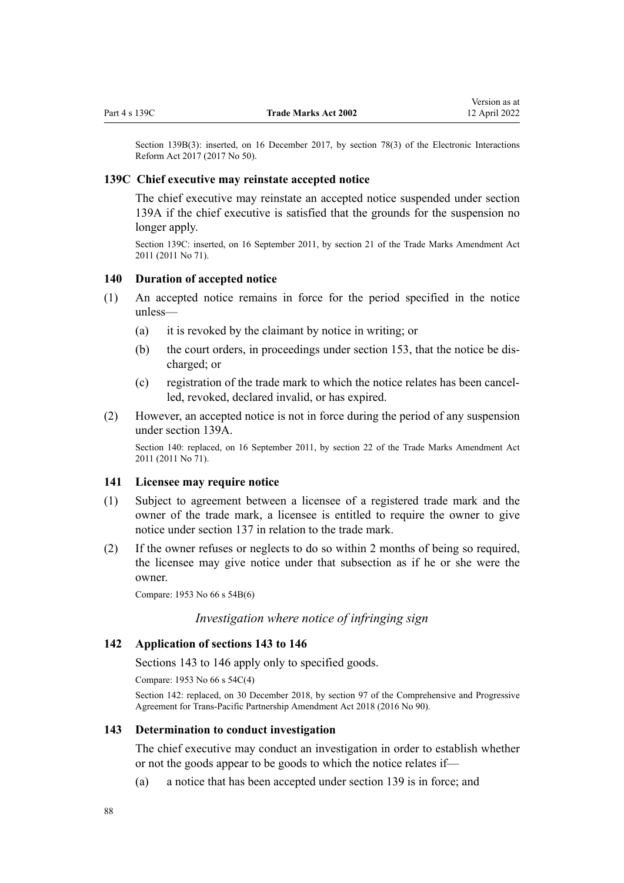Section 139B(3): inserted, on 16 December 2017, by section 78(3) of the Electronic Interactions Reform Act 2017 (2017 No 50).

### 139C Chief executive may reinstate accepted notice

The chief executive may reinstate an accepted notice suspended under section 139A if the chief executive is satisfied that the grounds for the suspension no longer apply.

Section 139C: inserted, on 16 September 2011, by section 21 of the Trade Marks Amendment Act 2011 (2011 No 71).

### 140 Duration of accepted notice

(1) An accepted notice remains in force for the period specified in the notice unless—

(a) it is revoked by the claimant by notice in writing; or

(b) the court orders, in proceedings under section 153, that the notice be discharged; or

(c) registration of the trade mark to which the notice relates has been cancelled, revoked, declared invalid, or has expired.

(2) However, an accepted notice is not in force during the period of any suspension under section 139A.

Section 140: replaced, on 16 September 2011, by section 22 of the Trade Marks Amendment Act 2011 (2011 No 71).

### 141 Licensee may require notice

(1) Subject to agreement between a licensee of a registered trade mark and the owner of the trade mark, a licensee is entitled to require the owner to give notice under section 137 in relation to the trade mark.

(2) If the owner refuses or neglects to do so within 2 months of being so required, the licensee may give notice under that subsection as if he or she were the owner.

Compare: 1953 No 66 s 54B(6)

*Investigation where notice of infringing sign*

### 142 Application of sections 143 to 146

Sections 143 to 146 apply only to specified goods.

Compare: 1953 No 66 s 54C(4)

Section 142: replaced, on 30 December 2018, by section 97 of the Comprehensive and Progressive Agreement for Trans-Pacific Partnership Amendment Act 2018 (2016 No 90).

### 143 Determination to conduct investigation

The chief executive may conduct an investigation in order to establish whether or not the goods appear to be goods to which the notice relates if—

(a) a notice that has been accepted under section 139 is in force; and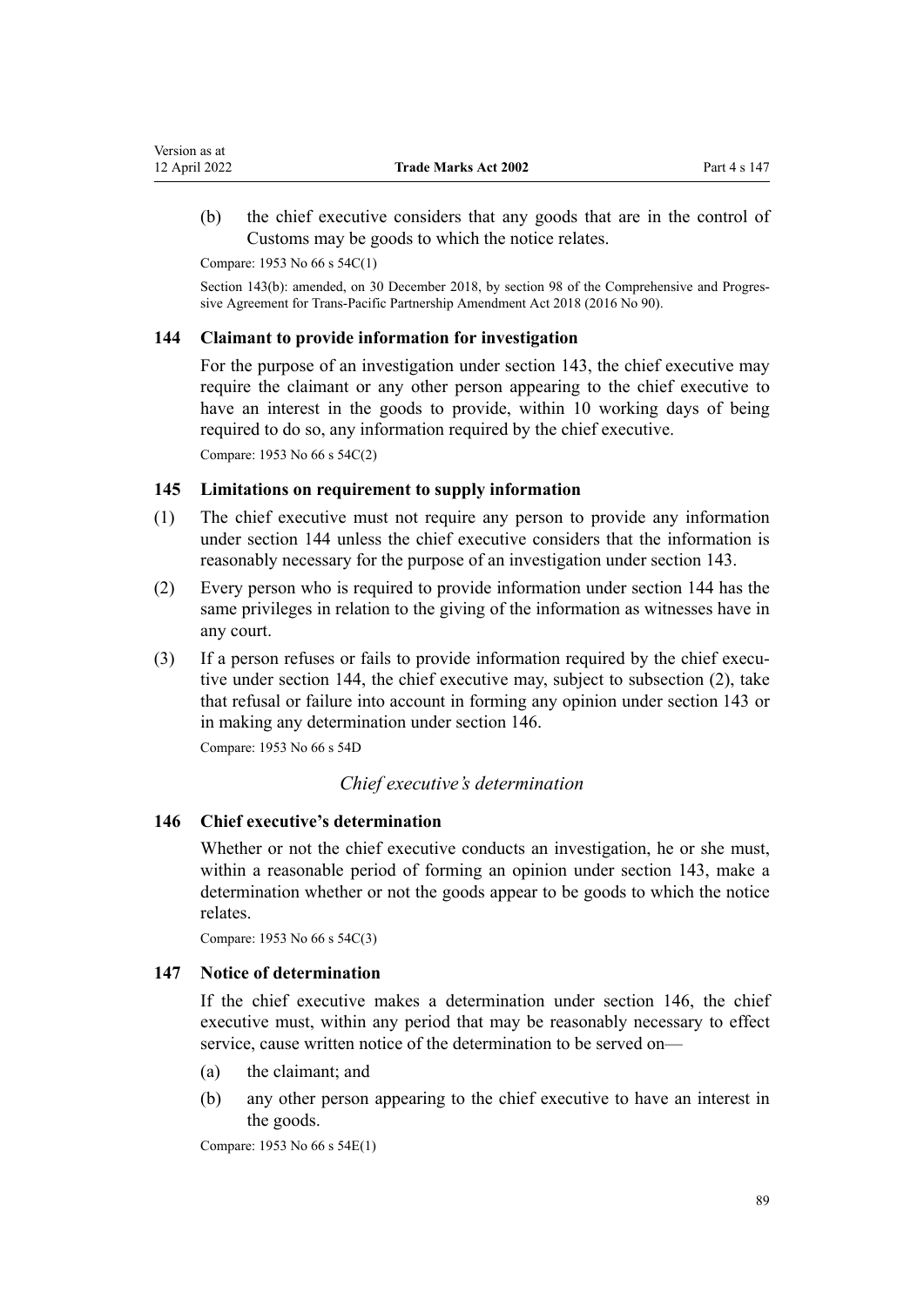(b) the chief executive considers that any goods that are in the control of Customs may be goods to which the notice relates.

Compare: 1953 No 66 s 54C(1)

Section 143(b): amended, on 30 December 2018, by section 98 of the Comprehensive and Progressive Agreement for Trans-Pacific Partnership Amendment Act 2018 (2016 No 90).

### 144 Claimant to provide information for investigation

For the purpose of an investigation under section 143, the chief executive may require the claimant or any other person appearing to the chief executive to have an interest in the goods to provide, within 10 working days of being required to do so, any information required by the chief executive.

Compare: 1953 No 66 s 54C(2)

### 145 Limitations on requirement to supply information

(1) The chief executive must not require any person to provide any information under section 144 unless the chief executive considers that the information is reasonably necessary for the purpose of an investigation under section 143.

(2) Every person who is required to provide information under section 144 has the same privileges in relation to the giving of the information as witnesses have in any court.

(3) If a person refuses or fails to provide information required by the chief executive under section 144, the chief executive may, subject to subsection (2), take that refusal or failure into account in forming any opinion under section 143 or in making any determination under section 146.

Compare: 1953 No 66 s 54D

*Chief executive's determination*

### 146 Chief executive's determination

Whether or not the chief executive conducts an investigation, he or she must, within a reasonable period of forming an opinion under section 143, make a determination whether or not the goods appear to be goods to which the notice relates.

Compare: 1953 No 66 s 54C(3)

### 147 Notice of determination

If the chief executive makes a determination under section 146, the chief executive must, within any period that may be reasonably necessary to effect service, cause written notice of the determination to be served on—

(a) the claimant; and

(b) any other person appearing to the chief executive to have an interest in the goods.

Compare: 1953 No 66 s 54E(1)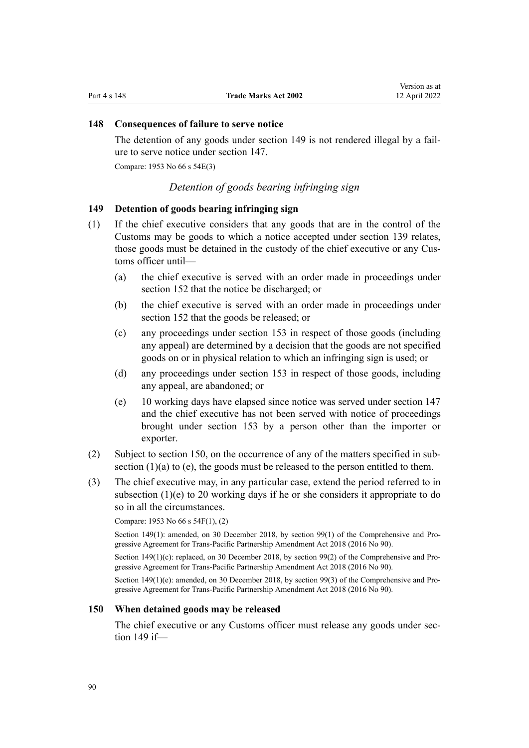### 148 Consequences of failure to serve notice

The detention of any goods under section 149 is not rendered illegal by a failure to serve notice under section 147.

Compare: 1953 No 66 s 54E(3)

*Detention of goods bearing infringing sign*

### 149 Detention of goods bearing infringing sign

(1) If the chief executive considers that any goods that are in the control of the Customs may be goods to which a notice accepted under section 139 relates, those goods must be detained in the custody of the chief executive or any Customs officer until—

  (a) the chief executive is served with an order made in proceedings under section 152 that the notice be discharged; or

  (b) the chief executive is served with an order made in proceedings under section 152 that the goods be released; or

  (c) any proceedings under section 153 in respect of those goods (including any appeal) are determined by a decision that the goods are not specified goods on or in physical relation to which an infringing sign is used; or

  (d) any proceedings under section 153 in respect of those goods, including any appeal, are abandoned; or

  (e) 10 working days have elapsed since notice was served under section 147 and the chief executive has not been served with notice of proceedings brought under section 153 by a person other than the importer or exporter.

(2) Subject to section 150, on the occurrence of any of the matters specified in subsection (1)(a) to (e), the goods must be released to the person entitled to them.

(3) The chief executive may, in any particular case, extend the period referred to in subsection (1)(e) to 20 working days if he or she considers it appropriate to do so in all the circumstances.

Compare: 1953 No 66 s 54F(1), (2)

Section 149(1): amended, on 30 December 2018, by section 99(1) of the Comprehensive and Progressive Agreement for Trans-Pacific Partnership Amendment Act 2018 (2016 No 90).

Section 149(1)(c): replaced, on 30 December 2018, by section 99(2) of the Comprehensive and Progressive Agreement for Trans-Pacific Partnership Amendment Act 2018 (2016 No 90).

Section 149(1)(e): amended, on 30 December 2018, by section 99(3) of the Comprehensive and Progressive Agreement for Trans-Pacific Partnership Amendment Act 2018 (2016 No 90).

### 150 When detained goods may be released

The chief executive or any Customs officer must release any goods under section 149 if—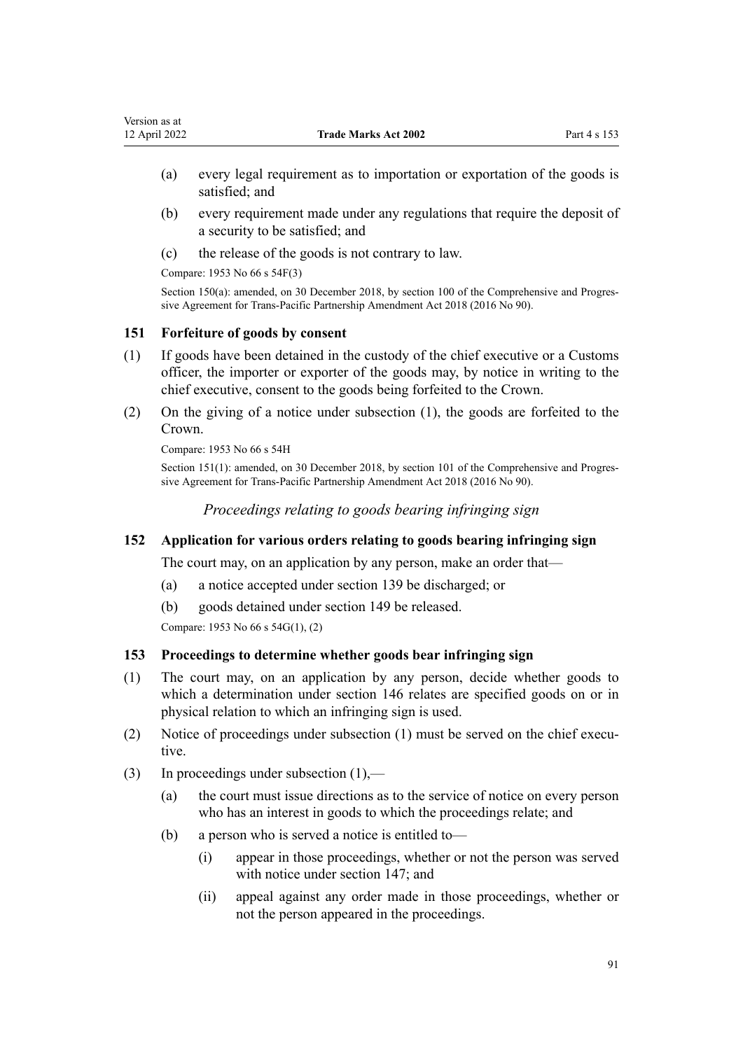(a) every legal requirement as to importation or exportation of the goods is satisfied; and

(b) every requirement made under any regulations that require the deposit of a security to be satisfied; and

(c) the release of the goods is not contrary to law.

Compare: 1953 No 66 s 54F(3)

Section 150(a): amended, on 30 December 2018, by section 100 of the Comprehensive and Progressive Agreement for Trans-Pacific Partnership Amendment Act 2018 (2016 No 90).

### 151 Forfeiture of goods by consent

(1) If goods have been detained in the custody of the chief executive or a Customs officer, the importer or exporter of the goods may, by notice in writing to the chief executive, consent to the goods being forfeited to the Crown.

(2) On the giving of a notice under subsection (1), the goods are forfeited to the Crown.

Compare: 1953 No 66 s 54H

Section 151(1): amended, on 30 December 2018, by section 101 of the Comprehensive and Progressive Agreement for Trans-Pacific Partnership Amendment Act 2018 (2016 No 90).

*Proceedings relating to goods bearing infringing sign*

### 152 Application for various orders relating to goods bearing infringing sign

The court may, on an application by any person, make an order that—

(a) a notice accepted under section 139 be discharged; or

(b) goods detained under section 149 be released.

Compare: 1953 No 66 s 54G(1), (2)

### 153 Proceedings to determine whether goods bear infringing sign

(1) The court may, on an application by any person, decide whether goods to which a determination under section 146 relates are specified goods on or in physical relation to which an infringing sign is used.

(2) Notice of proceedings under subsection (1) must be served on the chief executive.

(3) In proceedings under subsection (1),—

(a) the court must issue directions as to the service of notice on every person who has an interest in goods to which the proceedings relate; and

(b) a person who is served a notice is entitled to—

(i) appear in those proceedings, whether or not the person was served with notice under section 147; and

(ii) appeal against any order made in those proceedings, whether or not the person appeared in the proceedings.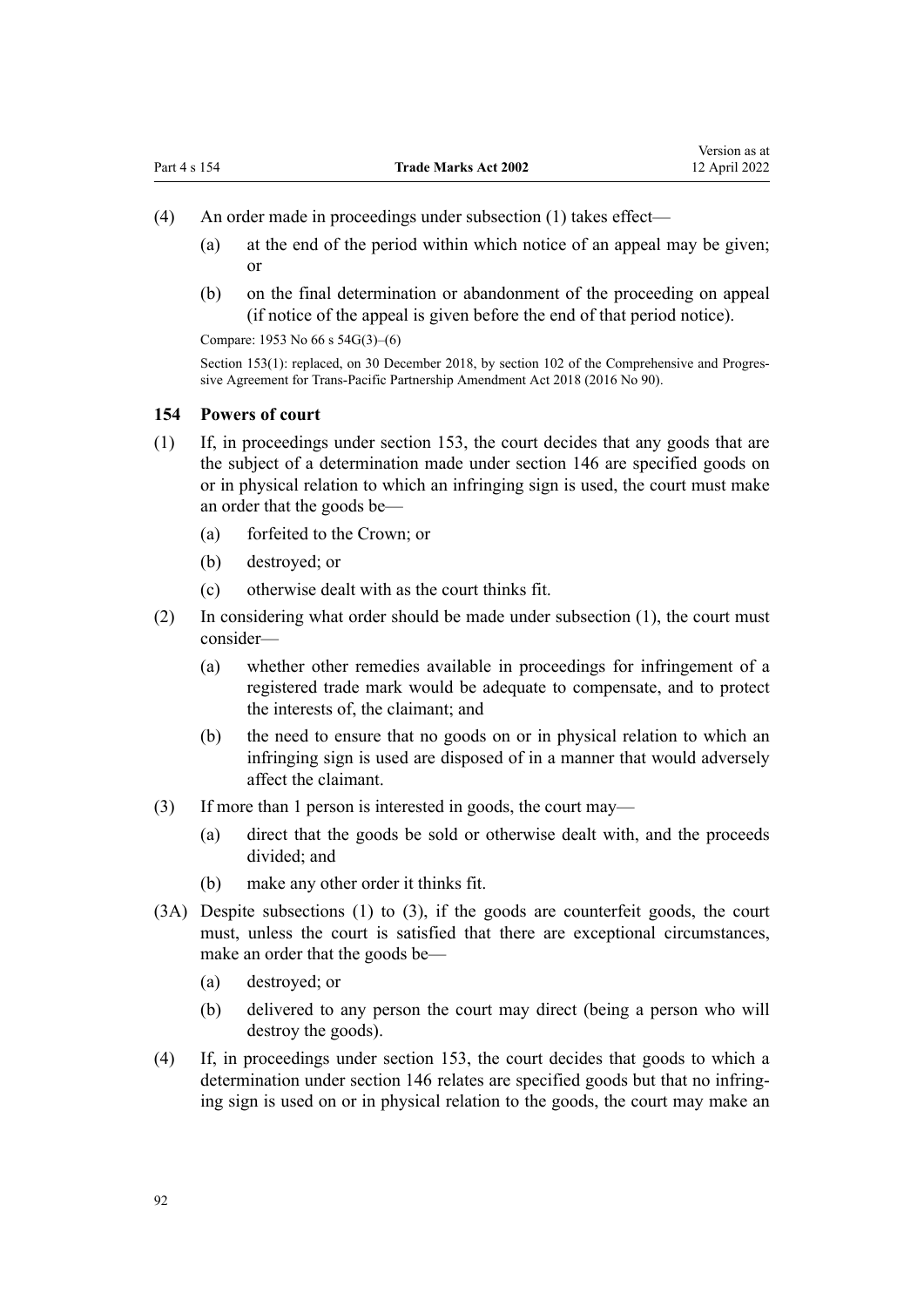(4) An order made in proceedings under subsection (1) takes effect—

(a) at the end of the period within which notice of an appeal may be given; or

(b) on the final determination or abandonment of the proceeding on appeal (if notice of the appeal is given before the end of that period notice).

Compare: 1953 No 66 s 54G(3)–(6)

Section 153(1): replaced, on 30 December 2018, by section 102 of the Comprehensive and Progressive Agreement for Trans-Pacific Partnership Amendment Act 2018 (2016 No 90).

### 154 Powers of court

(1) If, in proceedings under section 153, the court decides that any goods that are the subject of a determination made under section 146 are specified goods on or in physical relation to which an infringing sign is used, the court must make an order that the goods be—

(a) forfeited to the Crown; or

(b) destroyed; or

(c) otherwise dealt with as the court thinks fit.

(2) In considering what order should be made under subsection (1), the court must consider—

(a) whether other remedies available in proceedings for infringement of a registered trade mark would be adequate to compensate, and to protect the interests of, the claimant; and

(b) the need to ensure that no goods on or in physical relation to which an infringing sign is used are disposed of in a manner that would adversely affect the claimant.

(3) If more than 1 person is interested in goods, the court may—

(a) direct that the goods be sold or otherwise dealt with, and the proceeds divided; and

(b) make any other order it thinks fit.

(3A) Despite subsections (1) to (3), if the goods are counterfeit goods, the court must, unless the court is satisfied that there are exceptional circumstances, make an order that the goods be—

(a) destroyed; or

(b) delivered to any person the court may direct (being a person who will destroy the goods).

(4) If, in proceedings under section 153, the court decides that goods to which a determination under section 146 relates are specified goods but that no infringing sign is used on or in physical relation to the goods, the court may make an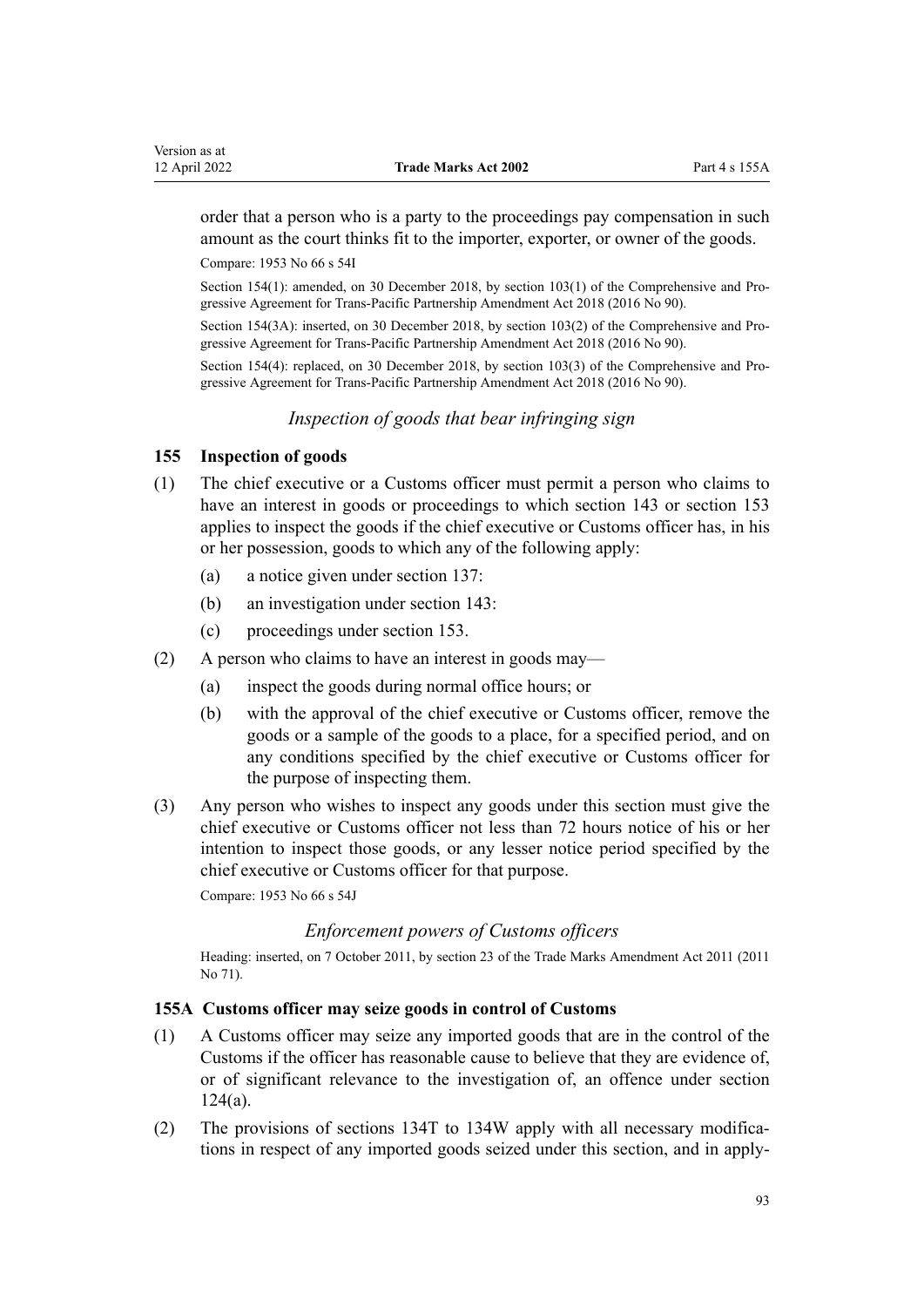order that a person who is a party to the proceedings pay compensation in such amount as the court thinks fit to the importer, exporter, or owner of the goods.

Compare: 1953 No 66 s 54I

Section 154(1): amended, on 30 December 2018, by section 103(1) of the Comprehensive and Progressive Agreement for Trans-Pacific Partnership Amendment Act 2018 (2016 No 90).

Section 154(3A): inserted, on 30 December 2018, by section 103(2) of the Comprehensive and Progressive Agreement for Trans-Pacific Partnership Amendment Act 2018 (2016 No 90).

Section 154(4): replaced, on 30 December 2018, by section 103(3) of the Comprehensive and Progressive Agreement for Trans-Pacific Partnership Amendment Act 2018 (2016 No 90).

*Inspection of goods that bear infringing sign*

### 155 Inspection of goods

(1) The chief executive or a Customs officer must permit a person who claims to have an interest in goods or proceedings to which section 143 or section 153 applies to inspect the goods if the chief executive or Customs officer has, in his or her possession, goods to which any of the following apply:

  (a) a notice given under section 137:

  (b) an investigation under section 143:

  (c) proceedings under section 153.

(2) A person who claims to have an interest in goods may—

  (a) inspect the goods during normal office hours; or

  (b) with the approval of the chief executive or Customs officer, remove the goods or a sample of the goods to a place, for a specified period, and on any conditions specified by the chief executive or Customs officer for the purpose of inspecting them.

(3) Any person who wishes to inspect any goods under this section must give the chief executive or Customs officer not less than 72 hours notice of his or her intention to inspect those goods, or any lesser notice period specified by the chief executive or Customs officer for that purpose.

Compare: 1953 No 66 s 54J

*Enforcement powers of Customs officers*

Heading: inserted, on 7 October 2011, by section 23 of the Trade Marks Amendment Act 2011 (2011 No 71).

### 155A Customs officer may seize goods in control of Customs

(1) A Customs officer may seize any imported goods that are in the control of the Customs if the officer has reasonable cause to believe that they are evidence of, or of significant relevance to the investigation of, an offence under section 124(a).

(2) The provisions of sections 134T to 134W apply with all necessary modifications in respect of any imported goods seized under this section, and in apply-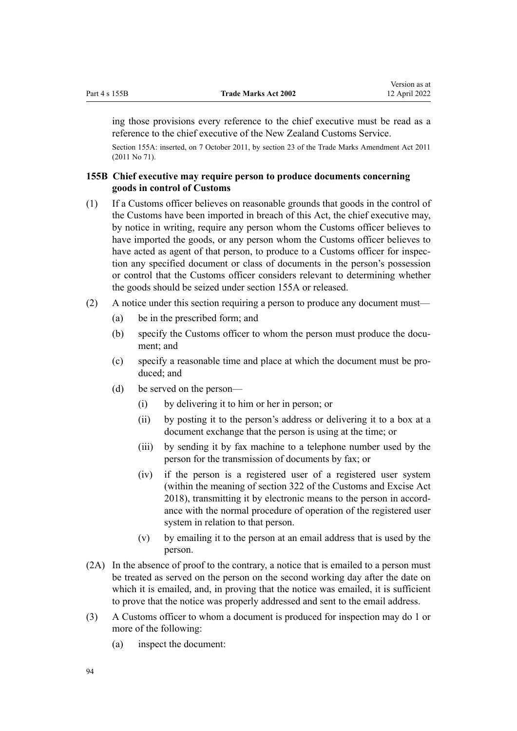ing those provisions every reference to the chief executive must be read as a reference to the chief executive of the New Zealand Customs Service.

Section 155A: inserted, on 7 October 2011, by section 23 of the Trade Marks Amendment Act 2011 (2011 No 71).

### 155B Chief executive may require person to produce documents concerning goods in control of Customs

(1) If a Customs officer believes on reasonable grounds that goods in the control of the Customs have been imported in breach of this Act, the chief executive may, by notice in writing, require any person whom the Customs officer believes to have imported the goods, or any person whom the Customs officer believes to have acted as agent of that person, to produce to a Customs officer for inspection any specified document or class of documents in the person's possession or control that the Customs officer considers relevant to determining whether the goods should be seized under section 155A or released.

(2) A notice under this section requiring a person to produce any document must—

- (a) be in the prescribed form; and
- (b) specify the Customs officer to whom the person must produce the document; and
- (c) specify a reasonable time and place at which the document must be produced; and
- (d) be served on the person—
  - (i) by delivering it to him or her in person; or
  - (ii) by posting it to the person's address or delivering it to a box at a document exchange that the person is using at the time; or
  - (iii) by sending it by fax machine to a telephone number used by the person for the transmission of documents by fax; or
  - (iv) if the person is a registered user of a registered user system (within the meaning of section 322 of the Customs and Excise Act 2018), transmitting it by electronic means to the person in accordance with the normal procedure of operation of the registered user system in relation to that person.
  - (v) by emailing it to the person at an email address that is used by the person.

(2A) In the absence of proof to the contrary, a notice that is emailed to a person must be treated as served on the person on the second working day after the date on which it is emailed, and, in proving that the notice was emailed, it is sufficient to prove that the notice was properly addressed and sent to the email address.

(3) A Customs officer to whom a document is produced for inspection may do 1 or more of the following:

- (a) inspect the document: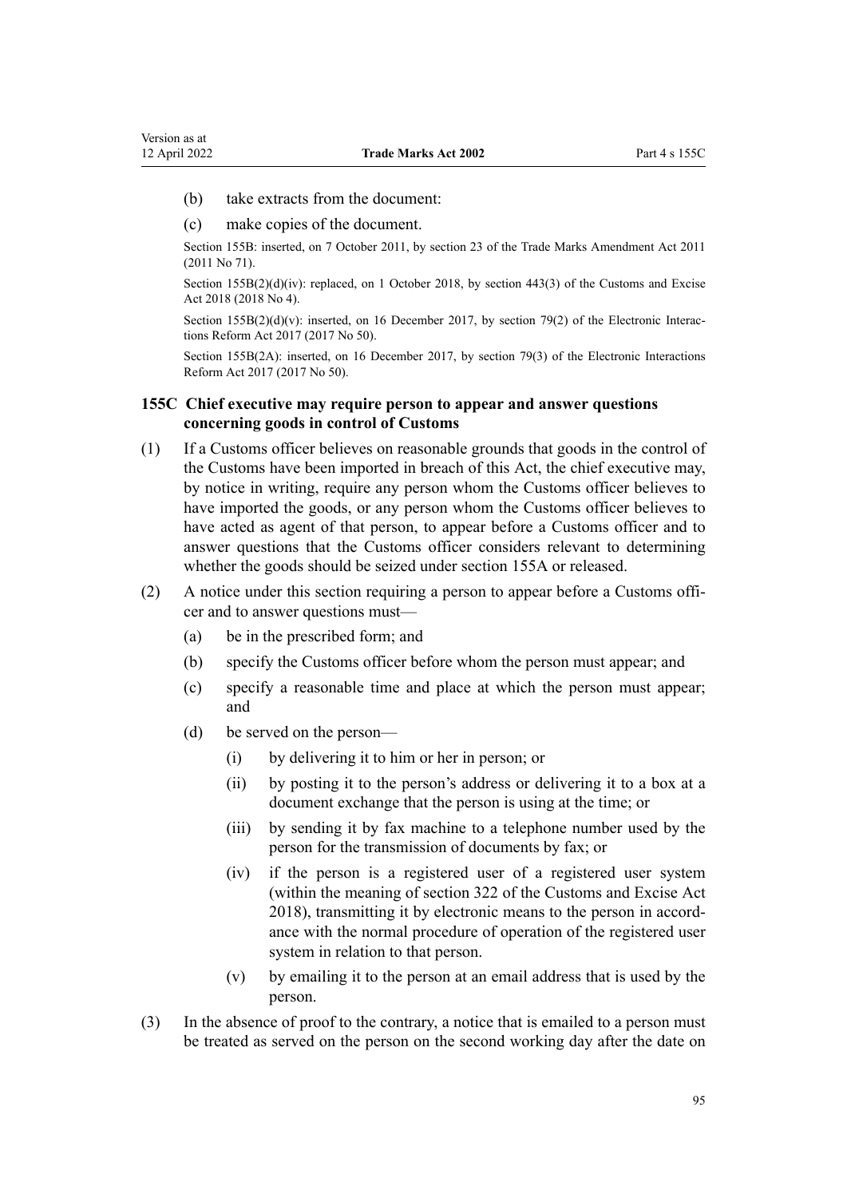(b) take extracts from the document:

(c) make copies of the document.

Section 155B: inserted, on 7 October 2011, by section 23 of the Trade Marks Amendment Act 2011 (2011 No 71).

Section 155B(2)(d)(iv): replaced, on 1 October 2018, by section 443(3) of the Customs and Excise Act 2018 (2018 No 4).

Section 155B(2)(d)(v): inserted, on 16 December 2017, by section 79(2) of the Electronic Interactions Reform Act 2017 (2017 No 50).

Section 155B(2A): inserted, on 16 December 2017, by section 79(3) of the Electronic Interactions Reform Act 2017 (2017 No 50).

### 155C Chief executive may require person to appear and answer questions concerning goods in control of Customs

(1) If a Customs officer believes on reasonable grounds that goods in the control of the Customs have been imported in breach of this Act, the chief executive may, by notice in writing, require any person whom the Customs officer believes to have imported the goods, or any person whom the Customs officer believes to have acted as agent of that person, to appear before a Customs officer and to answer questions that the Customs officer considers relevant to determining whether the goods should be seized under section 155A or released.

(2) A notice under this section requiring a person to appear before a Customs officer and to answer questions must—

(a) be in the prescribed form; and

(b) specify the Customs officer before whom the person must appear; and

(c) specify a reasonable time and place at which the person must appear; and

(d) be served on the person—

(i) by delivering it to him or her in person; or

(ii) by posting it to the person's address or delivering it to a box at a document exchange that the person is using at the time; or

(iii) by sending it by fax machine to a telephone number used by the person for the transmission of documents by fax; or

(iv) if the person is a registered user of a registered user system (within the meaning of section 322 of the Customs and Excise Act 2018), transmitting it by electronic means to the person in accordance with the normal procedure of operation of the registered user system in relation to that person.

(v) by emailing it to the person at an email address that is used by the person.

(3) In the absence of proof to the contrary, a notice that is emailed to a person must be treated as served on the person on the second working day after the date on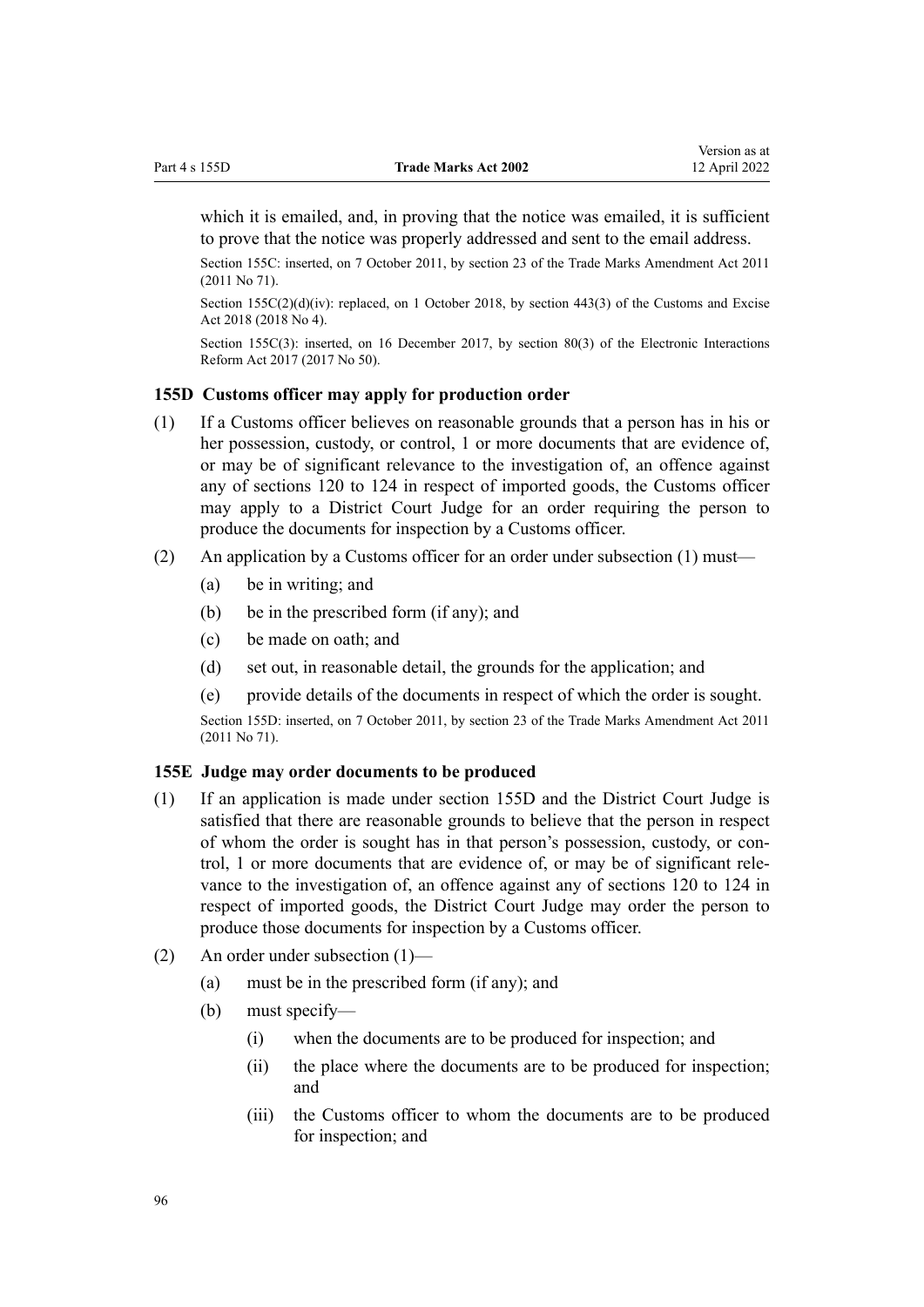which it is emailed, and, in proving that the notice was emailed, it is sufficient to prove that the notice was properly addressed and sent to the email address.

Section 155C: inserted, on 7 October 2011, by section 23 of the Trade Marks Amendment Act 2011 (2011 No 71).

Section 155C(2)(d)(iv): replaced, on 1 October 2018, by section 443(3) of the Customs and Excise Act 2018 (2018 No 4).

Section 155C(3): inserted, on 16 December 2017, by section 80(3) of the Electronic Interactions Reform Act 2017 (2017 No 50).

### 155D Customs officer may apply for production order

(1) If a Customs officer believes on reasonable grounds that a person has in his or her possession, custody, or control, 1 or more documents that are evidence of, or may be of significant relevance to the investigation of, an offence against any of sections 120 to 124 in respect of imported goods, the Customs officer may apply to a District Court Judge for an order requiring the person to produce the documents for inspection by a Customs officer.

(2) An application by a Customs officer for an order under subsection (1) must—

- (a) be in writing; and
- (b) be in the prescribed form (if any); and
- (c) be made on oath; and
- (d) set out, in reasonable detail, the grounds for the application; and
- (e) provide details of the documents in respect of which the order is sought.

Section 155D: inserted, on 7 October 2011, by section 23 of the Trade Marks Amendment Act 2011 (2011 No 71).

### 155E Judge may order documents to be produced

(1) If an application is made under section 155D and the District Court Judge is satisfied that there are reasonable grounds to believe that the person in respect of whom the order is sought has in that person's possession, custody, or control, 1 or more documents that are evidence of, or may be of significant relevance to the investigation of, an offence against any of sections 120 to 124 in respect of imported goods, the District Court Judge may order the person to produce those documents for inspection by a Customs officer.

(2) An order under subsection (1)—

- (a) must be in the prescribed form (if any); and
- (b) must specify—
  - (i) when the documents are to be produced for inspection; and
  - (ii) the place where the documents are to be produced for inspection; and
  - (iii) the Customs officer to whom the documents are to be produced for inspection; and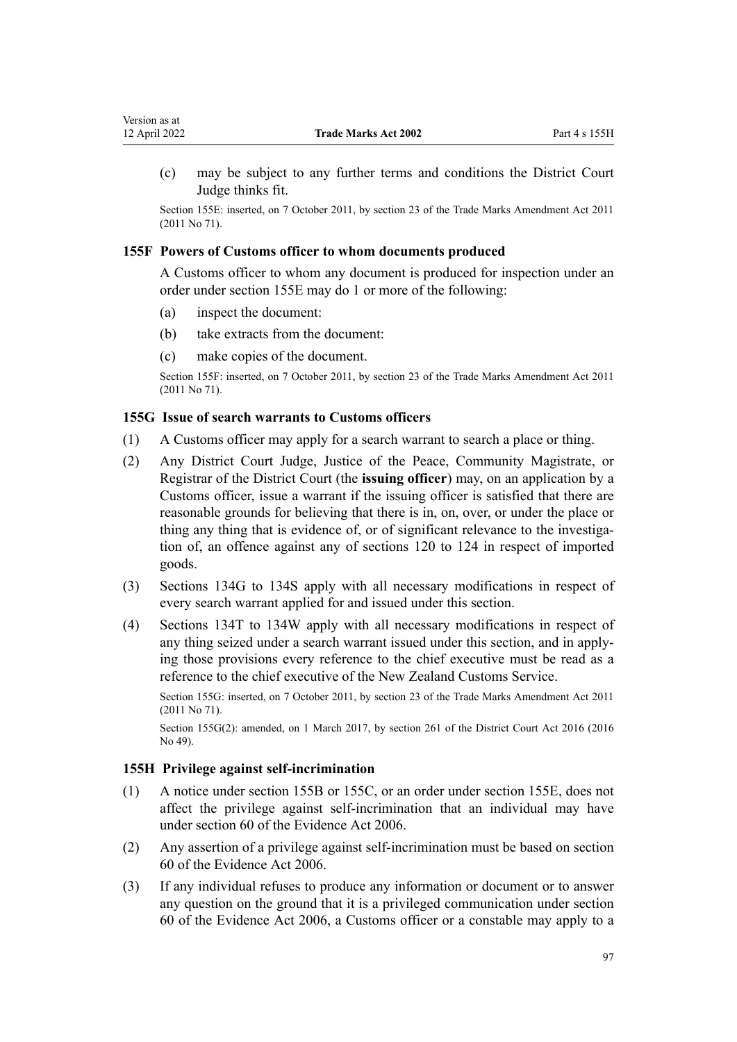(c) may be subject to any further terms and conditions the District Court Judge thinks fit.

Section 155E: inserted, on 7 October 2011, by section 23 of the Trade Marks Amendment Act 2011 (2011 No 71).

### 155F Powers of Customs officer to whom documents produced

A Customs officer to whom any document is produced for inspection under an order under section 155E may do 1 or more of the following:

(a) inspect the document:

(b) take extracts from the document:

(c) make copies of the document.

Section 155F: inserted, on 7 October 2011, by section 23 of the Trade Marks Amendment Act 2011 (2011 No 71).

### 155G Issue of search warrants to Customs officers

(1) A Customs officer may apply for a search warrant to search a place or thing.

(2) Any District Court Judge, Justice of the Peace, Community Magistrate, or Registrar of the District Court (the **issuing officer**) may, on an application by a Customs officer, issue a warrant if the issuing officer is satisfied that there are reasonable grounds for believing that there is in, on, over, or under the place or thing any thing that is evidence of, or of significant relevance to the investigation of, an offence against any of sections 120 to 124 in respect of imported goods.

(3) Sections 134G to 134S apply with all necessary modifications in respect of every search warrant applied for and issued under this section.

(4) Sections 134T to 134W apply with all necessary modifications in respect of any thing seized under a search warrant issued under this section, and in applying those provisions every reference to the chief executive must be read as a reference to the chief executive of the New Zealand Customs Service.

Section 155G: inserted, on 7 October 2011, by section 23 of the Trade Marks Amendment Act 2011 (2011 No 71).

Section 155G(2): amended, on 1 March 2017, by section 261 of the District Court Act 2016 (2016 No 49).

### 155H Privilege against self-incrimination

(1) A notice under section 155B or 155C, or an order under section 155E, does not affect the privilege against self-incrimination that an individual may have under section 60 of the Evidence Act 2006.

(2) Any assertion of a privilege against self-incrimination must be based on section 60 of the Evidence Act 2006.

(3) If any individual refuses to produce any information or document or to answer any question on the ground that it is a privileged communication under section 60 of the Evidence Act 2006, a Customs officer or a constable may apply to a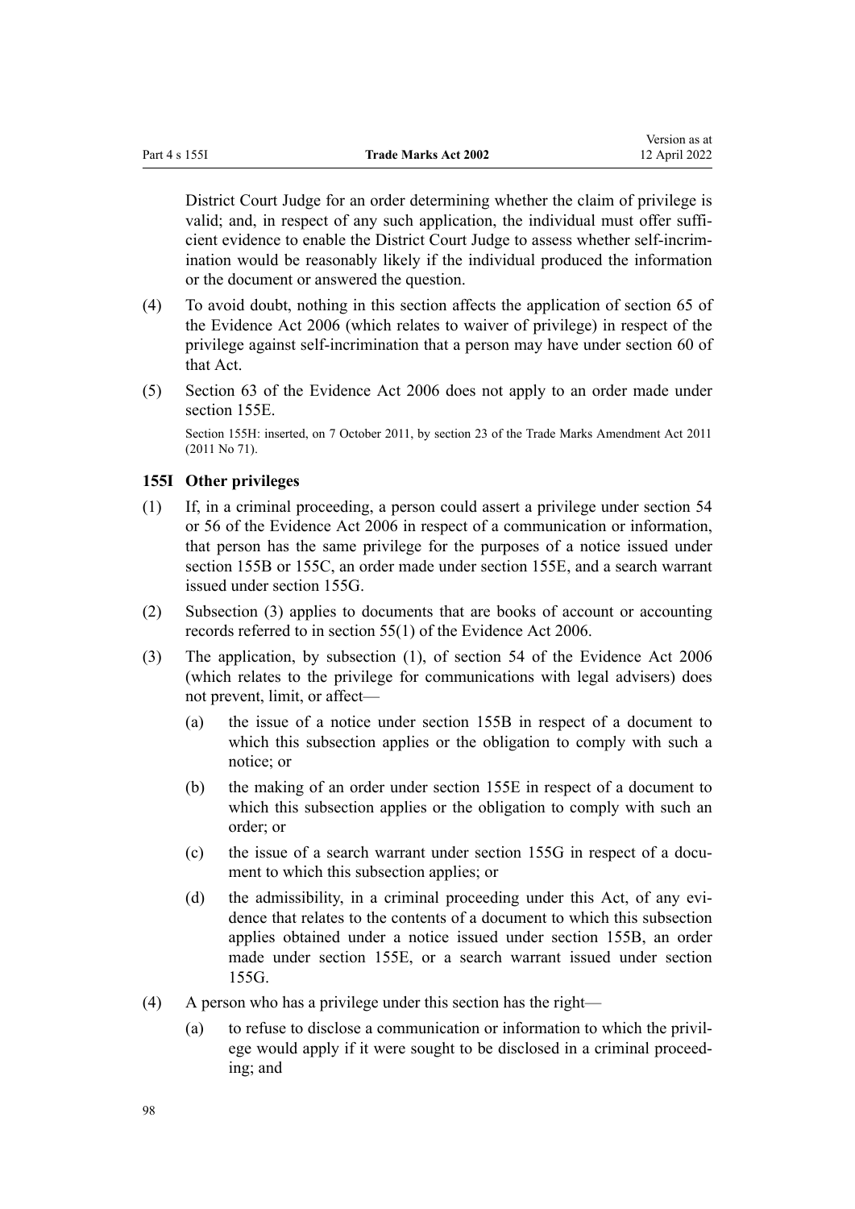District Court Judge for an order determining whether the claim of privilege is valid; and, in respect of any such application, the individual must offer sufficient evidence to enable the District Court Judge to assess whether self-incrimination would be reasonably likely if the individual produced the information or the document or answered the question.

(4) To avoid doubt, nothing in this section affects the application of section 65 of the Evidence Act 2006 (which relates to waiver of privilege) in respect of the privilege against self-incrimination that a person may have under section 60 of that Act.

(5) Section 63 of the Evidence Act 2006 does not apply to an order made under section 155E.

Section 155H: inserted, on 7 October 2011, by section 23 of the Trade Marks Amendment Act 2011 (2011 No 71).

### 155I Other privileges

(1) If, in a criminal proceeding, a person could assert a privilege under section 54 or 56 of the Evidence Act 2006 in respect of a communication or information, that person has the same privilege for the purposes of a notice issued under section 155B or 155C, an order made under section 155E, and a search warrant issued under section 155G.

(2) Subsection (3) applies to documents that are books of account or accounting records referred to in section 55(1) of the Evidence Act 2006.

(3) The application, by subsection (1), of section 54 of the Evidence Act 2006 (which relates to the privilege for communications with legal advisers) does not prevent, limit, or affect—

(a) the issue of a notice under section 155B in respect of a document to which this subsection applies or the obligation to comply with such a notice; or

(b) the making of an order under section 155E in respect of a document to which this subsection applies or the obligation to comply with such an order; or

(c) the issue of a search warrant under section 155G in respect of a document to which this subsection applies; or

(d) the admissibility, in a criminal proceeding under this Act, of any evidence that relates to the contents of a document to which this subsection applies obtained under a notice issued under section 155B, an order made under section 155E, or a search warrant issued under section 155G.

(4) A person who has a privilege under this section has the right—

(a) to refuse to disclose a communication or information to which the privilege would apply if it were sought to be disclosed in a criminal proceeding; and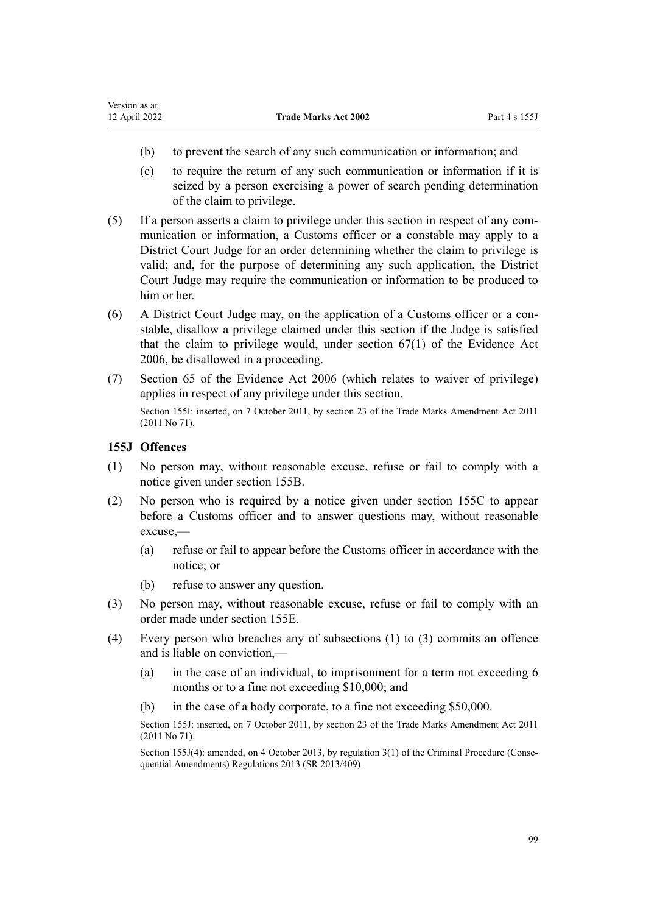(b) to prevent the search of any such communication or information; and

(c) to require the return of any such communication or information if it is seized by a person exercising a power of search pending determination of the claim to privilege.

(5) If a person asserts a claim to privilege under this section in respect of any communication or information, a Customs officer or a constable may apply to a District Court Judge for an order determining whether the claim to privilege is valid; and, for the purpose of determining any such application, the District Court Judge may require the communication or information to be produced to him or her.

(6) A District Court Judge may, on the application of a Customs officer or a constable, disallow a privilege claimed under this section if the Judge is satisfied that the claim to privilege would, under section 67(1) of the Evidence Act 2006, be disallowed in a proceeding.

(7) Section 65 of the Evidence Act 2006 (which relates to waiver of privilege) applies in respect of any privilege under this section.

Section 155I: inserted, on 7 October 2011, by section 23 of the Trade Marks Amendment Act 2011 (2011 No 71).

### 155J Offences

(1) No person may, without reasonable excuse, refuse or fail to comply with a notice given under section 155B.

(2) No person who is required by a notice given under section 155C to appear before a Customs officer and to answer questions may, without reasonable excuse,—

(a) refuse or fail to appear before the Customs officer in accordance with the notice; or

(b) refuse to answer any question.

(3) No person may, without reasonable excuse, refuse or fail to comply with an order made under section 155E.

(4) Every person who breaches any of subsections (1) to (3) commits an offence and is liable on conviction,—

(a) in the case of an individual, to imprisonment for a term not exceeding 6 months or to a fine not exceeding $10,000; and

(b) in the case of a body corporate, to a fine not exceeding $50,000.

Section 155J: inserted, on 7 October 2011, by section 23 of the Trade Marks Amendment Act 2011 (2011 No 71).

Section 155J(4): amended, on 4 October 2013, by regulation 3(1) of the Criminal Procedure (Consequential Amendments) Regulations 2013 (SR 2013/409).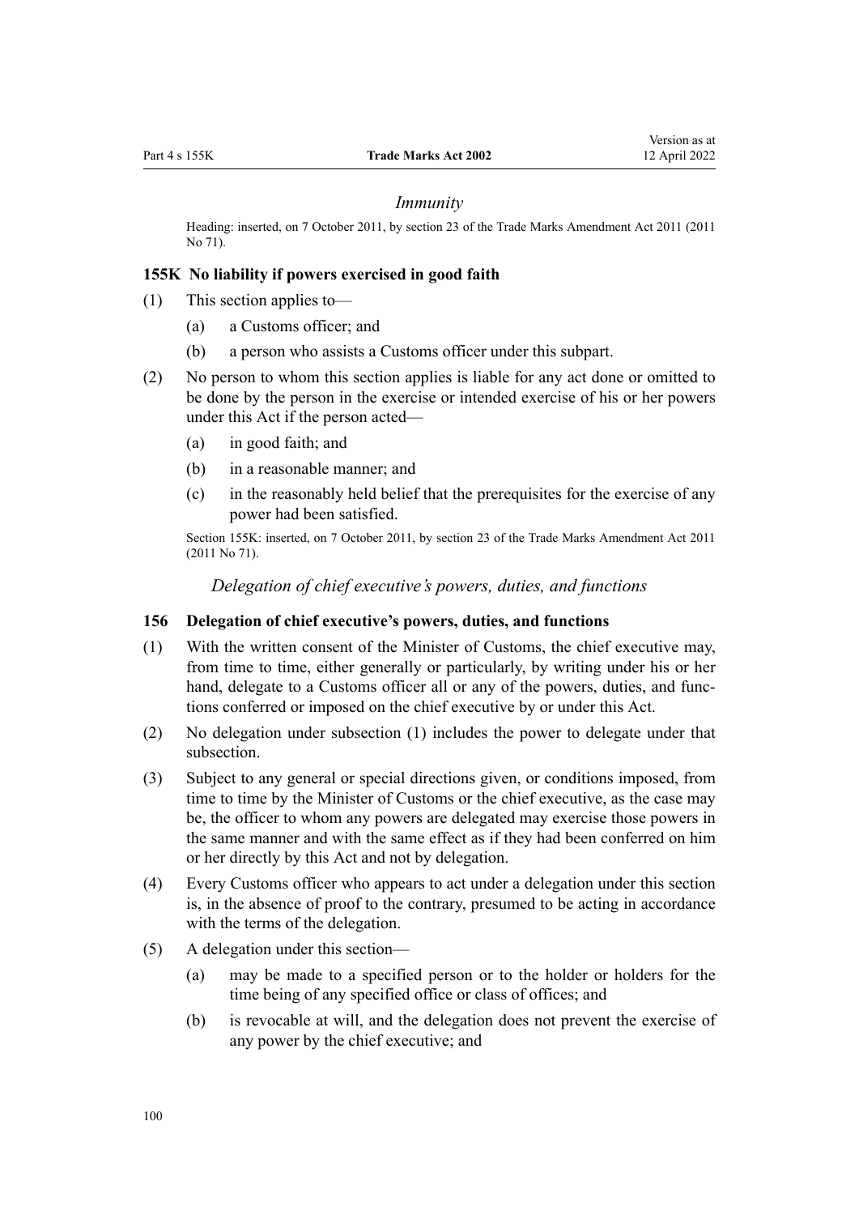*Immunity*

Heading: inserted, on 7 October 2011, by section 23 of the Trade Marks Amendment Act 2011 (2011 No 71).

### 155K No liability if powers exercised in good faith

(1) This section applies to—

- (a) a Customs officer; and
- (b) a person who assists a Customs officer under this subpart.

(2) No person to whom this section applies is liable for any act done or omitted to be done by the person in the exercise or intended exercise of his or her powers under this Act if the person acted—

- (a) in good faith; and
- (b) in a reasonable manner; and
- (c) in the reasonably held belief that the prerequisites for the exercise of any power had been satisfied.

Section 155K: inserted, on 7 October 2011, by section 23 of the Trade Marks Amendment Act 2011 (2011 No 71).

*Delegation of chief executive's powers, duties, and functions*

### 156 Delegation of chief executive's powers, duties, and functions

(1) With the written consent of the Minister of Customs, the chief executive may, from time to time, either generally or particularly, by writing under his or her hand, delegate to a Customs officer all or any of the powers, duties, and functions conferred or imposed on the chief executive by or under this Act.

(2) No delegation under subsection (1) includes the power to delegate under that subsection.

(3) Subject to any general or special directions given, or conditions imposed, from time to time by the Minister of Customs or the chief executive, as the case may be, the officer to whom any powers are delegated may exercise those powers in the same manner and with the same effect as if they had been conferred on him or her directly by this Act and not by delegation.

(4) Every Customs officer who appears to act under a delegation under this section is, in the absence of proof to the contrary, presumed to be acting in accordance with the terms of the delegation.

(5) A delegation under this section—

- (a) may be made to a specified person or to the holder or holders for the time being of any specified office or class of offices; and
- (b) is revocable at will, and the delegation does not prevent the exercise of any power by the chief executive; and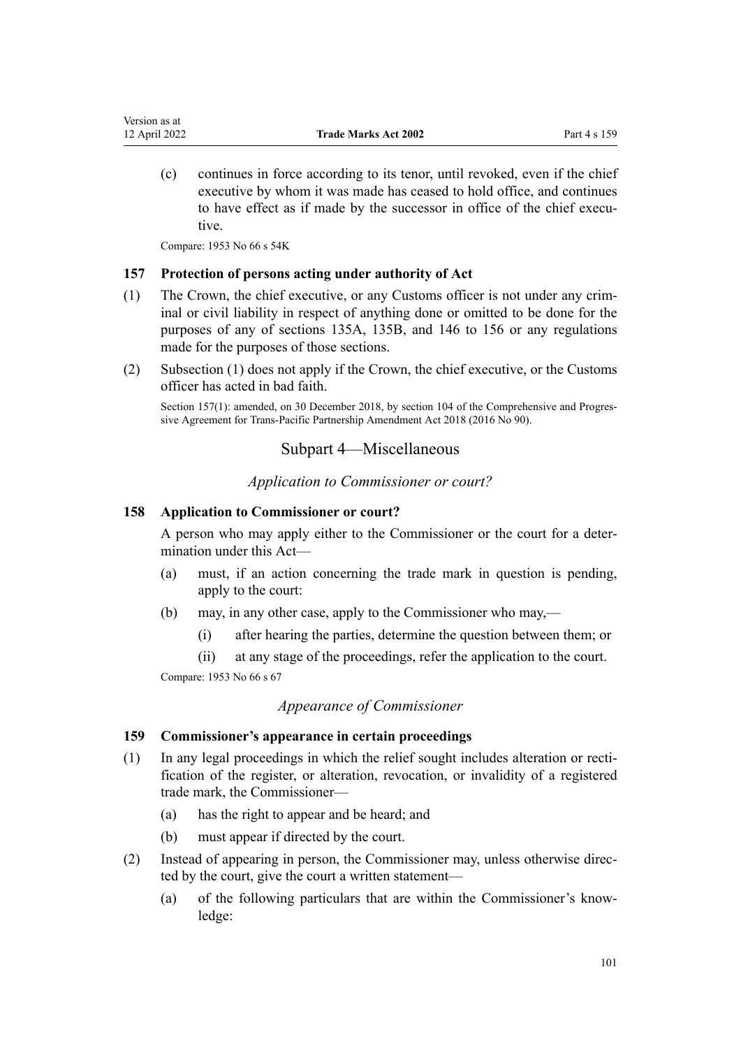(c) continues in force according to its tenor, until revoked, even if the chief executive by whom it was made has ceased to hold office, and continues to have effect as if made by the successor in office of the chief executive.

Compare: 1953 No 66 s 54K

### 157 Protection of persons acting under authority of Act

(1) The Crown, the chief executive, or any Customs officer is not under any criminal or civil liability in respect of anything done or omitted to be done for the purposes of any of sections 135A, 135B, and 146 to 156 or any regulations made for the purposes of those sections.

(2) Subsection (1) does not apply if the Crown, the chief executive, or the Customs officer has acted in bad faith.

Section 157(1): amended, on 30 December 2018, by section 104 of the Comprehensive and Progressive Agreement for Trans-Pacific Partnership Amendment Act 2018 (2016 No 90).

## Subpart 4—Miscellaneous

*Application to Commissioner or court?*

### 158 Application to Commissioner or court?

A person who may apply either to the Commissioner or the court for a determination under this Act—

(a) must, if an action concerning the trade mark in question is pending, apply to the court:

(b) may, in any other case, apply to the Commissioner who may,—

(i) after hearing the parties, determine the question between them; or

(ii) at any stage of the proceedings, refer the application to the court.

Compare: 1953 No 66 s 67

*Appearance of Commissioner*

### 159 Commissioner's appearance in certain proceedings

(1) In any legal proceedings in which the relief sought includes alteration or rectification of the register, or alteration, revocation, or invalidity of a registered trade mark, the Commissioner—

(a) has the right to appear and be heard; and

(b) must appear if directed by the court.

(2) Instead of appearing in person, the Commissioner may, unless otherwise directed by the court, give the court a written statement—

(a) of the following particulars that are within the Commissioner's knowledge: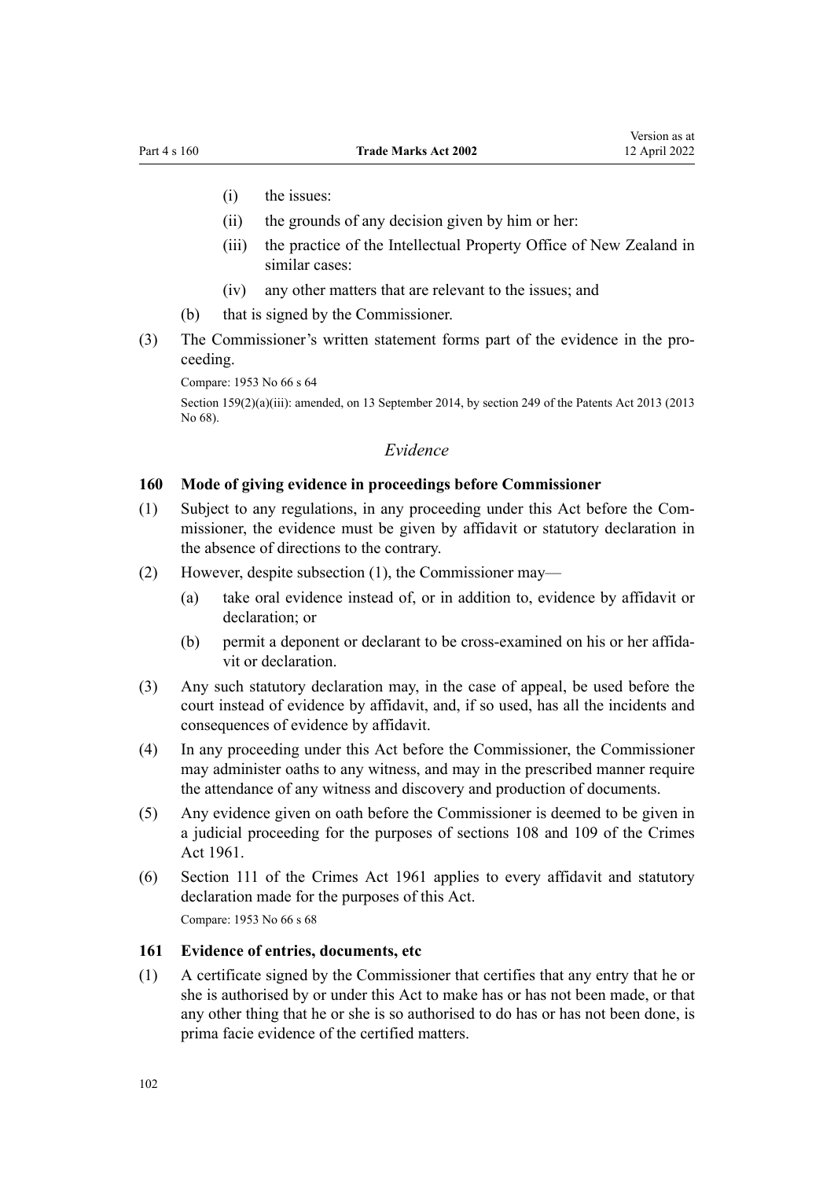(i) the issues:

(ii) the grounds of any decision given by him or her:

(iii) the practice of the Intellectual Property Office of New Zealand in similar cases:

(iv) any other matters that are relevant to the issues; and

(b) that is signed by the Commissioner.

(3) The Commissioner's written statement forms part of the evidence in the proceeding.

Compare: 1953 No 66 s 64

Section 159(2)(a)(iii): amended, on 13 September 2014, by section 249 of the Patents Act 2013 (2013 No 68).

### *Evidence*

#### 160 Mode of giving evidence in proceedings before Commissioner

(1) Subject to any regulations, in any proceeding under this Act before the Commissioner, the evidence must be given by affidavit or statutory declaration in the absence of directions to the contrary.

(2) However, despite subsection (1), the Commissioner may—

(a) take oral evidence instead of, or in addition to, evidence by affidavit or declaration; or

(b) permit a deponent or declarant to be cross-examined on his or her affidavit or declaration.

(3) Any such statutory declaration may, in the case of appeal, be used before the court instead of evidence by affidavit, and, if so used, has all the incidents and consequences of evidence by affidavit.

(4) In any proceeding under this Act before the Commissioner, the Commissioner may administer oaths to any witness, and may in the prescribed manner require the attendance of any witness and discovery and production of documents.

(5) Any evidence given on oath before the Commissioner is deemed to be given in a judicial proceeding for the purposes of sections 108 and 109 of the Crimes Act 1961.

(6) Section 111 of the Crimes Act 1961 applies to every affidavit and statutory declaration made for the purposes of this Act.

Compare: 1953 No 66 s 68

#### 161 Evidence of entries, documents, etc

(1) A certificate signed by the Commissioner that certifies that any entry that he or she is authorised by or under this Act to make has or has not been made, or that any other thing that he or she is so authorised to do has or has not been done, is prima facie evidence of the certified matters.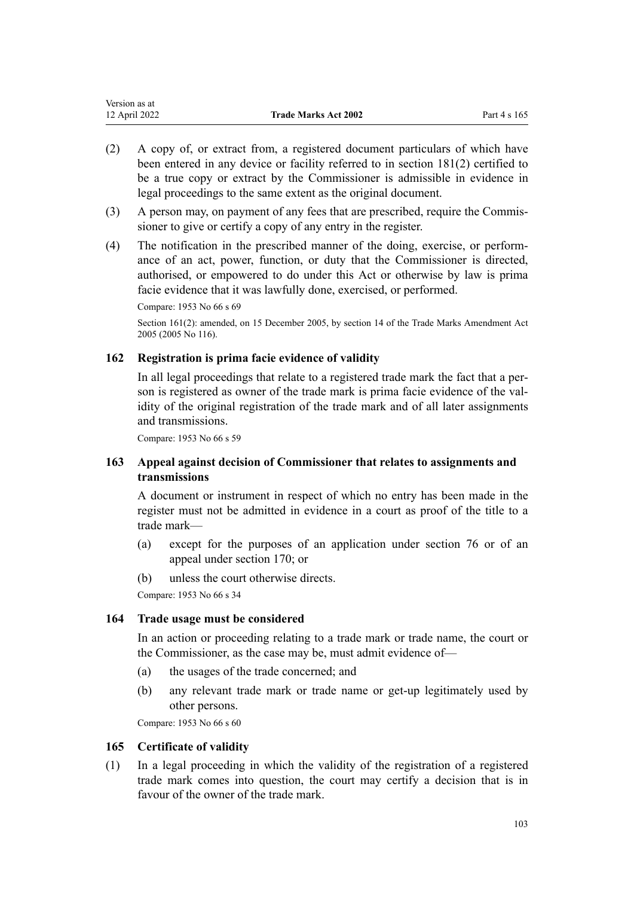(2) A copy of, or extract from, a registered document particulars of which have been entered in any device or facility referred to in section 181(2) certified to be a true copy or extract by the Commissioner is admissible in evidence in legal proceedings to the same extent as the original document.

(3) A person may, on payment of any fees that are prescribed, require the Commissioner to give or certify a copy of any entry in the register.

(4) The notification in the prescribed manner of the doing, exercise, or performance of an act, power, function, or duty that the Commissioner is directed, authorised, or empowered to do under this Act or otherwise by law is prima facie evidence that it was lawfully done, exercised, or performed.

Compare: 1953 No 66 s 69

Section 161(2): amended, on 15 December 2005, by section 14 of the Trade Marks Amendment Act 2005 (2005 No 116).

### 162 Registration is prima facie evidence of validity

In all legal proceedings that relate to a registered trade mark the fact that a person is registered as owner of the trade mark is prima facie evidence of the validity of the original registration of the trade mark and of all later assignments and transmissions.

Compare: 1953 No 66 s 59

### 163 Appeal against decision of Commissioner that relates to assignments and transmissions

A document or instrument in respect of which no entry has been made in the register must not be admitted in evidence in a court as proof of the title to a trade mark—

(a) except for the purposes of an application under section 76 or of an appeal under section 170; or

(b) unless the court otherwise directs.

Compare: 1953 No 66 s 34

### 164 Trade usage must be considered

In an action or proceeding relating to a trade mark or trade name, the court or the Commissioner, as the case may be, must admit evidence of—

(a) the usages of the trade concerned; and

(b) any relevant trade mark or trade name or get-up legitimately used by other persons.

Compare: 1953 No 66 s 60

### 165 Certificate of validity

(1) In a legal proceeding in which the validity of the registration of a registered trade mark comes into question, the court may certify a decision that is in favour of the owner of the trade mark.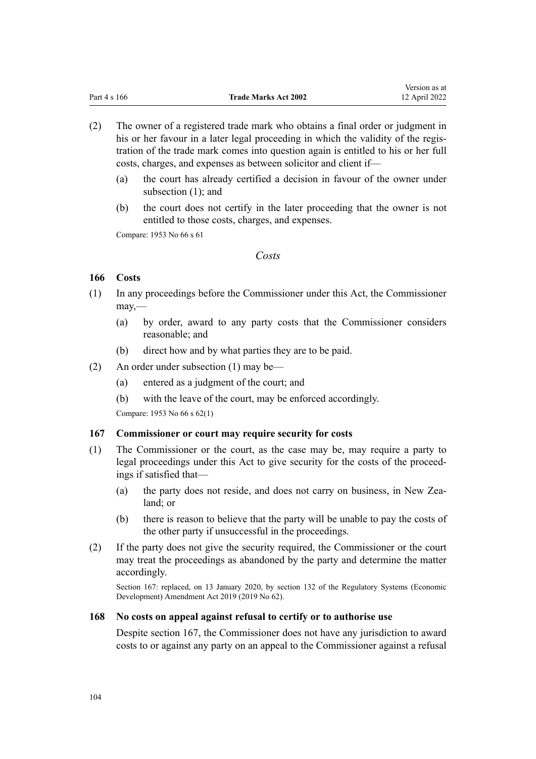(2) The owner of a registered trade mark who obtains a final order or judgment in his or her favour in a later legal proceeding in which the validity of the registration of the trade mark comes into question again is entitled to his or her full costs, charges, and expenses as between solicitor and client if—

(a) the court has already certified a decision in favour of the owner under subsection (1); and

(b) the court does not certify in the later proceeding that the owner is not entitled to those costs, charges, and expenses.

Compare: 1953 No 66 s 61

*Costs*

**166 Costs**

(1) In any proceedings before the Commissioner under this Act, the Commissioner may,—

(a) by order, award to any party costs that the Commissioner considers reasonable; and

(b) direct how and by what parties they are to be paid.

(2) An order under subsection (1) may be—

(a) entered as a judgment of the court; and

(b) with the leave of the court, may be enforced accordingly.

Compare: 1953 No 66 s 62(1)

**167 Commissioner or court may require security for costs**

(1) The Commissioner or the court, as the case may be, may require a party to legal proceedings under this Act to give security for the costs of the proceedings if satisfied that—

(a) the party does not reside, and does not carry on business, in New Zealand; or

(b) there is reason to believe that the party will be unable to pay the costs of the other party if unsuccessful in the proceedings.

(2) If the party does not give the security required, the Commissioner or the court may treat the proceedings as abandoned by the party and determine the matter accordingly.

Section 167: replaced, on 13 January 2020, by section 132 of the Regulatory Systems (Economic Development) Amendment Act 2019 (2019 No 62).

**168 No costs on appeal against refusal to certify or to authorise use**

Despite section 167, the Commissioner does not have any jurisdiction to award costs to or against any party on an appeal to the Commissioner against a refusal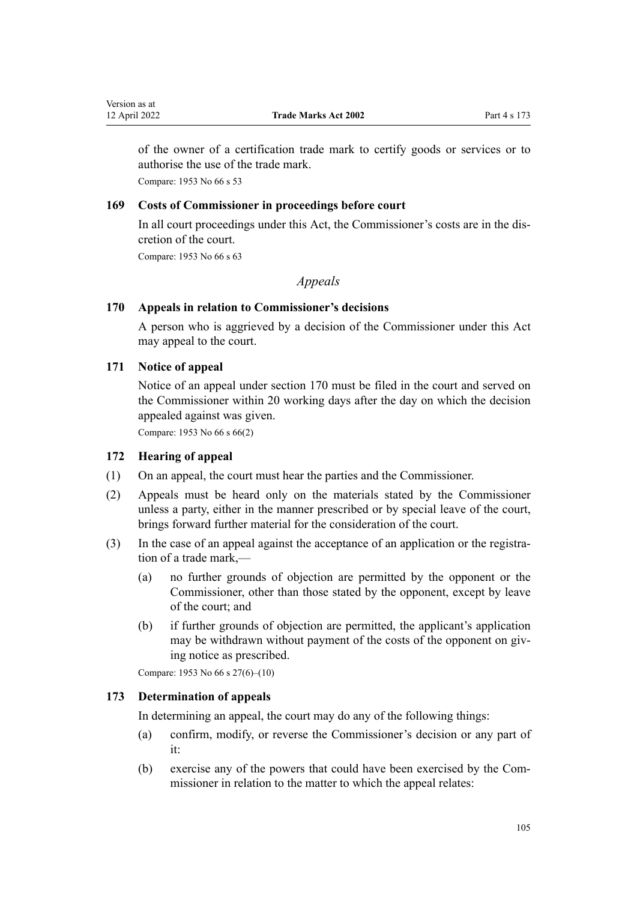of the owner of a certification trade mark to certify goods or services or to authorise the use of the trade mark.

Compare: 1953 No 66 s 53

### 169 Costs of Commissioner in proceedings before court

In all court proceedings under this Act, the Commissioner's costs are in the discretion of the court.

Compare: 1953 No 66 s 63

## *Appeals*

### 170 Appeals in relation to Commissioner's decisions

A person who is aggrieved by a decision of the Commissioner under this Act may appeal to the court.

### 171 Notice of appeal

Notice of an appeal under section 170 must be filed in the court and served on the Commissioner within 20 working days after the day on which the decision appealed against was given.

Compare: 1953 No 66 s 66(2)

### 172 Hearing of appeal

(1) On an appeal, the court must hear the parties and the Commissioner.

(2) Appeals must be heard only on the materials stated by the Commissioner unless a party, either in the manner prescribed or by special leave of the court, brings forward further material for the consideration of the court.

(3) In the case of an appeal against the acceptance of an application or the registration of a trade mark,—

  (a) no further grounds of objection are permitted by the opponent or the Commissioner, other than those stated by the opponent, except by leave of the court; and

  (b) if further grounds of objection are permitted, the applicant's application may be withdrawn without payment of the costs of the opponent on giving notice as prescribed.

Compare: 1953 No 66 s 27(6)–(10)

### 173 Determination of appeals

In determining an appeal, the court may do any of the following things:

  (a) confirm, modify, or reverse the Commissioner's decision or any part of it:

  (b) exercise any of the powers that could have been exercised by the Commissioner in relation to the matter to which the appeal relates: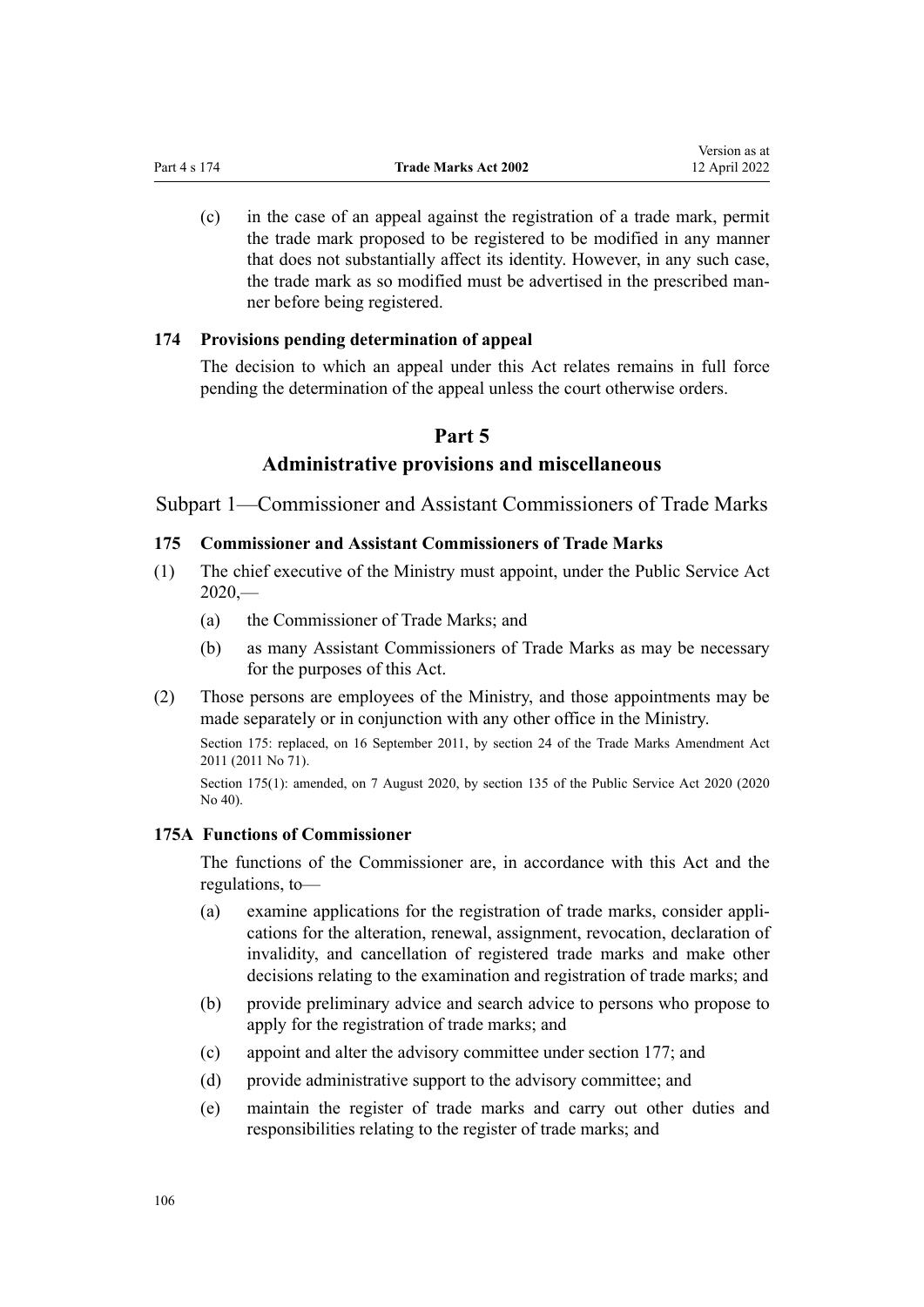(c) in the case of an appeal against the registration of a trade mark, permit the trade mark proposed to be registered to be modified in any manner that does not substantially affect its identity. However, in any such case, the trade mark as so modified must be advertised in the prescribed manner before being registered.

### 174 Provisions pending determination of appeal

The decision to which an appeal under this Act relates remains in full force pending the determination of the appeal unless the court otherwise orders.

# Part 5

# Administrative provisions and miscellaneous

## Subpart 1—Commissioner and Assistant Commissioners of Trade Marks

### 175 Commissioner and Assistant Commissioners of Trade Marks

(1) The chief executive of the Ministry must appoint, under the Public Service Act 2020,—

(a) the Commissioner of Trade Marks; and

(b) as many Assistant Commissioners of Trade Marks as may be necessary for the purposes of this Act.

(2) Those persons are employees of the Ministry, and those appointments may be made separately or in conjunction with any other office in the Ministry.

Section 175: replaced, on 16 September 2011, by section 24 of the Trade Marks Amendment Act 2011 (2011 No 71).

Section 175(1): amended, on 7 August 2020, by section 135 of the Public Service Act 2020 (2020 No 40).

### 175A Functions of Commissioner

The functions of the Commissioner are, in accordance with this Act and the regulations, to—

(a) examine applications for the registration of trade marks, consider applications for the alteration, renewal, assignment, revocation, declaration of invalidity, and cancellation of registered trade marks and make other decisions relating to the examination and registration of trade marks; and

(b) provide preliminary advice and search advice to persons who propose to apply for the registration of trade marks; and

(c) appoint and alter the advisory committee under section 177; and

(d) provide administrative support to the advisory committee; and

(e) maintain the register of trade marks and carry out other duties and responsibilities relating to the register of trade marks; and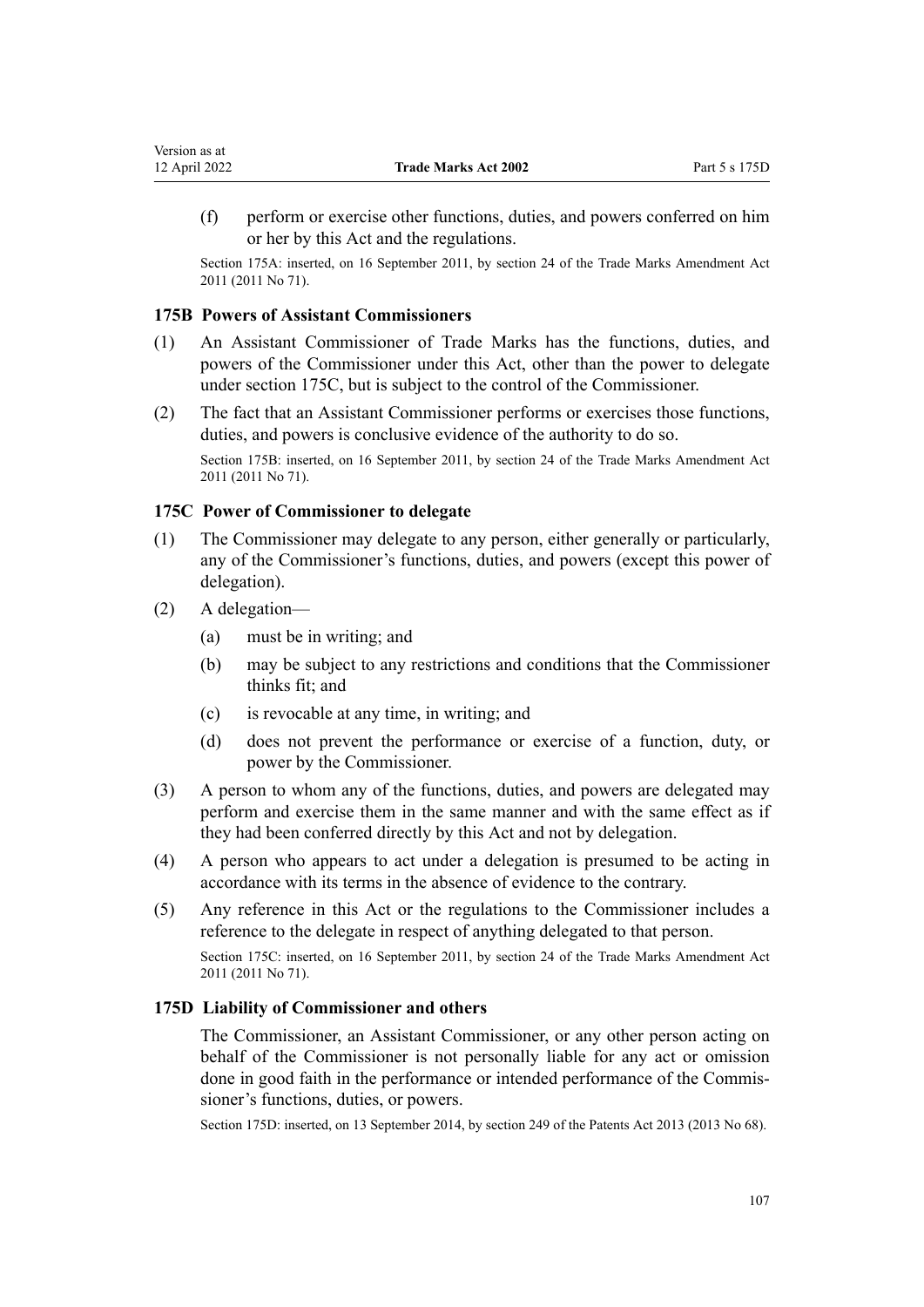(f) perform or exercise other functions, duties, and powers conferred on him or her by this Act and the regulations.

Section 175A: inserted, on 16 September 2011, by section 24 of the Trade Marks Amendment Act 2011 (2011 No 71).

### 175B Powers of Assistant Commissioners

(1) An Assistant Commissioner of Trade Marks has the functions, duties, and powers of the Commissioner under this Act, other than the power to delegate under section 175C, but is subject to the control of the Commissioner.

(2) The fact that an Assistant Commissioner performs or exercises those functions, duties, and powers is conclusive evidence of the authority to do so.

Section 175B: inserted, on 16 September 2011, by section 24 of the Trade Marks Amendment Act 2011 (2011 No 71).

### 175C Power of Commissioner to delegate

(1) The Commissioner may delegate to any person, either generally or particularly, any of the Commissioner's functions, duties, and powers (except this power of delegation).

(2) A delegation—

(a) must be in writing; and

(b) may be subject to any restrictions and conditions that the Commissioner thinks fit; and

(c) is revocable at any time, in writing; and

(d) does not prevent the performance or exercise of a function, duty, or power by the Commissioner.

(3) A person to whom any of the functions, duties, and powers are delegated may perform and exercise them in the same manner and with the same effect as if they had been conferred directly by this Act and not by delegation.

(4) A person who appears to act under a delegation is presumed to be acting in accordance with its terms in the absence of evidence to the contrary.

(5) Any reference in this Act or the regulations to the Commissioner includes a reference to the delegate in respect of anything delegated to that person.

Section 175C: inserted, on 16 September 2011, by section 24 of the Trade Marks Amendment Act 2011 (2011 No 71).

### 175D Liability of Commissioner and others

The Commissioner, an Assistant Commissioner, or any other person acting on behalf of the Commissioner is not personally liable for any act or omission done in good faith in the performance or intended performance of the Commissioner's functions, duties, or powers.

Section 175D: inserted, on 13 September 2014, by section 249 of the Patents Act 2013 (2013 No 68).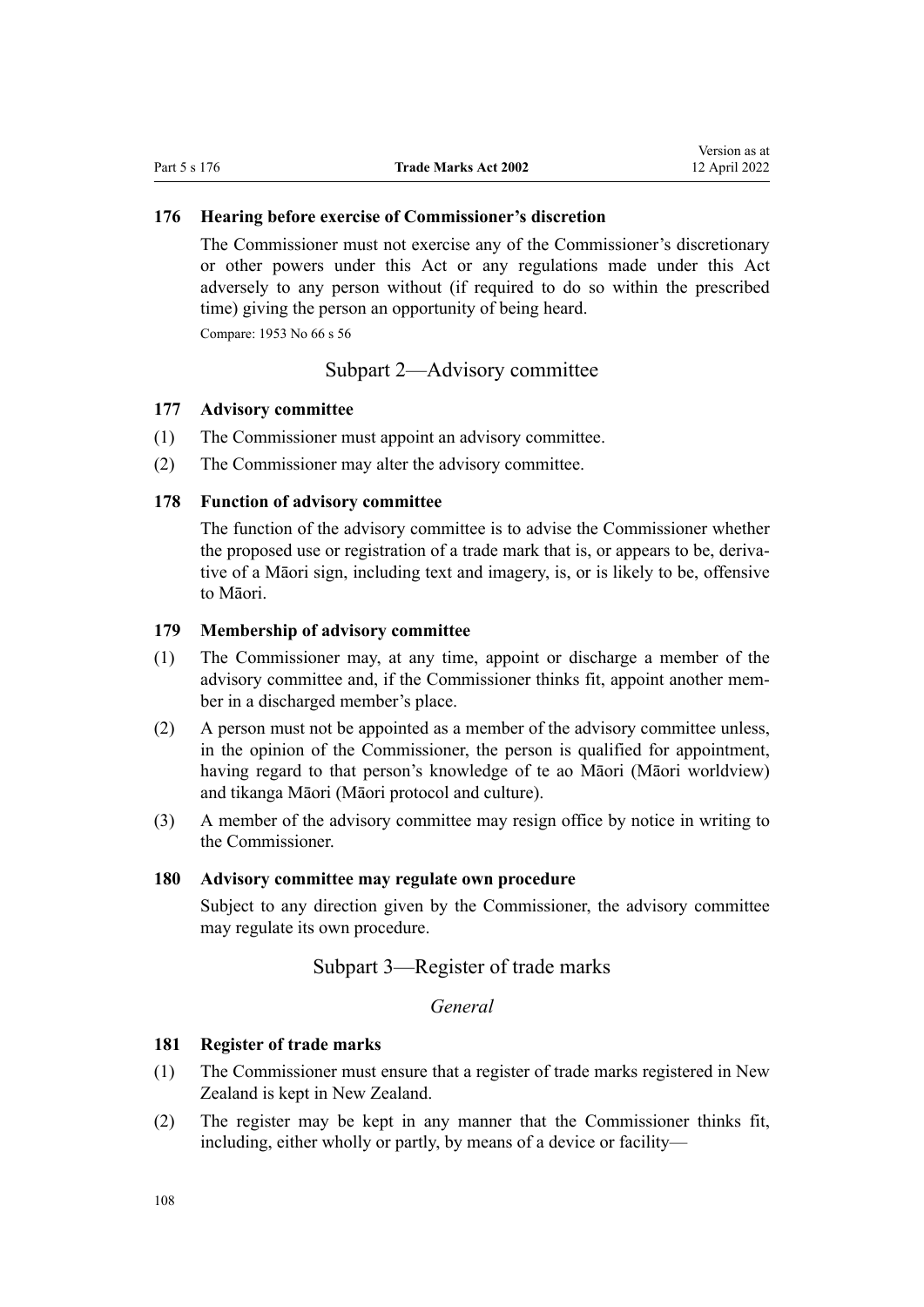### 176 Hearing before exercise of Commissioner's discretion

The Commissioner must not exercise any of the Commissioner's discretionary or other powers under this Act or any regulations made under this Act adversely to any person without (if required to do so within the prescribed time) giving the person an opportunity of being heard.

Compare: 1953 No 66 s 56

## Subpart 2—Advisory committee

### 177 Advisory committee

(1) The Commissioner must appoint an advisory committee.

(2) The Commissioner may alter the advisory committee.

### 178 Function of advisory committee

The function of the advisory committee is to advise the Commissioner whether the proposed use or registration of a trade mark that is, or appears to be, derivative of a Māori sign, including text and imagery, is, or is likely to be, offensive to Māori.

### 179 Membership of advisory committee

(1) The Commissioner may, at any time, appoint or discharge a member of the advisory committee and, if the Commissioner thinks fit, appoint another member in a discharged member's place.

(2) A person must not be appointed as a member of the advisory committee unless, in the opinion of the Commissioner, the person is qualified for appointment, having regard to that person's knowledge of te ao Māori (Māori worldview) and tikanga Māori (Māori protocol and culture).

(3) A member of the advisory committee may resign office by notice in writing to the Commissioner.

### 180 Advisory committee may regulate own procedure

Subject to any direction given by the Commissioner, the advisory committee may regulate its own procedure.

## Subpart 3—Register of trade marks

*General*

### 181 Register of trade marks

(1) The Commissioner must ensure that a register of trade marks registered in New Zealand is kept in New Zealand.

(2) The register may be kept in any manner that the Commissioner thinks fit, including, either wholly or partly, by means of a device or facility—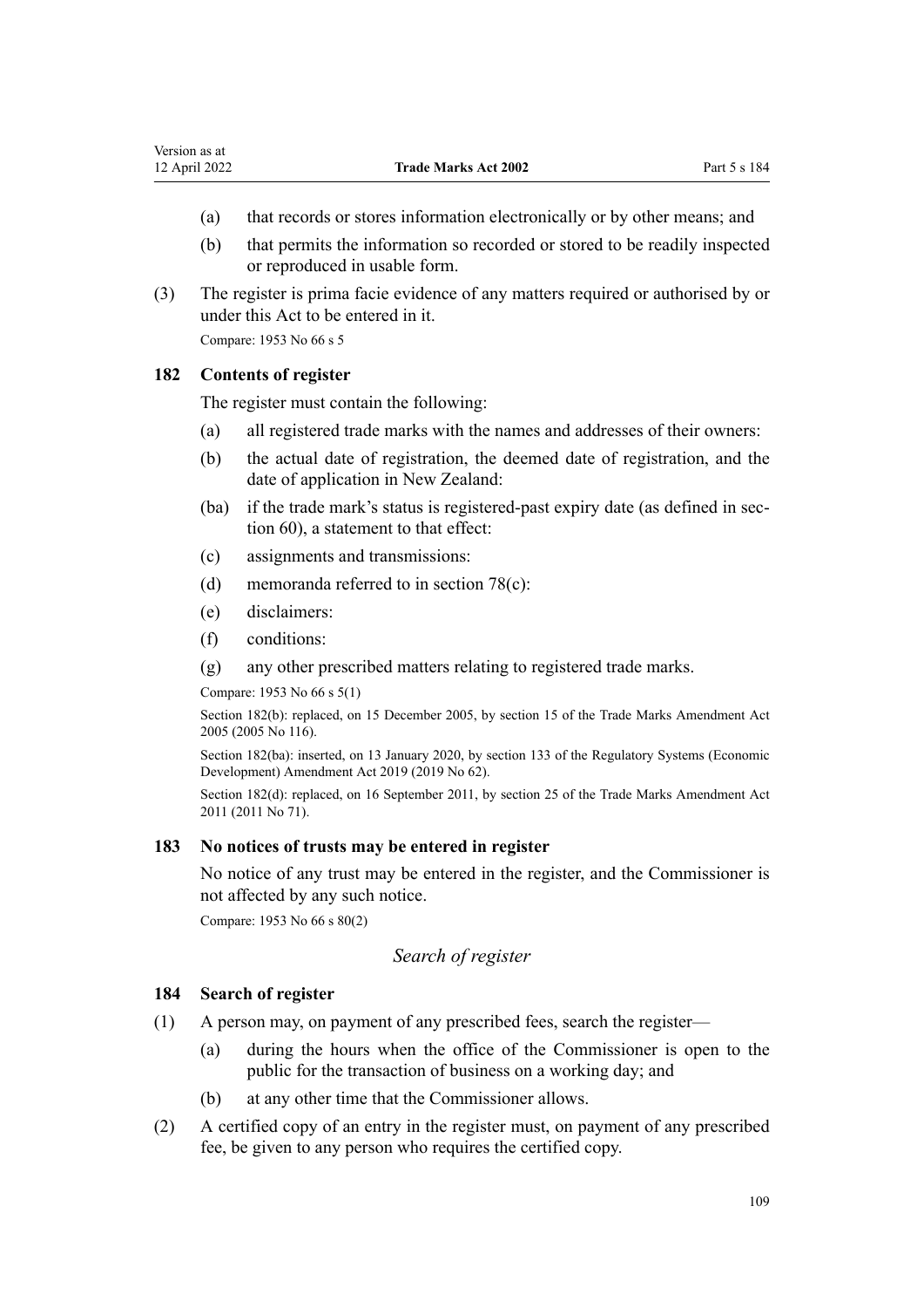(a) that records or stores information electronically or by other means; and

(b) that permits the information so recorded or stored to be readily inspected or reproduced in usable form.

(3) The register is prima facie evidence of any matters required or authorised by or under this Act to be entered in it.

Compare: 1953 No 66 s 5

### 182 Contents of register

The register must contain the following:

(a) all registered trade marks with the names and addresses of their owners:

(b) the actual date of registration, the deemed date of registration, and the date of application in New Zealand:

(ba) if the trade mark's status is registered-past expiry date (as defined in section 60), a statement to that effect:

(c) assignments and transmissions:

(d) memoranda referred to in section 78(c):

(e) disclaimers:

(f) conditions:

(g) any other prescribed matters relating to registered trade marks.

Compare: 1953 No 66 s 5(1)

Section 182(b): replaced, on 15 December 2005, by section 15 of the Trade Marks Amendment Act 2005 (2005 No 116).

Section 182(ba): inserted, on 13 January 2020, by section 133 of the Regulatory Systems (Economic Development) Amendment Act 2019 (2019 No 62).

Section 182(d): replaced, on 16 September 2011, by section 25 of the Trade Marks Amendment Act 2011 (2011 No 71).

### 183 No notices of trusts may be entered in register

No notice of any trust may be entered in the register, and the Commissioner is not affected by any such notice.

Compare: 1953 No 66 s 80(2)

*Search of register*

### 184 Search of register

(1) A person may, on payment of any prescribed fees, search the register—

(a) during the hours when the office of the Commissioner is open to the public for the transaction of business on a working day; and

(b) at any other time that the Commissioner allows.

(2) A certified copy of an entry in the register must, on payment of any prescribed fee, be given to any person who requires the certified copy.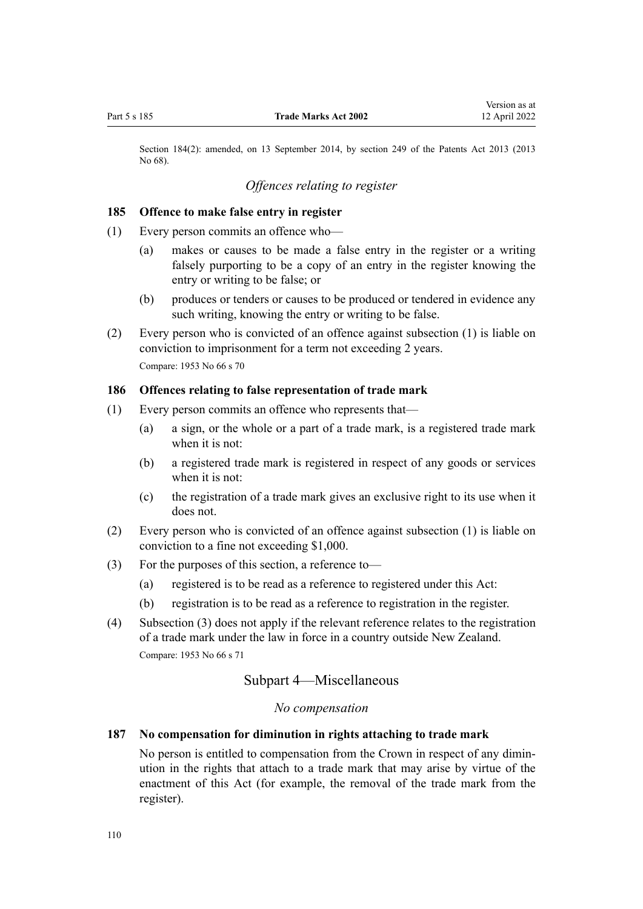Section 184(2): amended, on 13 September 2014, by section 249 of the Patents Act 2013 (2013 No 68).

*Offences relating to register*

### 185 Offence to make false entry in register

(1) Every person commits an offence who—

  (a) makes or causes to be made a false entry in the register or a writing falsely purporting to be a copy of an entry in the register knowing the entry or writing to be false; or

  (b) produces or tenders or causes to be produced or tendered in evidence any such writing, knowing the entry or writing to be false.

(2) Every person who is convicted of an offence against subsection (1) is liable on conviction to imprisonment for a term not exceeding 2 years.

Compare: 1953 No 66 s 70

### 186 Offences relating to false representation of trade mark

(1) Every person commits an offence who represents that—

  (a) a sign, or the whole or a part of a trade mark, is a registered trade mark when it is not:

  (b) a registered trade mark is registered in respect of any goods or services when it is not:

  (c) the registration of a trade mark gives an exclusive right to its use when it does not.

(2) Every person who is convicted of an offence against subsection (1) is liable on conviction to a fine not exceeding $1,000.

(3) For the purposes of this section, a reference to—

  (a) registered is to be read as a reference to registered under this Act:

  (b) registration is to be read as a reference to registration in the register.

(4) Subsection (3) does not apply if the relevant reference relates to the registration of a trade mark under the law in force in a country outside New Zealand.

Compare: 1953 No 66 s 71

## Subpart 4—Miscellaneous

*No compensation*

### 187 No compensation for diminution in rights attaching to trade mark

No person is entitled to compensation from the Crown in respect of any diminution in the rights that attach to a trade mark that may arise by virtue of the enactment of this Act (for example, the removal of the trade mark from the register).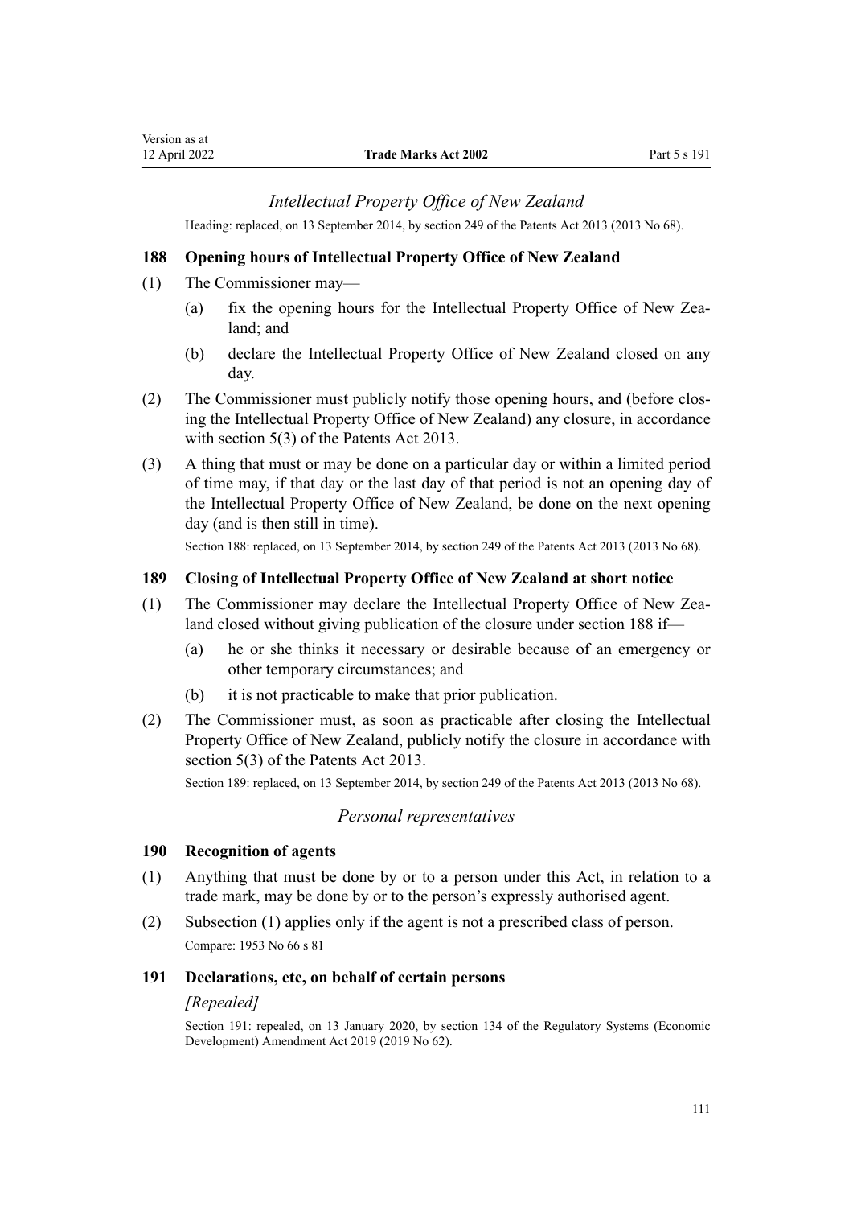### *Intellectual Property Office of New Zealand*

Heading: replaced, on 13 September 2014, by section 249 of the Patents Act 2013 (2013 No 68).

### 188 Opening hours of Intellectual Property Office of New Zealand

(1) The Commissioner may—

- (a) fix the opening hours for the Intellectual Property Office of New Zealand; and
- (b) declare the Intellectual Property Office of New Zealand closed on any day.

(2) The Commissioner must publicly notify those opening hours, and (before closing the Intellectual Property Office of New Zealand) any closure, in accordance with section 5(3) of the Patents Act 2013.

(3) A thing that must or may be done on a particular day or within a limited period of time may, if that day or the last day of that period is not an opening day of the Intellectual Property Office of New Zealand, be done on the next opening day (and is then still in time).

Section 188: replaced, on 13 September 2014, by section 249 of the Patents Act 2013 (2013 No 68).

### 189 Closing of Intellectual Property Office of New Zealand at short notice

(1) The Commissioner may declare the Intellectual Property Office of New Zealand closed without giving publication of the closure under section 188 if—

- (a) he or she thinks it necessary or desirable because of an emergency or other temporary circumstances; and
- (b) it is not practicable to make that prior publication.

(2) The Commissioner must, as soon as practicable after closing the Intellectual Property Office of New Zealand, publicly notify the closure in accordance with section 5(3) of the Patents Act 2013.

Section 189: replaced, on 13 September 2014, by section 249 of the Patents Act 2013 (2013 No 68).

### *Personal representatives*

### 190 Recognition of agents

(1) Anything that must be done by or to a person under this Act, in relation to a trade mark, may be done by or to the person's expressly authorised agent.

(2) Subsection (1) applies only if the agent is not a prescribed class of person.

Compare: 1953 No 66 s 81

### 191 Declarations, etc, on behalf of certain persons

*[Repealed]*

Section 191: repealed, on 13 January 2020, by section 134 of the Regulatory Systems (Economic Development) Amendment Act 2019 (2019 No 62).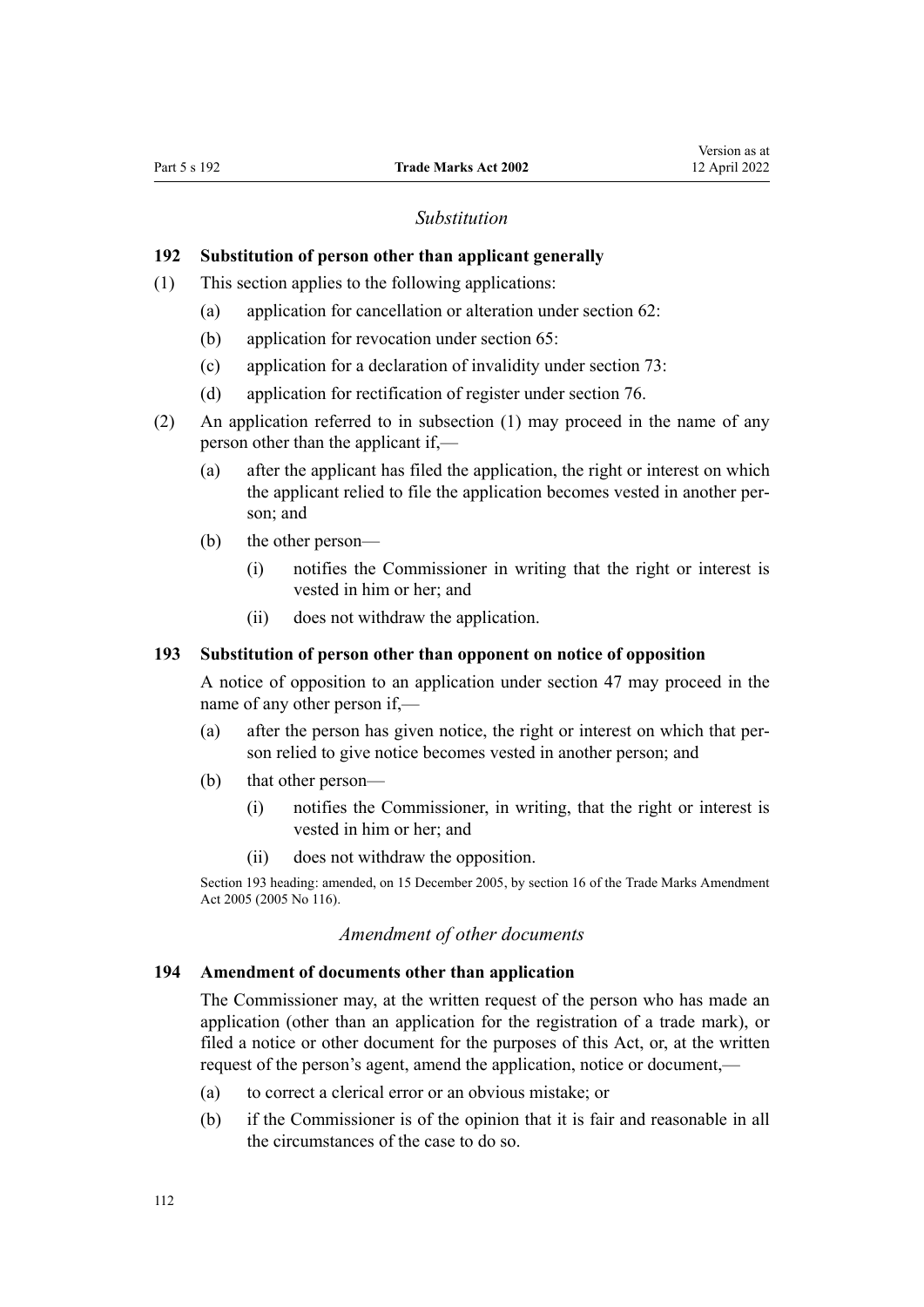### *Substitution*

## 192 Substitution of person other than applicant generally

(1) This section applies to the following applications:

  (a) application for cancellation or alteration under section 62:

  (b) application for revocation under section 65:

  (c) application for a declaration of invalidity under section 73:

  (d) application for rectification of register under section 76.

(2) An application referred to in subsection (1) may proceed in the name of any person other than the applicant if,—

  (a) after the applicant has filed the application, the right or interest on which the applicant relied to file the application becomes vested in another person; and

  (b) the other person—

    (i) notifies the Commissioner in writing that the right or interest is vested in him or her; and

    (ii) does not withdraw the application.

## 193 Substitution of person other than opponent on notice of opposition

A notice of opposition to an application under section 47 may proceed in the name of any other person if,—

  (a) after the person has given notice, the right or interest on which that person relied to give notice becomes vested in another person; and

  (b) that other person—

    (i) notifies the Commissioner, in writing, that the right or interest is vested in him or her; and

    (ii) does not withdraw the opposition.

Section 193 heading: amended, on 15 December 2005, by section 16 of the Trade Marks Amendment Act 2005 (2005 No 116).

### *Amendment of other documents*

## 194 Amendment of documents other than application

The Commissioner may, at the written request of the person who has made an application (other than an application for the registration of a trade mark), or filed a notice or other document for the purposes of this Act, or, at the written request of the person's agent, amend the application, notice or document,—

  (a) to correct a clerical error or an obvious mistake; or

  (b) if the Commissioner is of the opinion that it is fair and reasonable in all the circumstances of the case to do so.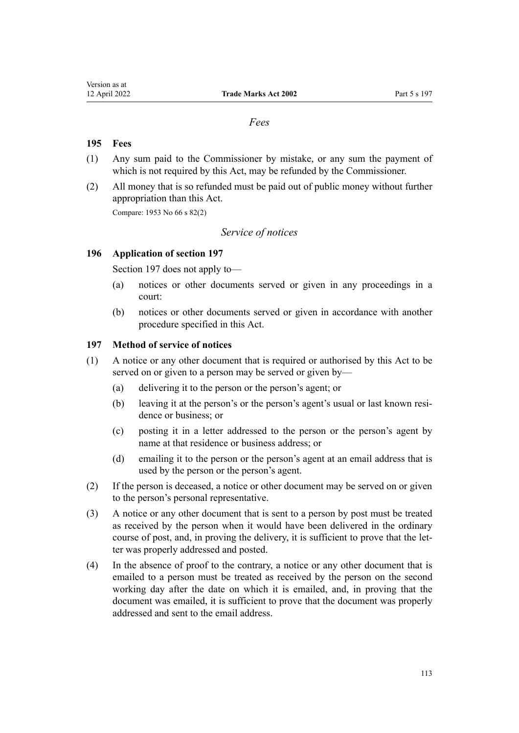*Fees*

## 195 Fees

(1) Any sum paid to the Commissioner by mistake, or any sum the payment of which is not required by this Act, may be refunded by the Commissioner.

(2) All money that is so refunded must be paid out of public money without further appropriation than this Act.

Compare: 1953 No 66 s 82(2)

*Service of notices*

## 196 Application of section 197

Section 197 does not apply to—

(a) notices or other documents served or given in any proceedings in a court:

(b) notices or other documents served or given in accordance with another procedure specified in this Act.

## 197 Method of service of notices

(1) A notice or any other document that is required or authorised by this Act to be served on or given to a person may be served or given by—

(a) delivering it to the person or the person's agent; or

(b) leaving it at the person's or the person's agent's usual or last known residence or business; or

(c) posting it in a letter addressed to the person or the person's agent by name at that residence or business address; or

(d) emailing it to the person or the person's agent at an email address that is used by the person or the person's agent.

(2) If the person is deceased, a notice or other document may be served on or given to the person's personal representative.

(3) A notice or any other document that is sent to a person by post must be treated as received by the person when it would have been delivered in the ordinary course of post, and, in proving the delivery, it is sufficient to prove that the letter was properly addressed and posted.

(4) In the absence of proof to the contrary, a notice or any other document that is emailed to a person must be treated as received by the person on the second working day after the date on which it is emailed, and, in proving that the document was emailed, it is sufficient to prove that the document was properly addressed and sent to the email address.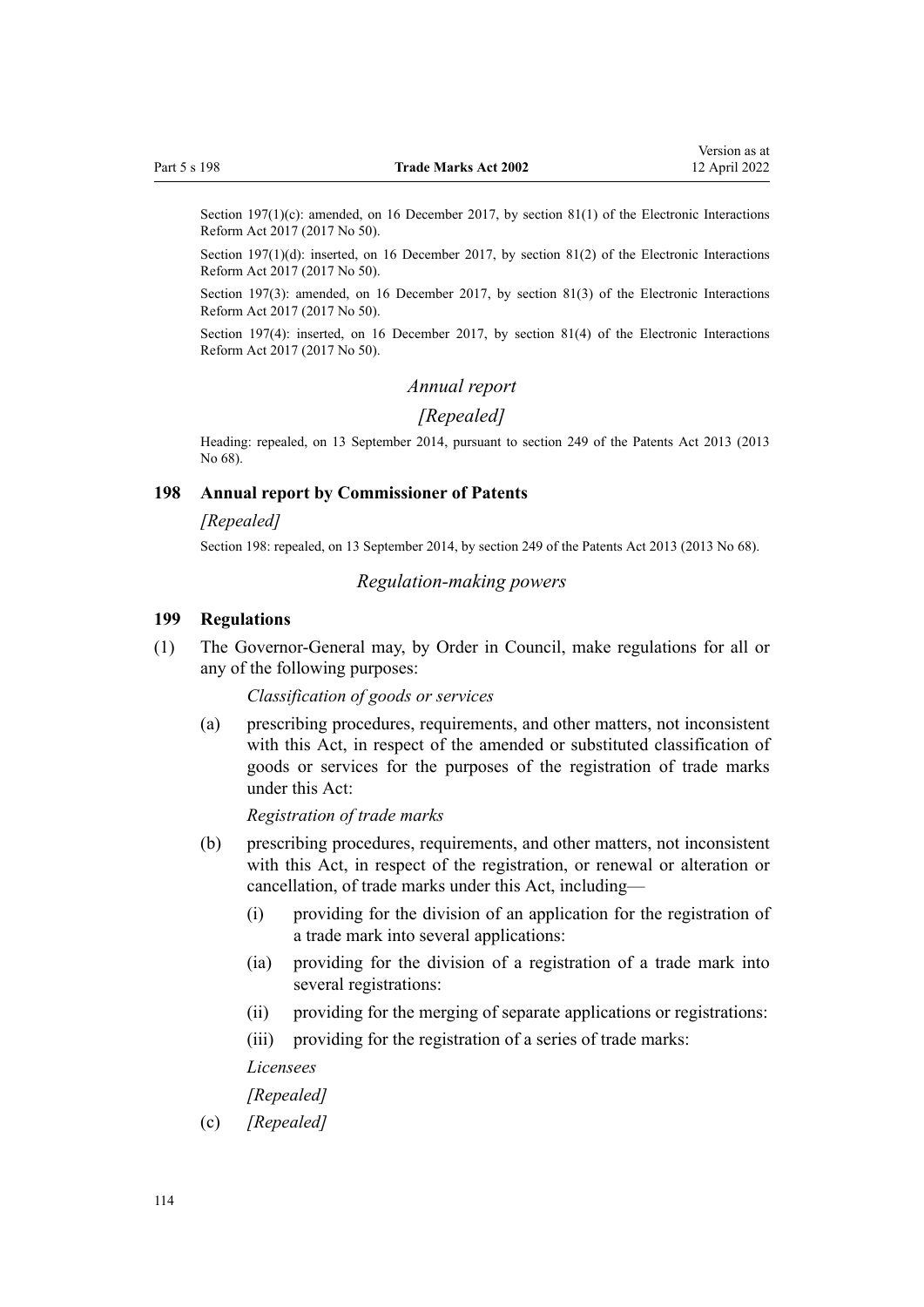Section 197(1)(c): amended, on 16 December 2017, by section 81(1) of the Electronic Interactions Reform Act 2017 (2017 No 50).

Section 197(1)(d): inserted, on 16 December 2017, by section 81(2) of the Electronic Interactions Reform Act 2017 (2017 No 50).

Section 197(3): amended, on 16 December 2017, by section 81(3) of the Electronic Interactions Reform Act 2017 (2017 No 50).

Section 197(4): inserted, on 16 December 2017, by section 81(4) of the Electronic Interactions Reform Act 2017 (2017 No 50).

*Annual report*

*[Repealed]*

Heading: repealed, on 13 September 2014, pursuant to section 249 of the Patents Act 2013 (2013 No 68).

### 198 Annual report by Commissioner of Patents

*[Repealed]*

Section 198: repealed, on 13 September 2014, by section 249 of the Patents Act 2013 (2013 No 68).

*Regulation-making powers*

### 199 Regulations

(1) The Governor-General may, by Order in Council, make regulations for all or any of the following purposes:

*Classification of goods or services*

(a) prescribing procedures, requirements, and other matters, not inconsistent with this Act, in respect of the amended or substituted classification of goods or services for the purposes of the registration of trade marks under this Act:

*Registration of trade marks*

(b) prescribing procedures, requirements, and other matters, not inconsistent with this Act, in respect of the registration, or renewal or alteration or cancellation, of trade marks under this Act, including—

(i) providing for the division of an application for the registration of a trade mark into several applications:

(ia) providing for the division of a registration of a trade mark into several registrations:

(ii) providing for the merging of separate applications or registrations:

(iii) providing for the registration of a series of trade marks:

*Licensees*

*[Repealed]*

(c) *[Repealed]*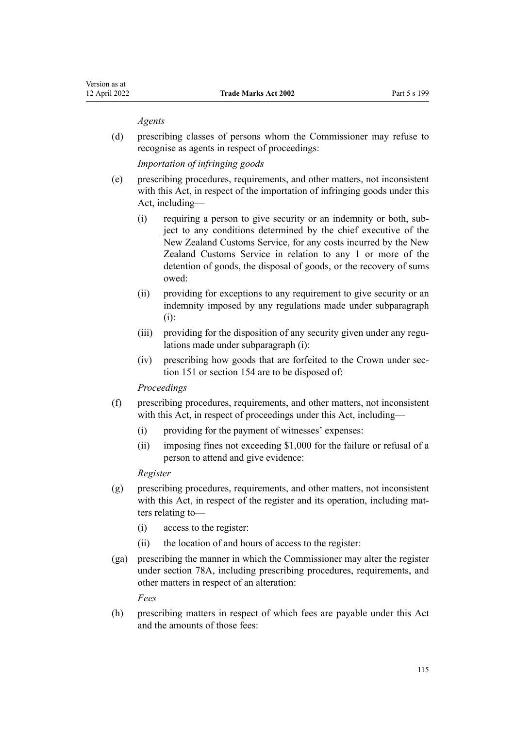*Agents*

(d) prescribing classes of persons whom the Commissioner may refuse to recognise as agents in respect of proceedings:

*Importation of infringing goods*

(e) prescribing procedures, requirements, and other matters, not inconsistent with this Act, in respect of the importation of infringing goods under this Act, including—

  (i) requiring a person to give security or an indemnity or both, subject to any conditions determined by the chief executive of the New Zealand Customs Service, for any costs incurred by the New Zealand Customs Service in relation to any 1 or more of the detention of goods, the disposal of goods, or the recovery of sums owed:

  (ii) providing for exceptions to any requirement to give security or an indemnity imposed by any regulations made under subparagraph (i):

  (iii) providing for the disposition of any security given under any regulations made under subparagraph (i):

  (iv) prescribing how goods that are forfeited to the Crown under section 151 or section 154 are to be disposed of:

*Proceedings*

(f) prescribing procedures, requirements, and other matters, not inconsistent with this Act, in respect of proceedings under this Act, including—

  (i) providing for the payment of witnesses' expenses:

  (ii) imposing fines not exceeding $1,000 for the failure or refusal of a person to attend and give evidence:

*Register*

(g) prescribing procedures, requirements, and other matters, not inconsistent with this Act, in respect of the register and its operation, including matters relating to—

  (i) access to the register:

  (ii) the location of and hours of access to the register:

(ga) prescribing the manner in which the Commissioner may alter the register under section 78A, including prescribing procedures, requirements, and other matters in respect of an alteration:

*Fees*

(h) prescribing matters in respect of which fees are payable under this Act and the amounts of those fees: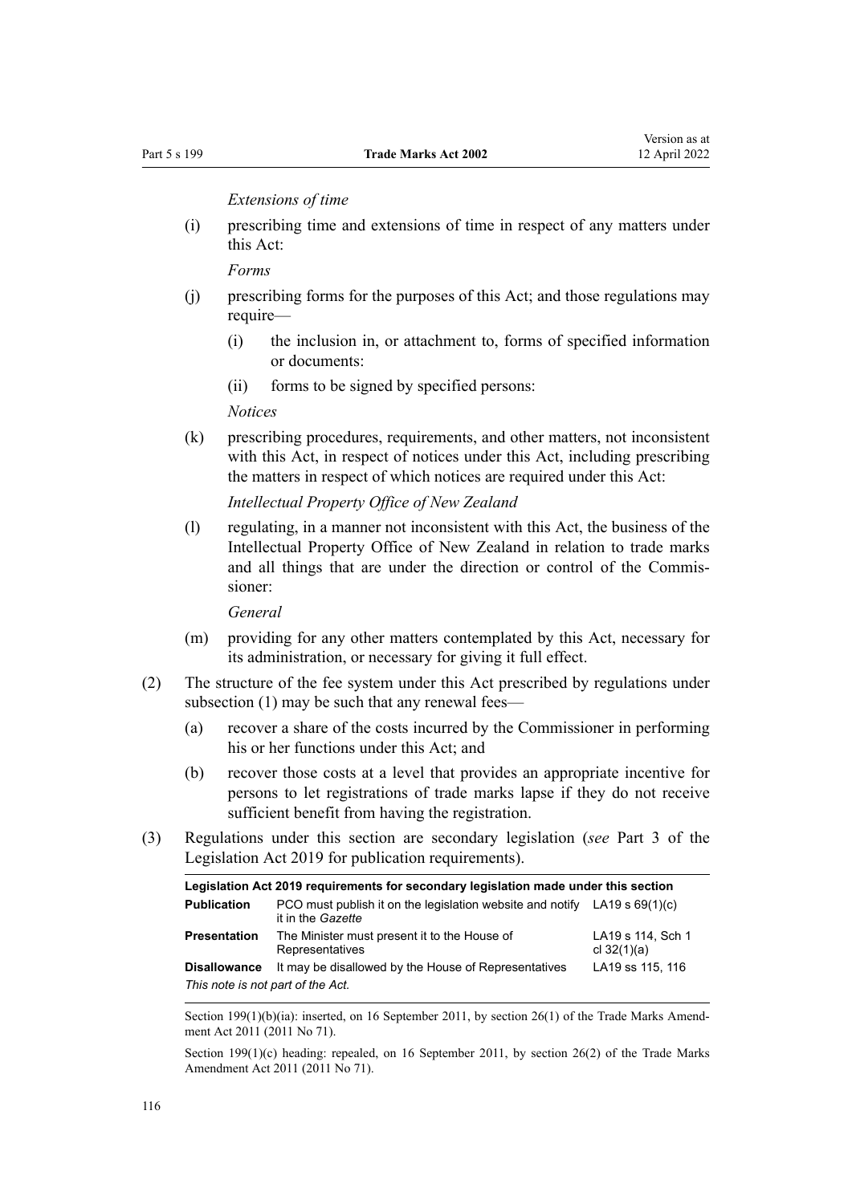*Extensions of time*

(i) prescribing time and extensions of time in respect of any matters under this Act:

*Forms*

(j) prescribing forms for the purposes of this Act; and those regulations may require—

  (i) the inclusion in, or attachment to, forms of specified information or documents:

  (ii) forms to be signed by specified persons:

*Notices*

(k) prescribing procedures, requirements, and other matters, not inconsistent with this Act, in respect of notices under this Act, including prescribing the matters in respect of which notices are required under this Act:

*Intellectual Property Office of New Zealand*

(l) regulating, in a manner not inconsistent with this Act, the business of the Intellectual Property Office of New Zealand in relation to trade marks and all things that are under the direction or control of the Commissioner:

*General*

(m) providing for any other matters contemplated by this Act, necessary for its administration, or necessary for giving it full effect.

(2) The structure of the fee system under this Act prescribed by regulations under subsection (1) may be such that any renewal fees—

  (a) recover a share of the costs incurred by the Commissioner in performing his or her functions under this Act; and

  (b) recover those costs at a level that provides an appropriate incentive for persons to let registrations of trade marks lapse if they do not receive sufficient benefit from having the registration.

(3) Regulations under this section are secondary legislation (*see* Part 3 of the Legislation Act 2019 for publication requirements).

| Legislation Act 2019 requirements for secondary legislation made under this section | | |
|---|---|---|
| **Publication** | PCO must publish it on the legislation website and notify it in the *Gazette* | LA19 s 69(1)(c) |
| **Presentation** | The Minister must present it to the House of Representatives | LA19 s 114, Sch 1 cl 32(1)(a) |
| **Disallowance** | It may be disallowed by the House of Representatives | LA19 ss 115, 116 |
| *This note is not part of the Act.* | | |

Section 199(1)(b)(ia): inserted, on 16 September 2011, by section 26(1) of the Trade Marks Amendment Act 2011 (2011 No 71).

Section 199(1)(c) heading: repealed, on 16 September 2011, by section 26(2) of the Trade Marks Amendment Act 2011 (2011 No 71).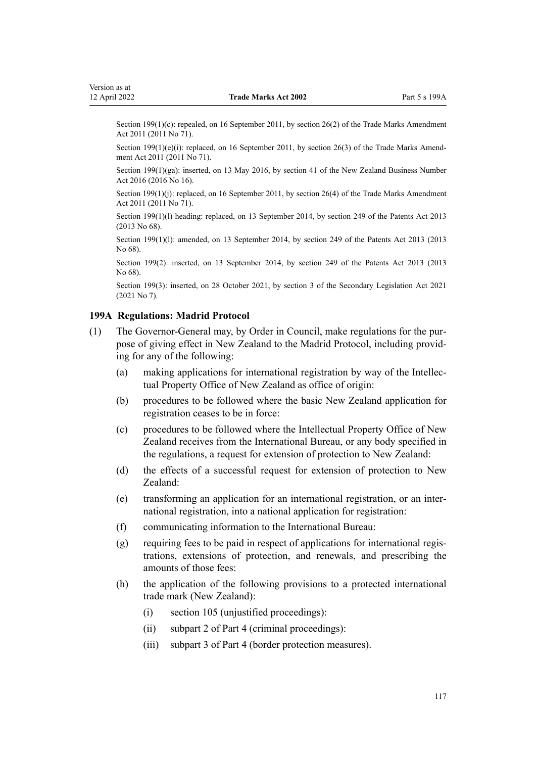Section 199(1)(c): repealed, on 16 September 2011, by section 26(2) of the Trade Marks Amendment Act 2011 (2011 No 71).

Section 199(1)(e)(i): replaced, on 16 September 2011, by section 26(3) of the Trade Marks Amendment Act 2011 (2011 No 71).

Section 199(1)(ga): inserted, on 13 May 2016, by section 41 of the New Zealand Business Number Act 2016 (2016 No 16).

Section 199(1)(j): replaced, on 16 September 2011, by section 26(4) of the Trade Marks Amendment Act 2011 (2011 No 71).

Section 199(1)(l) heading: replaced, on 13 September 2014, by section 249 of the Patents Act 2013 (2013 No 68).

Section 199(1)(l): amended, on 13 September 2014, by section 249 of the Patents Act 2013 (2013 No 68).

Section 199(2): inserted, on 13 September 2014, by section 249 of the Patents Act 2013 (2013 No 68).

Section 199(3): inserted, on 28 October 2021, by section 3 of the Secondary Legislation Act 2021 (2021 No 7).

### 199A Regulations: Madrid Protocol

(1) The Governor-General may, by Order in Council, make regulations for the purpose of giving effect in New Zealand to the Madrid Protocol, including providing for any of the following:

 (a) making applications for international registration by way of the Intellectual Property Office of New Zealand as office of origin:

 (b) procedures to be followed where the basic New Zealand application for registration ceases to be in force:

 (c) procedures to be followed where the Intellectual Property Office of New Zealand receives from the International Bureau, or any body specified in the regulations, a request for extension of protection to New Zealand:

 (d) the effects of a successful request for extension of protection to New Zealand:

 (e) transforming an application for an international registration, or an international registration, into a national application for registration:

 (f) communicating information to the International Bureau:

 (g) requiring fees to be paid in respect of applications for international registrations, extensions of protection, and renewals, and prescribing the amounts of those fees:

 (h) the application of the following provisions to a protected international trade mark (New Zealand):

  (i) section 105 (unjustified proceedings):

  (ii) subpart 2 of Part 4 (criminal proceedings):

  (iii) subpart 3 of Part 4 (border protection measures).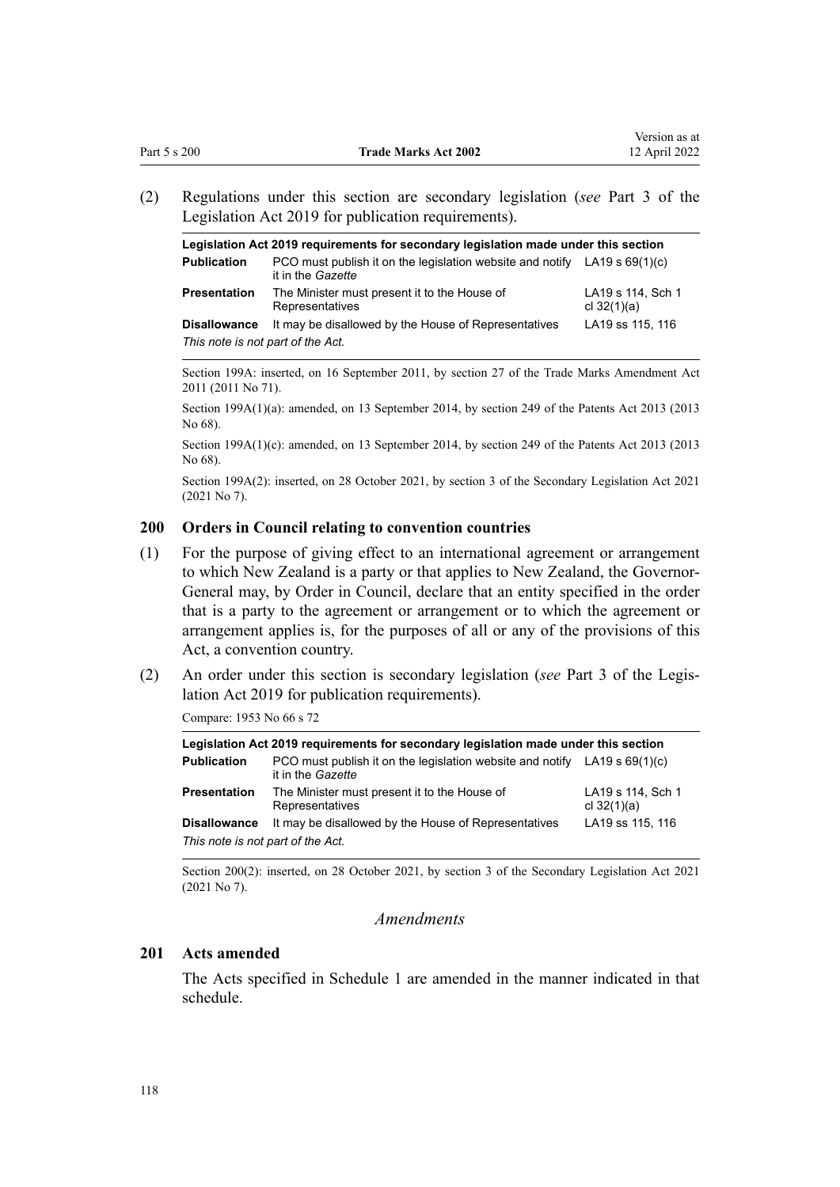(2) Regulations under this section are secondary legislation (*see* Part 3 of the Legislation Act 2019 for publication requirements).

| Legislation Act 2019 requirements for secondary legislation made under this section | | |
|---|---|---|
| **Publication** | PCO must publish it on the legislation website and notify it in the *Gazette* | LA19 s 69(1)(c) |
| **Presentation** | The Minister must present it to the House of Representatives | LA19 s 114, Sch 1 cl 32(1)(a) |
| **Disallowance** | It may be disallowed by the House of Representatives | LA19 ss 115, 116 |
| *This note is not part of the Act.* | | |

Section 199A: inserted, on 16 September 2011, by section 27 of the Trade Marks Amendment Act 2011 (2011 No 71).

Section 199A(1)(a): amended, on 13 September 2014, by section 249 of the Patents Act 2013 (2013 No 68).

Section 199A(1)(c): amended, on 13 September 2014, by section 249 of the Patents Act 2013 (2013 No 68).

Section 199A(2): inserted, on 28 October 2021, by section 3 of the Secondary Legislation Act 2021 (2021 No 7).

### 200 Orders in Council relating to convention countries

(1) For the purpose of giving effect to an international agreement or arrangement to which New Zealand is a party or that applies to New Zealand, the Governor-General may, by Order in Council, declare that an entity specified in the order that is a party to the agreement or arrangement or to which the agreement or arrangement applies is, for the purposes of all or any of the provisions of this Act, a convention country.

(2) An order under this section is secondary legislation (*see* Part 3 of the Legislation Act 2019 for publication requirements).

Compare: 1953 No 66 s 72

| Legislation Act 2019 requirements for secondary legislation made under this section | | |
|---|---|---|
| **Publication** | PCO must publish it on the legislation website and notify it in the *Gazette* | LA19 s 69(1)(c) |
| **Presentation** | The Minister must present it to the House of Representatives | LA19 s 114, Sch 1 cl 32(1)(a) |
| **Disallowance** | It may be disallowed by the House of Representatives | LA19 ss 115, 116 |
| *This note is not part of the Act.* | | |

Section 200(2): inserted, on 28 October 2021, by section 3 of the Secondary Legislation Act 2021 (2021 No 7).

## *Amendments*

### 201 Acts amended

The Acts specified in Schedule 1 are amended in the manner indicated in that schedule.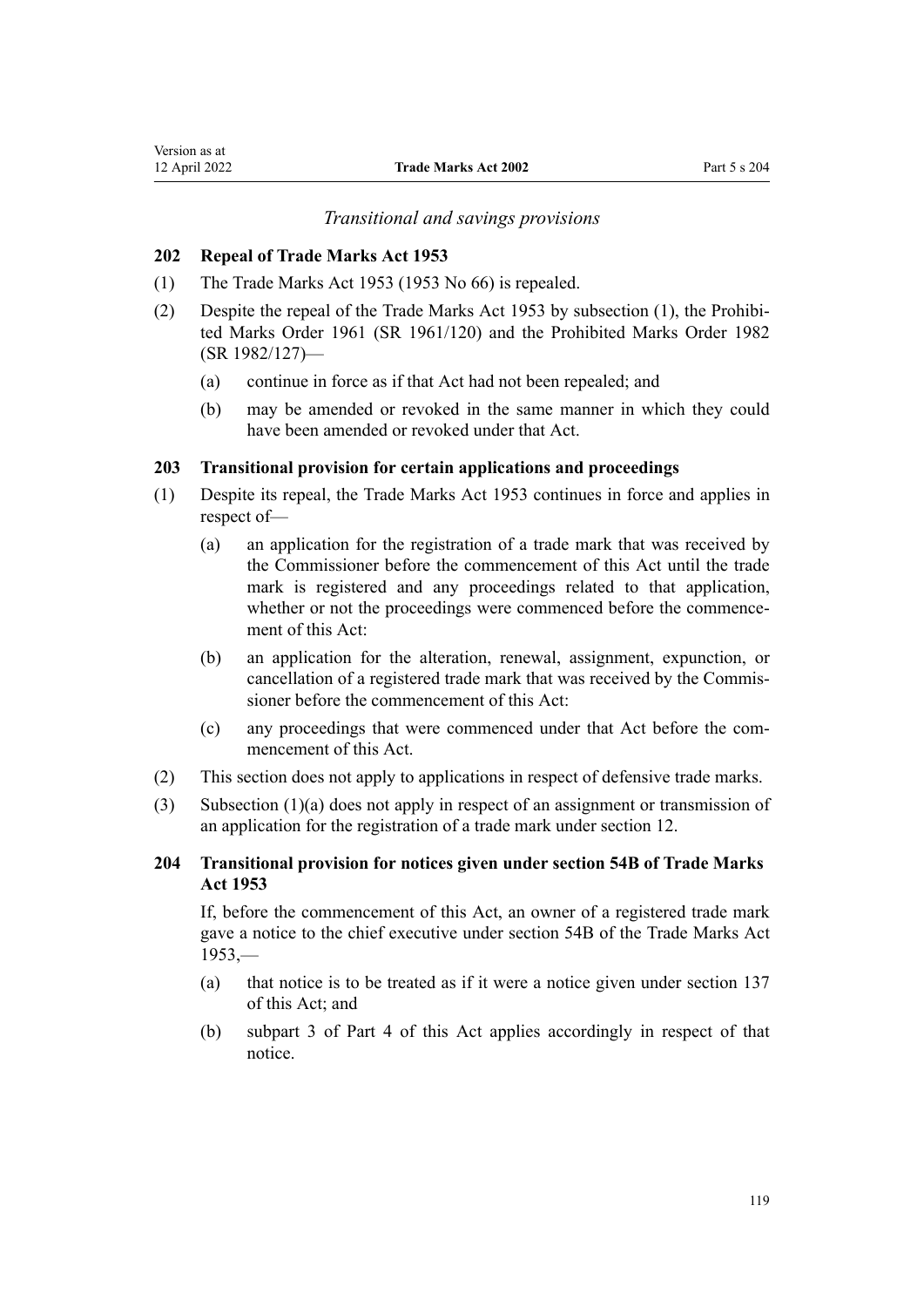*Transitional and savings provisions*

### 202 Repeal of Trade Marks Act 1953

(1) The Trade Marks Act 1953 (1953 No 66) is repealed.

(2) Despite the repeal of the Trade Marks Act 1953 by subsection (1), the Prohibited Marks Order 1961 (SR 1961/120) and the Prohibited Marks Order 1982 (SR 1982/127)—

- (a) continue in force as if that Act had not been repealed; and
- (b) may be amended or revoked in the same manner in which they could have been amended or revoked under that Act.

### 203 Transitional provision for certain applications and proceedings

(1) Despite its repeal, the Trade Marks Act 1953 continues in force and applies in respect of—

- (a) an application for the registration of a trade mark that was received by the Commissioner before the commencement of this Act until the trade mark is registered and any proceedings related to that application, whether or not the proceedings were commenced before the commencement of this Act:
- (b) an application for the alteration, renewal, assignment, expunction, or cancellation of a registered trade mark that was received by the Commissioner before the commencement of this Act:
- (c) any proceedings that were commenced under that Act before the commencement of this Act.

(2) This section does not apply to applications in respect of defensive trade marks.

(3) Subsection (1)(a) does not apply in respect of an assignment or transmission of an application for the registration of a trade mark under section 12.

### 204 Transitional provision for notices given under section 54B of Trade Marks Act 1953

If, before the commencement of this Act, an owner of a registered trade mark gave a notice to the chief executive under section 54B of the Trade Marks Act 1953,—

- (a) that notice is to be treated as if it were a notice given under section 137 of this Act; and
- (b) subpart 3 of Part 4 of this Act applies accordingly in respect of that notice.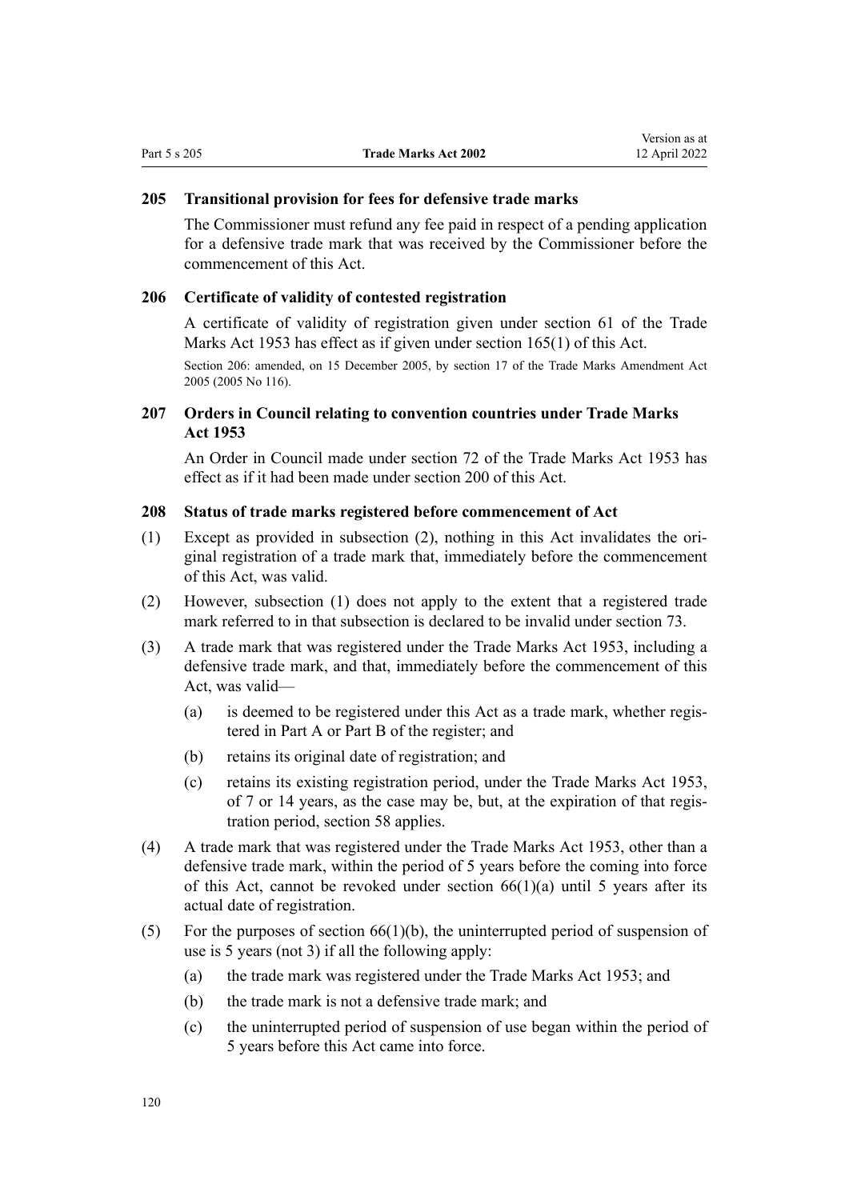### 205 Transitional provision for fees for defensive trade marks

The Commissioner must refund any fee paid in respect of a pending application for a defensive trade mark that was received by the Commissioner before the commencement of this Act.

### 206 Certificate of validity of contested registration

A certificate of validity of registration given under section 61 of the Trade Marks Act 1953 has effect as if given under section 165(1) of this Act.

Section 206: amended, on 15 December 2005, by section 17 of the Trade Marks Amendment Act 2005 (2005 No 116).

### 207 Orders in Council relating to convention countries under Trade Marks Act 1953

An Order in Council made under section 72 of the Trade Marks Act 1953 has effect as if it had been made under section 200 of this Act.

### 208 Status of trade marks registered before commencement of Act

(1) Except as provided in subsection (2), nothing in this Act invalidates the original registration of a trade mark that, immediately before the commencement of this Act, was valid.

(2) However, subsection (1) does not apply to the extent that a registered trade mark referred to in that subsection is declared to be invalid under section 73.

(3) A trade mark that was registered under the Trade Marks Act 1953, including a defensive trade mark, and that, immediately before the commencement of this Act, was valid—

- (a) is deemed to be registered under this Act as a trade mark, whether registered in Part A or Part B of the register; and
- (b) retains its original date of registration; and
- (c) retains its existing registration period, under the Trade Marks Act 1953, of 7 or 14 years, as the case may be, but, at the expiration of that registration period, section 58 applies.

(4) A trade mark that was registered under the Trade Marks Act 1953, other than a defensive trade mark, within the period of 5 years before the coming into force of this Act, cannot be revoked under section 66(1)(a) until 5 years after its actual date of registration.

(5) For the purposes of section 66(1)(b), the uninterrupted period of suspension of use is 5 years (not 3) if all the following apply:

- (a) the trade mark was registered under the Trade Marks Act 1953; and
- (b) the trade mark is not a defensive trade mark; and
- (c) the uninterrupted period of suspension of use began within the period of 5 years before this Act came into force.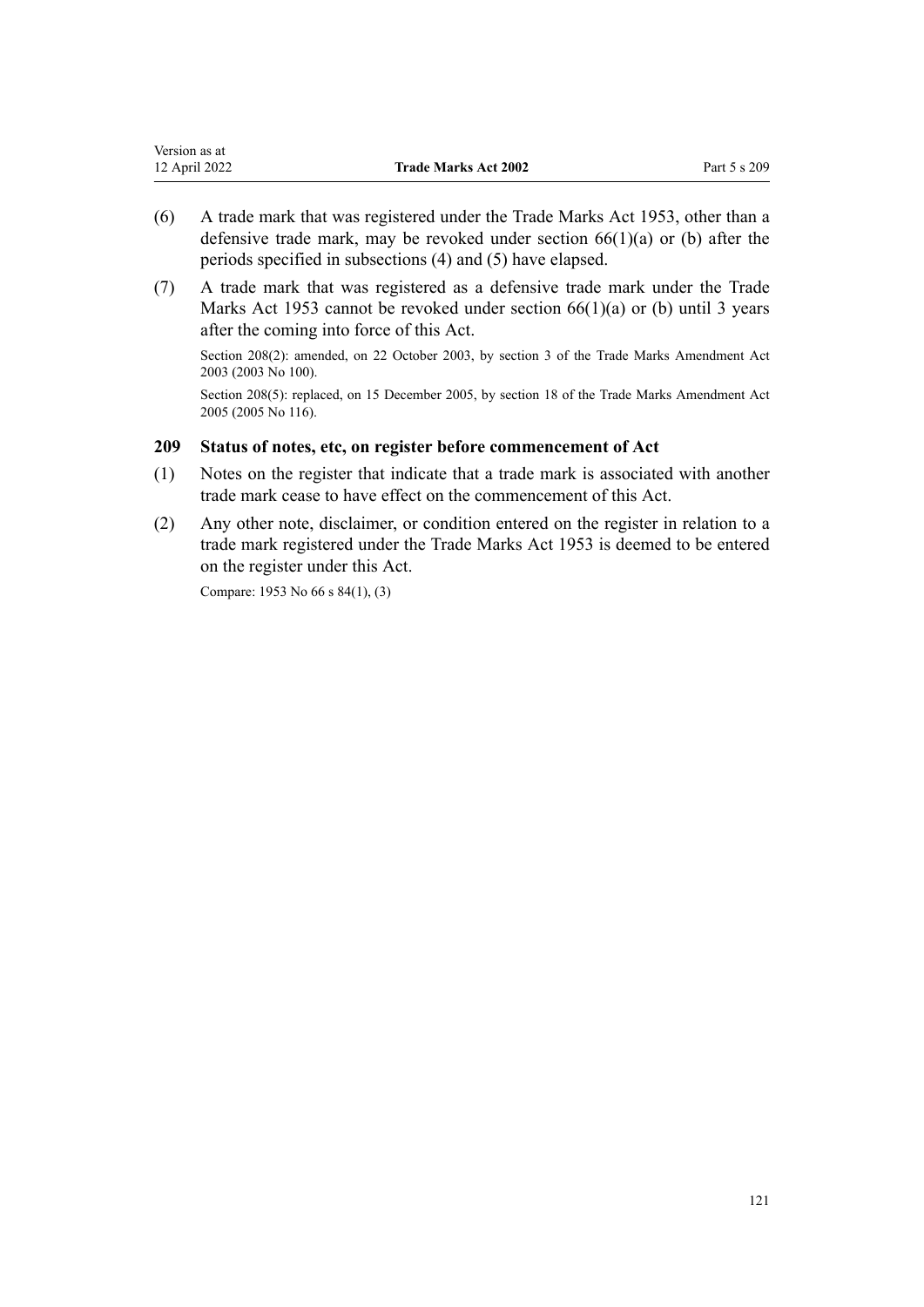(6) A trade mark that was registered under the Trade Marks Act 1953, other than a defensive trade mark, may be revoked under section 66(1)(a) or (b) after the periods specified in subsections (4) and (5) have elapsed.

(7) A trade mark that was registered as a defensive trade mark under the Trade Marks Act 1953 cannot be revoked under section 66(1)(a) or (b) until 3 years after the coming into force of this Act.

Section 208(2): amended, on 22 October 2003, by section 3 of the Trade Marks Amendment Act 2003 (2003 No 100).

Section 208(5): replaced, on 15 December 2005, by section 18 of the Trade Marks Amendment Act 2005 (2005 No 116).

### 209 Status of notes, etc, on register before commencement of Act

(1) Notes on the register that indicate that a trade mark is associated with another trade mark cease to have effect on the commencement of this Act.

(2) Any other note, disclaimer, or condition entered on the register in relation to a trade mark registered under the Trade Marks Act 1953 is deemed to be entered on the register under this Act.

Compare: 1953 No 66 s 84(1), (3)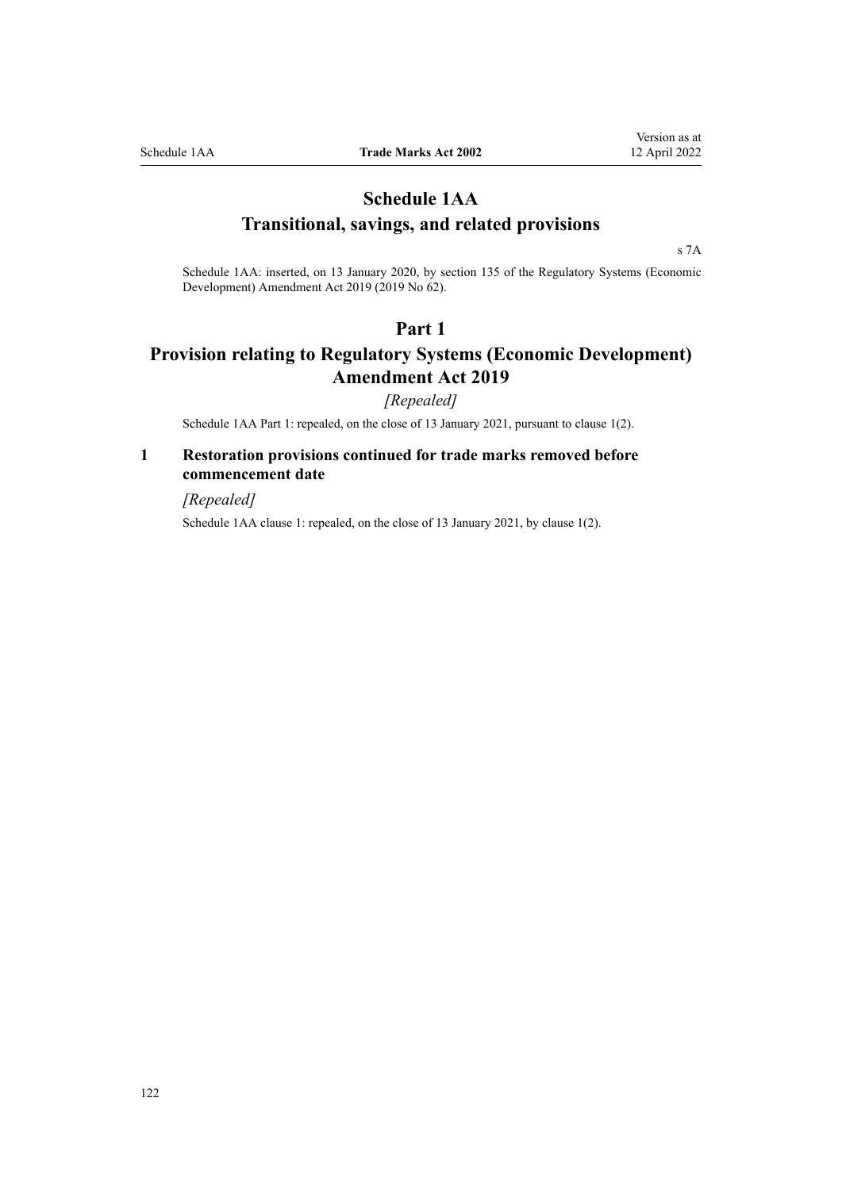# Schedule 1AA
## Transitional, savings, and related provisions

s 7A

Schedule 1AA: inserted, on 13 January 2020, by section 135 of the Regulatory Systems (Economic Development) Amendment Act 2019 (2019 No 62).

## Part 1
## Provision relating to Regulatory Systems (Economic Development) Amendment Act 2019

*[Repealed]*

Schedule 1AA Part 1: repealed, on the close of 13 January 2021, pursuant to clause 1(2).

### 1 Restoration provisions continued for trade marks removed before commencement date

*[Repealed]*

Schedule 1AA clause 1: repealed, on the close of 13 January 2021, by clause 1(2).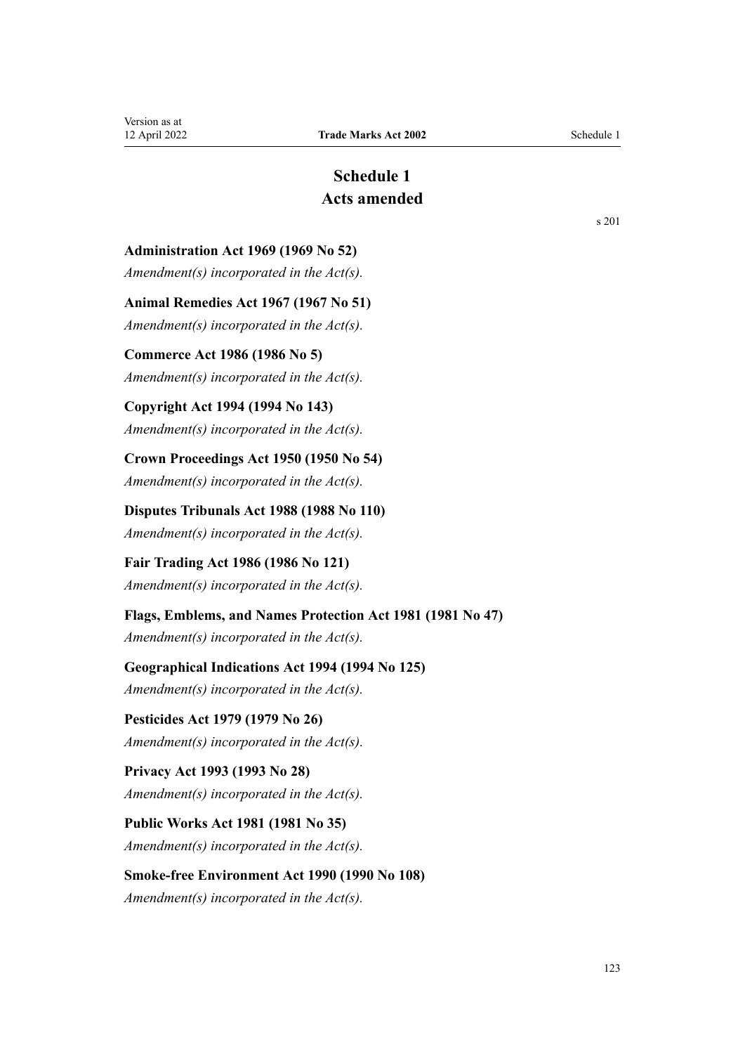# Schedule 1
## Acts amended

s 201

**Administration Act 1969 (1969 No 52)**

*Amendment(s) incorporated in the Act(s).*

**Animal Remedies Act 1967 (1967 No 51)**

*Amendment(s) incorporated in the Act(s).*

**Commerce Act 1986 (1986 No 5)**

*Amendment(s) incorporated in the Act(s).*

**Copyright Act 1994 (1994 No 143)**

*Amendment(s) incorporated in the Act(s).*

**Crown Proceedings Act 1950 (1950 No 54)**

*Amendment(s) incorporated in the Act(s).*

**Disputes Tribunals Act 1988 (1988 No 110)**

*Amendment(s) incorporated in the Act(s).*

**Fair Trading Act 1986 (1986 No 121)**

*Amendment(s) incorporated in the Act(s).*

**Flags, Emblems, and Names Protection Act 1981 (1981 No 47)**

*Amendment(s) incorporated in the Act(s).*

**Geographical Indications Act 1994 (1994 No 125)**

*Amendment(s) incorporated in the Act(s).*

**Pesticides Act 1979 (1979 No 26)**

*Amendment(s) incorporated in the Act(s).*

**Privacy Act 1993 (1993 No 28)**

*Amendment(s) incorporated in the Act(s).*

**Public Works Act 1981 (1981 No 35)**

*Amendment(s) incorporated in the Act(s).*

**Smoke-free Environment Act 1990 (1990 No 108)**

*Amendment(s) incorporated in the Act(s).*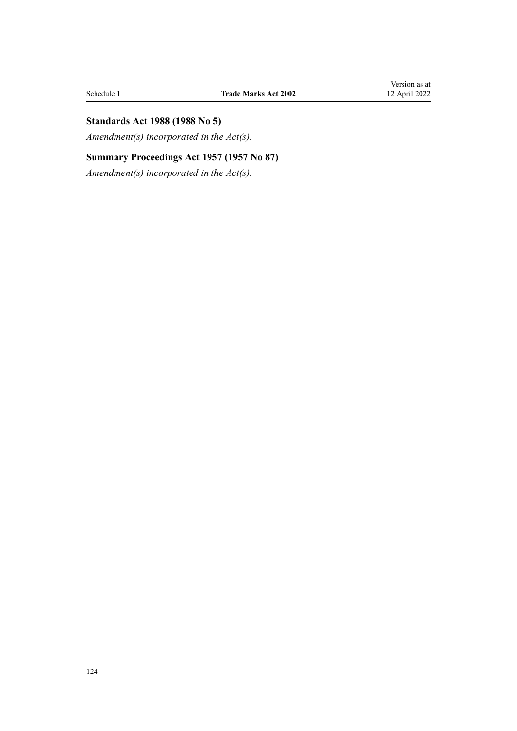### Standards Act 1988 (1988 No 5)

*Amendment(s) incorporated in the Act(s).*

### Summary Proceedings Act 1957 (1957 No 87)

*Amendment(s) incorporated in the Act(s).*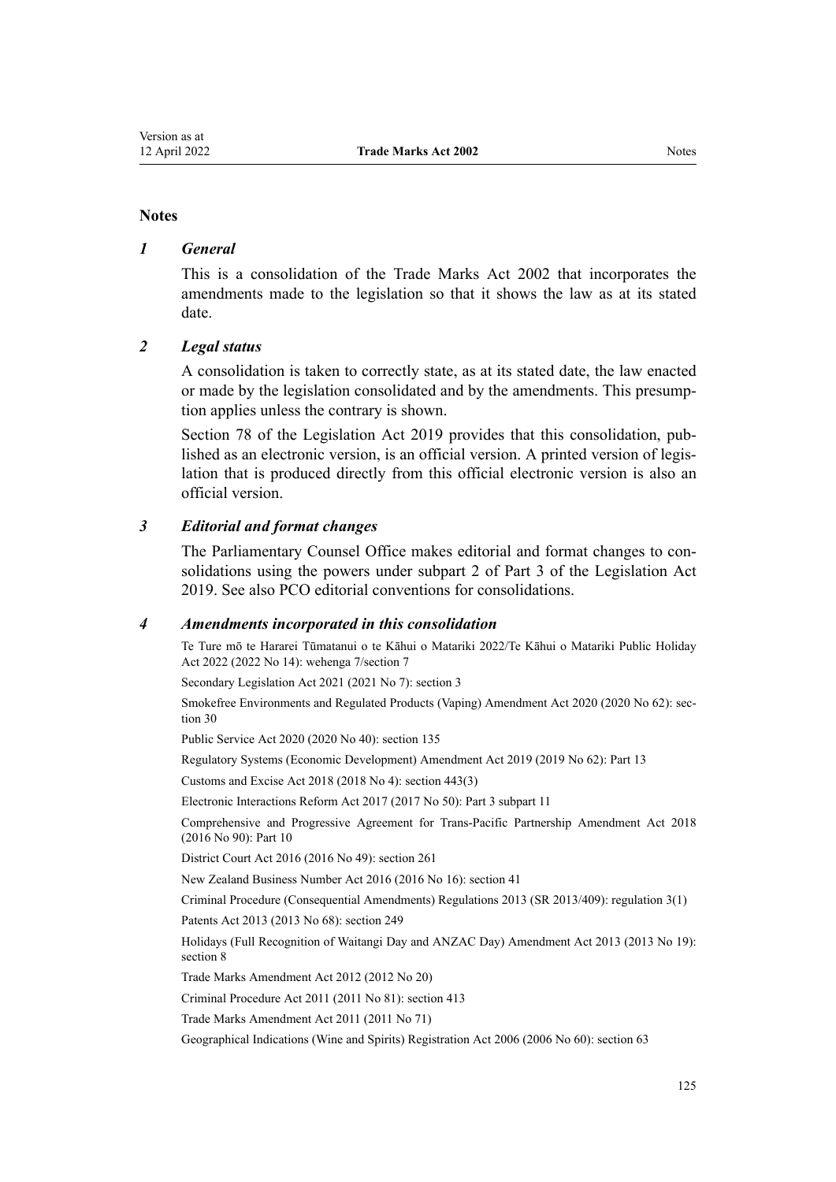## Notes

### *1 General*

This is a consolidation of the Trade Marks Act 2002 that incorporates the amendments made to the legislation so that it shows the law as at its stated date.

### *2 Legal status*

A consolidation is taken to correctly state, as at its stated date, the law enacted or made by the legislation consolidated and by the amendments. This presumption applies unless the contrary is shown.

Section 78 of the Legislation Act 2019 provides that this consolidation, published as an electronic version, is an official version. A printed version of legislation that is produced directly from this official electronic version is also an official version.

### *3 Editorial and format changes*

The Parliamentary Counsel Office makes editorial and format changes to consolidations using the powers under subpart 2 of Part 3 of the Legislation Act 2019. See also PCO editorial conventions for consolidations.

### *4 Amendments incorporated in this consolidation*

Te Ture mō te Hararei Tūmatanui o te Kāhui o Matariki 2022/Te Kāhui o Matariki Public Holiday Act 2022 (2022 No 14): wehenga 7/section 7

Secondary Legislation Act 2021 (2021 No 7): section 3

Smokefree Environments and Regulated Products (Vaping) Amendment Act 2020 (2020 No 62): section 30

Public Service Act 2020 (2020 No 40): section 135

Regulatory Systems (Economic Development) Amendment Act 2019 (2019 No 62): Part 13

Customs and Excise Act 2018 (2018 No 4): section 443(3)

Electronic Interactions Reform Act 2017 (2017 No 50): Part 3 subpart 11

Comprehensive and Progressive Agreement for Trans-Pacific Partnership Amendment Act 2018 (2016 No 90): Part 10

District Court Act 2016 (2016 No 49): section 261

New Zealand Business Number Act 2016 (2016 No 16): section 41

Criminal Procedure (Consequential Amendments) Regulations 2013 (SR 2013/409): regulation 3(1)

Patents Act 2013 (2013 No 68): section 249

Holidays (Full Recognition of Waitangi Day and ANZAC Day) Amendment Act 2013 (2013 No 19): section 8

Trade Marks Amendment Act 2012 (2012 No 20)

Criminal Procedure Act 2011 (2011 No 81): section 413

Trade Marks Amendment Act 2011 (2011 No 71)

Geographical Indications (Wine and Spirits) Registration Act 2006 (2006 No 60): section 63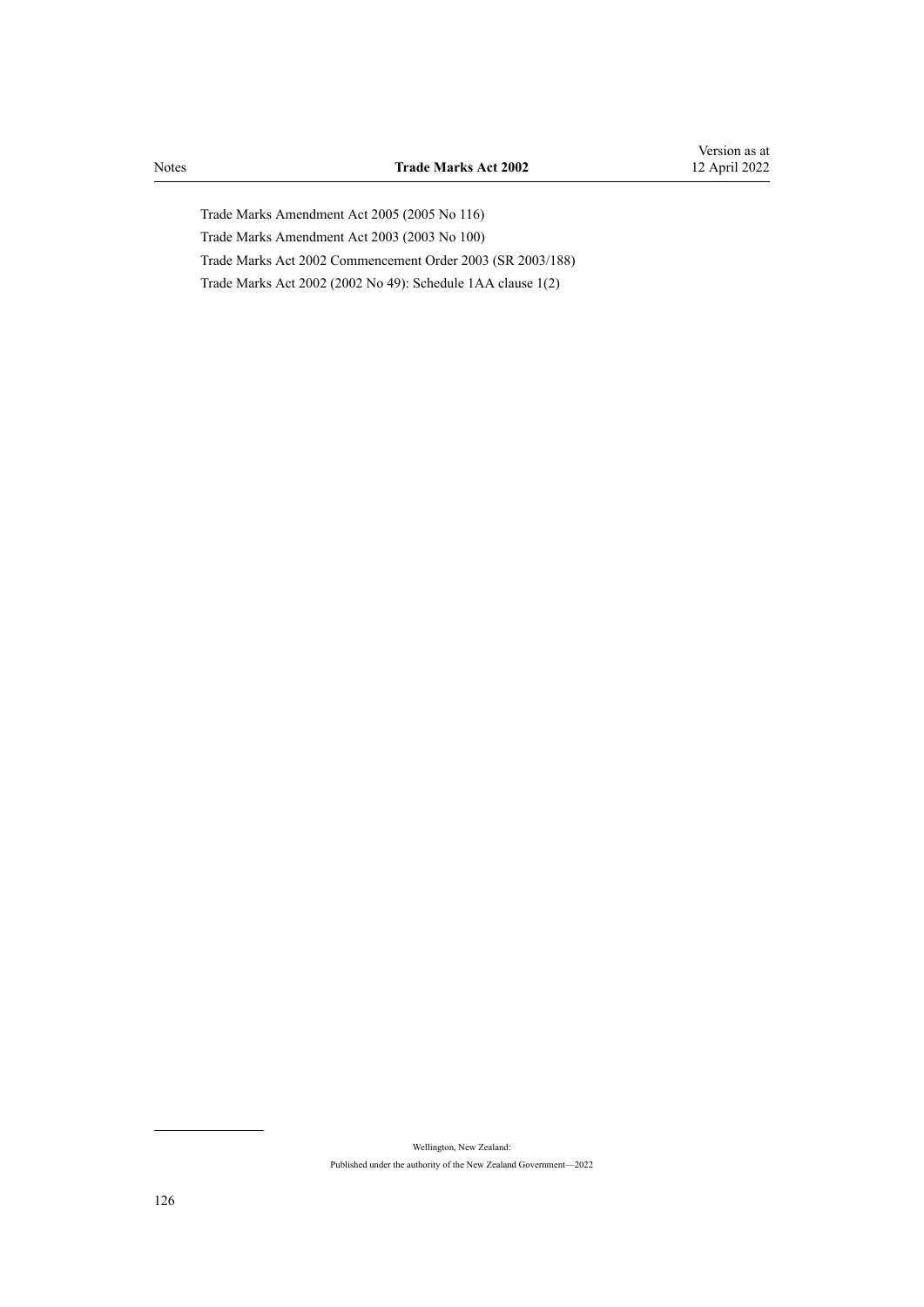Trade Marks Amendment Act 2005 (2005 No 116)

Trade Marks Amendment Act 2003 (2003 No 100)

Trade Marks Act 2002 Commencement Order 2003 (SR 2003/188)

Trade Marks Act 2002 (2002 No 49): Schedule 1AA clause 1(2)

Wellington, New Zealand:

Published under the authority of the New Zealand Government—2022